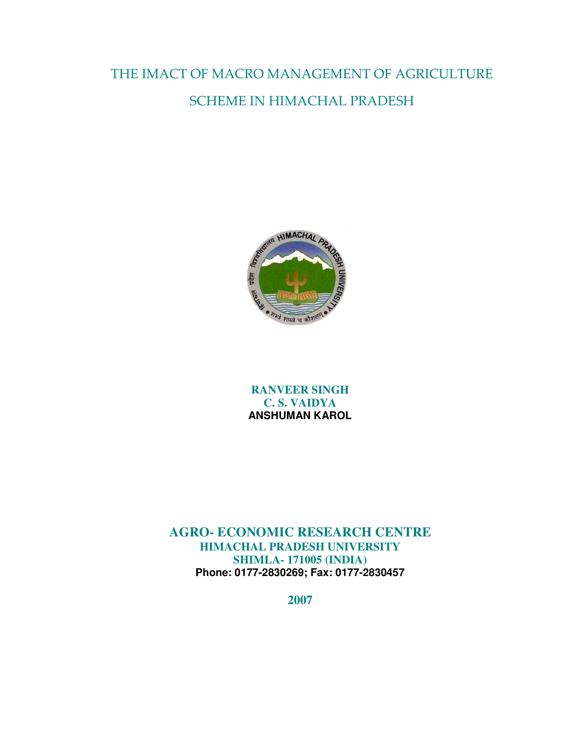# THE IMACT OF MACRO MANAGEMENT OF AGRICULTURE SCHEME IN HIMACHAL PRADESH

**RANVEER SINGH**
**C. S. VAIDYA**
**ANSHUMAN KAROL**

**AGRO- ECONOMIC RESEARCH CENTRE**
**HIMACHAL PRADESH UNIVERSITY**
**SHIMLA- 171005 (INDIA)**
**Phone: 0177-2830269; Fax: 0177-2830457**

**2007**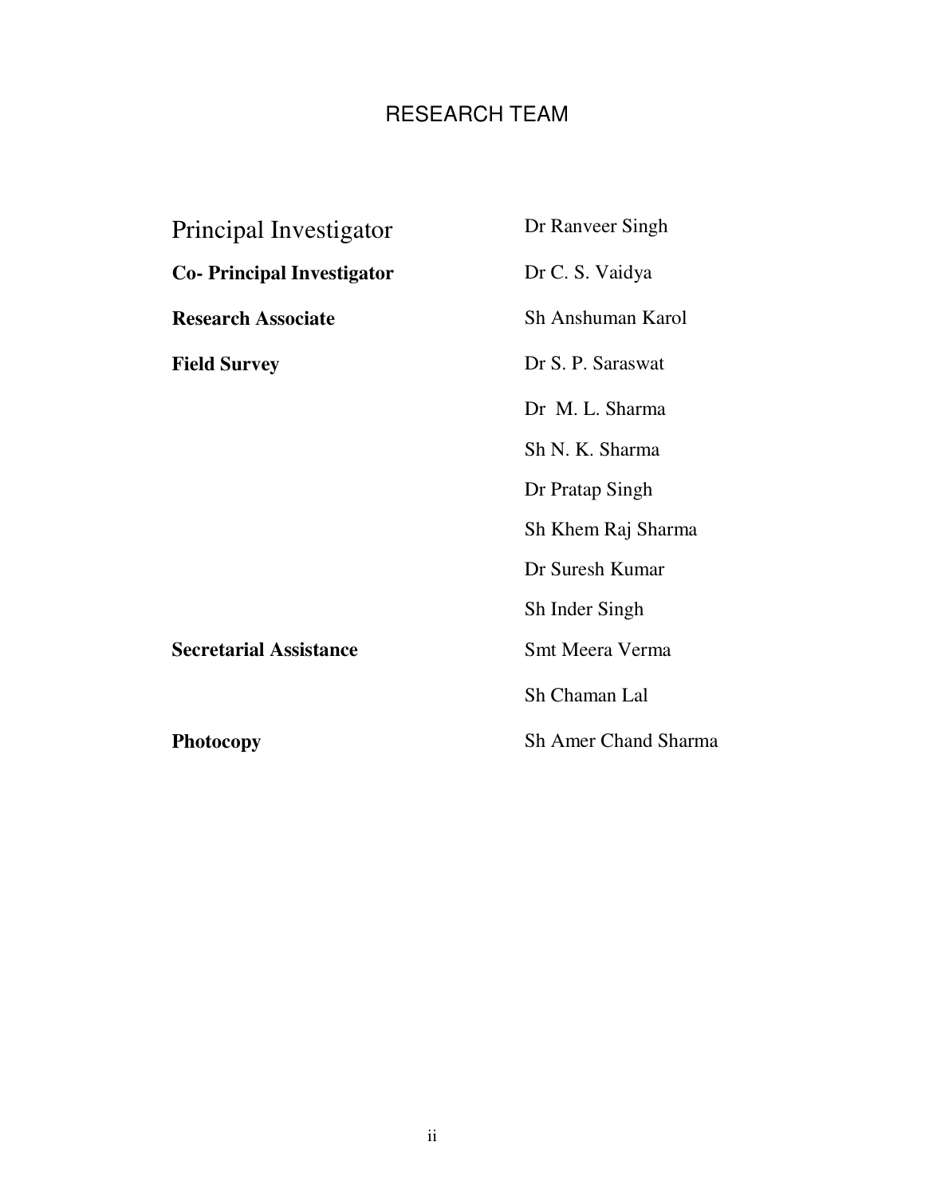# RESEARCH TEAM

| | |
|---|---|
| Principal Investigator | Dr Ranveer Singh |
| **Co- Principal Investigator** | Dr C. S. Vaidya |
| **Research Associate** | Sh Anshuman Karol |
| **Field Survey** | Dr S. P. Saraswat |
| | Dr M. L. Sharma |
| | Sh N. K. Sharma |
| | Dr Pratap Singh |
| | Sh Khem Raj Sharma |
| | Dr Suresh Kumar |
| | Sh Inder Singh |
| **Secretarial Assistance** | Smt Meera Verma |
| | Sh Chaman Lal |
| **Photocopy** | Sh Amer Chand Sharma |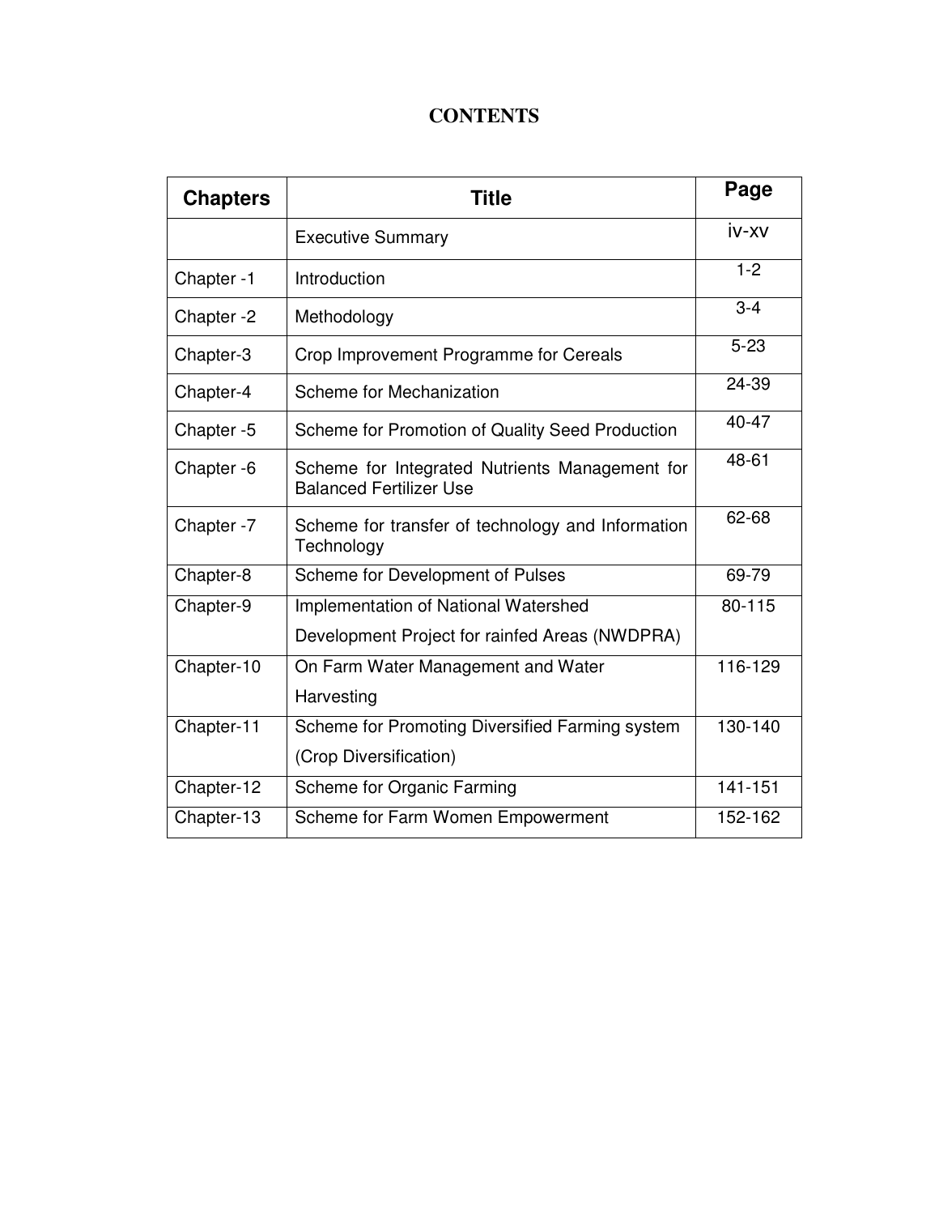# CONTENTS

| Chapters | Title | Page |
| --- | --- | --- |
| | Executive Summary | iv-xv |
| Chapter -1 | Introduction | 1-2 |
| Chapter -2 | Methodology | 3-4 |
| Chapter-3 | Crop Improvement Programme for Cereals | 5-23 |
| Chapter-4 | Scheme for Mechanization | 24-39 |
| Chapter -5 | Scheme for Promotion of Quality Seed Production | 40-47 |
| Chapter -6 | Scheme for Integrated Nutrients Management for Balanced Fertilizer Use | 48-61 |
| Chapter -7 | Scheme for transfer of technology and Information Technology | 62-68 |
| Chapter-8 | Scheme for Development of Pulses | 69-79 |
| Chapter-9 | Implementation of National Watershed Development Project for rainfed Areas (NWDPRA) | 80-115 |
| Chapter-10 | On Farm Water Management and Water Harvesting | 116-129 |
| Chapter-11 | Scheme for Promoting Diversified Farming system (Crop Diversification) | 130-140 |
| Chapter-12 | Scheme for Organic Farming | 141-151 |
| Chapter-13 | Scheme for Farm Women Empowerment | 152-162 |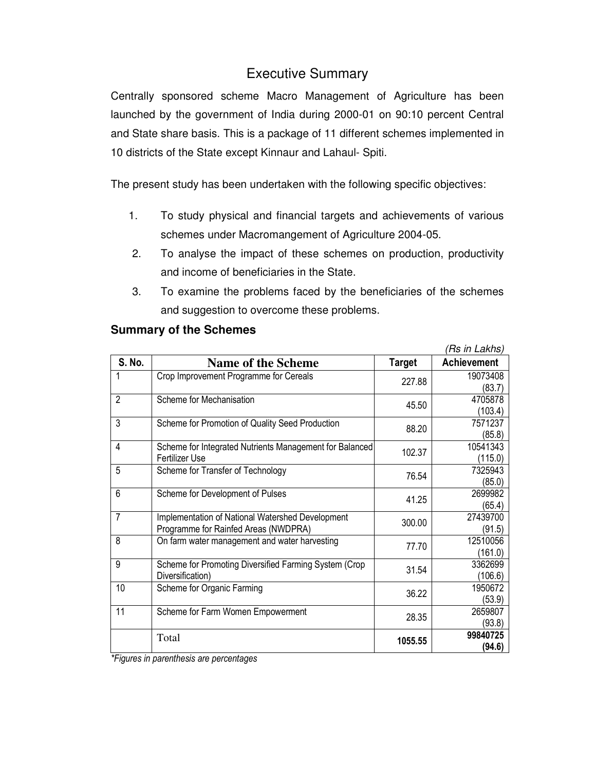# Executive Summary

Centrally sponsored scheme Macro Management of Agriculture has been launched by the government of India during 2000-01 on 90:10 percent Central and State share basis. This is a package of 11 different schemes implemented in 10 districts of the State except Kinnaur and Lahaul- Spiti.

The present study has been undertaken with the following specific objectives:

1. To study physical and financial targets and achievements of various schemes under Macromangement of Agriculture 2004-05.
2. To analyse the impact of these schemes on production, productivity and income of beneficiaries in the State.
3. To examine the problems faced by the beneficiaries of the schemes and suggestion to overcome these problems.

## Summary of the Schemes

*(Rs in Lakhs)*

| S. No. | Name of the Scheme | Target | Achievement |
|---|---|---|---|
| 1 | Crop Improvement Programme for Cereals | 227.88 | 19073408 (83.7) |
| 2 | Scheme for Mechanisation | 45.50 | 4705878 (103.4) |
| 3 | Scheme for Promotion of Quality Seed Production | 88.20 | 7571237 (85.8) |
| 4 | Scheme for Integrated Nutrients Management for Balanced Fertilizer Use | 102.37 | 10541343 (115.0) |
| 5 | Scheme for Transfer of Technology | 76.54 | 7325943 (85.0) |
| 6 | Scheme for Development of Pulses | 41.25 | 2699982 (65.4) |
| 7 | Implementation of National Watershed Development Programme for Rainfed Areas (NWDPRA) | 300.00 | 27439700 (91.5) |
| 8 | On farm water management and water harvesting | 77.70 | 12510056 (161.0) |
| 9 | Scheme for Promoting Diversified Farming System (Crop Diversification) | 31.54 | 3362699 (106.6) |
| 10 | Scheme for Organic Farming | 36.22 | 1950672 (53.9) |
| 11 | Scheme for Farm Women Empowerment | 28.35 | 2659807 (93.8) |
| | Total | **1055.55** | **99840725 (94.6)** |

*\*Figures in parenthesis are percentages*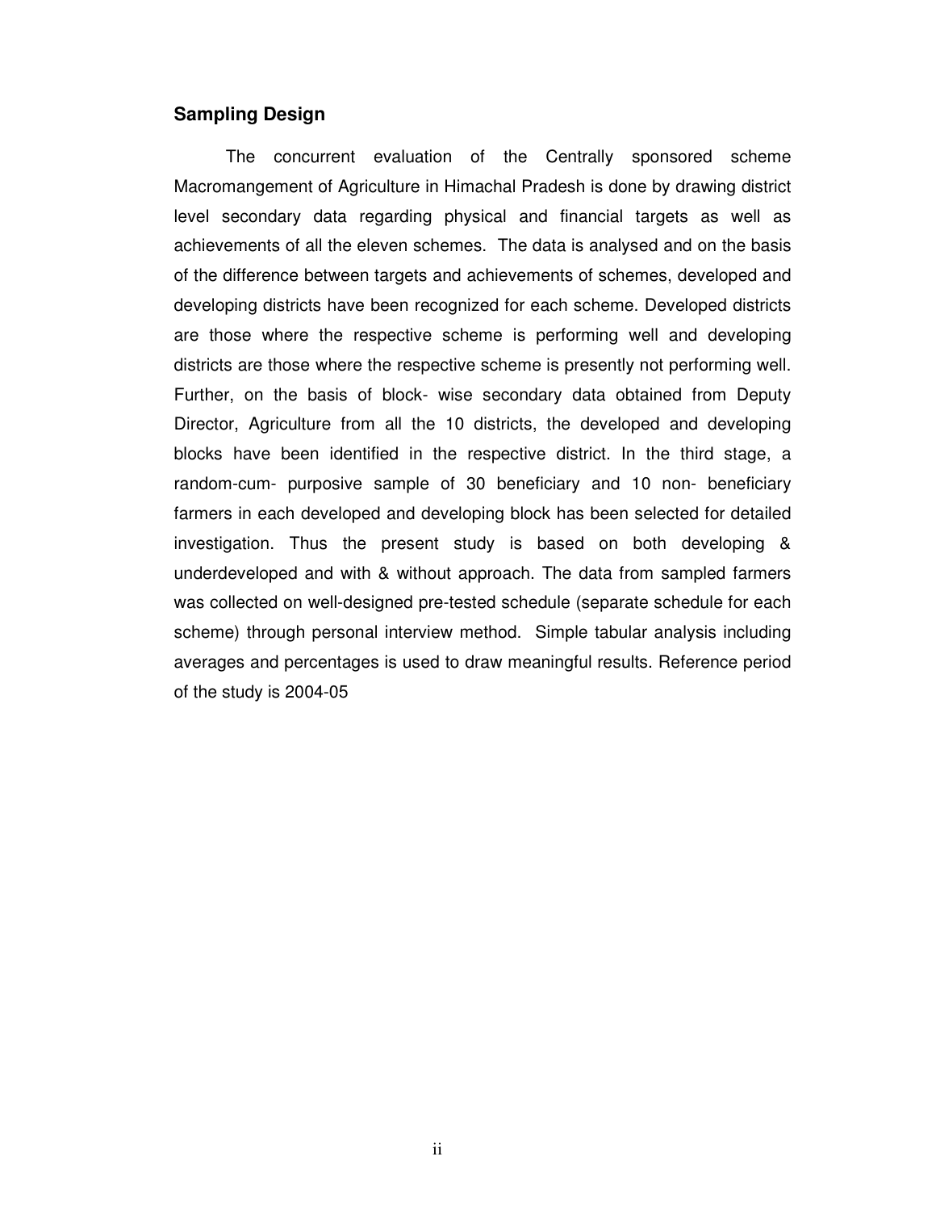## Sampling Design

The concurrent evaluation of the Centrally sponsored scheme Macromangement of Agriculture in Himachal Pradesh is done by drawing district level secondary data regarding physical and financial targets as well as achievements of all the eleven schemes. The data is analysed and on the basis of the difference between targets and achievements of schemes, developed and developing districts have been recognized for each scheme. Developed districts are those where the respective scheme is performing well and developing districts are those where the respective scheme is presently not performing well. Further, on the basis of block- wise secondary data obtained from Deputy Director, Agriculture from all the 10 districts, the developed and developing blocks have been identified in the respective district. In the third stage, a random-cum- purposive sample of 30 beneficiary and 10 non- beneficiary farmers in each developed and developing block has been selected for detailed investigation. Thus the present study is based on both developing & underdeveloped and with & without approach. The data from sampled farmers was collected on well-designed pre-tested schedule (separate schedule for each scheme) through personal interview method. Simple tabular analysis including averages and percentages is used to draw meaningful results. Reference period of the study is 2004-05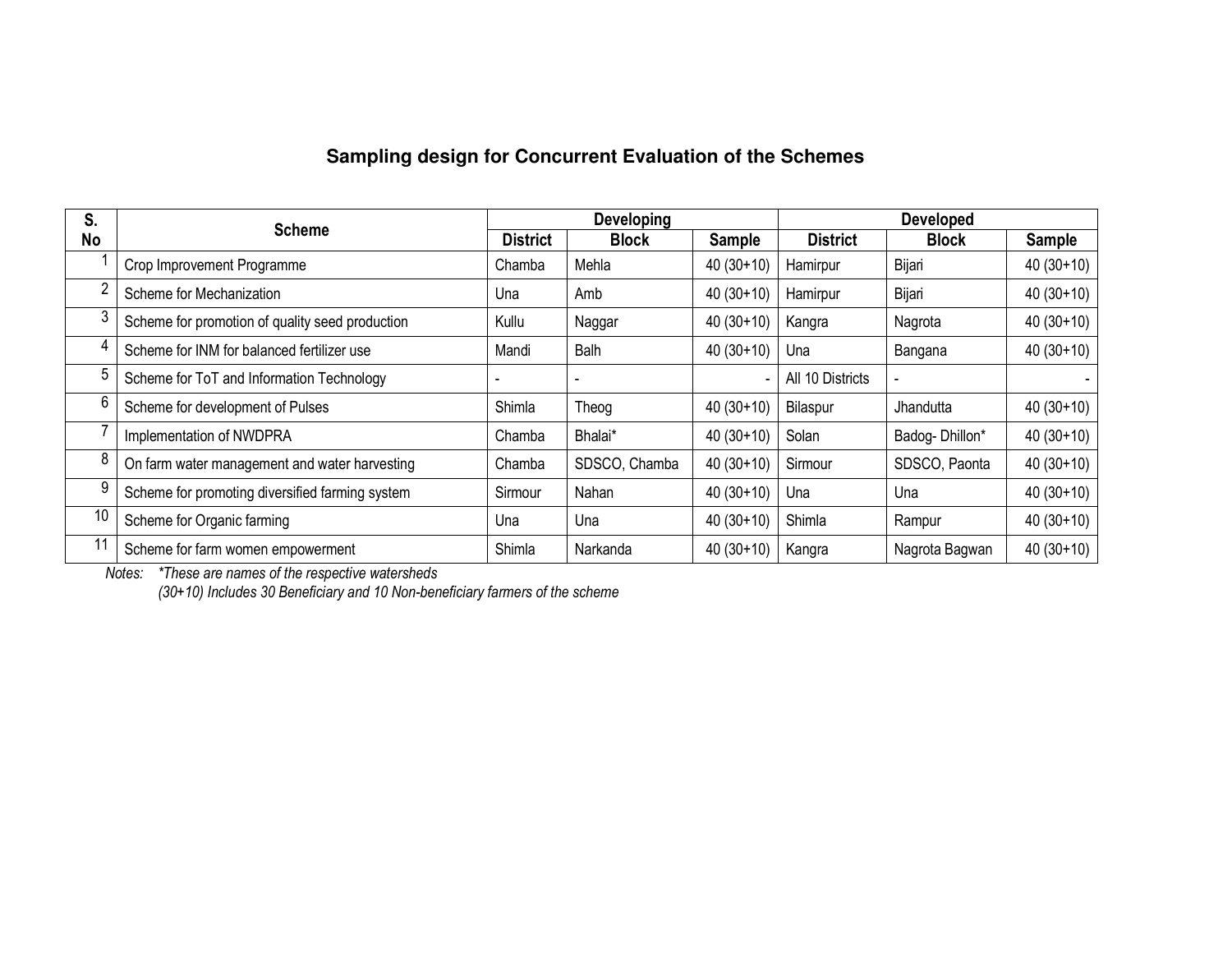## Sampling design for Concurrent Evaluation of the Schemes

| S. No | Scheme | Developing | | | Developed | | |
|---|---|---|---|---|---|---|---|
| | | District | Block | Sample | District | Block | Sample |
| 1 | Crop Improvement Programme | Chamba | Mehla | 40 (30+10) | Hamirpur | Bijari | 40 (30+10) |
| 2 | Scheme for Mechanization | Una | Amb | 40 (30+10) | Hamirpur | Bijari | 40 (30+10) |
| 3 | Scheme for promotion of quality seed production | Kullu | Naggar | 40 (30+10) | Kangra | Nagrota | 40 (30+10) |
| 4 | Scheme for INM for balanced fertilizer use | Mandi | Balh | 40 (30+10) | Una | Bangana | 40 (30+10) |
| 5 | Scheme for ToT and Information Technology | - | - | - | All 10 Districts | - | - |
| 6 | Scheme for development of Pulses | Shimla | Theog | 40 (30+10) | Bilaspur | Jhandutta | 40 (30+10) |
| 7 | Implementation of NWDPRA | Chamba | Bhalai* | 40 (30+10) | Solan | Badog- Dhillon* | 40 (30+10) |
| 8 | On farm water management and water harvesting | Chamba | SDSCO, Chamba | 40 (30+10) | Sirmour | SDSCO, Paonta | 40 (30+10) |
| 9 | Scheme for promoting diversified farming system | Sirmour | Nahan | 40 (30+10) | Una | Una | 40 (30+10) |
| 10 | Scheme for Organic farming | Una | Una | 40 (30+10) | Shimla | Rampur | 40 (30+10) |
| 11 | Scheme for farm women empowerment | Shimla | Narkanda | 40 (30+10) | Kangra | Nagrota Bagwan | 40 (30+10) |

*Notes: *These are names of the respective watersheds*
*(30+10) Includes 30 Beneficiary and 10 Non-beneficiary farmers of the scheme*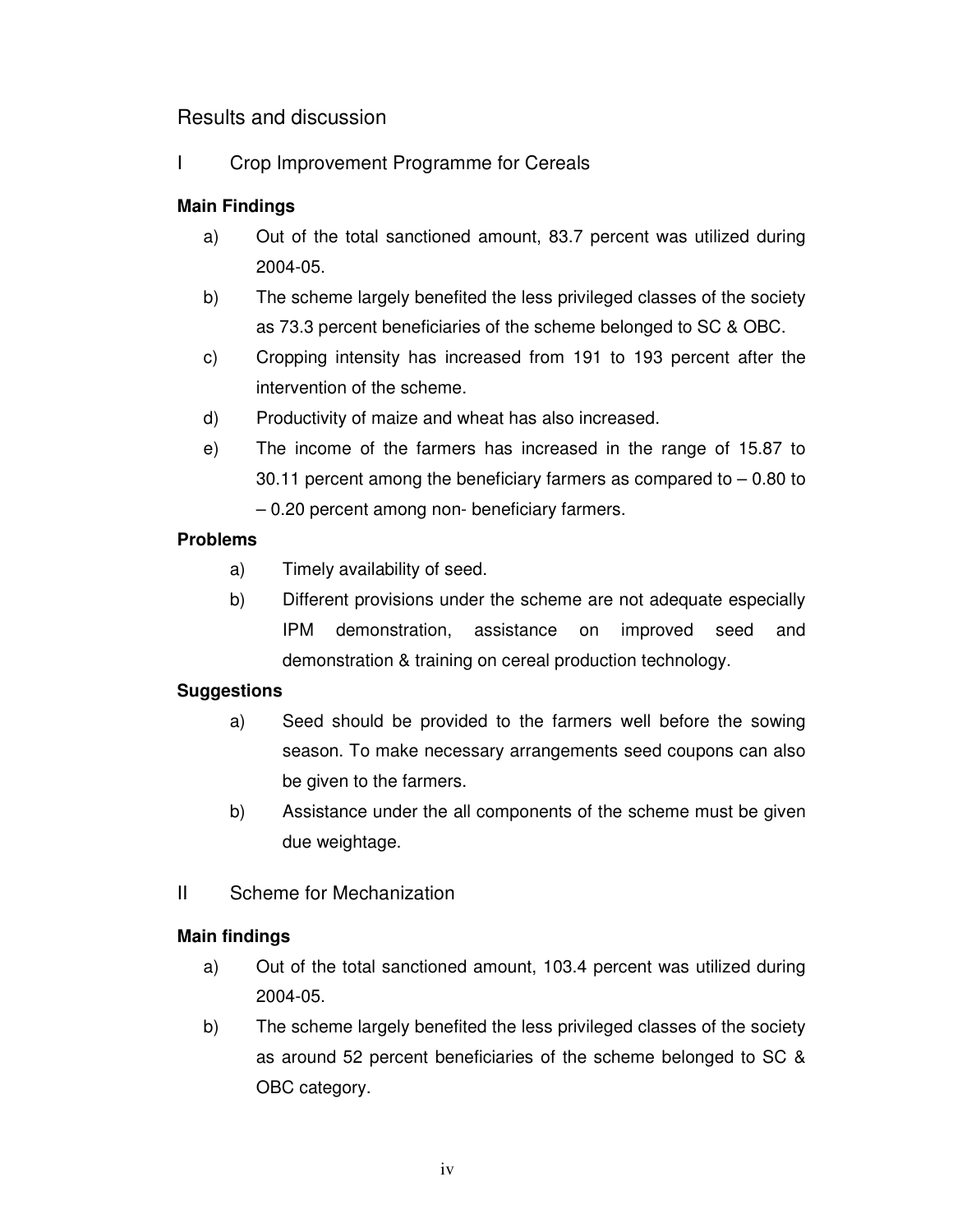## Results and discussion

### I Crop Improvement Programme for Cereals

**Main Findings**

a) Out of the total sanctioned amount, 83.7 percent was utilized during 2004-05.

b) The scheme largely benefited the less privileged classes of the society as 73.3 percent beneficiaries of the scheme belonged to SC & OBC.

c) Cropping intensity has increased from 191 to 193 percent after the intervention of the scheme.

d) Productivity of maize and wheat has also increased.

e) The income of the farmers has increased in the range of 15.87 to 30.11 percent among the beneficiary farmers as compared to – 0.80 to – 0.20 percent among non- beneficiary farmers.

**Problems**

a) Timely availability of seed.

b) Different provisions under the scheme are not adequate especially IPM demonstration, assistance on improved seed and demonstration & training on cereal production technology.

**Suggestions**

a) Seed should be provided to the farmers well before the sowing season. To make necessary arrangements seed coupons can also be given to the farmers.

b) Assistance under the all components of the scheme must be given due weightage.

### II Scheme for Mechanization

**Main findings**

a) Out of the total sanctioned amount, 103.4 percent was utilized during 2004-05.

b) The scheme largely benefited the less privileged classes of the society as around 52 percent beneficiaries of the scheme belonged to SC & OBC category.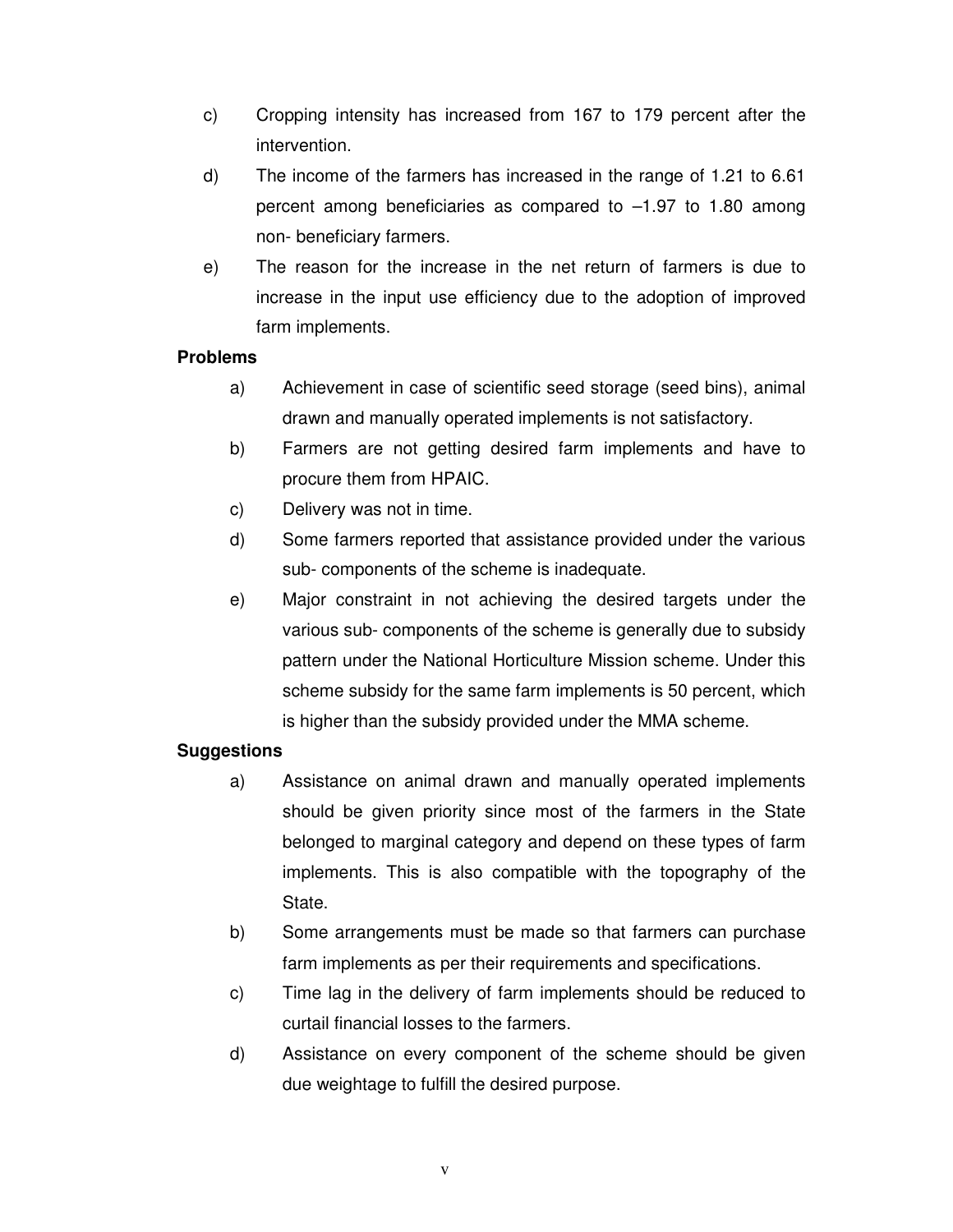c) Cropping intensity has increased from 167 to 179 percent after the intervention.

d) The income of the farmers has increased in the range of 1.21 to 6.61 percent among beneficiaries as compared to –1.97 to 1.80 among non- beneficiary farmers.

e) The reason for the increase in the net return of farmers is due to increase in the input use efficiency due to the adoption of improved farm implements.

**Problems**

a) Achievement in case of scientific seed storage (seed bins), animal drawn and manually operated implements is not satisfactory.

b) Farmers are not getting desired farm implements and have to procure them from HPAIC.

c) Delivery was not in time.

d) Some farmers reported that assistance provided under the various sub- components of the scheme is inadequate.

e) Major constraint in not achieving the desired targets under the various sub- components of the scheme is generally due to subsidy pattern under the National Horticulture Mission scheme. Under this scheme subsidy for the same farm implements is 50 percent, which is higher than the subsidy provided under the MMA scheme.

**Suggestions**

a) Assistance on animal drawn and manually operated implements should be given priority since most of the farmers in the State belonged to marginal category and depend on these types of farm implements. This is also compatible with the topography of the State.

b) Some arrangements must be made so that farmers can purchase farm implements as per their requirements and specifications.

c) Time lag in the delivery of farm implements should be reduced to curtail financial losses to the farmers.

d) Assistance on every component of the scheme should be given due weightage to fulfill the desired purpose.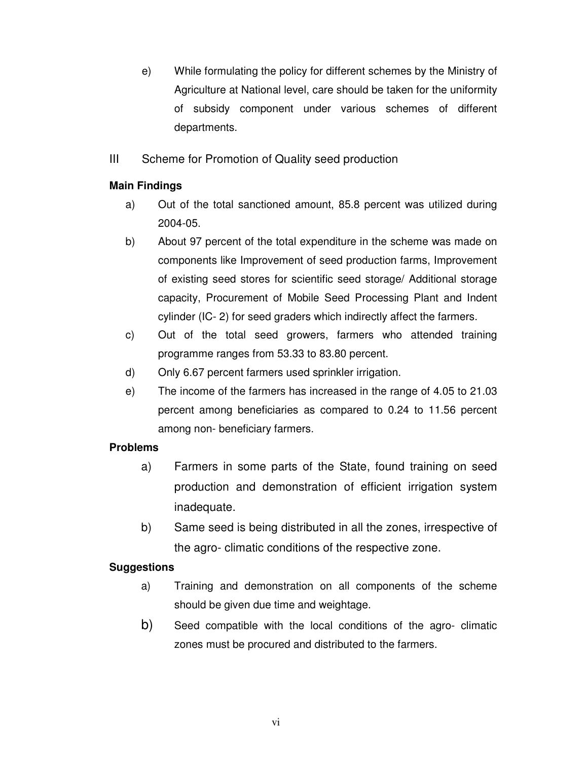e) While formulating the policy for different schemes by the Ministry of Agriculture at National level, care should be taken for the uniformity of subsidy component under various schemes of different departments.

III Scheme for Promotion of Quality seed production

**Main Findings**

a) Out of the total sanctioned amount, 85.8 percent was utilized during 2004-05.

b) About 97 percent of the total expenditure in the scheme was made on components like Improvement of seed production farms, Improvement of existing seed stores for scientific seed storage/ Additional storage capacity, Procurement of Mobile Seed Processing Plant and Indent cylinder (IC- 2) for seed graders which indirectly affect the farmers.

c) Out of the total seed growers, farmers who attended training programme ranges from 53.33 to 83.80 percent.

d) Only 6.67 percent farmers used sprinkler irrigation.

e) The income of the farmers has increased in the range of 4.05 to 21.03 percent among beneficiaries as compared to 0.24 to 11.56 percent among non- beneficiary farmers.

**Problems**

a) Farmers in some parts of the State, found training on seed production and demonstration of efficient irrigation system inadequate.

b) Same seed is being distributed in all the zones, irrespective of the agro- climatic conditions of the respective zone.

**Suggestions**

a) Training and demonstration on all components of the scheme should be given due time and weightage.

b) Seed compatible with the local conditions of the agro- climatic zones must be procured and distributed to the farmers.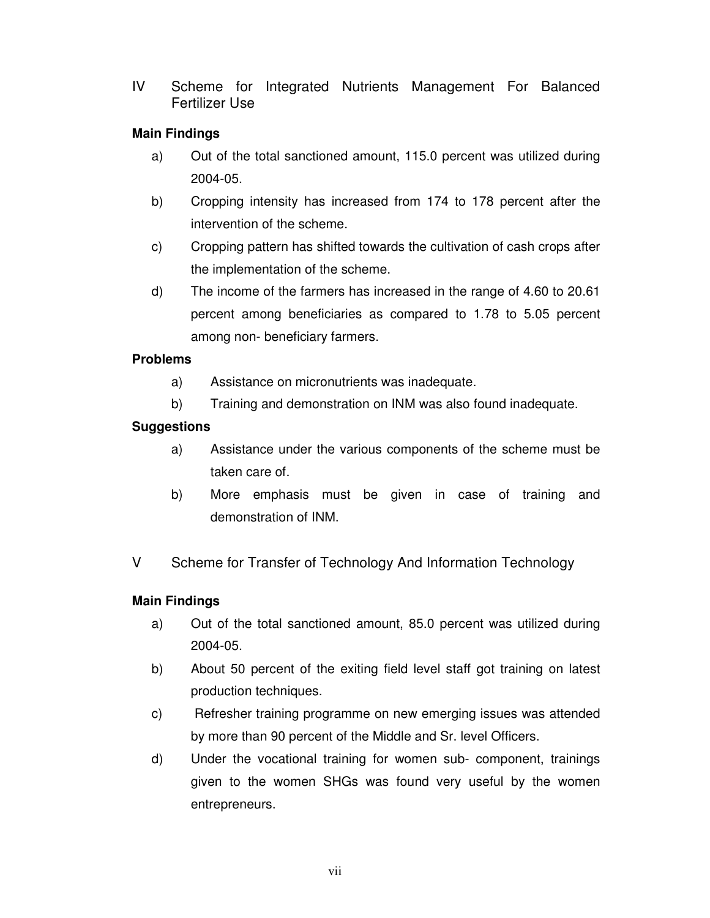## IV Scheme for Integrated Nutrients Management For Balanced Fertilizer Use

**Main Findings**

a) Out of the total sanctioned amount, 115.0 percent was utilized during 2004-05.

b) Cropping intensity has increased from 174 to 178 percent after the intervention of the scheme.

c) Cropping pattern has shifted towards the cultivation of cash crops after the implementation of the scheme.

d) The income of the farmers has increased in the range of 4.60 to 20.61 percent among beneficiaries as compared to 1.78 to 5.05 percent among non- beneficiary farmers.

**Problems**

a) Assistance on micronutrients was inadequate.

b) Training and demonstration on INM was also found inadequate.

**Suggestions**

a) Assistance under the various components of the scheme must be taken care of.

b) More emphasis must be given in case of training and demonstration of INM.

## V Scheme for Transfer of Technology And Information Technology

**Main Findings**

a) Out of the total sanctioned amount, 85.0 percent was utilized during 2004-05.

b) About 50 percent of the exiting field level staff got training on latest production techniques.

c) Refresher training programme on new emerging issues was attended by more than 90 percent of the Middle and Sr. level Officers.

d) Under the vocational training for women sub- component, trainings given to the women SHGs was found very useful by the women entrepreneurs.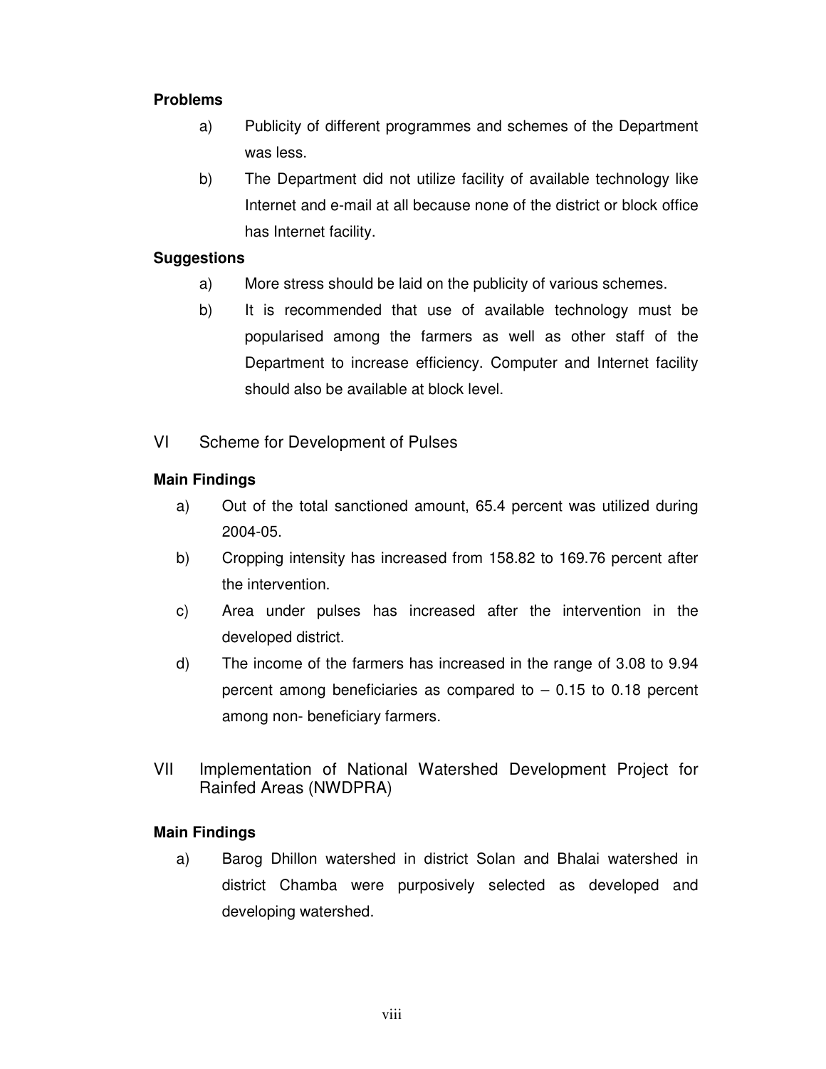**Problems**

a) Publicity of different programmes and schemes of the Department was less.

b) The Department did not utilize facility of available technology like Internet and e-mail at all because none of the district or block office has Internet facility.

**Suggestions**

a) More stress should be laid on the publicity of various schemes.

b) It is recommended that use of available technology must be popularised among the farmers as well as other staff of the Department to increase efficiency. Computer and Internet facility should also be available at block level.

## VI Scheme for Development of Pulses

**Main Findings**

a) Out of the total sanctioned amount, 65.4 percent was utilized during 2004-05.

b) Cropping intensity has increased from 158.82 to 169.76 percent after the intervention.

c) Area under pulses has increased after the intervention in the developed district.

d) The income of the farmers has increased in the range of 3.08 to 9.94 percent among beneficiaries as compared to – 0.15 to 0.18 percent among non- beneficiary farmers.

## VII Implementation of National Watershed Development Project for Rainfed Areas (NWDPRA)

**Main Findings**

a) Barog Dhillon watershed in district Solan and Bhalai watershed in district Chamba were purposively selected as developed and developing watershed.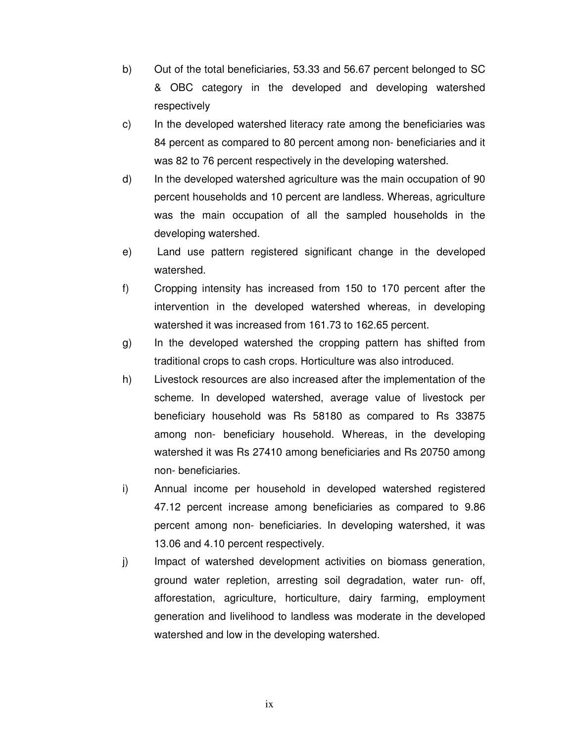b) Out of the total beneficiaries, 53.33 and 56.67 percent belonged to SC & OBC category in the developed and developing watershed respectively

c) In the developed watershed literacy rate among the beneficiaries was 84 percent as compared to 80 percent among non- beneficiaries and it was 82 to 76 percent respectively in the developing watershed.

d) In the developed watershed agriculture was the main occupation of 90 percent households and 10 percent are landless. Whereas, agriculture was the main occupation of all the sampled households in the developing watershed.

e) Land use pattern registered significant change in the developed watershed.

f) Cropping intensity has increased from 150 to 170 percent after the intervention in the developed watershed whereas, in developing watershed it was increased from 161.73 to 162.65 percent.

g) In the developed watershed the cropping pattern has shifted from traditional crops to cash crops. Horticulture was also introduced.

h) Livestock resources are also increased after the implementation of the scheme. In developed watershed, average value of livestock per beneficiary household was Rs 58180 as compared to Rs 33875 among non- beneficiary household. Whereas, in the developing watershed it was Rs 27410 among beneficiaries and Rs 20750 among non- beneficiaries.

i) Annual income per household in developed watershed registered 47.12 percent increase among beneficiaries as compared to 9.86 percent among non- beneficiaries. In developing watershed, it was 13.06 and 4.10 percent respectively.

j) Impact of watershed development activities on biomass generation, ground water repletion, arresting soil degradation, water run- off, afforestation, agriculture, horticulture, dairy farming, employment generation and livelihood to landless was moderate in the developed watershed and low in the developing watershed.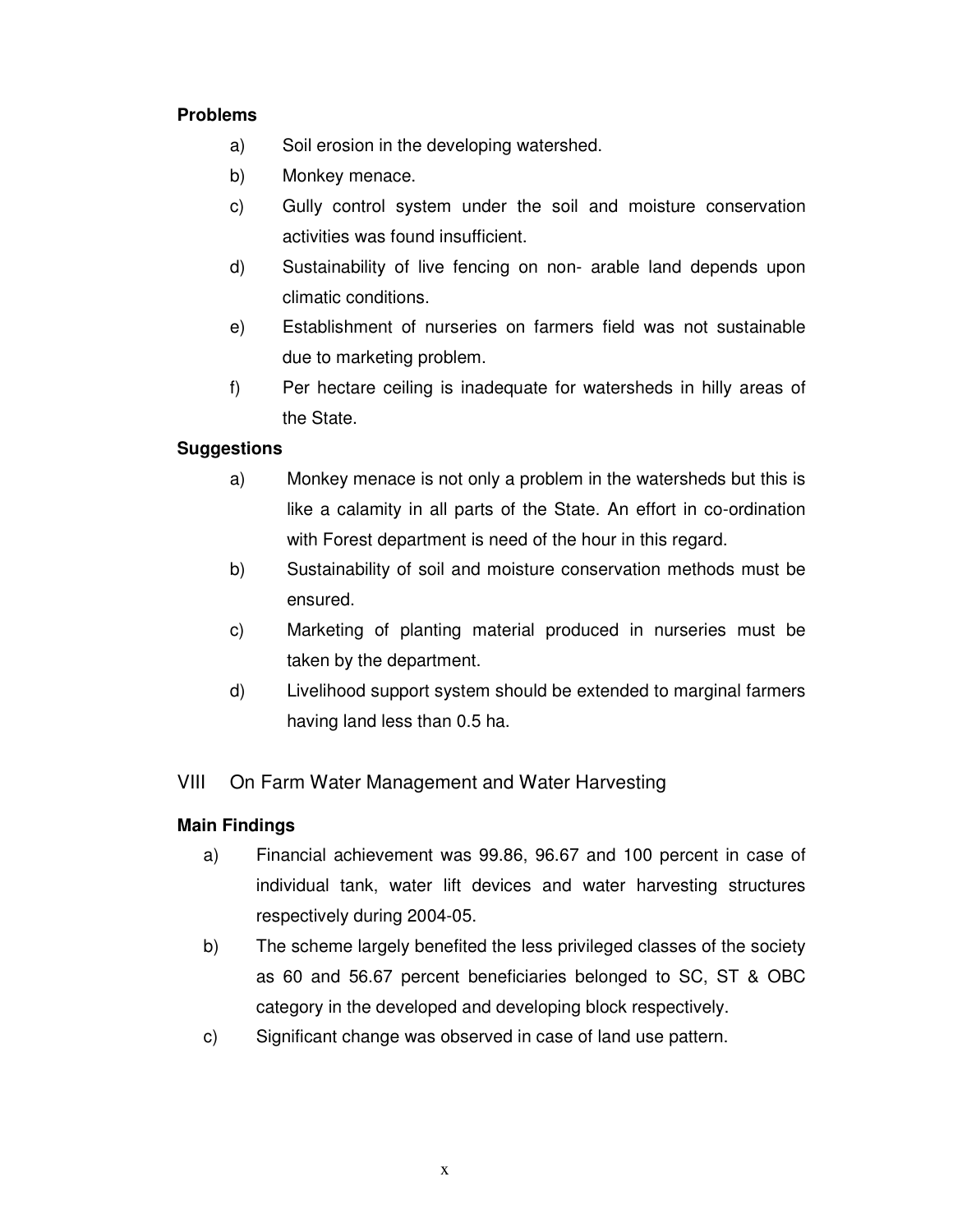**Problems**

a) Soil erosion in the developing watershed.

b) Monkey menace.

c) Gully control system under the soil and moisture conservation activities was found insufficient.

d) Sustainability of live fencing on non- arable land depends upon climatic conditions.

e) Establishment of nurseries on farmers field was not sustainable due to marketing problem.

f) Per hectare ceiling is inadequate for watersheds in hilly areas of the State.

**Suggestions**

a) Monkey menace is not only a problem in the watersheds but this is like a calamity in all parts of the State. An effort in co-ordination with Forest department is need of the hour in this regard.

b) Sustainability of soil and moisture conservation methods must be ensured.

c) Marketing of planting material produced in nurseries must be taken by the department.

d) Livelihood support system should be extended to marginal farmers having land less than 0.5 ha.

## VIII On Farm Water Management and Water Harvesting

**Main Findings**

a) Financial achievement was 99.86, 96.67 and 100 percent in case of individual tank, water lift devices and water harvesting structures respectively during 2004-05.

b) The scheme largely benefited the less privileged classes of the society as 60 and 56.67 percent beneficiaries belonged to SC, ST & OBC category in the developed and developing block respectively.

c) Significant change was observed in case of land use pattern.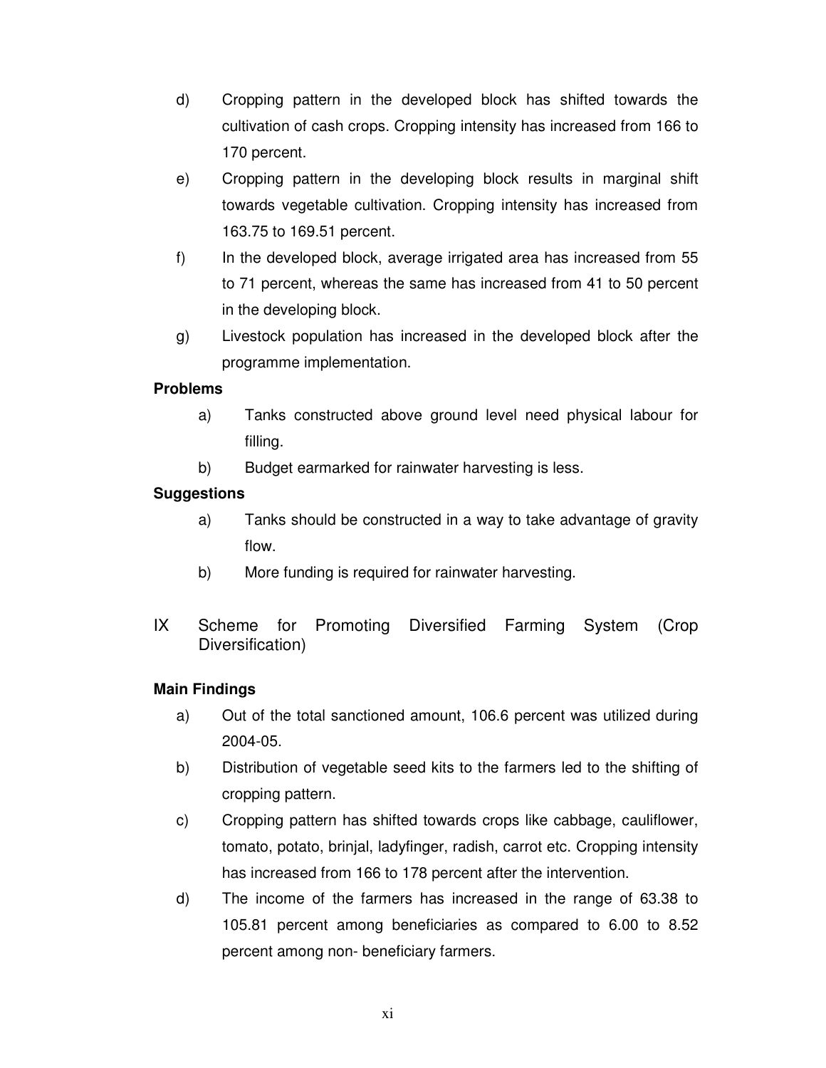d) Cropping pattern in the developed block has shifted towards the cultivation of cash crops. Cropping intensity has increased from 166 to 170 percent.

e) Cropping pattern in the developing block results in marginal shift towards vegetable cultivation. Cropping intensity has increased from 163.75 to 169.51 percent.

f) In the developed block, average irrigated area has increased from 55 to 71 percent, whereas the same has increased from 41 to 50 percent in the developing block.

g) Livestock population has increased in the developed block after the programme implementation.

**Problems**

a) Tanks constructed above ground level need physical labour for filling.

b) Budget earmarked for rainwater harvesting is less.

**Suggestions**

a) Tanks should be constructed in a way to take advantage of gravity flow.

b) More funding is required for rainwater harvesting.

## IX Scheme for Promoting Diversified Farming System (Crop Diversification)

**Main Findings**

a) Out of the total sanctioned amount, 106.6 percent was utilized during 2004-05.

b) Distribution of vegetable seed kits to the farmers led to the shifting of cropping pattern.

c) Cropping pattern has shifted towards crops like cabbage, cauliflower, tomato, potato, brinjal, ladyfinger, radish, carrot etc. Cropping intensity has increased from 166 to 178 percent after the intervention.

d) The income of the farmers has increased in the range of 63.38 to 105.81 percent among beneficiaries as compared to 6.00 to 8.52 percent among non- beneficiary farmers.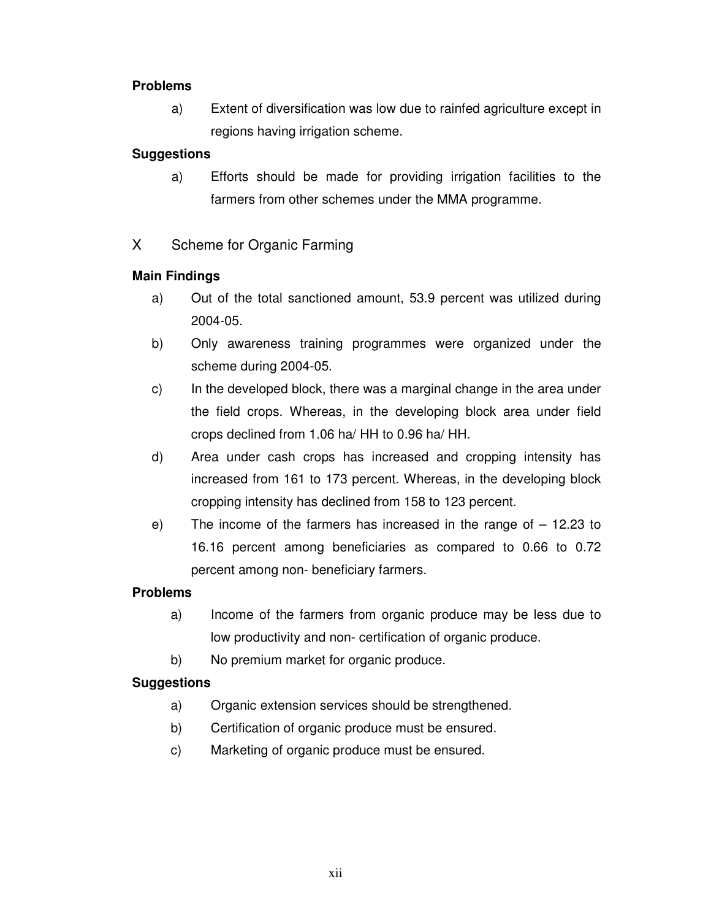**Problems**

a) Extent of diversification was low due to rainfed agriculture except in regions having irrigation scheme.

**Suggestions**

a) Efforts should be made for providing irrigation facilities to the farmers from other schemes under the MMA programme.

## X Scheme for Organic Farming

**Main Findings**

a) Out of the total sanctioned amount, 53.9 percent was utilized during 2004-05.

b) Only awareness training programmes were organized under the scheme during 2004-05.

c) In the developed block, there was a marginal change in the area under the field crops. Whereas, in the developing block area under field crops declined from 1.06 ha/ HH to 0.96 ha/ HH.

d) Area under cash crops has increased and cropping intensity has increased from 161 to 173 percent. Whereas, in the developing block cropping intensity has declined from 158 to 123 percent.

e) The income of the farmers has increased in the range of – 12.23 to 16.16 percent among beneficiaries as compared to 0.66 to 0.72 percent among non- beneficiary farmers.

**Problems**

a) Income of the farmers from organic produce may be less due to low productivity and non- certification of organic produce.

b) No premium market for organic produce.

**Suggestions**

a) Organic extension services should be strengthened.

b) Certification of organic produce must be ensured.

c) Marketing of organic produce must be ensured.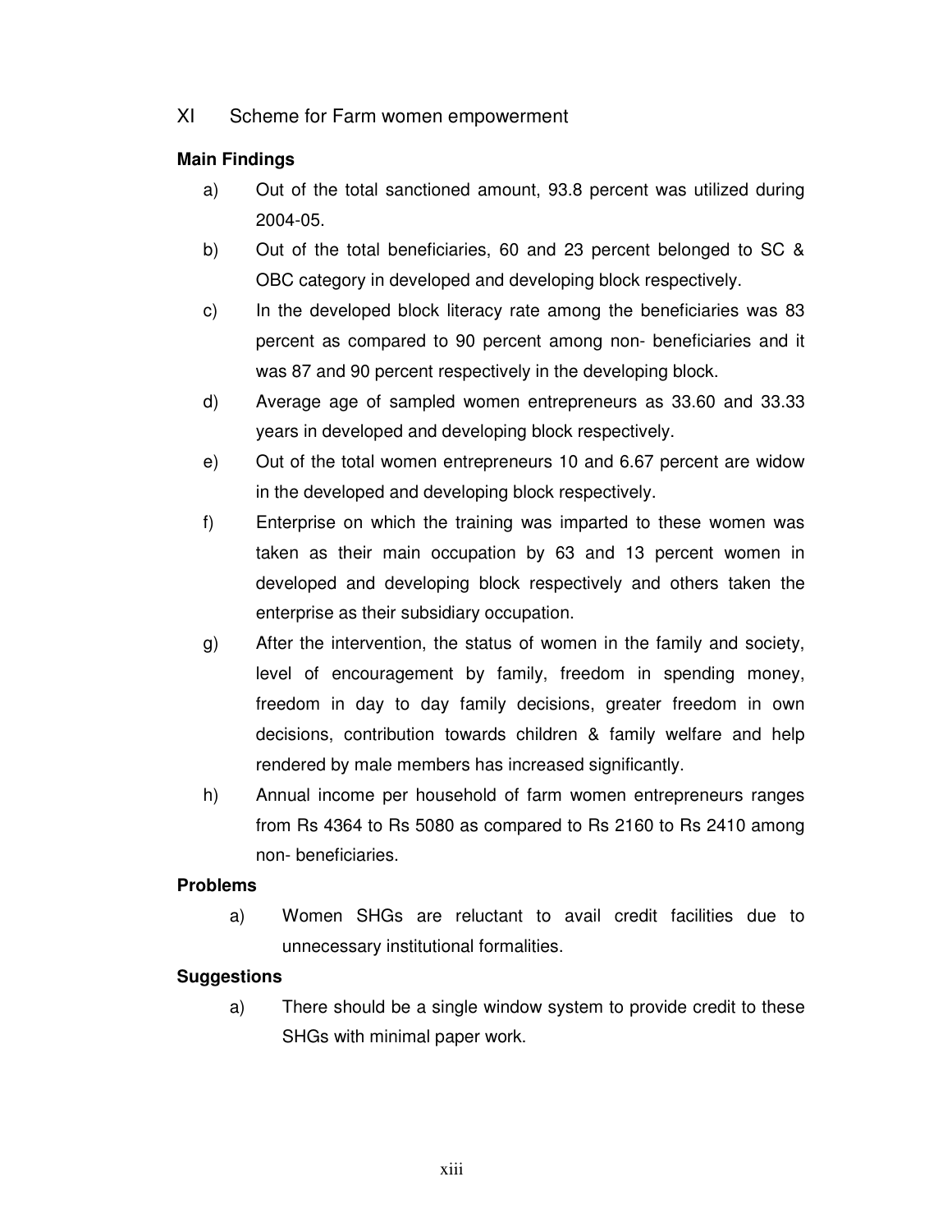## XI Scheme for Farm women empowerment

**Main Findings**

a) Out of the total sanctioned amount, 93.8 percent was utilized during 2004-05.

b) Out of the total beneficiaries, 60 and 23 percent belonged to SC & OBC category in developed and developing block respectively.

c) In the developed block literacy rate among the beneficiaries was 83 percent as compared to 90 percent among non- beneficiaries and it was 87 and 90 percent respectively in the developing block.

d) Average age of sampled women entrepreneurs as 33.60 and 33.33 years in developed and developing block respectively.

e) Out of the total women entrepreneurs 10 and 6.67 percent are widow in the developed and developing block respectively.

f) Enterprise on which the training was imparted to these women was taken as their main occupation by 63 and 13 percent women in developed and developing block respectively and others taken the enterprise as their subsidiary occupation.

g) After the intervention, the status of women in the family and society, level of encouragement by family, freedom in spending money, freedom in day to day family decisions, greater freedom in own decisions, contribution towards children & family welfare and help rendered by male members has increased significantly.

h) Annual income per household of farm women entrepreneurs ranges from Rs 4364 to Rs 5080 as compared to Rs 2160 to Rs 2410 among non- beneficiaries.

**Problems**

a) Women SHGs are reluctant to avail credit facilities due to unnecessary institutional formalities.

**Suggestions**

a) There should be a single window system to provide credit to these SHGs with minimal paper work.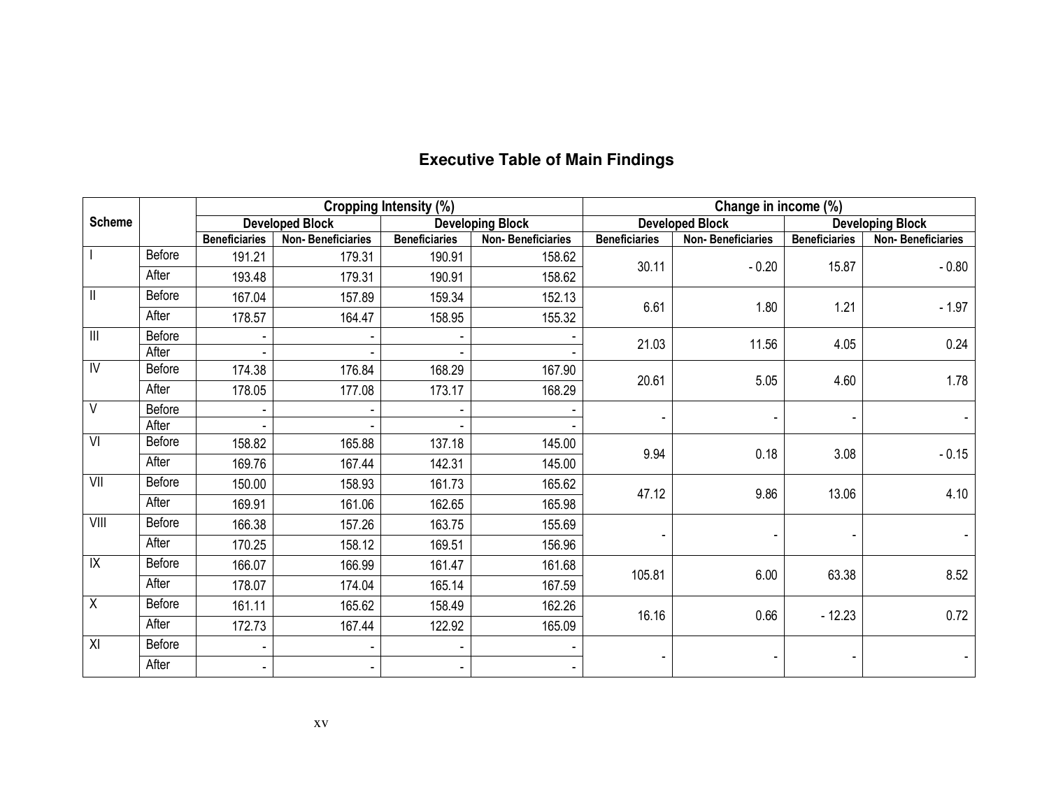## Executive Table of Main Findings

| Scheme | | Cropping Intensity (%) | | | | Change in income (%) | | | |
|---|---|---|---|---|---|---|---|---|---|
| | | Developed Block | | Developing Block | | Developed Block | | Developing Block | |
| | | Beneficiaries | Non- Beneficiaries | Beneficiaries | Non- Beneficiaries | Beneficiaries | Non- Beneficiaries | Beneficiaries | Non- Beneficiaries |
| I | Before | 191.21 | 179.31 | 190.91 | 158.62 | 30.11 | - 0.20 | 15.87 | - 0.80 |
| | After | 193.48 | 179.31 | 190.91 | 158.62 | | | | |
| II | Before | 167.04 | 157.89 | 159.34 | 152.13 | 6.61 | 1.80 | 1.21 | - 1.97 |
| | After | 178.57 | 164.47 | 158.95 | 155.32 | | | | |
| III | Before | - | - | - | - | 21.03 | 11.56 | 4.05 | 0.24 |
| | After | - | - | - | - | | | | |
| IV | Before | 174.38 | 176.84 | 168.29 | 167.90 | 20.61 | 5.05 | 4.60 | 1.78 |
| | After | 178.05 | 177.08 | 173.17 | 168.29 | | | | |
| V | Before | - | - | - | - | - | - | - | - |
| | After | - | - | - | - | | | | |
| VI | Before | 158.82 | 165.88 | 137.18 | 145.00 | 9.94 | 0.18 | 3.08 | - 0.15 |
| | After | 169.76 | 167.44 | 142.31 | 145.00 | | | | |
| VII | Before | 150.00 | 158.93 | 161.73 | 165.62 | 47.12 | 9.86 | 13.06 | 4.10 |
| | After | 169.91 | 161.06 | 162.65 | 165.98 | | | | |
| VIII | Before | 166.38 | 157.26 | 163.75 | 155.69 | - | - | - | - |
| | After | 170.25 | 158.12 | 169.51 | 156.96 | | | | |
| IX | Before | 166.07 | 166.99 | 161.47 | 161.68 | 105.81 | 6.00 | 63.38 | 8.52 |
| | After | 178.07 | 174.04 | 165.14 | 167.59 | | | | |
| X | Before | 161.11 | 165.62 | 158.49 | 162.26 | 16.16 | 0.66 | - 12.23 | 0.72 |
| | After | 172.73 | 167.44 | 122.92 | 165.09 | | | | |
| XI | Before | - | - | - | - | - | - | - | - |
| | After | - | - | - | - | | | | |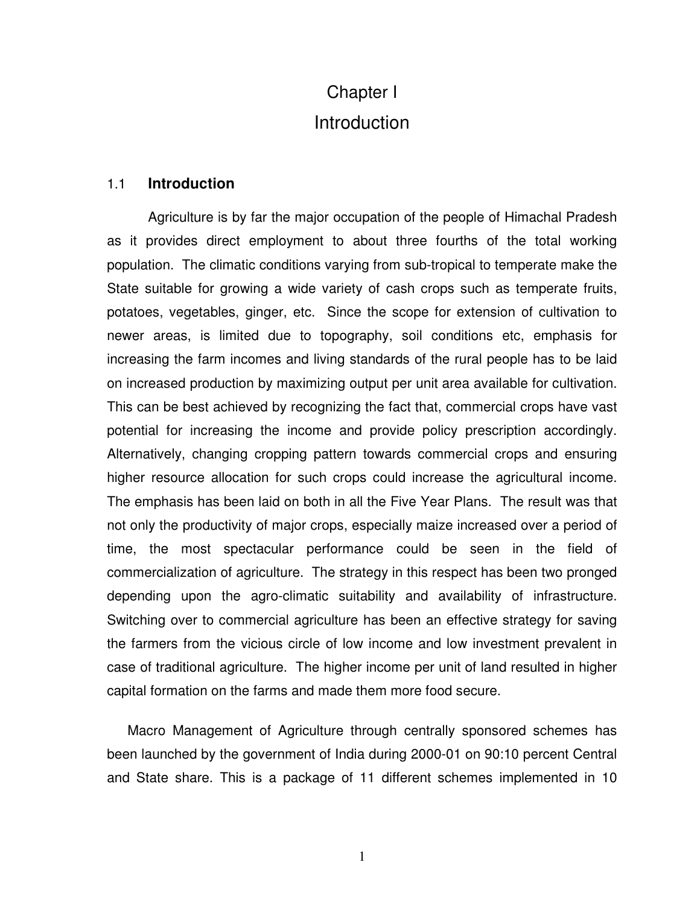# Chapter I

# Introduction

## 1.1 Introduction

Agriculture is by far the major occupation of the people of Himachal Pradesh as it provides direct employment to about three fourths of the total working population. The climatic conditions varying from sub-tropical to temperate make the State suitable for growing a wide variety of cash crops such as temperate fruits, potatoes, vegetables, ginger, etc. Since the scope for extension of cultivation to newer areas, is limited due to topography, soil conditions etc, emphasis for increasing the farm incomes and living standards of the rural people has to be laid on increased production by maximizing output per unit area available for cultivation. This can be best achieved by recognizing the fact that, commercial crops have vast potential for increasing the income and provide policy prescription accordingly. Alternatively, changing cropping pattern towards commercial crops and ensuring higher resource allocation for such crops could increase the agricultural income. The emphasis has been laid on both in all the Five Year Plans. The result was that not only the productivity of major crops, especially maize increased over a period of time, the most spectacular performance could be seen in the field of commercialization of agriculture. The strategy in this respect has been two pronged depending upon the agro-climatic suitability and availability of infrastructure. Switching over to commercial agriculture has been an effective strategy for saving the farmers from the vicious circle of low income and low investment prevalent in case of traditional agriculture. The higher income per unit of land resulted in higher capital formation on the farms and made them more food secure.

Macro Management of Agriculture through centrally sponsored schemes has been launched by the government of India during 2000-01 on 90:10 percent Central and State share. This is a package of 11 different schemes implemented in 10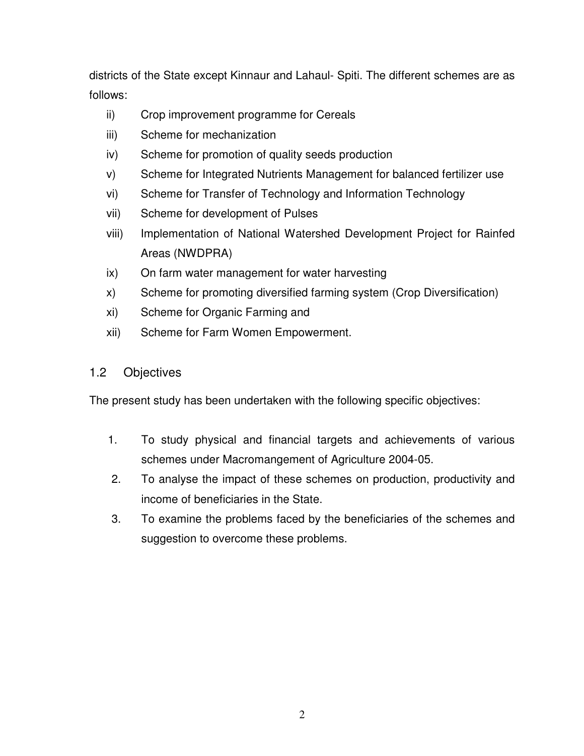districts of the State except Kinnaur and Lahaul- Spiti. The different schemes are as follows:

ii) Crop improvement programme for Cereals

iii) Scheme for mechanization

iv) Scheme for promotion of quality seeds production

v) Scheme for Integrated Nutrients Management for balanced fertilizer use

vi) Scheme for Transfer of Technology and Information Technology

vii) Scheme for development of Pulses

viii) Implementation of National Watershed Development Project for Rainfed Areas (NWDPRA)

ix) On farm water management for water harvesting

x) Scheme for promoting diversified farming system (Crop Diversification)

xi) Scheme for Organic Farming and

xii) Scheme for Farm Women Empowerment.

## 1.2 Objectives

The present study has been undertaken with the following specific objectives:

1. To study physical and financial targets and achievements of various schemes under Macromangement of Agriculture 2004-05.
2. To analyse the impact of these schemes on production, productivity and income of beneficiaries in the State.
3. To examine the problems faced by the beneficiaries of the schemes and suggestion to overcome these problems.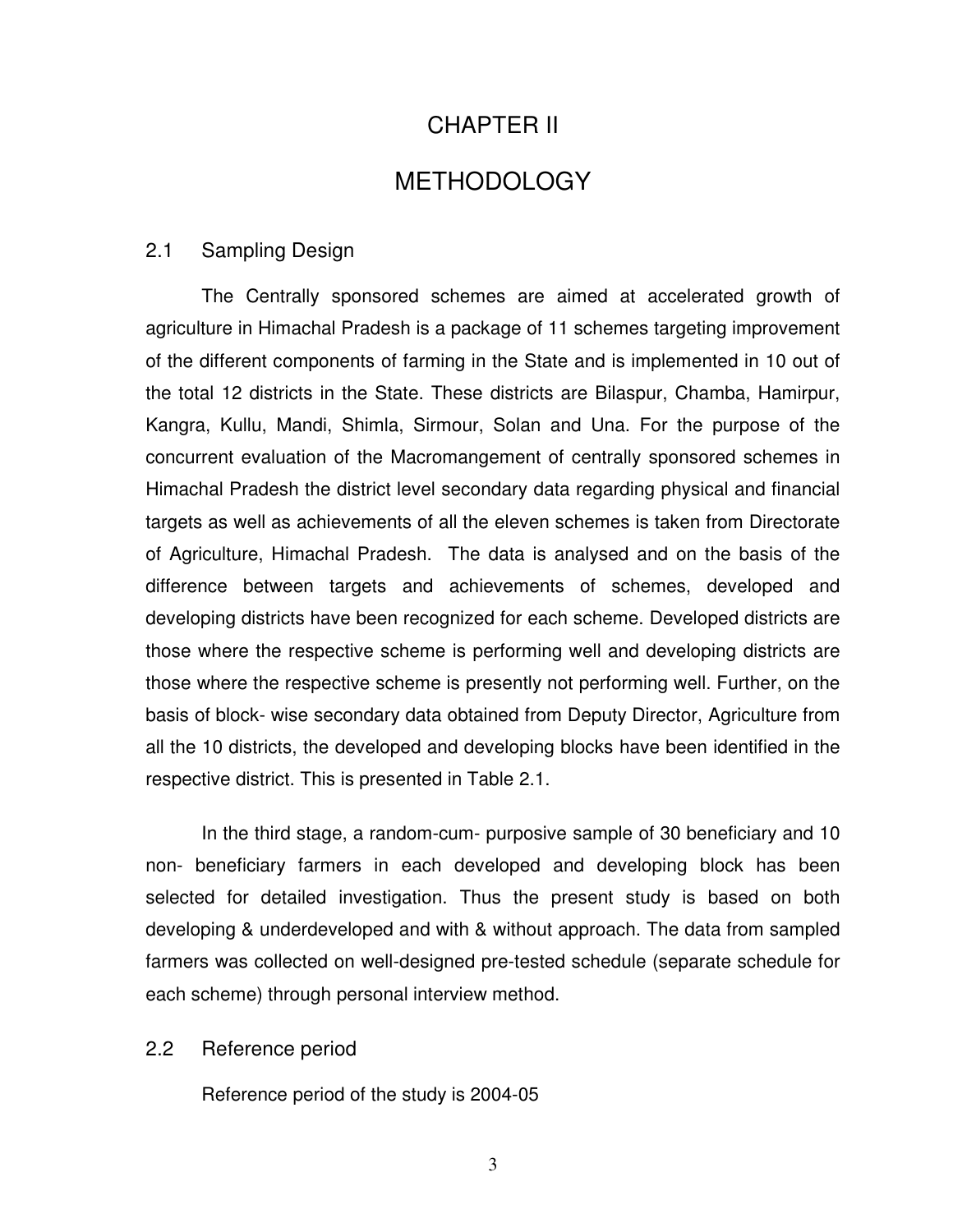# CHAPTER II

# METHODOLOGY

## 2.1 Sampling Design

The Centrally sponsored schemes are aimed at accelerated growth of agriculture in Himachal Pradesh is a package of 11 schemes targeting improvement of the different components of farming in the State and is implemented in 10 out of the total 12 districts in the State. These districts are Bilaspur, Chamba, Hamirpur, Kangra, Kullu, Mandi, Shimla, Sirmour, Solan and Una. For the purpose of the concurrent evaluation of the Macromangement of centrally sponsored schemes in Himachal Pradesh the district level secondary data regarding physical and financial targets as well as achievements of all the eleven schemes is taken from Directorate of Agriculture, Himachal Pradesh. The data is analysed and on the basis of the difference between targets and achievements of schemes, developed and developing districts have been recognized for each scheme. Developed districts are those where the respective scheme is performing well and developing districts are those where the respective scheme is presently not performing well. Further, on the basis of block- wise secondary data obtained from Deputy Director, Agriculture from all the 10 districts, the developed and developing blocks have been identified in the respective district. This is presented in Table 2.1.

In the third stage, a random-cum- purposive sample of 30 beneficiary and 10 non- beneficiary farmers in each developed and developing block has been selected for detailed investigation. Thus the present study is based on both developing & underdeveloped and with & without approach. The data from sampled farmers was collected on well-designed pre-tested schedule (separate schedule for each scheme) through personal interview method.

## 2.2 Reference period

Reference period of the study is 2004-05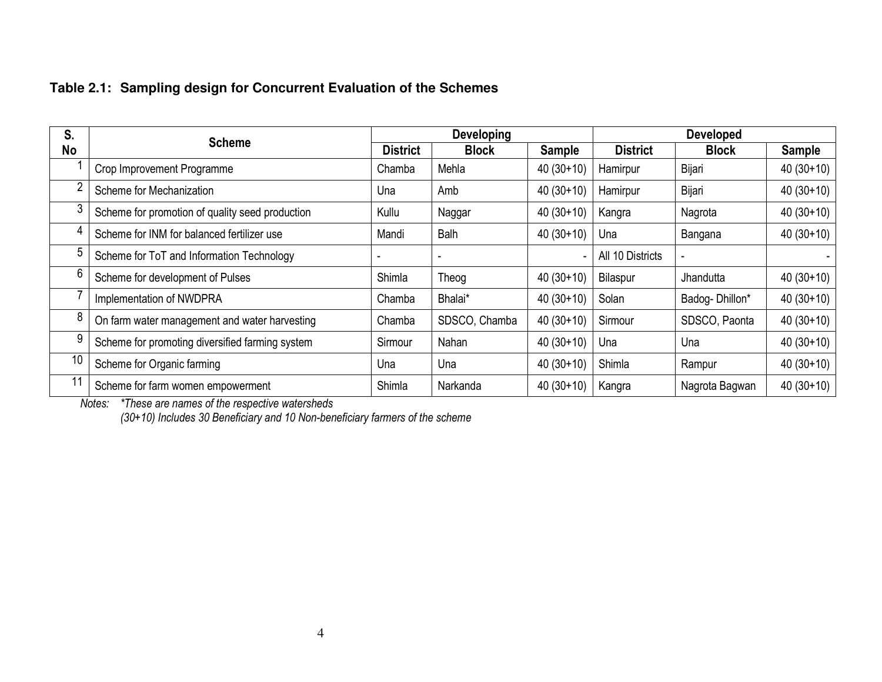**Table 2.1: Sampling design for Concurrent Evaluation of the Schemes**

| S. No | Scheme | Developing | | | Developed | | |
|---|---|---|---|---|---|---|---|
| | | District | Block | Sample | District | Block | Sample |
| 1 | Crop Improvement Programme | Chamba | Mehla | 40 (30+10) | Hamirpur | Bijari | 40 (30+10) |
| 2 | Scheme for Mechanization | Una | Amb | 40 (30+10) | Hamirpur | Bijari | 40 (30+10) |
| 3 | Scheme for promotion of quality seed production | Kullu | Naggar | 40 (30+10) | Kangra | Nagrota | 40 (30+10) |
| 4 | Scheme for INM for balanced fertilizer use | Mandi | Balh | 40 (30+10) | Una | Bangana | 40 (30+10) |
| 5 | Scheme for ToT and Information Technology | - | - | - | All 10 Districts | - | - |
| 6 | Scheme for development of Pulses | Shimla | Theog | 40 (30+10) | Bilaspur | Jhandutta | 40 (30+10) |
| 7 | Implementation of NWDPRA | Chamba | Bhalai* | 40 (30+10) | Solan | Badog- Dhillon* | 40 (30+10) |
| 8 | On farm water management and water harvesting | Chamba | SDSCO, Chamba | 40 (30+10) | Sirmour | SDSCO, Paonta | 40 (30+10) |
| 9 | Scheme for promoting diversified farming system | Sirmour | Nahan | 40 (30+10) | Una | Una | 40 (30+10) |
| 10 | Scheme for Organic farming | Una | Una | 40 (30+10) | Shimla | Rampur | 40 (30+10) |
| 11 | Scheme for farm women empowerment | Shimla | Narkanda | 40 (30+10) | Kangra | Nagrota Bagwan | 40 (30+10) |

*Notes: \*These are names of the respective watersheds*

*(30+10) Includes 30 Beneficiary and 10 Non-beneficiary farmers of the scheme*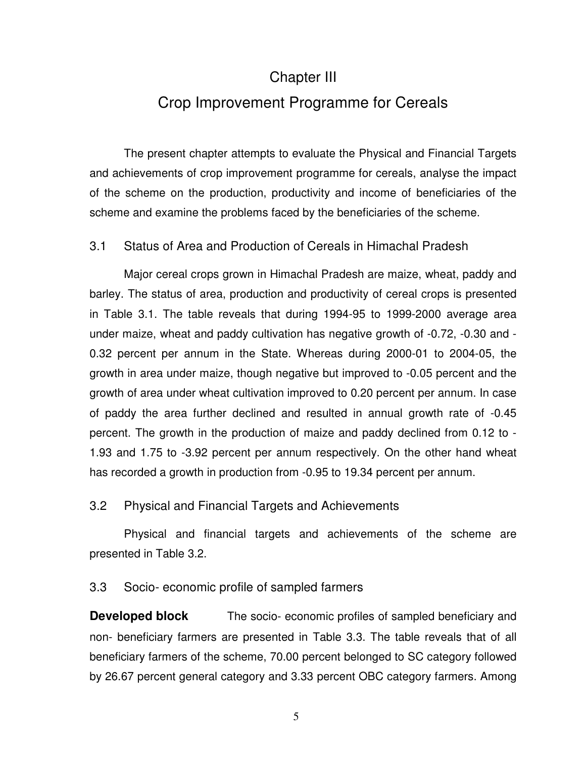# Chapter III

# Crop Improvement Programme for Cereals

The present chapter attempts to evaluate the Physical and Financial Targets and achievements of crop improvement programme for cereals, analyse the impact of the scheme on the production, productivity and income of beneficiaries of the scheme and examine the problems faced by the beneficiaries of the scheme.

## 3.1 Status of Area and Production of Cereals in Himachal Pradesh

Major cereal crops grown in Himachal Pradesh are maize, wheat, paddy and barley. The status of area, production and productivity of cereal crops is presented in Table 3.1. The table reveals that during 1994-95 to 1999-2000 average area under maize, wheat and paddy cultivation has negative growth of -0.72, -0.30 and -0.32 percent per annum in the State. Whereas during 2000-01 to 2004-05, the growth in area under maize, though negative but improved to -0.05 percent and the growth of area under wheat cultivation improved to 0.20 percent per annum. In case of paddy the area further declined and resulted in annual growth rate of -0.45 percent. The growth in the production of maize and paddy declined from 0.12 to -1.93 and 1.75 to -3.92 percent per annum respectively. On the other hand wheat has recorded a growth in production from -0.95 to 19.34 percent per annum.

## 3.2 Physical and Financial Targets and Achievements

Physical and financial targets and achievements of the scheme are presented in Table 3.2.

## 3.3 Socio- economic profile of sampled farmers

**Developed block** The socio- economic profiles of sampled beneficiary and non- beneficiary farmers are presented in Table 3.3. The table reveals that of all beneficiary farmers of the scheme, 70.00 percent belonged to SC category followed by 26.67 percent general category and 3.33 percent OBC category farmers. Among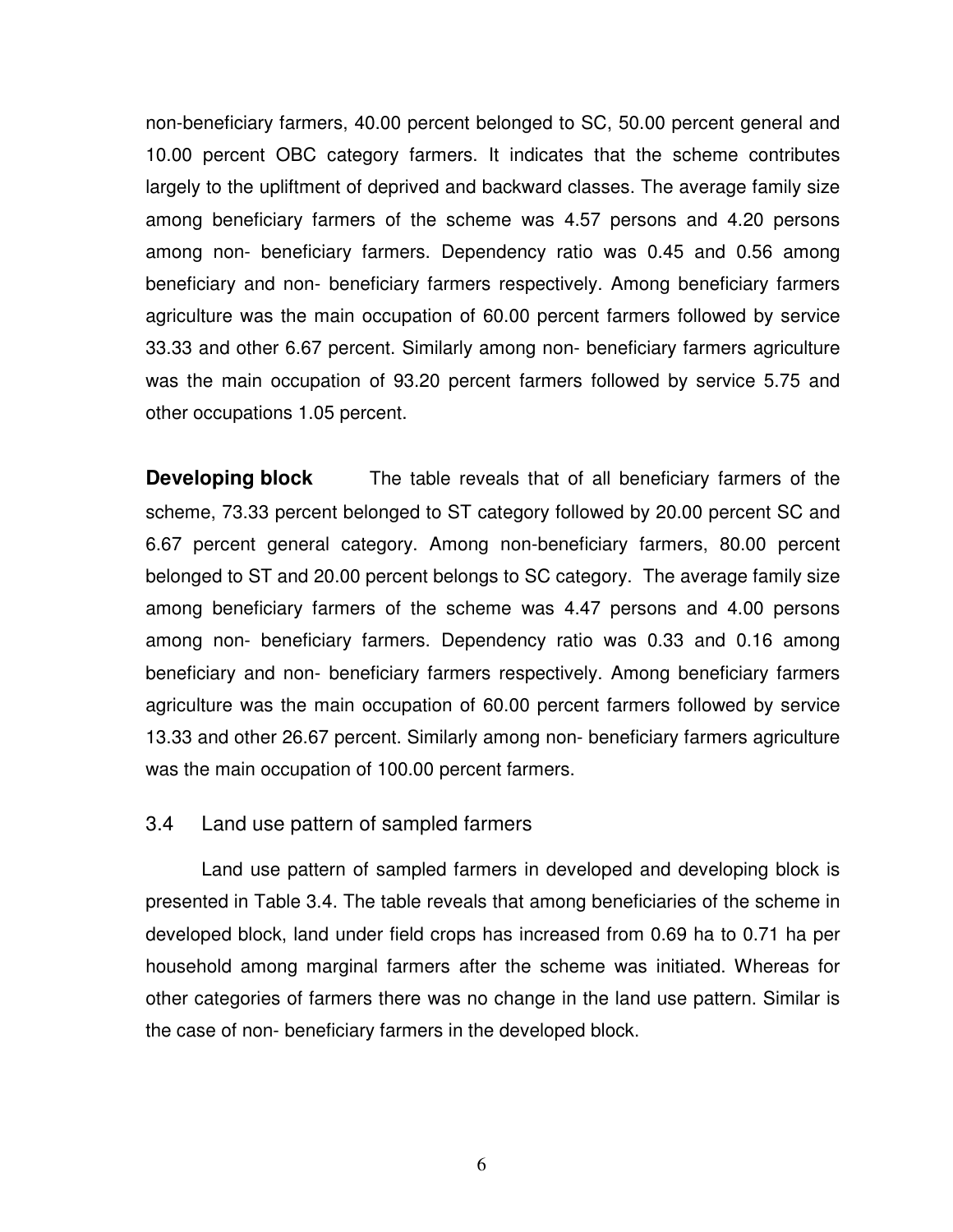non-beneficiary farmers, 40.00 percent belonged to SC, 50.00 percent general and 10.00 percent OBC category farmers. It indicates that the scheme contributes largely to the upliftment of deprived and backward classes. The average family size among beneficiary farmers of the scheme was 4.57 persons and 4.20 persons among non- beneficiary farmers. Dependency ratio was 0.45 and 0.56 among beneficiary and non- beneficiary farmers respectively. Among beneficiary farmers agriculture was the main occupation of 60.00 percent farmers followed by service 33.33 and other 6.67 percent. Similarly among non- beneficiary farmers agriculture was the main occupation of 93.20 percent farmers followed by service 5.75 and other occupations 1.05 percent.

**Developing block** The table reveals that of all beneficiary farmers of the scheme, 73.33 percent belonged to ST category followed by 20.00 percent SC and 6.67 percent general category. Among non-beneficiary farmers, 80.00 percent belonged to ST and 20.00 percent belongs to SC category. The average family size among beneficiary farmers of the scheme was 4.47 persons and 4.00 persons among non- beneficiary farmers. Dependency ratio was 0.33 and 0.16 among beneficiary and non- beneficiary farmers respectively. Among beneficiary farmers agriculture was the main occupation of 60.00 percent farmers followed by service 13.33 and other 26.67 percent. Similarly among non- beneficiary farmers agriculture was the main occupation of 100.00 percent farmers.

### 3.4 Land use pattern of sampled farmers

Land use pattern of sampled farmers in developed and developing block is presented in Table 3.4. The table reveals that among beneficiaries of the scheme in developed block, land under field crops has increased from 0.69 ha to 0.71 ha per household among marginal farmers after the scheme was initiated. Whereas for other categories of farmers there was no change in the land use pattern. Similar is the case of non- beneficiary farmers in the developed block.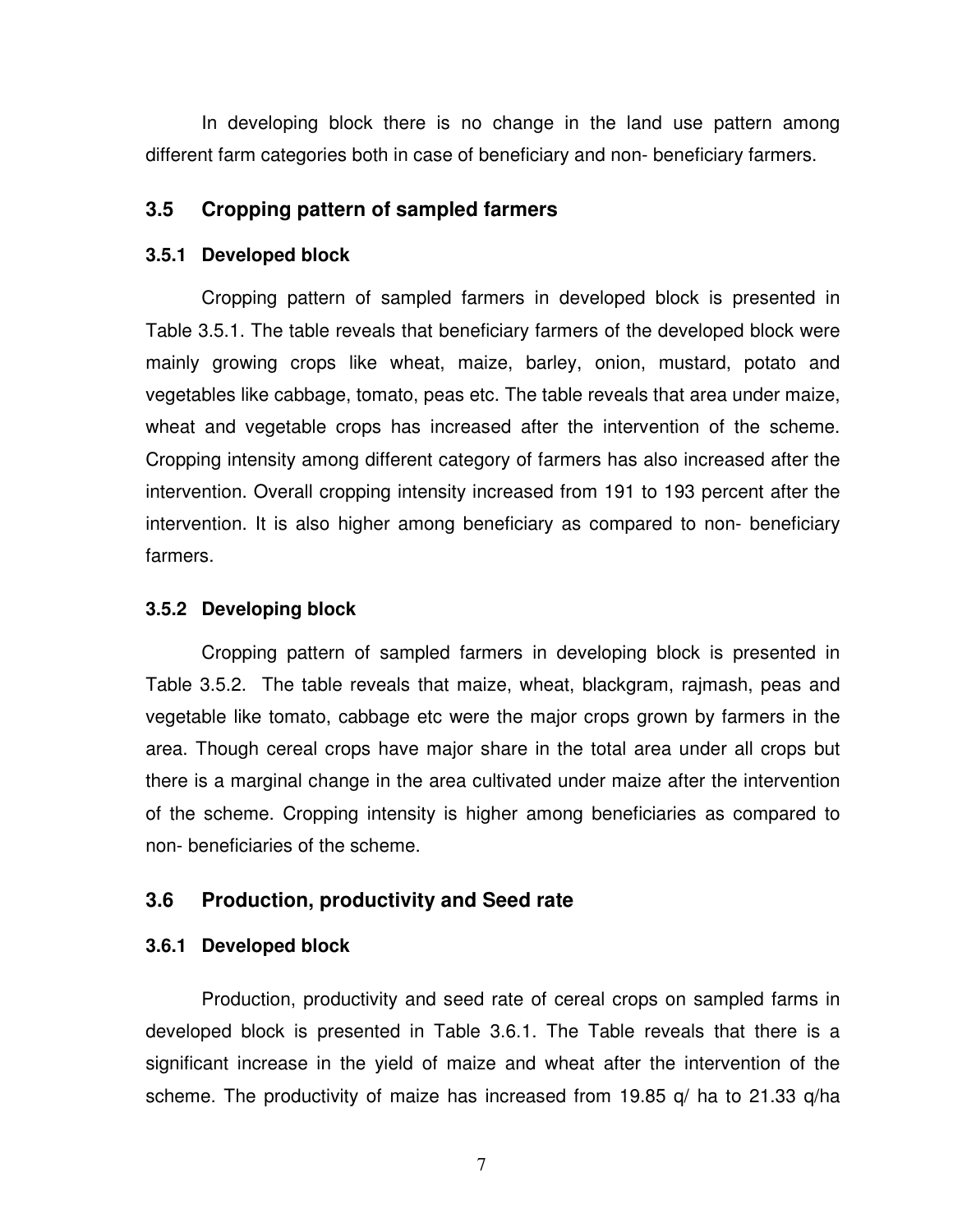In developing block there is no change in the land use pattern among different farm categories both in case of beneficiary and non- beneficiary farmers.

## 3.5 Cropping pattern of sampled farmers

### 3.5.1 Developed block

Cropping pattern of sampled farmers in developed block is presented in Table 3.5.1. The table reveals that beneficiary farmers of the developed block were mainly growing crops like wheat, maize, barley, onion, mustard, potato and vegetables like cabbage, tomato, peas etc. The table reveals that area under maize, wheat and vegetable crops has increased after the intervention of the scheme. Cropping intensity among different category of farmers has also increased after the intervention. Overall cropping intensity increased from 191 to 193 percent after the intervention. It is also higher among beneficiary as compared to non- beneficiary farmers.

### 3.5.2 Developing block

Cropping pattern of sampled farmers in developing block is presented in Table 3.5.2. The table reveals that maize, wheat, blackgram, rajmash, peas and vegetable like tomato, cabbage etc were the major crops grown by farmers in the area. Though cereal crops have major share in the total area under all crops but there is a marginal change in the area cultivated under maize after the intervention of the scheme. Cropping intensity is higher among beneficiaries as compared to non- beneficiaries of the scheme.

## 3.6 Production, productivity and Seed rate

### 3.6.1 Developed block

Production, productivity and seed rate of cereal crops on sampled farms in developed block is presented in Table 3.6.1. The Table reveals that there is a significant increase in the yield of maize and wheat after the intervention of the scheme. The productivity of maize has increased from 19.85 q/ ha to 21.33 q/ha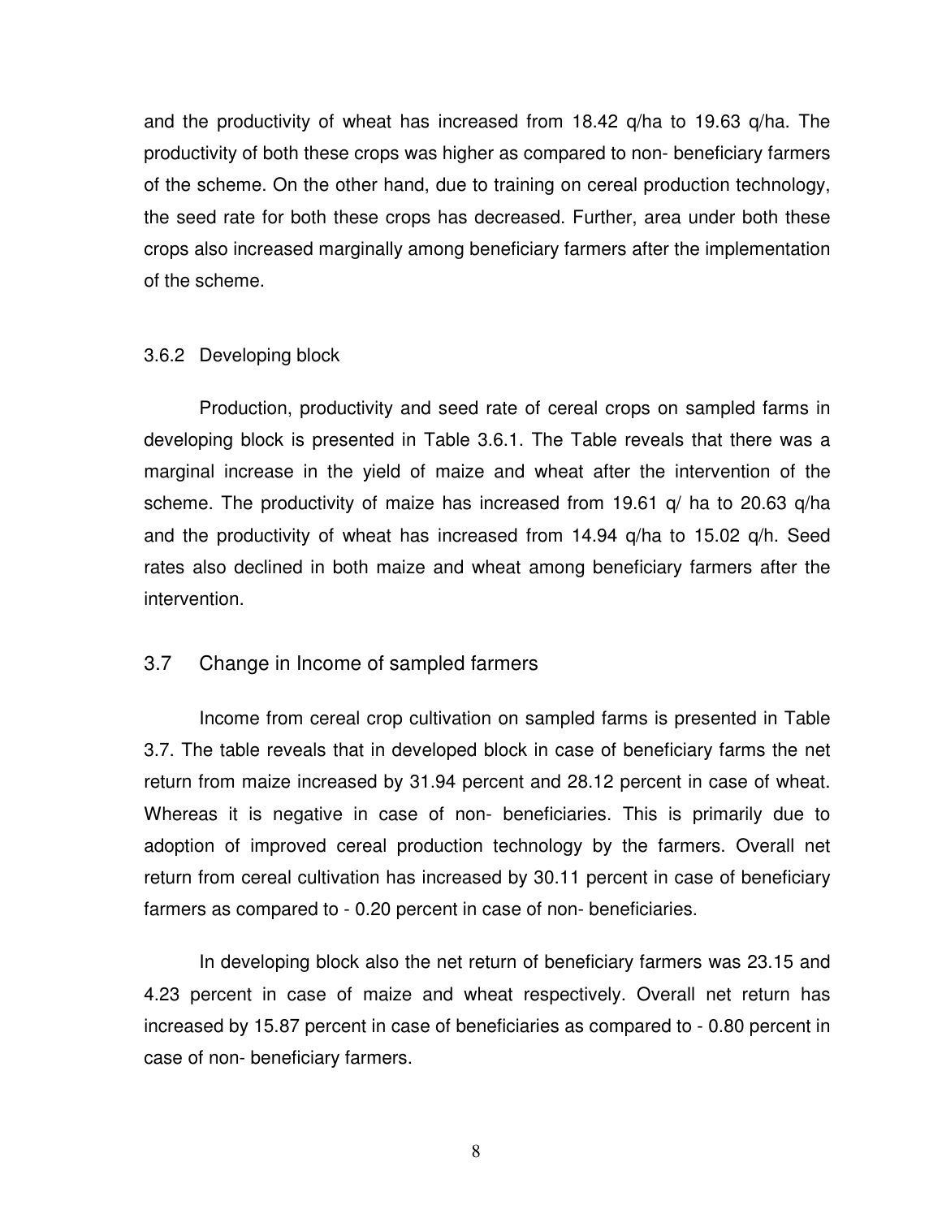and the productivity of wheat has increased from 18.42 q/ha to 19.63 q/ha. The productivity of both these crops was higher as compared to non- beneficiary farmers of the scheme. On the other hand, due to training on cereal production technology, the seed rate for both these crops has decreased. Further, area under both these crops also increased marginally among beneficiary farmers after the implementation of the scheme.

### 3.6.2 Developing block

Production, productivity and seed rate of cereal crops on sampled farms in developing block is presented in Table 3.6.1. The Table reveals that there was a marginal increase in the yield of maize and wheat after the intervention of the scheme. The productivity of maize has increased from 19.61 q/ ha to 20.63 q/ha and the productivity of wheat has increased from 14.94 q/ha to 15.02 q/h. Seed rates also declined in both maize and wheat among beneficiary farmers after the intervention.

## 3.7 Change in Income of sampled farmers

Income from cereal crop cultivation on sampled farms is presented in Table 3.7. The table reveals that in developed block in case of beneficiary farms the net return from maize increased by 31.94 percent and 28.12 percent in case of wheat. Whereas it is negative in case of non- beneficiaries. This is primarily due to adoption of improved cereal production technology by the farmers. Overall net return from cereal cultivation has increased by 30.11 percent in case of beneficiary farmers as compared to - 0.20 percent in case of non- beneficiaries.

In developing block also the net return of beneficiary farmers was 23.15 and 4.23 percent in case of maize and wheat respectively. Overall net return has increased by 15.87 percent in case of beneficiaries as compared to - 0.80 percent in case of non- beneficiary farmers.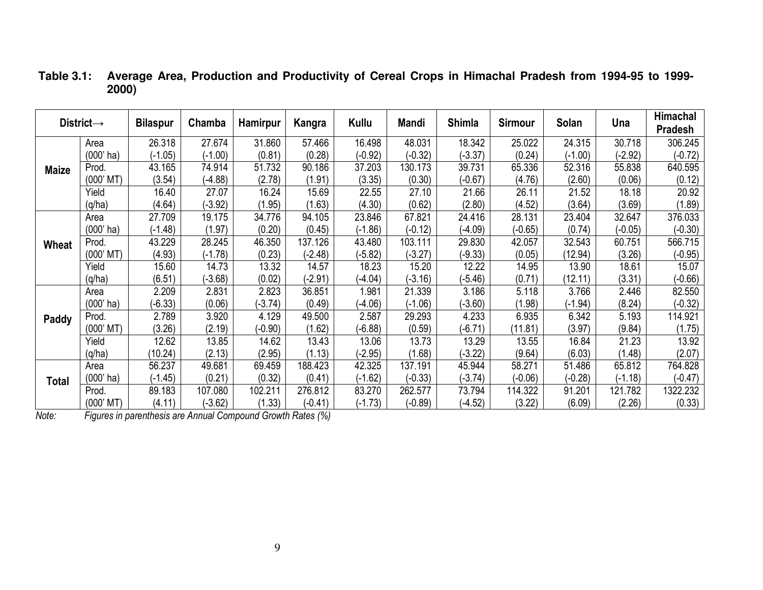**Table 3.1: Average Area, Production and Productivity of Cereal Crops in Himachal Pradesh from 1994-95 to 1999-2000)**

| District→ | | Bilaspur | Chamba | Hamirpur | Kangra | Kullu | Mandi | Shimla | Sirmour | Solan | Una | Himachal Pradesh |
|---|---|---|---|---|---|---|---|---|---|---|---|---|
| **Maize** | Area (000' ha) | 26.318 (-1.05) | 27.674 (-1.00) | 31.860 (0.81) | 57.466 (0.28) | 16.498 (-0.92) | 48.031 (-0.32) | 18.342 (-3.37) | 25.022 (0.24) | 24.315 (-1.00) | 30.718 (-2.92) | 306.245 (-0.72) |
| | Prod. (000' MT) | 43.165 (3.54) | 74.914 (-4.88) | 51.732 (2.78) | 90.186 (1.91) | 37.203 (3.35) | 130.173 (0.30) | 39.731 (-0.67) | 65.336 (4.76) | 52.316 (2.60) | 55.838 (0.06) | 640.595 (0.12) |
| | Yield (q/ha) | 16.40 (4.64) | 27.07 (-3.92) | 16.24 (1.95) | 15.69 (1.63) | 22.55 (4.30) | 27.10 (0.62) | 21.66 (2.80) | 26.11 (4.52) | 21.52 (3.64) | 18.18 (3.69) | 20.92 (1.89) |
| **Wheat** | Area (000' ha) | 27.709 (-1.48) | 19.175 (1.97) | 34.776 (0.20) | 94.105 (0.45) | 23.846 (-1.86) | 67.821 (-0.12) | 24.416 (-4.09) | 28.131 (-0.65) | 23.404 (0.74) | 32.647 (-0.05) | 376.033 (-0.30) |
| | Prod. (000' MT) | 43.229 (4.93) | 28.245 (-1.78) | 46.350 (0.23) | 137.126 (-2.48) | 43.480 (-5.82) | 103.111 (-3.27) | 29.830 (-9.33) | 42.057 (0.05) | 32.543 (12.94) | 60.751 (3.26) | 566.715 (-0.95) |
| | Yield (q/ha) | 15.60 (6.51) | 14.73 (-3.68) | 13.32 (0.02) | 14.57 (-2.91) | 18.23 (-4.04) | 15.20 (-3.16) | 12.22 (-5.46) | 14.95 (0.71) | 13.90 (12.11) | 18.61 (3.31) | 15.07 (-0.66) |
| **Paddy** | Area (000' ha) | 2.209 (-6.33) | 2.831 (0.06) | 2.823 (-3.74) | 36.851 (0.49) | 1.981 (-4.06) | 21.339 (-1.06) | 3.186 (-3.60) | 5.118 (1.98) | 3.766 (-1.94) | 2.446 (8.24) | 82.550 (-0.32) |
| | Prod. (000' MT) | 2.789 (3.26) | 3.920 (2.19) | 4.129 (-0.90) | 49.500 (1.62) | 2.587 (-6.88) | 29.293 (0.59) | 4.233 (-6.71) | 6.935 (11.81) | 6.342 (3.97) | 5.193 (9.84) | 114.921 (1.75) |
| | Yield (q/ha) | 12.62 (10.24) | 13.85 (2.13) | 14.62 (2.95) | 13.43 (1.13) | 13.06 (-2.95) | 13.73 (1.68) | 13.29 (-3.22) | 13.55 (9.64) | 16.84 (6.03) | 21.23 (1.48) | 13.92 (2.07) |
| **Total** | Area (000' ha) | 56.237 (-1.45) | 49.681 (0.21) | 69.459 (0.32) | 188.423 (0.41) | 42.325 (-1.62) | 137.191 (-0.33) | 45.944 (-3.74) | 58.271 (-0.06) | 51.486 (-0.28) | 65.812 (-1.18) | 764.828 (-0.47) |
| | Prod. (000' MT) | 89.183 (4.11) | 107.080 (-3.62) | 102.211 (1.33) | 276.812 (-0.41) | 83.270 (-1.73) | 262.577 (-0.89) | 73.794 (-4.52) | 114.322 (3.22) | 91.201 (6.09) | 121.782 (2.26) | 1322.232 (0.33) |

*Note: Figures in parenthesis are Annual Compound Growth Rates (%)*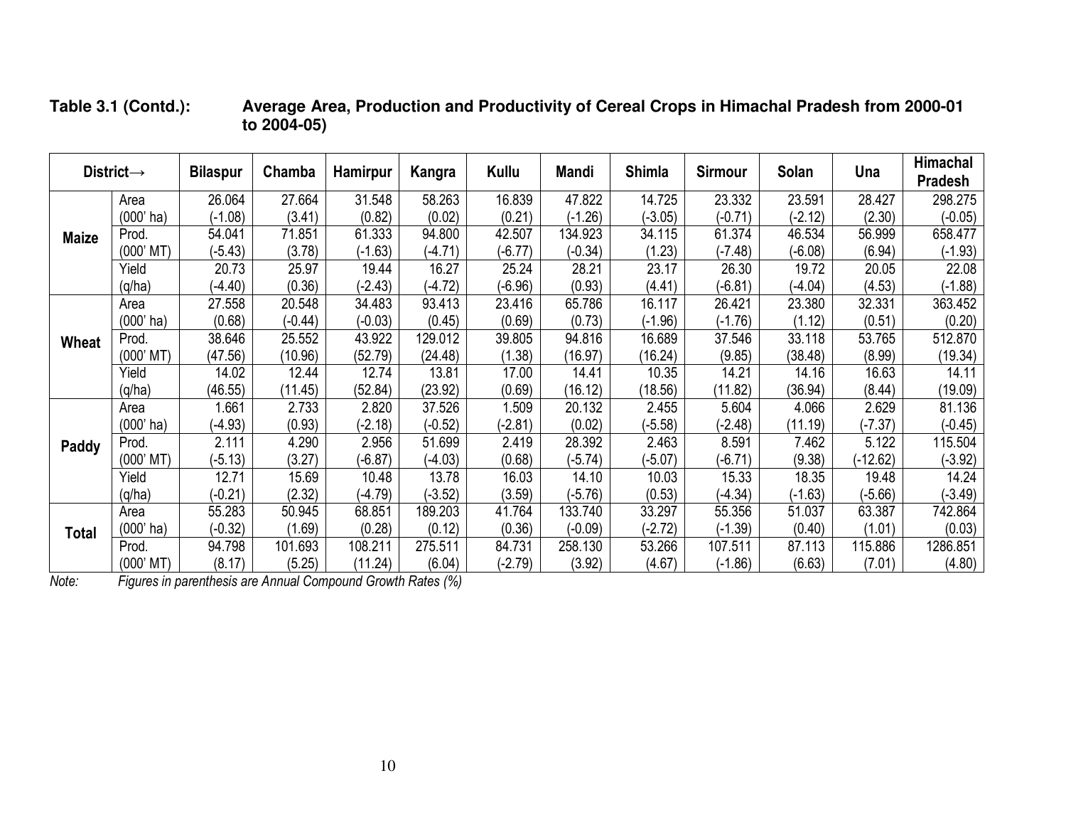**Table 3.1 (Contd.): Average Area, Production and Productivity of Cereal Crops in Himachal Pradesh from 2000-01 to 2004-05)**

| District→ | | Bilaspur | Chamba | Hamirpur | Kangra | Kullu | Mandi | Shimla | Sirmour | Solan | Una | Himachal Pradesh |
|---|---|---|---|---|---|---|---|---|---|---|---|---|
| **Maize** | Area (000' ha) | 26.064 (-1.08) | 27.664 (3.41) | 31.548 (0.82) | 58.263 (0.02) | 16.839 (0.21) | 47.822 (-1.26) | 14.725 (-3.05) | 23.332 (-0.71) | 23.591 (-2.12) | 28.427 (2.30) | 298.275 (-0.05) |
| | Prod. (000' MT) | 54.041 (-5.43) | 71.851 (3.78) | 61.333 (-1.63) | 94.800 (-4.71) | 42.507 (-6.77) | 134.923 (-0.34) | 34.115 (1.23) | 61.374 (-7.48) | 46.534 (-6.08) | 56.999 (6.94) | 658.477 (-1.93) |
| | Yield (q/ha) | 20.73 (-4.40) | 25.97 (0.36) | 19.44 (-2.43) | 16.27 (-4.72) | 25.24 (-6.96) | 28.21 (0.93) | 23.17 (4.41) | 26.30 (-6.81) | 19.72 (-4.04) | 20.05 (4.53) | 22.08 (-1.88) |
| **Wheat** | Area (000' ha) | 27.558 (0.68) | 20.548 (-0.44) | 34.483 (-0.03) | 93.413 (0.45) | 23.416 (0.69) | 65.786 (0.73) | 16.117 (-1.96) | 26.421 (-1.76) | 23.380 (1.12) | 32.331 (0.51) | 363.452 (0.20) |
| | Prod. (000' MT) | 38.646 (47.56) | 25.552 (10.96) | 43.922 (52.79) | 129.012 (24.48) | 39.805 (1.38) | 94.816 (16.97) | 16.689 (16.24) | 37.546 (9.85) | 33.118 (38.48) | 53.765 (8.99) | 512.870 (19.34) |
| | Yield (q/ha) | 14.02 (46.55) | 12.44 (11.45) | 12.74 (52.84) | 13.81 (23.92) | 17.00 (0.69) | 14.41 (16.12) | 10.35 (18.56) | 14.21 (11.82) | 14.16 (36.94) | 16.63 (8.44) | 14.11 (19.09) |
| **Paddy** | Area (000' ha) | 1.661 (-4.93) | 2.733 (0.93) | 2.820 (-2.18) | 37.526 (-0.52) | 1.509 (-2.81) | 20.132 (0.02) | 2.455 (-5.58) | 5.604 (-2.48) | 4.066 (11.19) | 2.629 (-7.37) | 81.136 (-0.45) |
| | Prod. (000' MT) | 2.111 (-5.13) | 4.290 (3.27) | 2.956 (-6.87) | 51.699 (-4.03) | 2.419 (0.68) | 28.392 (-5.74) | 2.463 (-5.07) | 8.591 (-6.71) | 7.462 (9.38) | 5.122 (-12.62) | 115.504 (-3.92) |
| | Yield (q/ha) | 12.71 (-0.21) | 15.69 (2.32) | 10.48 (-4.79) | 13.78 (-3.52) | 16.03 (3.59) | 14.10 (-5.76) | 10.03 (0.53) | 15.33 (-4.34) | 18.35 (-1.63) | 19.48 (-5.66) | 14.24 (-3.49) |
| **Total** | Area (000' ha) | 55.283 (-0.32) | 50.945 (1.69) | 68.851 (0.28) | 189.203 (0.12) | 41.764 (0.36) | 133.740 (-0.09) | 33.297 (-2.72) | 55.356 (-1.39) | 51.037 (0.40) | 63.387 (1.01) | 742.864 (0.03) |
| | Prod. (000' MT) | 94.798 (8.17) | 101.693 (5.25) | 108.211 (11.24) | 275.511 (6.04) | 84.731 (-2.79) | 258.130 (3.92) | 53.266 (4.67) | 107.511 (-1.86) | 87.113 (6.63) | 115.886 (7.01) | 1286.851 (4.80) |

*Note: Figures in parenthesis are Annual Compound Growth Rates (%)*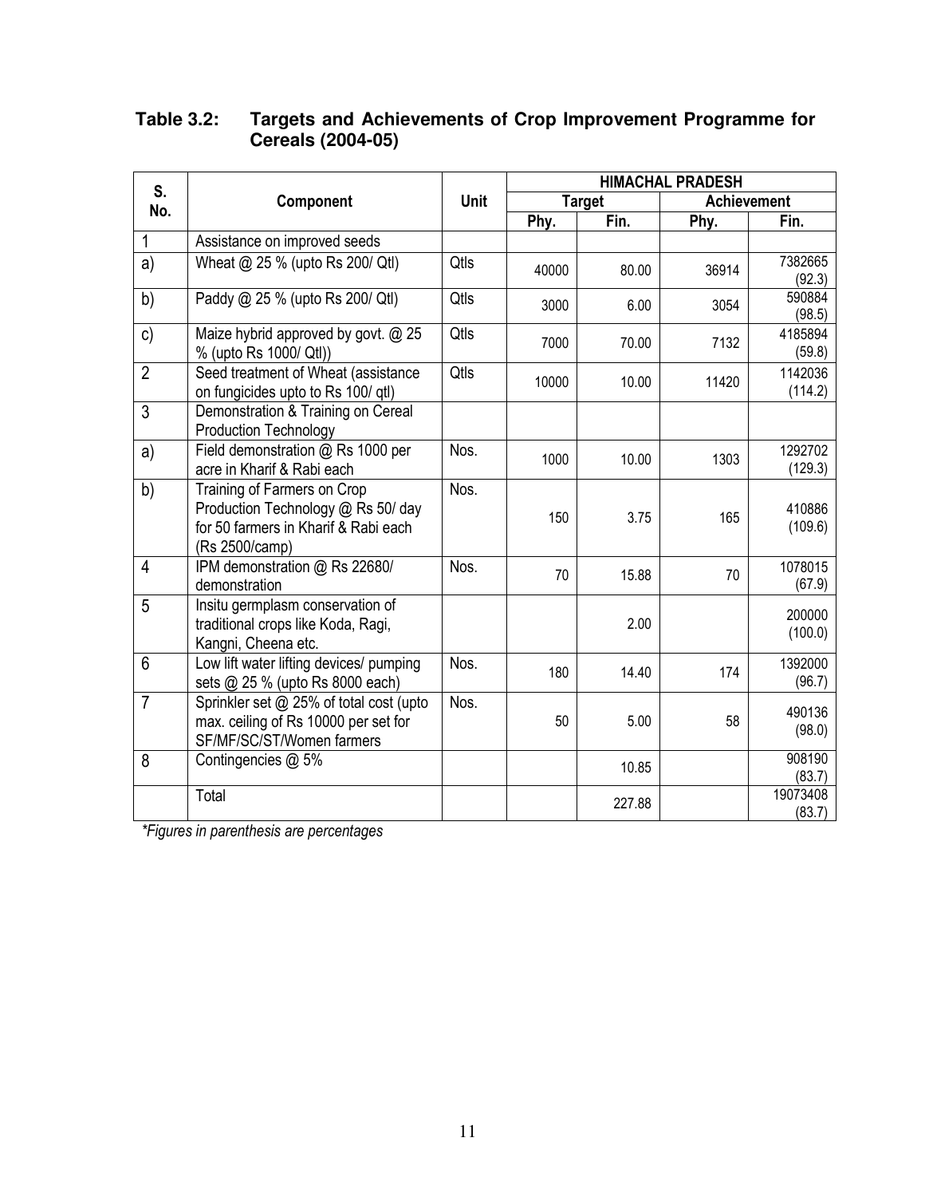**Table 3.2: Targets and Achievements of Crop Improvement Programme for Cereals (2004-05)**

| S. No. | Component | Unit | HIMACHAL PRADESH | | | |
|---|---|---|---|---|---|---|
| | | | Target | | Achievement | |
| | | | Phy. | Fin. | Phy. | Fin. |
| 1 | Assistance on improved seeds | | | | | |
| a) | Wheat @ 25 % (upto Rs 200/ Qtl) | Qtls | 40000 | 80.00 | 36914 | 7382665 (92.3) |
| b) | Paddy @ 25 % (upto Rs 200/ Qtl) | Qtls | 3000 | 6.00 | 3054 | 590884 (98.5) |
| c) | Maize hybrid approved by govt. @ 25 % (upto Rs 1000/ Qtl)) | Qtls | 7000 | 70.00 | 7132 | 4185894 (59.8) |
| 2 | Seed treatment of Wheat (assistance on fungicides upto to Rs 100/ qtl) | Qtls | 10000 | 10.00 | 11420 | 1142036 (114.2) |
| 3 | Demonstration & Training on Cereal Production Technology | | | | | |
| a) | Field demonstration @ Rs 1000 per acre in Kharif & Rabi each | Nos. | 1000 | 10.00 | 1303 | 1292702 (129.3) |
| b) | Training of Farmers on Crop Production Technology @ Rs 50/ day for 50 farmers in Kharif & Rabi each (Rs 2500/camp) | Nos. | 150 | 3.75 | 165 | 410886 (109.6) |
| 4 | IPM demonstration @ Rs 22680/ demonstration | Nos. | 70 | 15.88 | 70 | 1078015 (67.9) |
| 5 | Insitu germplasm conservation of traditional crops like Koda, Ragi, Kangni, Cheena etc. | | | 2.00 | | 200000 (100.0) |
| 6 | Low lift water lifting devices/ pumping sets @ 25 % (upto Rs 8000 each) | Nos. | 180 | 14.40 | 174 | 1392000 (96.7) |
| 7 | Sprinkler set @ 25% of total cost (upto max. ceiling of Rs 10000 per set for SF/MF/SC/ST/Women farmers | Nos. | 50 | 5.00 | 58 | 490136 (98.0) |
| 8 | Contingencies @ 5% | | | 10.85 | | 908190 (83.7) |
| | Total | | | 227.88 | | 19073408 (83.7) |

*\*Figures in parenthesis are percentages*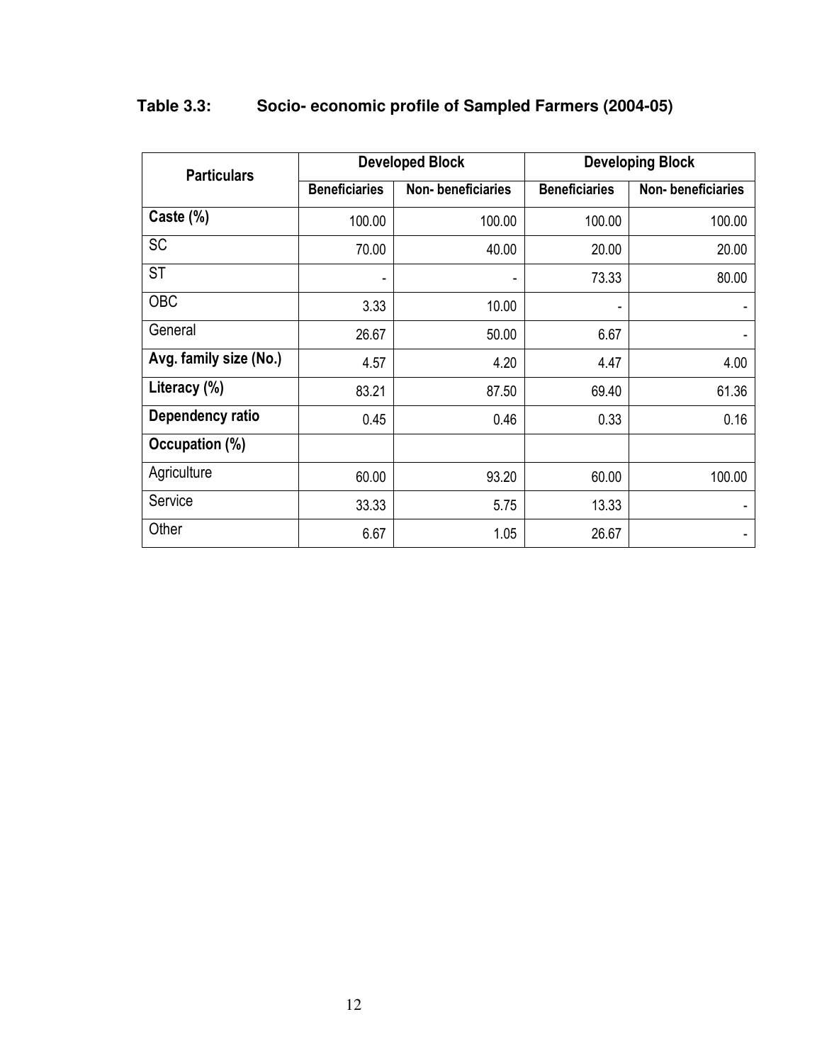**Table 3.3: Socio- economic profile of Sampled Farmers (2004-05)**

| Particulars | Developed Block | | Developing Block | |
|---|---|---|---|---|
| | Beneficiaries | Non- beneficiaries | Beneficiaries | Non- beneficiaries |
| **Caste (%)** | 100.00 | 100.00 | 100.00 | 100.00 |
| SC | 70.00 | 40.00 | 20.00 | 20.00 |
| ST | - | - | 73.33 | 80.00 |
| OBC | 3.33 | 10.00 | - | - |
| General | 26.67 | 50.00 | 6.67 | - |
| **Avg. family size (No.)** | 4.57 | 4.20 | 4.47 | 4.00 |
| **Literacy (%)** | 83.21 | 87.50 | 69.40 | 61.36 |
| **Dependency ratio** | 0.45 | 0.46 | 0.33 | 0.16 |
| **Occupation (%)** | | | | |
| Agriculture | 60.00 | 93.20 | 60.00 | 100.00 |
| Service | 33.33 | 5.75 | 13.33 | - |
| Other | 6.67 | 1.05 | 26.67 | - |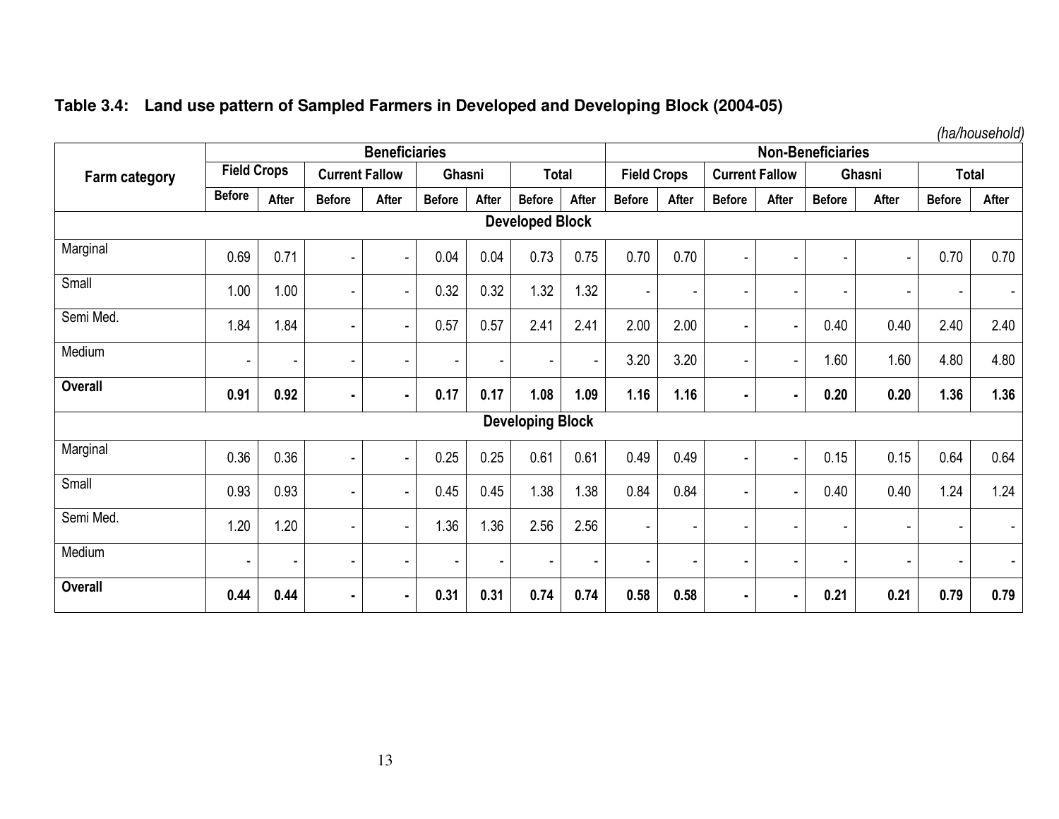**Table 3.4: Land use pattern of Sampled Farmers in Developed and Developing Block (2004-05)**

*(ha/household)*

| Farm category | Beneficiaries | | | | | | | | Non-Beneficiaries | | | | | | | |
|---|---|---|---|---|---|---|---|---|---|---|---|---|---|---|---|---|
| | Field Crops | | Current Fallow | | Ghasni | | Total | | Field Crops | | Current Fallow | | Ghasni | | Total | |
| | Before | After | Before | After | Before | After | Before | After | Before | After | Before | After | Before | After | Before | After |
| **Developed Block** | | | | | | | | | | | | | | | | |
| Marginal | 0.69 | 0.71 | - | - | 0.04 | 0.04 | 0.73 | 0.75 | 0.70 | 0.70 | - | - | - | - | 0.70 | 0.70 |
| Small | 1.00 | 1.00 | - | - | 0.32 | 0.32 | 1.32 | 1.32 | - | - | - | - | - | - | - | - |
| Semi Med. | 1.84 | 1.84 | - | - | 0.57 | 0.57 | 2.41 | 2.41 | 2.00 | 2.00 | - | - | 0.40 | 0.40 | 2.40 | 2.40 |
| Medium | - | - | - | - | - | - | - | - | 3.20 | 3.20 | - | - | 1.60 | 1.60 | 4.80 | 4.80 |
| **Overall** | **0.91** | **0.92** | **-** | **-** | **0.17** | **0.17** | **1.08** | **1.09** | **1.16** | **1.16** | **-** | **-** | **0.20** | **0.20** | **1.36** | **1.36** |
| **Developing Block** | | | | | | | | | | | | | | | | |
| Marginal | 0.36 | 0.36 | - | - | 0.25 | 0.25 | 0.61 | 0.61 | 0.49 | 0.49 | - | - | 0.15 | 0.15 | 0.64 | 0.64 |
| Small | 0.93 | 0.93 | - | - | 0.45 | 0.45 | 1.38 | 1.38 | 0.84 | 0.84 | - | - | 0.40 | 0.40 | 1.24 | 1.24 |
| Semi Med. | 1.20 | 1.20 | - | - | 1.36 | 1.36 | 2.56 | 2.56 | - | - | - | - | - | - | - | - |
| Medium | - | - | - | - | - | - | - | - | - | - | - | - | - | - | - | - |
| **Overall** | **0.44** | **0.44** | **-** | **-** | **0.31** | **0.31** | **0.74** | **0.74** | **0.58** | **0.58** | **-** | **-** | **0.21** | **0.21** | **0.79** | **0.79** |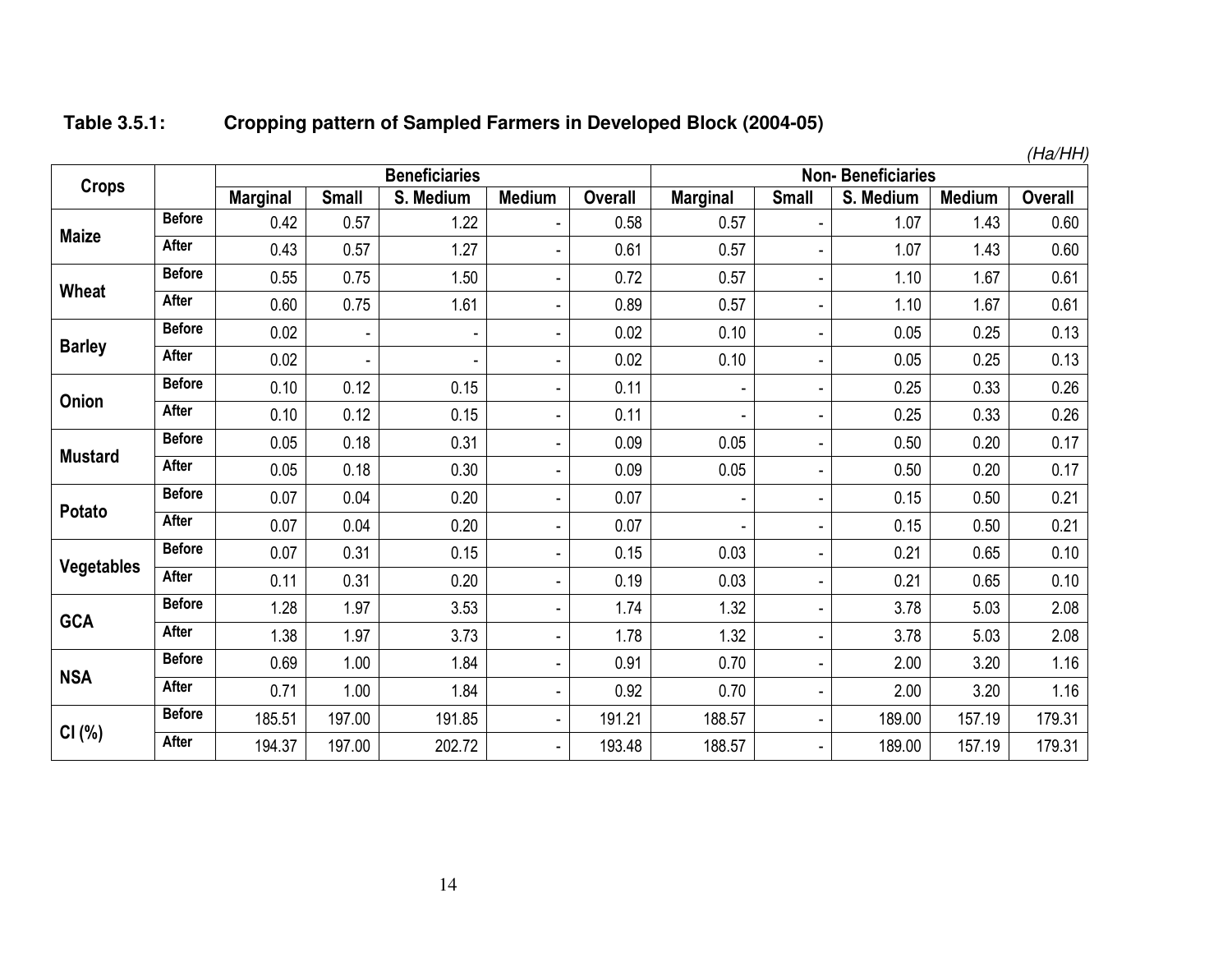**Table 3.5.1: Cropping pattern of Sampled Farmers in Developed Block (2004-05)**

*(Ha/HH)*

| Crops | | Beneficiaries | | | | | Non- Beneficiaries | | | | |
|---|---|---|---|---|---|---|---|---|---|---|---|
| | | Marginal | Small | S. Medium | Medium | Overall | Marginal | Small | S. Medium | Medium | Overall |
| Maize | Before | 0.42 | 0.57 | 1.22 | - | 0.58 | 0.57 | - | 1.07 | 1.43 | 0.60 |
| | After | 0.43 | 0.57 | 1.27 | - | 0.61 | 0.57 | - | 1.07 | 1.43 | 0.60 |
| Wheat | Before | 0.55 | 0.75 | 1.50 | - | 0.72 | 0.57 | - | 1.10 | 1.67 | 0.61 |
| | After | 0.60 | 0.75 | 1.61 | - | 0.89 | 0.57 | - | 1.10 | 1.67 | 0.61 |
| Barley | Before | 0.02 | - | - | - | 0.02 | 0.10 | - | 0.05 | 0.25 | 0.13 |
| | After | 0.02 | - | - | - | 0.02 | 0.10 | - | 0.05 | 0.25 | 0.13 |
| Onion | Before | 0.10 | 0.12 | 0.15 | - | 0.11 | - | - | 0.25 | 0.33 | 0.26 |
| | After | 0.10 | 0.12 | 0.15 | - | 0.11 | - | - | 0.25 | 0.33 | 0.26 |
| Mustard | Before | 0.05 | 0.18 | 0.31 | - | 0.09 | 0.05 | - | 0.50 | 0.20 | 0.17 |
| | After | 0.05 | 0.18 | 0.30 | - | 0.09 | 0.05 | - | 0.50 | 0.20 | 0.17 |
| Potato | Before | 0.07 | 0.04 | 0.20 | - | 0.07 | - | - | 0.15 | 0.50 | 0.21 |
| | After | 0.07 | 0.04 | 0.20 | - | 0.07 | - | - | 0.15 | 0.50 | 0.21 |
| Vegetables | Before | 0.07 | 0.31 | 0.15 | - | 0.15 | 0.03 | - | 0.21 | 0.65 | 0.10 |
| | After | 0.11 | 0.31 | 0.20 | - | 0.19 | 0.03 | - | 0.21 | 0.65 | 0.10 |
| GCA | Before | 1.28 | 1.97 | 3.53 | - | 1.74 | 1.32 | - | 3.78 | 5.03 | 2.08 |
| | After | 1.38 | 1.97 | 3.73 | - | 1.78 | 1.32 | - | 3.78 | 5.03 | 2.08 |
| NSA | Before | 0.69 | 1.00 | 1.84 | - | 0.91 | 0.70 | - | 2.00 | 3.20 | 1.16 |
| | After | 0.71 | 1.00 | 1.84 | - | 0.92 | 0.70 | - | 2.00 | 3.20 | 1.16 |
| CI (%) | Before | 185.51 | 197.00 | 191.85 | - | 191.21 | 188.57 | - | 189.00 | 157.19 | 179.31 |
| | After | 194.37 | 197.00 | 202.72 | - | 193.48 | 188.57 | - | 189.00 | 157.19 | 179.31 |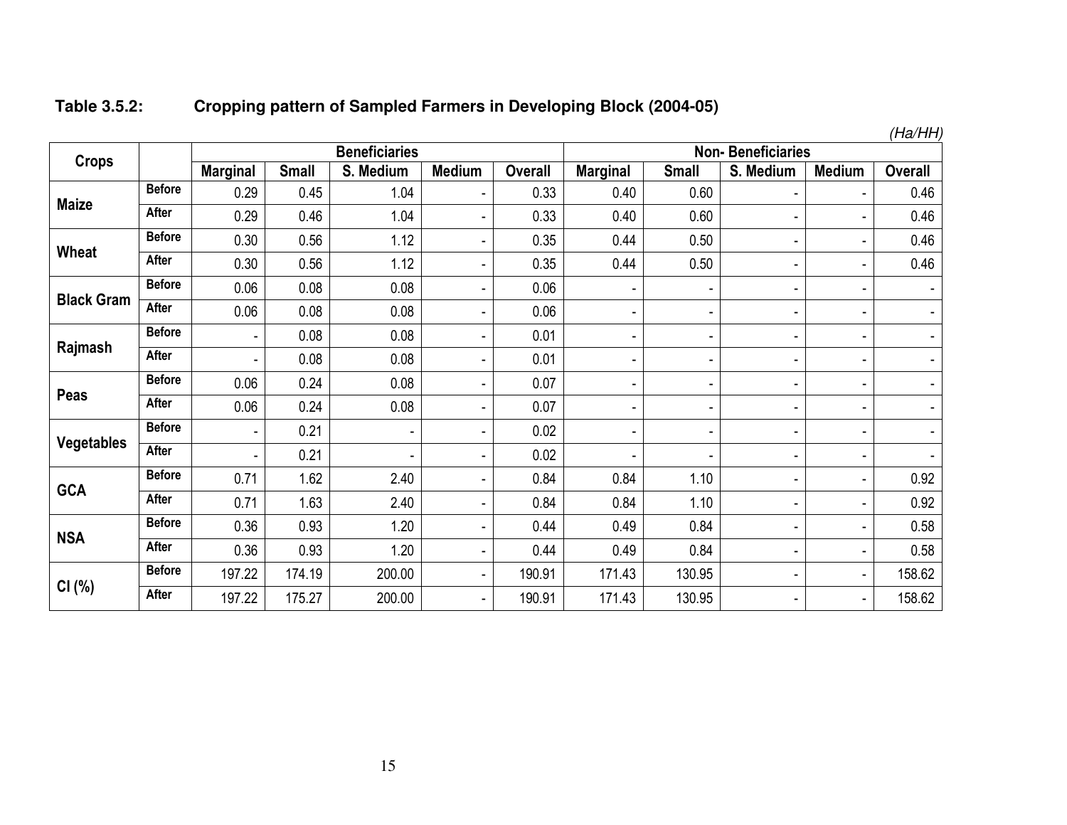**Table 3.5.2: Cropping pattern of Sampled Farmers in Developing Block (2004-05)**

*(Ha/HH)*

| Crops | | Beneficiaries | | | | | Non- Beneficiaries | | | | |
|---|---|---|---|---|---|---|---|---|---|---|---|
| | | Marginal | Small | S. Medium | Medium | Overall | Marginal | Small | S. Medium | Medium | Overall |
| Maize | Before | 0.29 | 0.45 | 1.04 | - | 0.33 | 0.40 | 0.60 | - | - | 0.46 |
| | After | 0.29 | 0.46 | 1.04 | - | 0.33 | 0.40 | 0.60 | - | - | 0.46 |
| Wheat | Before | 0.30 | 0.56 | 1.12 | - | 0.35 | 0.44 | 0.50 | - | - | 0.46 |
| | After | 0.30 | 0.56 | 1.12 | - | 0.35 | 0.44 | 0.50 | - | - | 0.46 |
| Black Gram | Before | 0.06 | 0.08 | 0.08 | - | 0.06 | - | - | - | - | - |
| | After | 0.06 | 0.08 | 0.08 | - | 0.06 | - | - | - | - | - |
| Rajmash | Before | - | 0.08 | 0.08 | - | 0.01 | - | - | - | - | - |
| | After | - | 0.08 | 0.08 | - | 0.01 | - | - | - | - | - |
| Peas | Before | 0.06 | 0.24 | 0.08 | - | 0.07 | - | - | - | - | - |
| | After | 0.06 | 0.24 | 0.08 | - | 0.07 | - | - | - | - | - |
| Vegetables | Before | - | 0.21 | - | - | 0.02 | - | - | - | - | - |
| | After | - | 0.21 | - | - | 0.02 | - | - | - | - | - |
| GCA | Before | 0.71 | 1.62 | 2.40 | - | 0.84 | 0.84 | 1.10 | - | - | 0.92 |
| | After | 0.71 | 1.63 | 2.40 | - | 0.84 | 0.84 | 1.10 | - | - | 0.92 |
| NSA | Before | 0.36 | 0.93 | 1.20 | - | 0.44 | 0.49 | 0.84 | - | - | 0.58 |
| | After | 0.36 | 0.93 | 1.20 | - | 0.44 | 0.49 | 0.84 | - | - | 0.58 |
| CI (%) | Before | 197.22 | 174.19 | 200.00 | - | 190.91 | 171.43 | 130.95 | - | - | 158.62 |
| | After | 197.22 | 175.27 | 200.00 | - | 190.91 | 171.43 | 130.95 | - | - | 158.62 |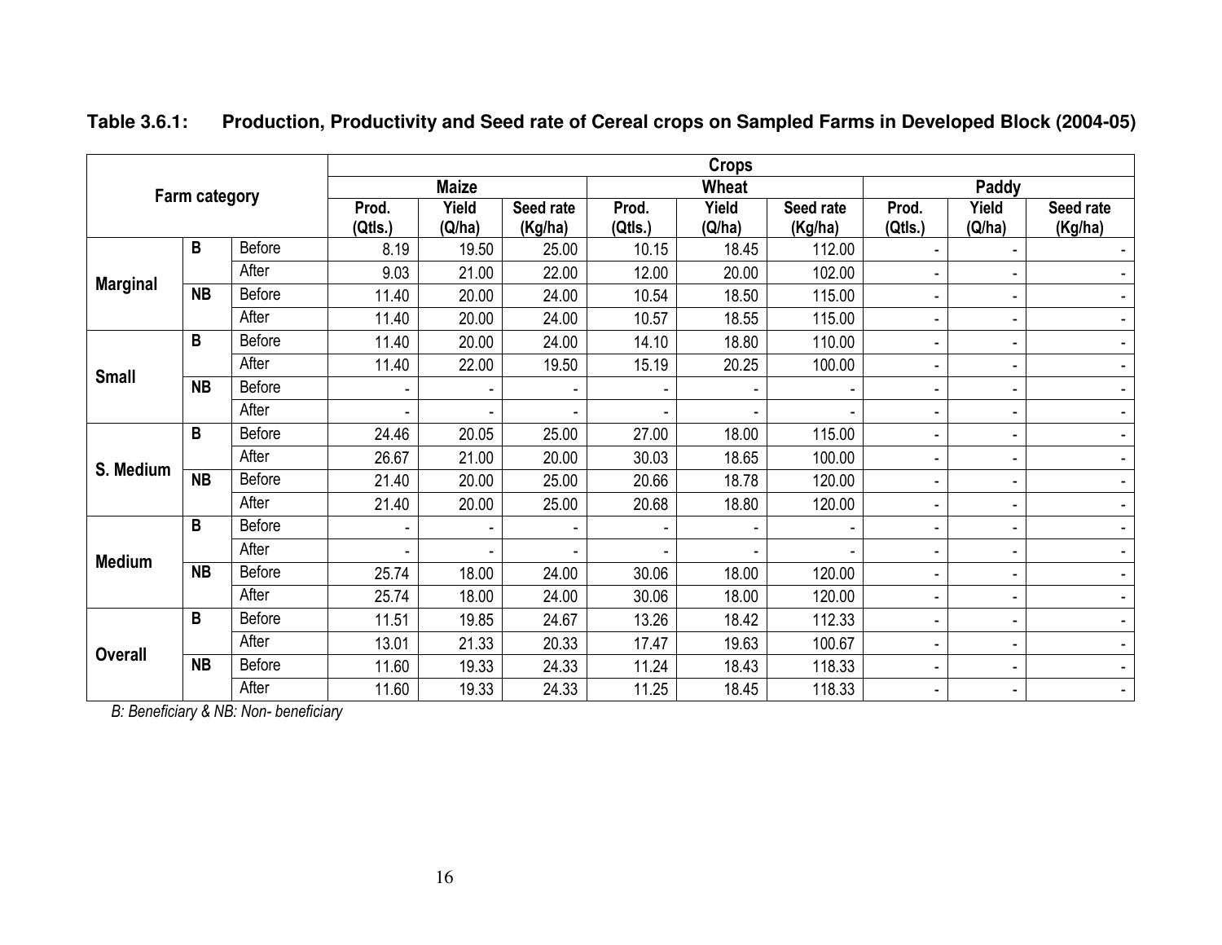**Table 3.6.1: Production, Productivity and Seed rate of Cereal crops on Sampled Farms in Developed Block (2004-05)**

| Farm category | | | Crops | | | | | | | | |
|---|---|---|---|---|---|---|---|---|---|---|---|
| | | | Maize | | | Wheat | | | Paddy | | |
| | | | Prod. (Qtls.) | Yield (Q/ha) | Seed rate (Kg/ha) | Prod. (Qtls.) | Yield (Q/ha) | Seed rate (Kg/ha) | Prod. (Qtls.) | Yield (Q/ha) | Seed rate (Kg/ha) |
| Marginal | B | Before | 8.19 | 19.50 | 25.00 | 10.15 | 18.45 | 112.00 | - | - | - |
| | | After | 9.03 | 21.00 | 22.00 | 12.00 | 20.00 | 102.00 | - | - | - |
| | NB | Before | 11.40 | 20.00 | 24.00 | 10.54 | 18.50 | 115.00 | - | - | - |
| | | After | 11.40 | 20.00 | 24.00 | 10.57 | 18.55 | 115.00 | - | - | - |
| Small | B | Before | 11.40 | 20.00 | 24.00 | 14.10 | 18.80 | 110.00 | - | - | - |
| | | After | 11.40 | 22.00 | 19.50 | 15.19 | 20.25 | 100.00 | - | - | - |
| | NB | Before | - | - | - | - | - | - | - | - | - |
| | | After | - | - | - | - | - | - | - | - | - |
| S. Medium | B | Before | 24.46 | 20.05 | 25.00 | 27.00 | 18.00 | 115.00 | - | - | - |
| | | After | 26.67 | 21.00 | 20.00 | 30.03 | 18.65 | 100.00 | - | - | - |
| | NB | Before | 21.40 | 20.00 | 25.00 | 20.66 | 18.78 | 120.00 | - | - | - |
| | | After | 21.40 | 20.00 | 25.00 | 20.68 | 18.80 | 120.00 | - | - | - |
| Medium | B | Before | - | - | - | - | - | - | - | - | - |
| | | After | - | - | - | - | - | - | - | - | - |
| | NB | Before | 25.74 | 18.00 | 24.00 | 30.06 | 18.00 | 120.00 | - | - | - |
| | | After | 25.74 | 18.00 | 24.00 | 30.06 | 18.00 | 120.00 | - | - | - |
| Overall | B | Before | 11.51 | 19.85 | 24.67 | 13.26 | 18.42 | 112.33 | - | - | - |
| | | After | 13.01 | 21.33 | 20.33 | 17.47 | 19.63 | 100.67 | - | - | - |
| | NB | Before | 11.60 | 19.33 | 24.33 | 11.24 | 18.43 | 118.33 | - | - | - |
| | | After | 11.60 | 19.33 | 24.33 | 11.25 | 18.45 | 118.33 | - | - | - |

*B: Beneficiary & NB: Non- beneficiary*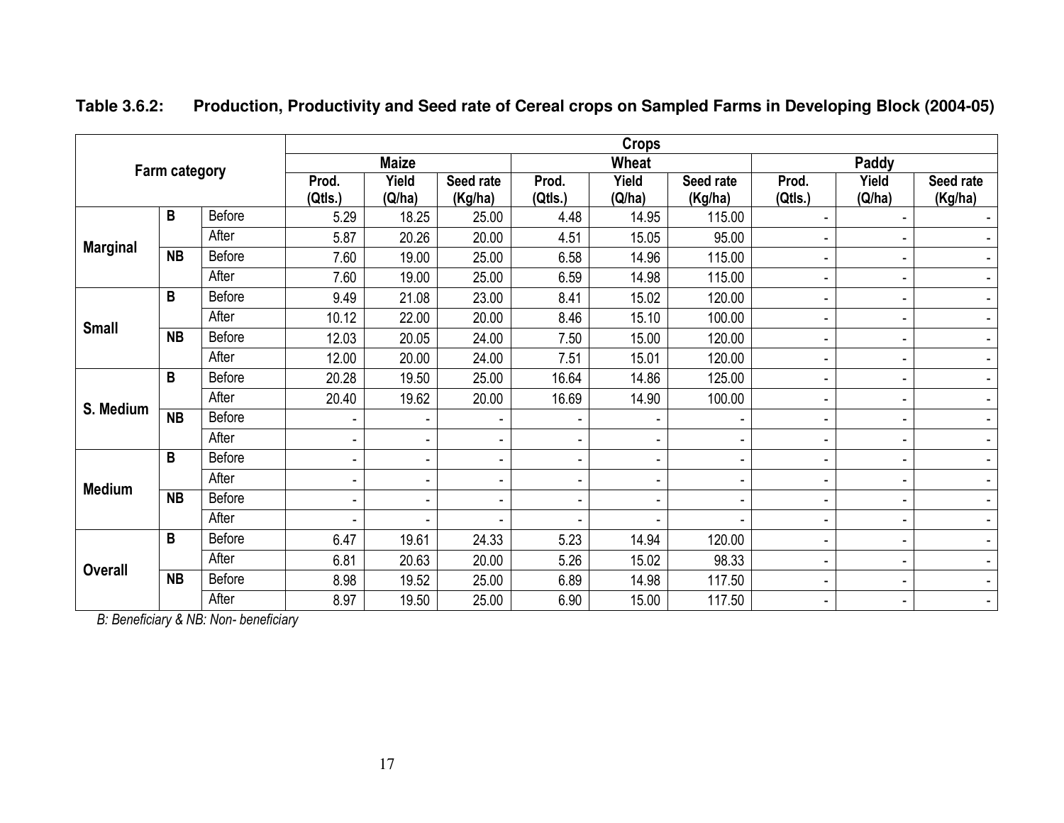**Table 3.6.2: Production, Productivity and Seed rate of Cereal crops on Sampled Farms in Developing Block (2004-05)**

| Farm category | | | Crops | | | | | | | | |
|---|---|---|---|---|---|---|---|---|---|---|---|
| | | | Maize | | | Wheat | | | Paddy | | |
| | | | Prod. (Qtls.) | Yield (Q/ha) | Seed rate (Kg/ha) | Prod. (Qtls.) | Yield (Q/ha) | Seed rate (Kg/ha) | Prod. (Qtls.) | Yield (Q/ha) | Seed rate (Kg/ha) |
| Marginal | B | Before | 5.29 | 18.25 | 25.00 | 4.48 | 14.95 | 115.00 | - | - | - |
| | | After | 5.87 | 20.26 | 20.00 | 4.51 | 15.05 | 95.00 | - | - | - |
| | NB | Before | 7.60 | 19.00 | 25.00 | 6.58 | 14.96 | 115.00 | - | - | - |
| | | After | 7.60 | 19.00 | 25.00 | 6.59 | 14.98 | 115.00 | - | - | - |
| Small | B | Before | 9.49 | 21.08 | 23.00 | 8.41 | 15.02 | 120.00 | - | - | - |
| | | After | 10.12 | 22.00 | 20.00 | 8.46 | 15.10 | 100.00 | - | - | - |
| | NB | Before | 12.03 | 20.05 | 24.00 | 7.50 | 15.00 | 120.00 | - | - | - |
| | | After | 12.00 | 20.00 | 24.00 | 7.51 | 15.01 | 120.00 | - | - | - |
| S. Medium | B | Before | 20.28 | 19.50 | 25.00 | 16.64 | 14.86 | 125.00 | - | - | - |
| | | After | 20.40 | 19.62 | 20.00 | 16.69 | 14.90 | 100.00 | - | - | - |
| | NB | Before | - | - | - | - | - | - | - | - | - |
| | | After | - | - | - | - | - | - | - | - | - |
| Medium | B | Before | - | - | - | - | - | - | - | - | - |
| | | After | - | - | - | - | - | - | - | - | - |
| | NB | Before | - | - | - | - | - | - | - | - | - |
| | | After | - | - | - | - | - | - | - | - | - |
| Overall | B | Before | 6.47 | 19.61 | 24.33 | 5.23 | 14.94 | 120.00 | - | - | - |
| | | After | 6.81 | 20.63 | 20.00 | 5.26 | 15.02 | 98.33 | - | - | - |
| | NB | Before | 8.98 | 19.52 | 25.00 | 6.89 | 14.98 | 117.50 | - | - | - |
| | | After | 8.97 | 19.50 | 25.00 | 6.90 | 15.00 | 117.50 | - | - | - |

*B: Beneficiary & NB: Non- beneficiary*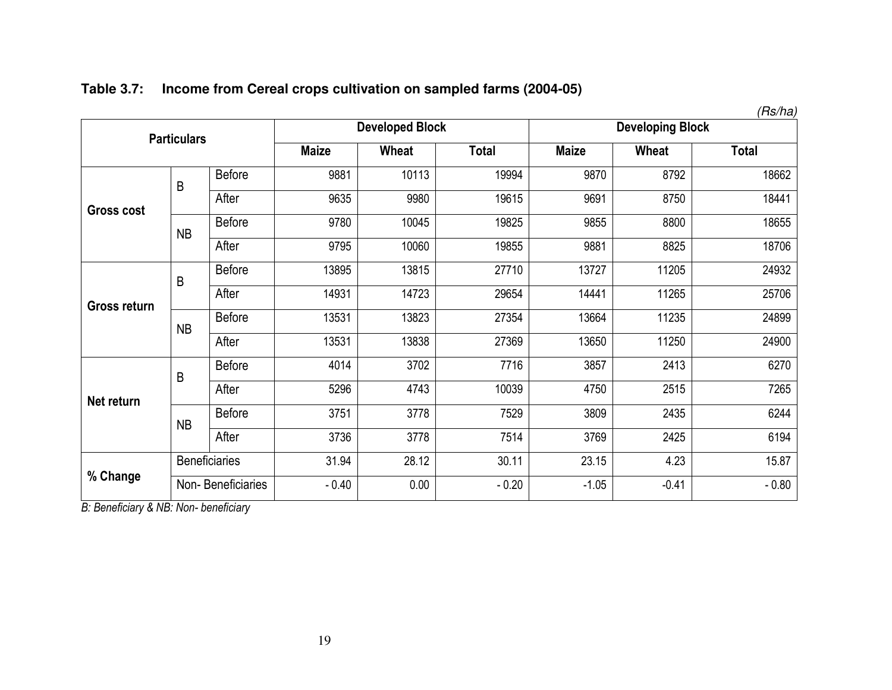**Table 3.7: Income from Cereal crops cultivation on sampled farms (2004-05)**

*(Rs/ha)*

| Particulars | | | Developed Block | | | Developing Block | | |
|---|---|---|---|---|---|---|---|---|
| | | | Maize | Wheat | Total | Maize | Wheat | Total |
| Gross cost | B | Before | 9881 | 10113 | 19994 | 9870 | 8792 | 18662 |
| | | After | 9635 | 9980 | 19615 | 9691 | 8750 | 18441 |
| | NB | Before | 9780 | 10045 | 19825 | 9855 | 8800 | 18655 |
| | | After | 9795 | 10060 | 19855 | 9881 | 8825 | 18706 |
| Gross return | B | Before | 13895 | 13815 | 27710 | 13727 | 11205 | 24932 |
| | | After | 14931 | 14723 | 29654 | 14441 | 11265 | 25706 |
| | NB | Before | 13531 | 13823 | 27354 | 13664 | 11235 | 24899 |
| | | After | 13531 | 13838 | 27369 | 13650 | 11250 | 24900 |
| Net return | B | Before | 4014 | 3702 | 7716 | 3857 | 2413 | 6270 |
| | | After | 5296 | 4743 | 10039 | 4750 | 2515 | 7265 |
| | NB | Before | 3751 | 3778 | 7529 | 3809 | 2435 | 6244 |
| | | After | 3736 | 3778 | 7514 | 3769 | 2425 | 6194 |
| % Change | Beneficiaries | | 31.94 | 28.12 | 30.11 | 23.15 | 4.23 | 15.87 |
| | Non- Beneficiaries | | - 0.40 | 0.00 | - 0.20 | -1.05 | -0.41 | - 0.80 |

*B: Beneficiary & NB: Non- beneficiary*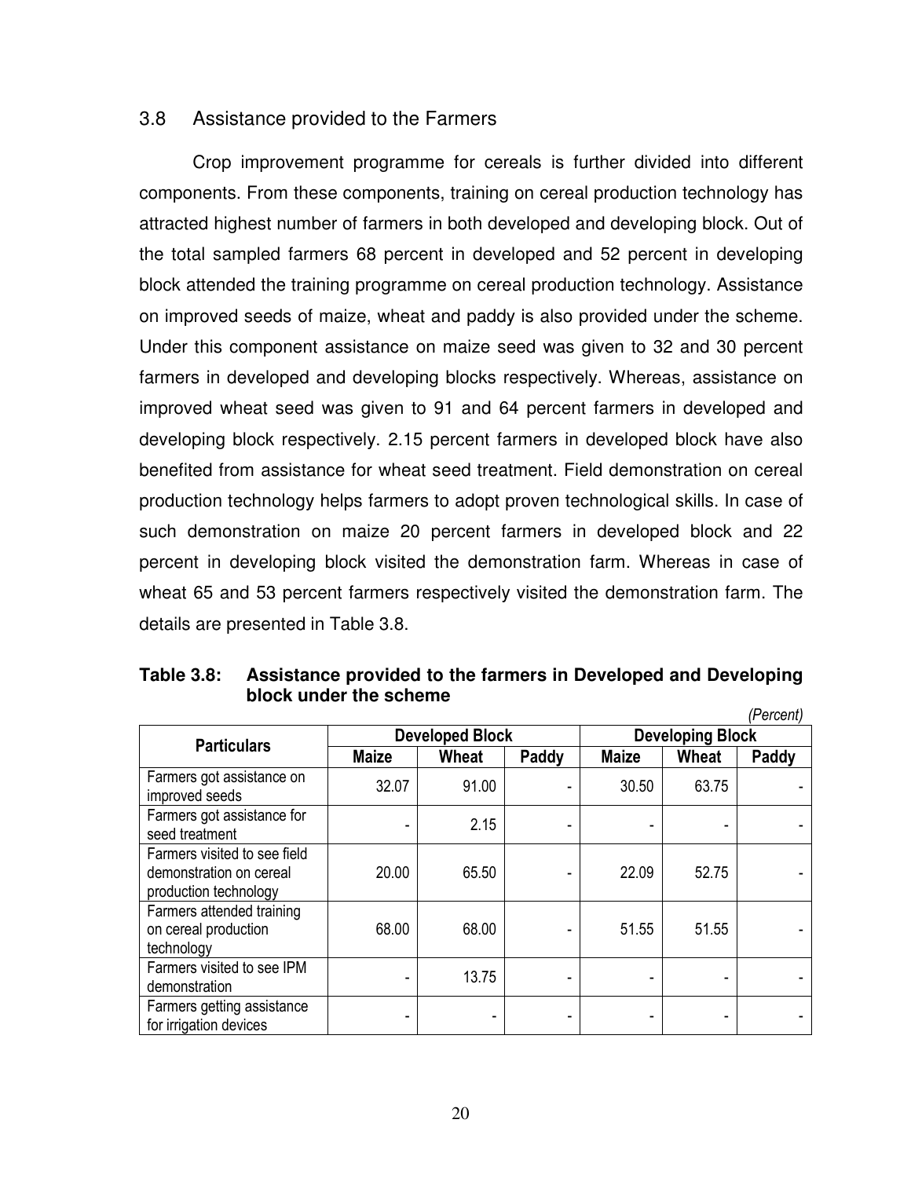## 3.8 Assistance provided to the Farmers

Crop improvement programme for cereals is further divided into different components. From these components, training on cereal production technology has attracted highest number of farmers in both developed and developing block. Out of the total sampled farmers 68 percent in developed and 52 percent in developing block attended the training programme on cereal production technology. Assistance on improved seeds of maize, wheat and paddy is also provided under the scheme. Under this component assistance on maize seed was given to 32 and 30 percent farmers in developed and developing blocks respectively. Whereas, assistance on improved wheat seed was given to 91 and 64 percent farmers in developed and developing block respectively. 2.15 percent farmers in developed block have also benefited from assistance for wheat seed treatment. Field demonstration on cereal production technology helps farmers to adopt proven technological skills. In case of such demonstration on maize 20 percent farmers in developed block and 22 percent in developing block visited the demonstration farm. Whereas in case of wheat 65 and 53 percent farmers respectively visited the demonstration farm. The details are presented in Table 3.8.

**Table 3.8: Assistance provided to the farmers in Developed and Developing block under the scheme**

*(Percent)*

| Particulars | Developed Block | | | Developing Block | | |
|---|---|---|---|---|---|---|
| | Maize | Wheat | Paddy | Maize | Wheat | Paddy |
| Farmers got assistance on improved seeds | 32.07 | 91.00 | - | 30.50 | 63.75 | - |
| Farmers got assistance for seed treatment | - | 2.15 | - | - | - | - |
| Farmers visited to see field demonstration on cereal production technology | 20.00 | 65.50 | - | 22.09 | 52.75 | - |
| Farmers attended training on cereal production technology | 68.00 | 68.00 | - | 51.55 | 51.55 | - |
| Farmers visited to see IPM demonstration | - | 13.75 | - | - | - | - |
| Farmers getting assistance for irrigation devices | - | - | - | - | - | - |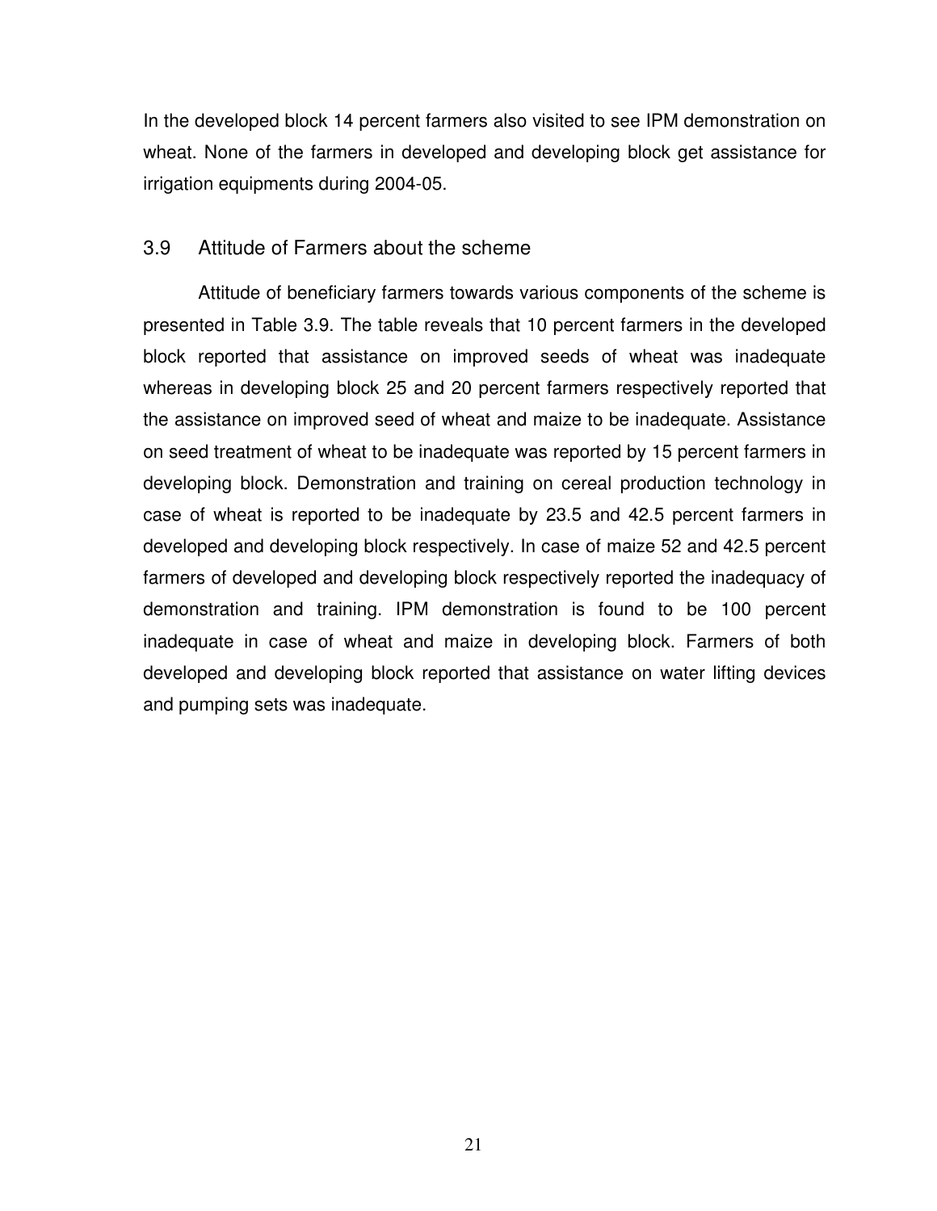In the developed block 14 percent farmers also visited to see IPM demonstration on wheat. None of the farmers in developed and developing block get assistance for irrigation equipments during 2004-05.

## 3.9 Attitude of Farmers about the scheme

Attitude of beneficiary farmers towards various components of the scheme is presented in Table 3.9. The table reveals that 10 percent farmers in the developed block reported that assistance on improved seeds of wheat was inadequate whereas in developing block 25 and 20 percent farmers respectively reported that the assistance on improved seed of wheat and maize to be inadequate. Assistance on seed treatment of wheat to be inadequate was reported by 15 percent farmers in developing block. Demonstration and training on cereal production technology in case of wheat is reported to be inadequate by 23.5 and 42.5 percent farmers in developed and developing block respectively. In case of maize 52 and 42.5 percent farmers of developed and developing block respectively reported the inadequacy of demonstration and training. IPM demonstration is found to be 100 percent inadequate in case of wheat and maize in developing block. Farmers of both developed and developing block reported that assistance on water lifting devices and pumping sets was inadequate.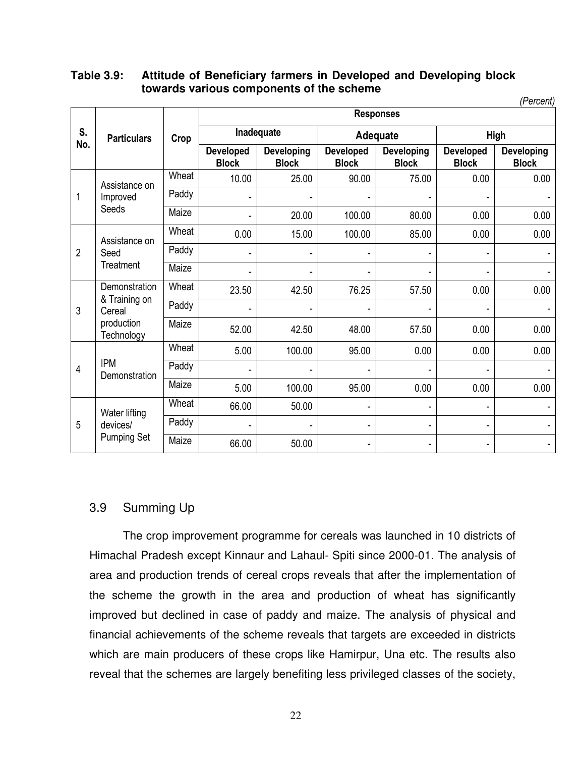**Table 3.9: Attitude of Beneficiary farmers in Developed and Developing block towards various components of the scheme**

*(Percent)*

| S. No. | Particulars | Crop | Responses | | | | | |
|---|---|---|---|---|---|---|---|---|
| | | | Inadequate | | Adequate | | High | |
| | | | Developed Block | Developing Block | Developed Block | Developing Block | Developed Block | Developing Block |
| 1 | Assistance on Improved Seeds | Wheat | 10.00 | 25.00 | 90.00 | 75.00 | 0.00 | 0.00 |
| | | Paddy | - | - | - | - | - | - |
| | | Maize | - | 20.00 | 100.00 | 80.00 | 0.00 | 0.00 |
| 2 | Assistance on Seed Treatment | Wheat | 0.00 | 15.00 | 100.00 | 85.00 | 0.00 | 0.00 |
| | | Paddy | - | - | - | - | - | - |
| | | Maize | - | - | - | - | - | - |
| 3 | Demonstration & Training on Cereal production Technology | Wheat | 23.50 | 42.50 | 76.25 | 57.50 | 0.00 | 0.00 |
| | | Paddy | - | - | - | - | - | - |
| | | Maize | 52.00 | 42.50 | 48.00 | 57.50 | 0.00 | 0.00 |
| 4 | IPM Demonstration | Wheat | 5.00 | 100.00 | 95.00 | 0.00 | 0.00 | 0.00 |
| | | Paddy | - | - | - | - | - | - |
| | | Maize | 5.00 | 100.00 | 95.00 | 0.00 | 0.00 | 0.00 |
| 5 | Water lifting devices/ Pumping Set | Wheat | 66.00 | 50.00 | - | - | - | - |
| | | Paddy | - | - | - | - | - | - |
| | | Maize | 66.00 | 50.00 | - | - | - | - |

## 3.9 Summing Up

The crop improvement programme for cereals was launched in 10 districts of Himachal Pradesh except Kinnaur and Lahaul- Spiti since 2000-01. The analysis of area and production trends of cereal crops reveals that after the implementation of the scheme the growth in the area and production of wheat has significantly improved but declined in case of paddy and maize. The analysis of physical and financial achievements of the scheme reveals that targets are exceeded in districts which are main producers of these crops like Hamirpur, Una etc. The results also reveal that the schemes are largely benefiting less privileged classes of the society,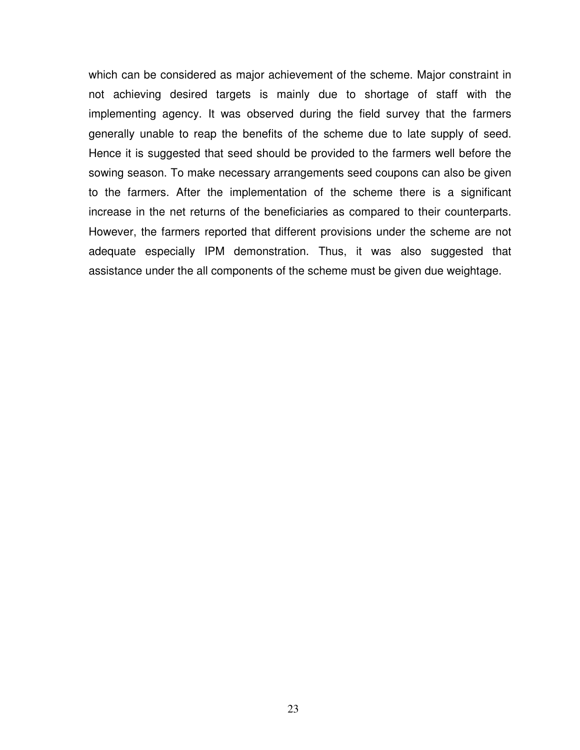which can be considered as major achievement of the scheme. Major constraint in not achieving desired targets is mainly due to shortage of staff with the implementing agency. It was observed during the field survey that the farmers generally unable to reap the benefits of the scheme due to late supply of seed. Hence it is suggested that seed should be provided to the farmers well before the sowing season. To make necessary arrangements seed coupons can also be given to the farmers. After the implementation of the scheme there is a significant increase in the net returns of the beneficiaries as compared to their counterparts. However, the farmers reported that different provisions under the scheme are not adequate especially IPM demonstration. Thus, it was also suggested that assistance under the all components of the scheme must be given due weightage.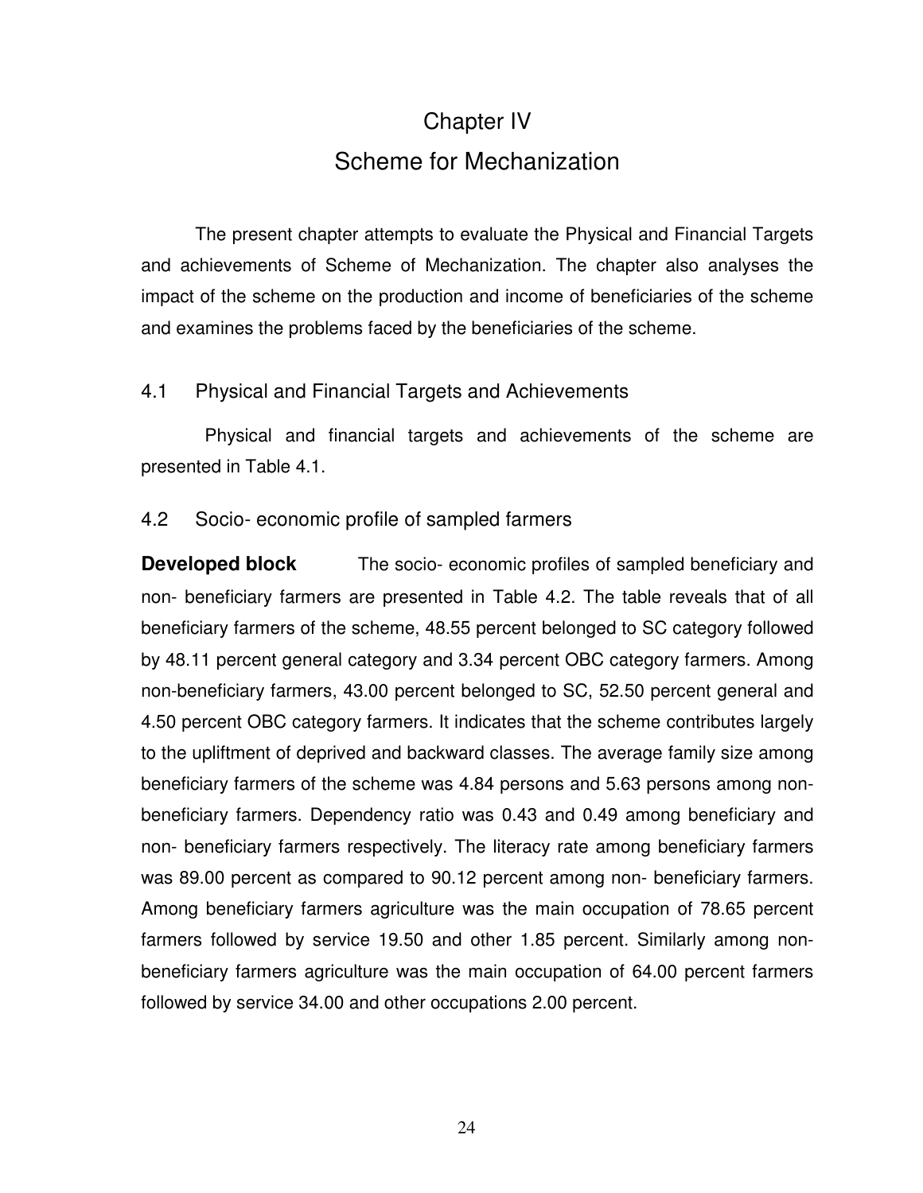# Chapter IV

# Scheme for Mechanization

The present chapter attempts to evaluate the Physical and Financial Targets and achievements of Scheme of Mechanization. The chapter also analyses the impact of the scheme on the production and income of beneficiaries of the scheme and examines the problems faced by the beneficiaries of the scheme.

## 4.1 Physical and Financial Targets and Achievements

Physical and financial targets and achievements of the scheme are presented in Table 4.1.

## 4.2 Socio- economic profile of sampled farmers

**Developed block** The socio- economic profiles of sampled beneficiary and non- beneficiary farmers are presented in Table 4.2. The table reveals that of all beneficiary farmers of the scheme, 48.55 percent belonged to SC category followed by 48.11 percent general category and 3.34 percent OBC category farmers. Among non-beneficiary farmers, 43.00 percent belonged to SC, 52.50 percent general and 4.50 percent OBC category farmers. It indicates that the scheme contributes largely to the upliftment of deprived and backward classes. The average family size among beneficiary farmers of the scheme was 4.84 persons and 5.63 persons among non-beneficiary farmers. Dependency ratio was 0.43 and 0.49 among beneficiary and non- beneficiary farmers respectively. The literacy rate among beneficiary farmers was 89.00 percent as compared to 90.12 percent among non- beneficiary farmers. Among beneficiary farmers agriculture was the main occupation of 78.65 percent farmers followed by service 19.50 and other 1.85 percent. Similarly among non-beneficiary farmers agriculture was the main occupation of 64.00 percent farmers followed by service 34.00 and other occupations 2.00 percent.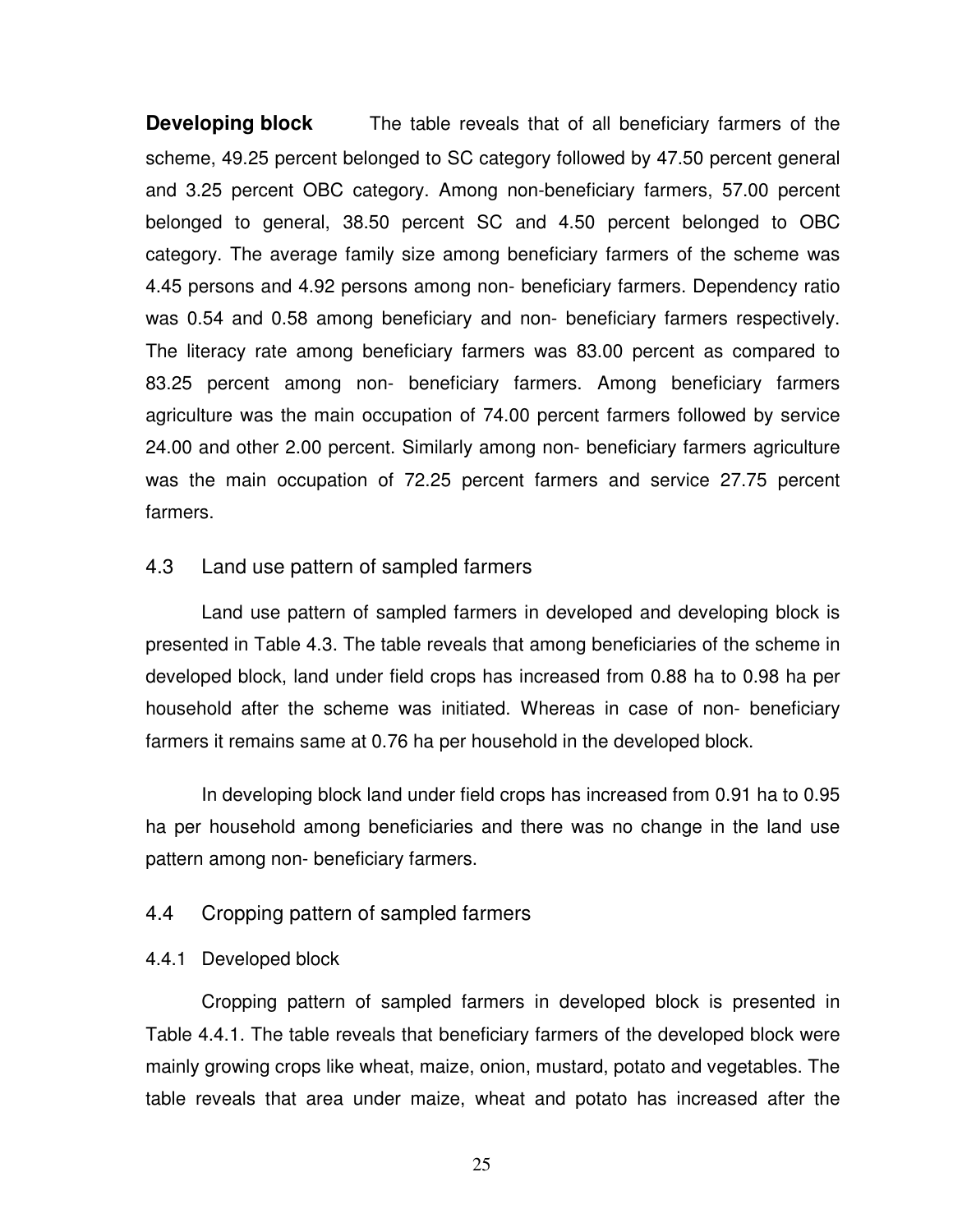**Developing block** The table reveals that of all beneficiary farmers of the scheme, 49.25 percent belonged to SC category followed by 47.50 percent general and 3.25 percent OBC category. Among non-beneficiary farmers, 57.00 percent belonged to general, 38.50 percent SC and 4.50 percent belonged to OBC category. The average family size among beneficiary farmers of the scheme was 4.45 persons and 4.92 persons among non- beneficiary farmers. Dependency ratio was 0.54 and 0.58 among beneficiary and non- beneficiary farmers respectively. The literacy rate among beneficiary farmers was 83.00 percent as compared to 83.25 percent among non- beneficiary farmers. Among beneficiary farmers agriculture was the main occupation of 74.00 percent farmers followed by service 24.00 and other 2.00 percent. Similarly among non- beneficiary farmers agriculture was the main occupation of 72.25 percent farmers and service 27.75 percent farmers.

## 4.3 Land use pattern of sampled farmers

Land use pattern of sampled farmers in developed and developing block is presented in Table 4.3. The table reveals that among beneficiaries of the scheme in developed block, land under field crops has increased from 0.88 ha to 0.98 ha per household after the scheme was initiated. Whereas in case of non- beneficiary farmers it remains same at 0.76 ha per household in the developed block.

In developing block land under field crops has increased from 0.91 ha to 0.95 ha per household among beneficiaries and there was no change in the land use pattern among non- beneficiary farmers.

## 4.4 Cropping pattern of sampled farmers

### 4.4.1 Developed block

Cropping pattern of sampled farmers in developed block is presented in Table 4.4.1. The table reveals that beneficiary farmers of the developed block were mainly growing crops like wheat, maize, onion, mustard, potato and vegetables. The table reveals that area under maize, wheat and potato has increased after the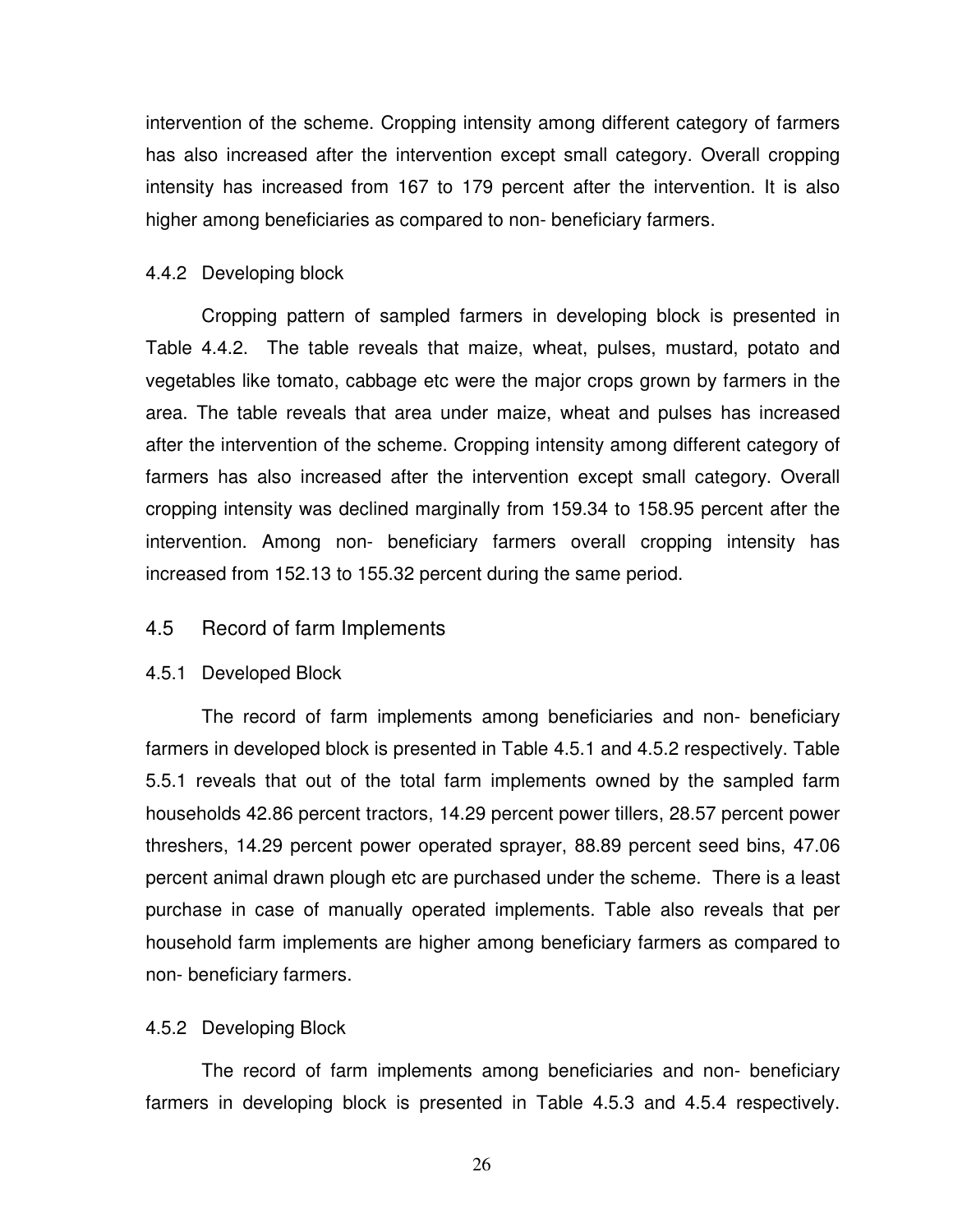intervention of the scheme. Cropping intensity among different category of farmers has also increased after the intervention except small category. Overall cropping intensity has increased from 167 to 179 percent after the intervention. It is also higher among beneficiaries as compared to non- beneficiary farmers.

### 4.4.2 Developing block

Cropping pattern of sampled farmers in developing block is presented in Table 4.4.2. The table reveals that maize, wheat, pulses, mustard, potato and vegetables like tomato, cabbage etc were the major crops grown by farmers in the area. The table reveals that area under maize, wheat and pulses has increased after the intervention of the scheme. Cropping intensity among different category of farmers has also increased after the intervention except small category. Overall cropping intensity was declined marginally from 159.34 to 158.95 percent after the intervention. Among non- beneficiary farmers overall cropping intensity has increased from 152.13 to 155.32 percent during the same period.

## 4.5 Record of farm Implements

### 4.5.1 Developed Block

The record of farm implements among beneficiaries and non- beneficiary farmers in developed block is presented in Table 4.5.1 and 4.5.2 respectively. Table 5.5.1 reveals that out of the total farm implements owned by the sampled farm households 42.86 percent tractors, 14.29 percent power tillers, 28.57 percent power threshers, 14.29 percent power operated sprayer, 88.89 percent seed bins, 47.06 percent animal drawn plough etc are purchased under the scheme. There is a least purchase in case of manually operated implements. Table also reveals that per household farm implements are higher among beneficiary farmers as compared to non- beneficiary farmers.

### 4.5.2 Developing Block

The record of farm implements among beneficiaries and non- beneficiary farmers in developing block is presented in Table 4.5.3 and 4.5.4 respectively.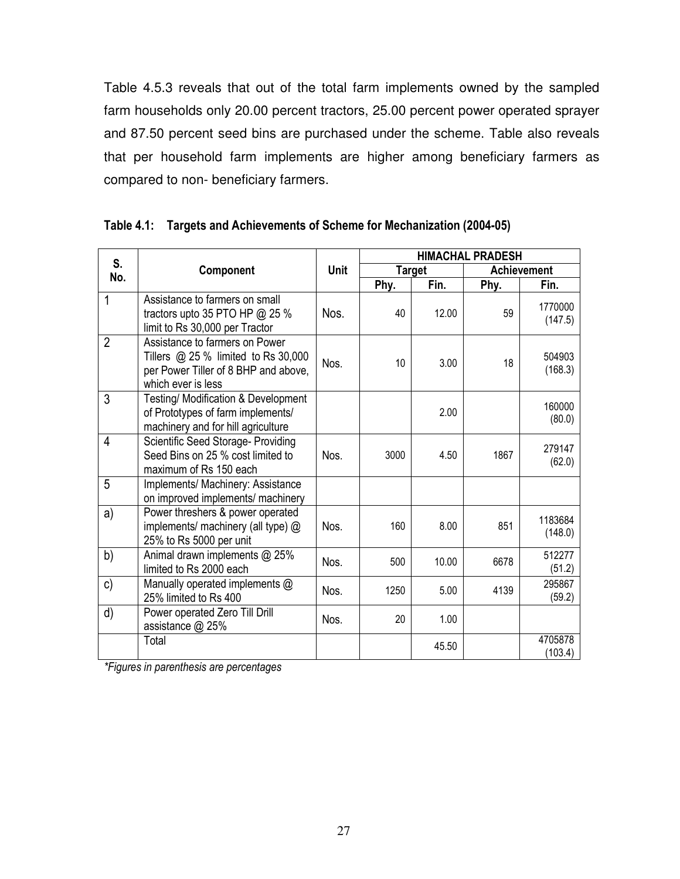Table 4.5.3 reveals that out of the total farm implements owned by the sampled farm households only 20.00 percent tractors, 25.00 percent power operated sprayer and 87.50 percent seed bins are purchased under the scheme. Table also reveals that per household farm implements are higher among beneficiary farmers as compared to non- beneficiary farmers.

**Table 4.1: Targets and Achievements of Scheme for Mechanization (2004-05)**

| S. No. | Component | Unit | HIMACHAL PRADESH | | | |
|---|---|---|---|---|---|---|
| | | | Target | | Achievement | |
| | | | Phy. | Fin. | Phy. | Fin. |
| 1 | Assistance to farmers on small tractors upto 35 PTO HP @ 25 % limit to Rs 30,000 per Tractor | Nos. | 40 | 12.00 | 59 | 1770000 (147.5) |
| 2 | Assistance to farmers on Power Tillers @ 25 % limited to Rs 30,000 per Power Tiller of 8 BHP and above, which ever is less | Nos. | 10 | 3.00 | 18 | 504903 (168.3) |
| 3 | Testing/ Modification & Development of Prototypes of farm implements/ machinery and for hill agriculture | | | 2.00 | | 160000 (80.0) |
| 4 | Scientific Seed Storage- Providing Seed Bins on 25 % cost limited to maximum of Rs 150 each | Nos. | 3000 | 4.50 | 1867 | 279147 (62.0) |
| 5 | Implements/ Machinery: Assistance on improved implements/ machinery | | | | | |
| a) | Power threshers & power operated implements/ machinery (all type) @ 25% to Rs 5000 per unit | Nos. | 160 | 8.00 | 851 | 1183684 (148.0) |
| b) | Animal drawn implements @ 25% limited to Rs 2000 each | Nos. | 500 | 10.00 | 6678 | 512277 (51.2) |
| c) | Manually operated implements @ 25% limited to Rs 400 | Nos. | 1250 | 5.00 | 4139 | 295867 (59.2) |
| d) | Power operated Zero Till Drill assistance @ 25% | Nos. | 20 | 1.00 | | |
| | Total | | | 45.50 | | 4705878 (103.4) |

*\*Figures in parenthesis are percentages*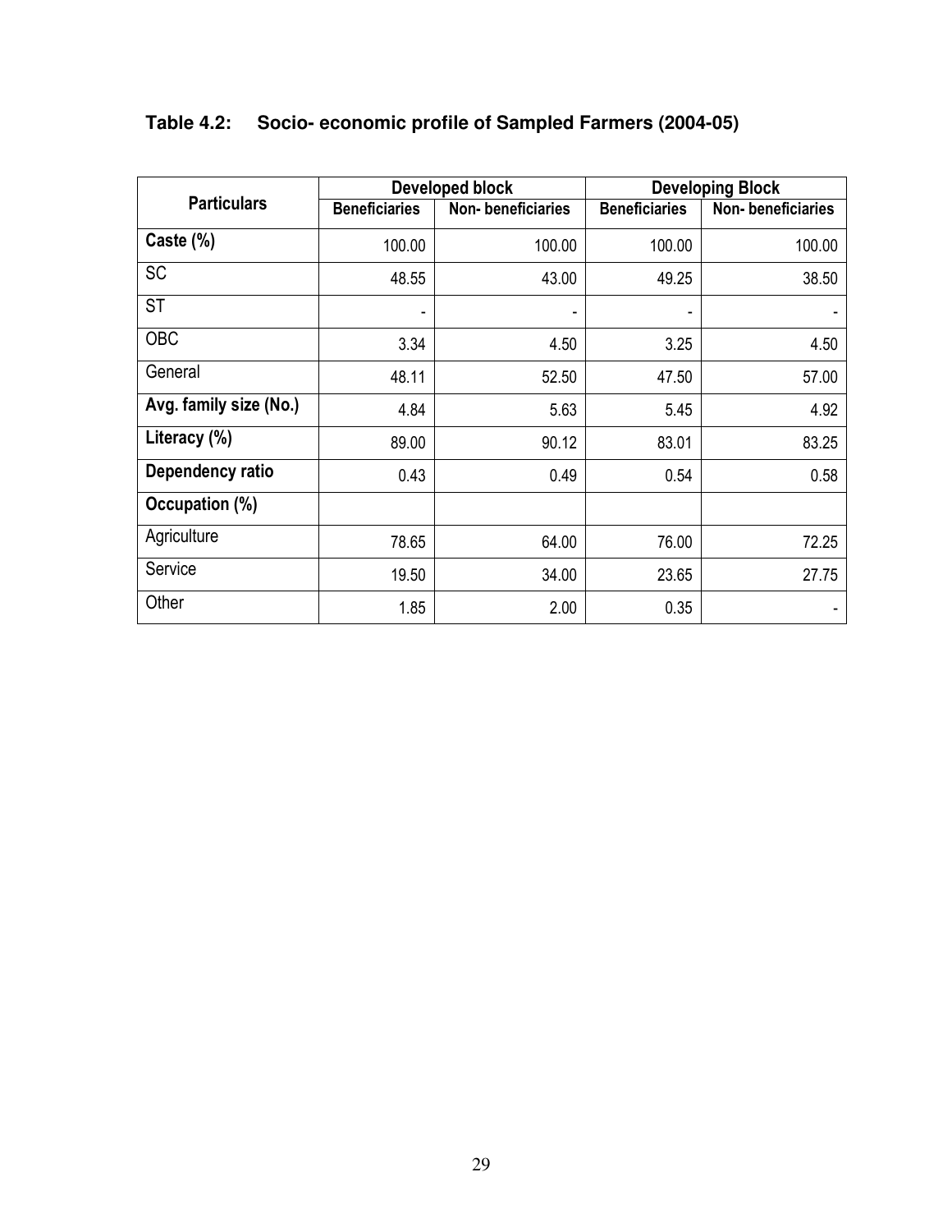**Table 4.2: Socio- economic profile of Sampled Farmers (2004-05)**

| Particulars | Developed block | | Developing Block | |
|---|---|---|---|---|
| | Beneficiaries | Non- beneficiaries | Beneficiaries | Non- beneficiaries |
| **Caste (%)** | 100.00 | 100.00 | 100.00 | 100.00 |
| SC | 48.55 | 43.00 | 49.25 | 38.50 |
| ST | - | - | - | - |
| OBC | 3.34 | 4.50 | 3.25 | 4.50 |
| General | 48.11 | 52.50 | 47.50 | 57.00 |
| **Avg. family size (No.)** | 4.84 | 5.63 | 5.45 | 4.92 |
| **Literacy (%)** | 89.00 | 90.12 | 83.01 | 83.25 |
| **Dependency ratio** | 0.43 | 0.49 | 0.54 | 0.58 |
| **Occupation (%)** | | | | |
| Agriculture | 78.65 | 64.00 | 76.00 | 72.25 |
| Service | 19.50 | 34.00 | 23.65 | 27.75 |
| Other | 1.85 | 2.00 | 0.35 | - |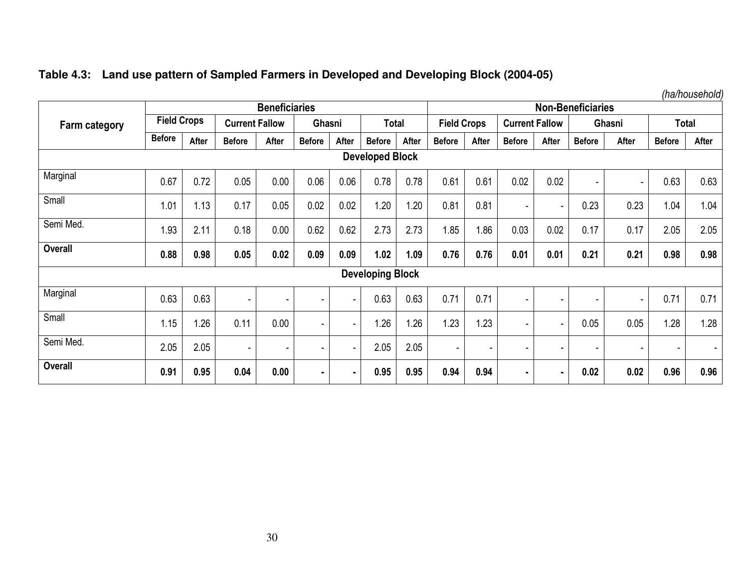**Table 4.3: Land use pattern of Sampled Farmers in Developed and Developing Block (2004-05)**

*(ha/household)*

| Farm category | Beneficiaries | | | | | | | | Non-Beneficiaries | | | | | | | |
|---|---|---|---|---|---|---|---|---|---|---|---|---|---|---|---|---|
| | Field Crops | | Current Fallow | | Ghasni | | Total | | Field Crops | | Current Fallow | | Ghasni | | Total | |
| | Before | After | Before | After | Before | After | Before | After | Before | After | Before | After | Before | After | Before | After |
| **Developed Block** | | | | | | | | | | | | | | | | |
| Marginal | 0.67 | 0.72 | 0.05 | 0.00 | 0.06 | 0.06 | 0.78 | 0.78 | 0.61 | 0.61 | 0.02 | 0.02 | - | - | 0.63 | 0.63 |
| Small | 1.01 | 1.13 | 0.17 | 0.05 | 0.02 | 0.02 | 1.20 | 1.20 | 0.81 | 0.81 | - | - | 0.23 | 0.23 | 1.04 | 1.04 |
| Semi Med. | 1.93 | 2.11 | 0.18 | 0.00 | 0.62 | 0.62 | 2.73 | 2.73 | 1.85 | 1.86 | 0.03 | 0.02 | 0.17 | 0.17 | 2.05 | 2.05 |
| **Overall** | **0.88** | **0.98** | **0.05** | **0.02** | **0.09** | **0.09** | **1.02** | **1.09** | **0.76** | **0.76** | **0.01** | **0.01** | **0.21** | **0.21** | **0.98** | **0.98** |
| **Developing Block** | | | | | | | | | | | | | | | | |
| Marginal | 0.63 | 0.63 | - | - | - | - | 0.63 | 0.63 | 0.71 | 0.71 | - | - | - | - | 0.71 | 0.71 |
| Small | 1.15 | 1.26 | 0.11 | 0.00 | - | - | 1.26 | 1.26 | 1.23 | 1.23 | - | - | 0.05 | 0.05 | 1.28 | 1.28 |
| Semi Med. | 2.05 | 2.05 | - | - | - | - | 2.05 | 2.05 | - | - | - | - | - | - | - | - |
| **Overall** | **0.91** | **0.95** | **0.04** | **0.00** | **-** | **-** | **0.95** | **0.95** | **0.94** | **0.94** | **-** | **-** | **0.02** | **0.02** | **0.96** | **0.96** |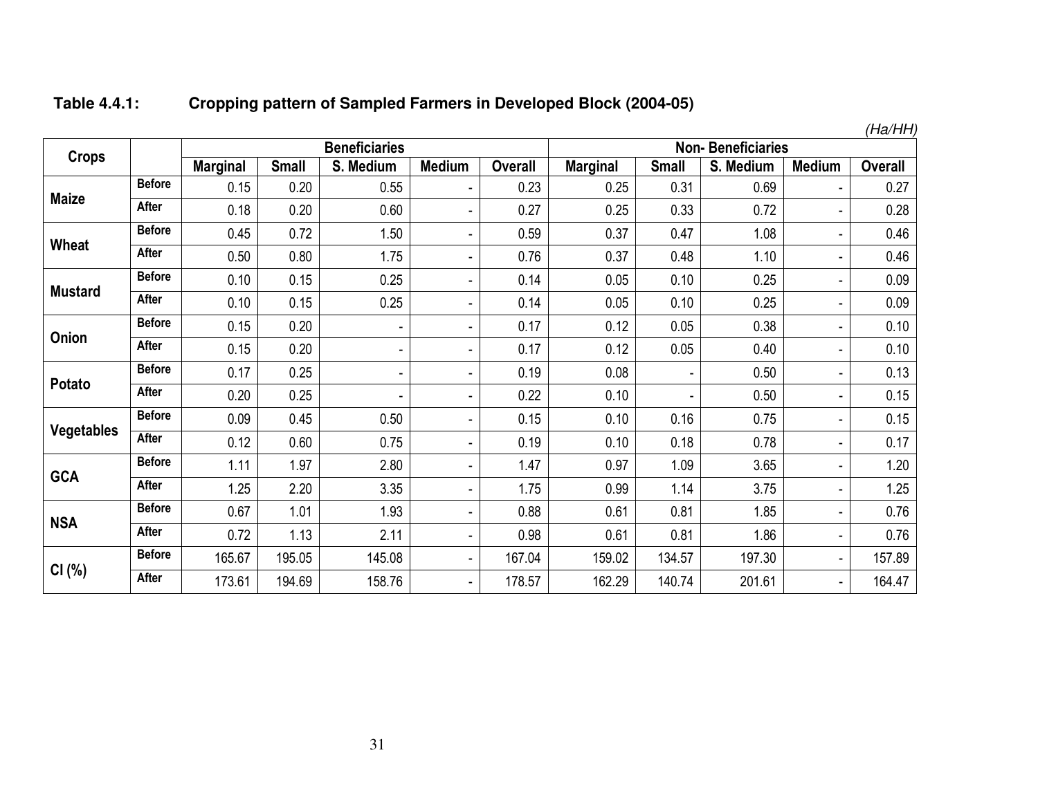**Table 4.4.1: Cropping pattern of Sampled Farmers in Developed Block (2004-05)**

*(Ha/HH)*

| Crops | | Beneficiaries | | | | | Non- Beneficiaries | | | | |
|---|---|---|---|---|---|---|---|---|---|---|---|
| | | Marginal | Small | S. Medium | Medium | Overall | Marginal | Small | S. Medium | Medium | Overall |
| Maize | Before | 0.15 | 0.20 | 0.55 | - | 0.23 | 0.25 | 0.31 | 0.69 | - | 0.27 |
| | After | 0.18 | 0.20 | 0.60 | - | 0.27 | 0.25 | 0.33 | 0.72 | - | 0.28 |
| Wheat | Before | 0.45 | 0.72 | 1.50 | - | 0.59 | 0.37 | 0.47 | 1.08 | - | 0.46 |
| | After | 0.50 | 0.80 | 1.75 | - | 0.76 | 0.37 | 0.48 | 1.10 | - | 0.46 |
| Mustard | Before | 0.10 | 0.15 | 0.25 | - | 0.14 | 0.05 | 0.10 | 0.25 | - | 0.09 |
| | After | 0.10 | 0.15 | 0.25 | - | 0.14 | 0.05 | 0.10 | 0.25 | - | 0.09 |
| Onion | Before | 0.15 | 0.20 | - | - | 0.17 | 0.12 | 0.05 | 0.38 | - | 0.10 |
| | After | 0.15 | 0.20 | - | - | 0.17 | 0.12 | 0.05 | 0.40 | - | 0.10 |
| Potato | Before | 0.17 | 0.25 | - | - | 0.19 | 0.08 | - | 0.50 | - | 0.13 |
| | After | 0.20 | 0.25 | - | - | 0.22 | 0.10 | - | 0.50 | - | 0.15 |
| Vegetables | Before | 0.09 | 0.45 | 0.50 | - | 0.15 | 0.10 | 0.16 | 0.75 | - | 0.15 |
| | After | 0.12 | 0.60 | 0.75 | - | 0.19 | 0.10 | 0.18 | 0.78 | - | 0.17 |
| GCA | Before | 1.11 | 1.97 | 2.80 | - | 1.47 | 0.97 | 1.09 | 3.65 | - | 1.20 |
| | After | 1.25 | 2.20 | 3.35 | - | 1.75 | 0.99 | 1.14 | 3.75 | - | 1.25 |
| NSA | Before | 0.67 | 1.01 | 1.93 | - | 0.88 | 0.61 | 0.81 | 1.85 | - | 0.76 |
| | After | 0.72 | 1.13 | 2.11 | - | 0.98 | 0.61 | 0.81 | 1.86 | - | 0.76 |
| CI (%) | Before | 165.67 | 195.05 | 145.08 | - | 167.04 | 159.02 | 134.57 | 197.30 | - | 157.89 |
| | After | 173.61 | 194.69 | 158.76 | - | 178.57 | 162.29 | 140.74 | 201.61 | - | 164.47 |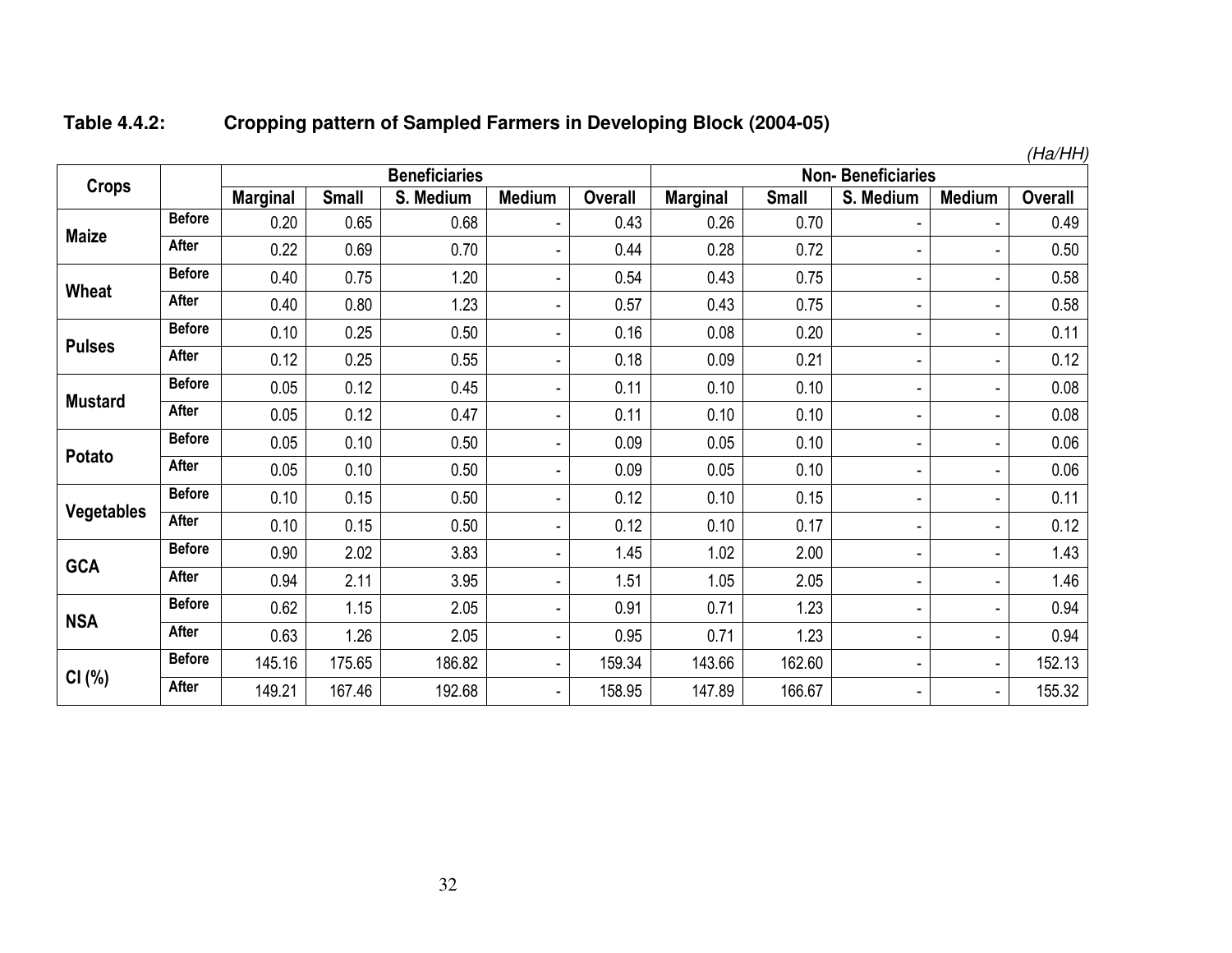**Table 4.4.2: Cropping pattern of Sampled Farmers in Developing Block (2004-05)**

*(Ha/HH)*

| Crops | | Beneficiaries | | | | | Non- Beneficiaries | | | | |
|---|---|---|---|---|---|---|---|---|---|---|---|
| | | Marginal | Small | S. Medium | Medium | Overall | Marginal | Small | S. Medium | Medium | Overall |
| Maize | Before | 0.20 | 0.65 | 0.68 | - | 0.43 | 0.26 | 0.70 | - | - | 0.49 |
| | After | 0.22 | 0.69 | 0.70 | - | 0.44 | 0.28 | 0.72 | - | - | 0.50 |
| Wheat | Before | 0.40 | 0.75 | 1.20 | - | 0.54 | 0.43 | 0.75 | - | - | 0.58 |
| | After | 0.40 | 0.80 | 1.23 | - | 0.57 | 0.43 | 0.75 | - | - | 0.58 |
| Pulses | Before | 0.10 | 0.25 | 0.50 | - | 0.16 | 0.08 | 0.20 | - | - | 0.11 |
| | After | 0.12 | 0.25 | 0.55 | - | 0.18 | 0.09 | 0.21 | - | - | 0.12 |
| Mustard | Before | 0.05 | 0.12 | 0.45 | - | 0.11 | 0.10 | 0.10 | - | - | 0.08 |
| | After | 0.05 | 0.12 | 0.47 | - | 0.11 | 0.10 | 0.10 | - | - | 0.08 |
| Potato | Before | 0.05 | 0.10 | 0.50 | - | 0.09 | 0.05 | 0.10 | - | - | 0.06 |
| | After | 0.05 | 0.10 | 0.50 | - | 0.09 | 0.05 | 0.10 | - | - | 0.06 |
| Vegetables | Before | 0.10 | 0.15 | 0.50 | - | 0.12 | 0.10 | 0.15 | - | - | 0.11 |
| | After | 0.10 | 0.15 | 0.50 | - | 0.12 | 0.10 | 0.17 | - | - | 0.12 |
| GCA | Before | 0.90 | 2.02 | 3.83 | - | 1.45 | 1.02 | 2.00 | - | - | 1.43 |
| | After | 0.94 | 2.11 | 3.95 | - | 1.51 | 1.05 | 2.05 | - | - | 1.46 |
| NSA | Before | 0.62 | 1.15 | 2.05 | - | 0.91 | 0.71 | 1.23 | - | - | 0.94 |
| | After | 0.63 | 1.26 | 2.05 | - | 0.95 | 0.71 | 1.23 | - | - | 0.94 |
| CI (%) | Before | 145.16 | 175.65 | 186.82 | - | 159.34 | 143.66 | 162.60 | - | - | 152.13 |
| | After | 149.21 | 167.46 | 192.68 | - | 158.95 | 147.89 | 166.67 | - | - | 155.32 |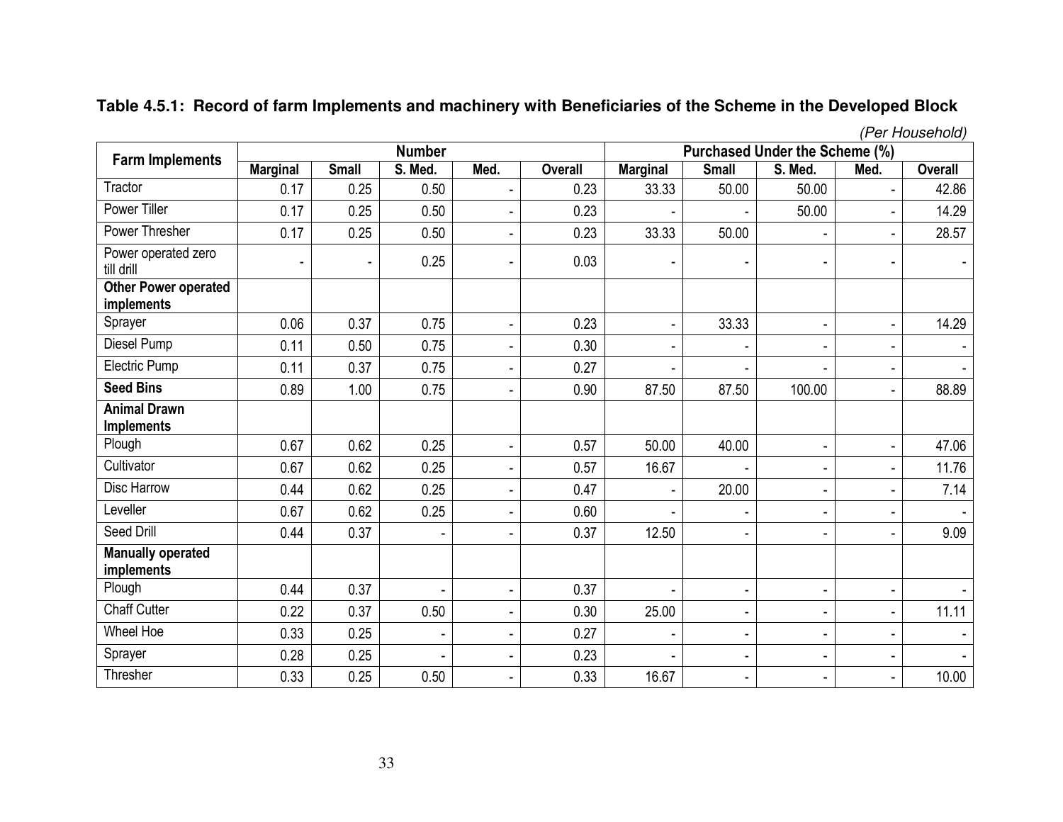**Table 4.5.1: Record of farm Implements and machinery with Beneficiaries of the Scheme in the Developed Block**

*(Per Household)*

| Farm Implements | Number | | | | | Purchased Under the Scheme (%) | | | | |
|---|---|---|---|---|---|---|---|---|---|---|
| | Marginal | Small | S. Med. | Med. | Overall | Marginal | Small | S. Med. | Med. | Overall |
| Tractor | 0.17 | 0.25 | 0.50 | - | 0.23 | 33.33 | 50.00 | 50.00 | - | 42.86 |
| Power Tiller | 0.17 | 0.25 | 0.50 | - | 0.23 | - | - | 50.00 | - | 14.29 |
| Power Thresher | 0.17 | 0.25 | 0.50 | - | 0.23 | 33.33 | 50.00 | - | - | 28.57 |
| Power operated zero till drill | - | - | 0.25 | - | 0.03 | - | - | - | - | - |
| **Other Power operated implements** | | | | | | | | | | |
| Sprayer | 0.06 | 0.37 | 0.75 | - | 0.23 | - | 33.33 | - | - | 14.29 |
| Diesel Pump | 0.11 | 0.50 | 0.75 | - | 0.30 | - | - | - | - | - |
| Electric Pump | 0.11 | 0.37 | 0.75 | - | 0.27 | - | - | - | - | - |
| **Seed Bins** | 0.89 | 1.00 | 0.75 | - | 0.90 | 87.50 | 87.50 | 100.00 | - | 88.89 |
| **Animal Drawn Implements** | | | | | | | | | | |
| Plough | 0.67 | 0.62 | 0.25 | - | 0.57 | 50.00 | 40.00 | - | - | 47.06 |
| Cultivator | 0.67 | 0.62 | 0.25 | - | 0.57 | 16.67 | - | - | - | 11.76 |
| Disc Harrow | 0.44 | 0.62 | 0.25 | - | 0.47 | - | 20.00 | - | - | 7.14 |
| Leveller | 0.67 | 0.62 | 0.25 | - | 0.60 | - | - | - | - | - |
| Seed Drill | 0.44 | 0.37 | - | - | 0.37 | 12.50 | - | - | - | 9.09 |
| **Manually operated implements** | | | | | | | | | | |
| Plough | 0.44 | 0.37 | - | - | 0.37 | - | - | - | - | - |
| Chaff Cutter | 0.22 | 0.37 | 0.50 | - | 0.30 | 25.00 | - | - | - | 11.11 |
| Wheel Hoe | 0.33 | 0.25 | - | - | 0.27 | - | - | - | - | - |
| Sprayer | 0.28 | 0.25 | - | - | 0.23 | - | - | - | - | - |
| Thresher | 0.33 | 0.25 | 0.50 | - | 0.33 | 16.67 | - | - | - | 10.00 |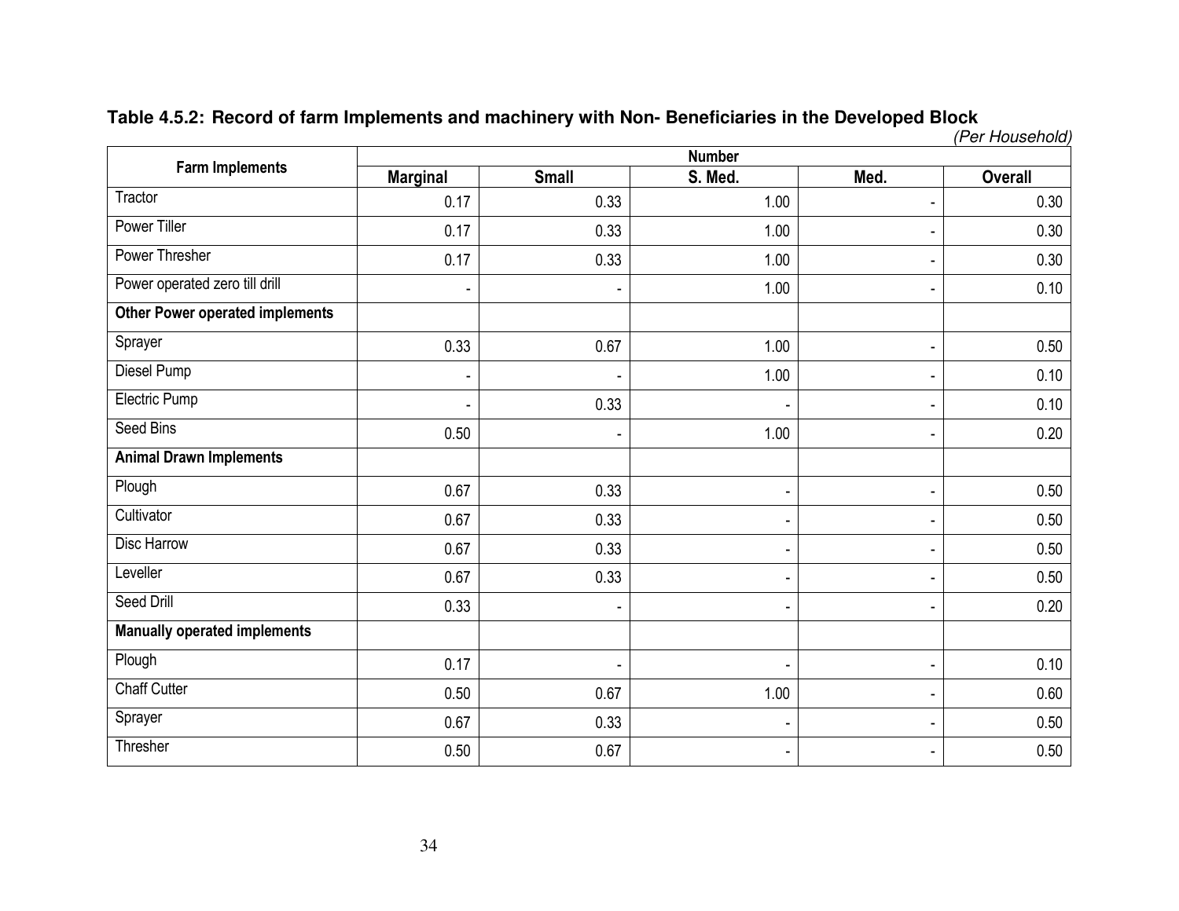**Table 4.5.2: Record of farm Implements and machinery with Non- Beneficiaries in the Developed Block**

*(Per Household)*

| Farm Implements | Number | | | | |
|---|---|---|---|---|---|
| | Marginal | Small | S. Med. | Med. | Overall |
| Tractor | 0.17 | 0.33 | 1.00 | - | 0.30 |
| Power Tiller | 0.17 | 0.33 | 1.00 | - | 0.30 |
| Power Thresher | 0.17 | 0.33 | 1.00 | - | 0.30 |
| Power operated zero till drill | - | - | 1.00 | - | 0.10 |
| **Other Power operated implements** | | | | | |
| Sprayer | 0.33 | 0.67 | 1.00 | - | 0.50 |
| Diesel Pump | - | - | 1.00 | - | 0.10 |
| Electric Pump | - | 0.33 | - | - | 0.10 |
| Seed Bins | 0.50 | - | 1.00 | - | 0.20 |
| **Animal Drawn Implements** | | | | | |
| Plough | 0.67 | 0.33 | - | - | 0.50 |
| Cultivator | 0.67 | 0.33 | - | - | 0.50 |
| Disc Harrow | 0.67 | 0.33 | - | - | 0.50 |
| Leveller | 0.67 | 0.33 | - | - | 0.50 |
| Seed Drill | 0.33 | - | - | - | 0.20 |
| **Manually operated implements** | | | | | |
| Plough | 0.17 | - | - | - | 0.10 |
| Chaff Cutter | 0.50 | 0.67 | 1.00 | - | 0.60 |
| Sprayer | 0.67 | 0.33 | - | - | 0.50 |
| Thresher | 0.50 | 0.67 | - | - | 0.50 |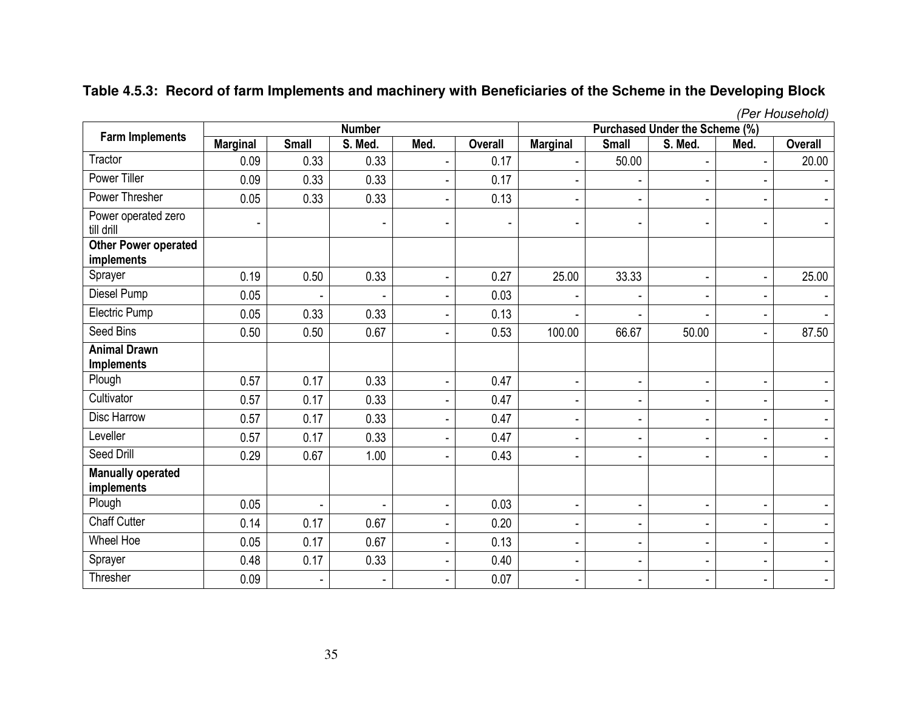**Table 4.5.3: Record of farm Implements and machinery with Beneficiaries of the Scheme in the Developing Block**

*(Per Household)*

| Farm Implements | Number | | | | | Purchased Under the Scheme (%) | | | | |
|---|---|---|---|---|---|---|---|---|---|---|
| | Marginal | Small | S. Med. | Med. | Overall | Marginal | Small | S. Med. | Med. | Overall |
| Tractor | 0.09 | 0.33 | 0.33 | - | 0.17 | - | 50.00 | - | - | 20.00 |
| Power Tiller | 0.09 | 0.33 | 0.33 | - | 0.17 | - | - | - | - | - |
| Power Thresher | 0.05 | 0.33 | 0.33 | - | 0.13 | - | - | - | - | - |
| Power operated zero till drill | - | | - | - | - | - | - | - | - | - |
| **Other Power operated implements** | | | | | | | | | | |
| Sprayer | 0.19 | 0.50 | 0.33 | - | 0.27 | 25.00 | 33.33 | - | - | 25.00 |
| Diesel Pump | 0.05 | - | - | - | 0.03 | - | - | - | - | - |
| Electric Pump | 0.05 | 0.33 | 0.33 | - | 0.13 | - | - | - | - | - |
| Seed Bins | 0.50 | 0.50 | 0.67 | - | 0.53 | 100.00 | 66.67 | 50.00 | - | 87.50 |
| **Animal Drawn Implements** | | | | | | | | | | |
| Plough | 0.57 | 0.17 | 0.33 | - | 0.47 | - | - | - | - | - |
| Cultivator | 0.57 | 0.17 | 0.33 | - | 0.47 | - | - | - | - | - |
| Disc Harrow | 0.57 | 0.17 | 0.33 | - | 0.47 | - | - | - | - | - |
| Leveller | 0.57 | 0.17 | 0.33 | - | 0.47 | - | - | - | - | - |
| Seed Drill | 0.29 | 0.67 | 1.00 | - | 0.43 | - | - | - | - | - |
| **Manually operated implements** | | | | | | | | | | |
| Plough | 0.05 | - | - | - | 0.03 | - | - | - | - | - |
| Chaff Cutter | 0.14 | 0.17 | 0.67 | - | 0.20 | - | - | - | - | - |
| Wheel Hoe | 0.05 | 0.17 | 0.67 | - | 0.13 | - | - | - | - | - |
| Sprayer | 0.48 | 0.17 | 0.33 | - | 0.40 | - | - | - | - | - |
| Thresher | 0.09 | - | - | - | 0.07 | - | - | - | - | - |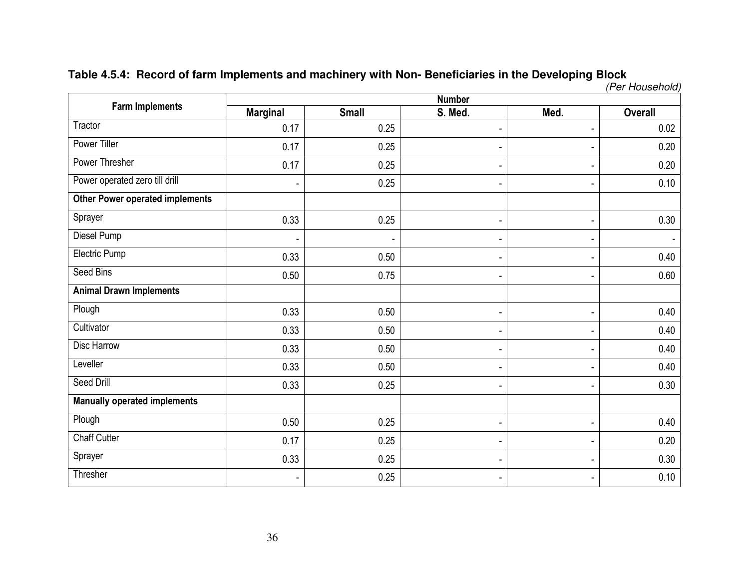**Table 4.5.4: Record of farm Implements and machinery with Non- Beneficiaries in the Developing Block**

*(Per Household)*

| Farm Implements | Number | | | | |
|---|---|---|---|---|---|
| | Marginal | Small | S. Med. | Med. | Overall |
| Tractor | 0.17 | 0.25 | - | - | 0.02 |
| Power Tiller | 0.17 | 0.25 | - | - | 0.20 |
| Power Thresher | 0.17 | 0.25 | - | - | 0.20 |
| Power operated zero till drill | - | 0.25 | - | - | 0.10 |
| **Other Power operated implements** | | | | | |
| Sprayer | 0.33 | 0.25 | - | - | 0.30 |
| Diesel Pump | - | - | - | - | - |
| Electric Pump | 0.33 | 0.50 | - | - | 0.40 |
| Seed Bins | 0.50 | 0.75 | - | - | 0.60 |
| **Animal Drawn Implements** | | | | | |
| Plough | 0.33 | 0.50 | - | - | 0.40 |
| Cultivator | 0.33 | 0.50 | - | - | 0.40 |
| Disc Harrow | 0.33 | 0.50 | - | - | 0.40 |
| Leveller | 0.33 | 0.50 | - | - | 0.40 |
| Seed Drill | 0.33 | 0.25 | - | - | 0.30 |
| **Manually operated implements** | | | | | |
| Plough | 0.50 | 0.25 | - | - | 0.40 |
| Chaff Cutter | 0.17 | 0.25 | - | - | 0.20 |
| Sprayer | 0.33 | 0.25 | - | - | 0.30 |
| Thresher | - | 0.25 | - | - | 0.10 |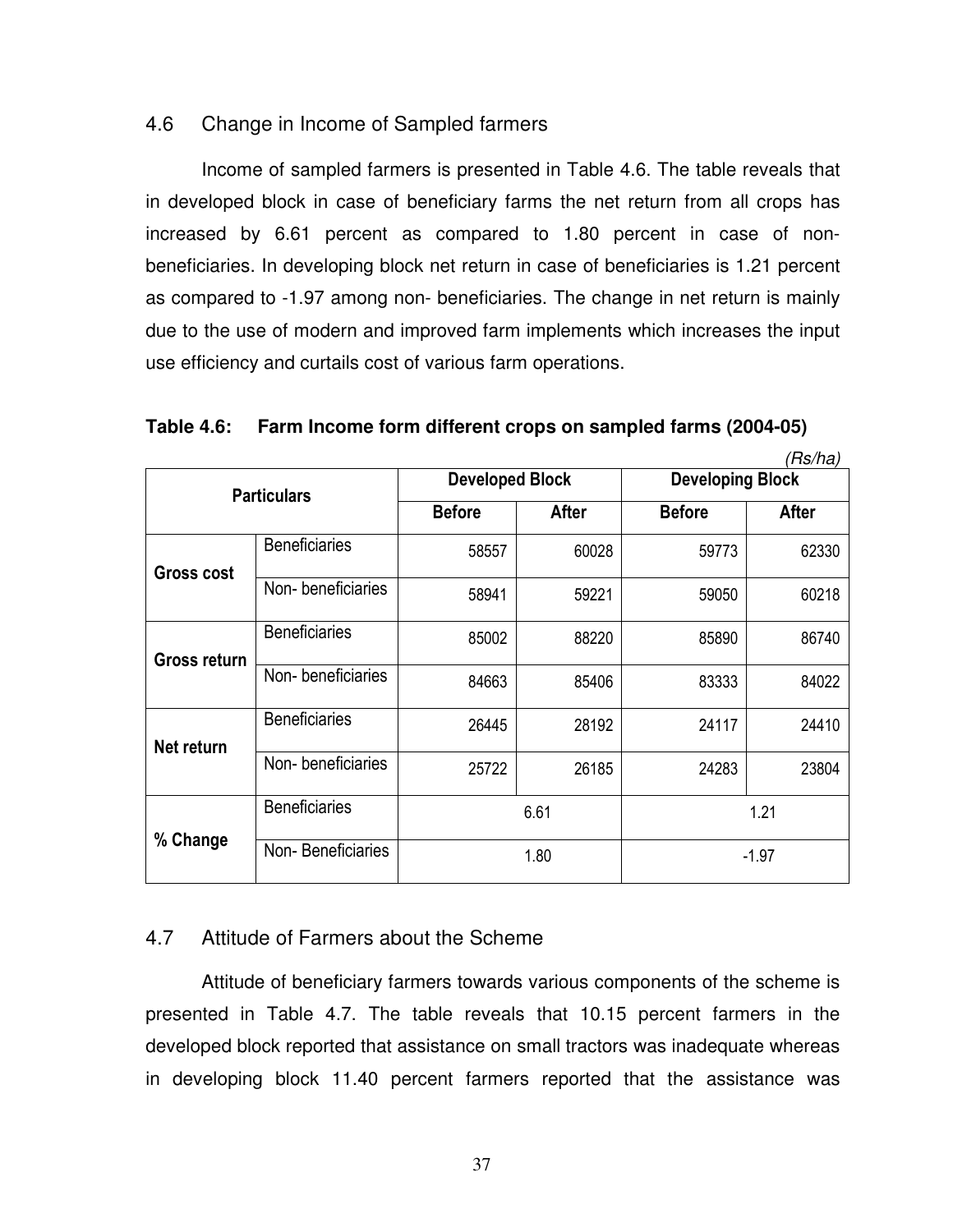## 4.6 Change in Income of Sampled farmers

Income of sampled farmers is presented in Table 4.6. The table reveals that in developed block in case of beneficiary farms the net return from all crops has increased by 6.61 percent as compared to 1.80 percent in case of non-beneficiaries. In developing block net return in case of beneficiaries is 1.21 percent as compared to -1.97 among non- beneficiaries. The change in net return is mainly due to the use of modern and improved farm implements which increases the input use efficiency and curtails cost of various farm operations.

**Table 4.6: Farm Income form different crops on sampled farms (2004-05)**

*(Rs/ha)*

| Particulars | | Developed Block | | Developing Block | |
|---|---|---|---|---|---|
| | | Before | After | Before | After |
| **Gross cost** | Beneficiaries | 58557 | 60028 | 59773 | 62330 |
| | Non- beneficiaries | 58941 | 59221 | 59050 | 60218 |
| **Gross return** | Beneficiaries | 85002 | 88220 | 85890 | 86740 |
| | Non- beneficiaries | 84663 | 85406 | 83333 | 84022 |
| **Net return** | Beneficiaries | 26445 | 28192 | 24117 | 24410 |
| | Non- beneficiaries | 25722 | 26185 | 24283 | 23804 |
| **% Change** | Beneficiaries | 6.61 | | 1.21 | |
| | Non- Beneficiaries | 1.80 | | -1.97 | |

## 4.7 Attitude of Farmers about the Scheme

Attitude of beneficiary farmers towards various components of the scheme is presented in Table 4.7. The table reveals that 10.15 percent farmers in the developed block reported that assistance on small tractors was inadequate whereas in developing block 11.40 percent farmers reported that the assistance was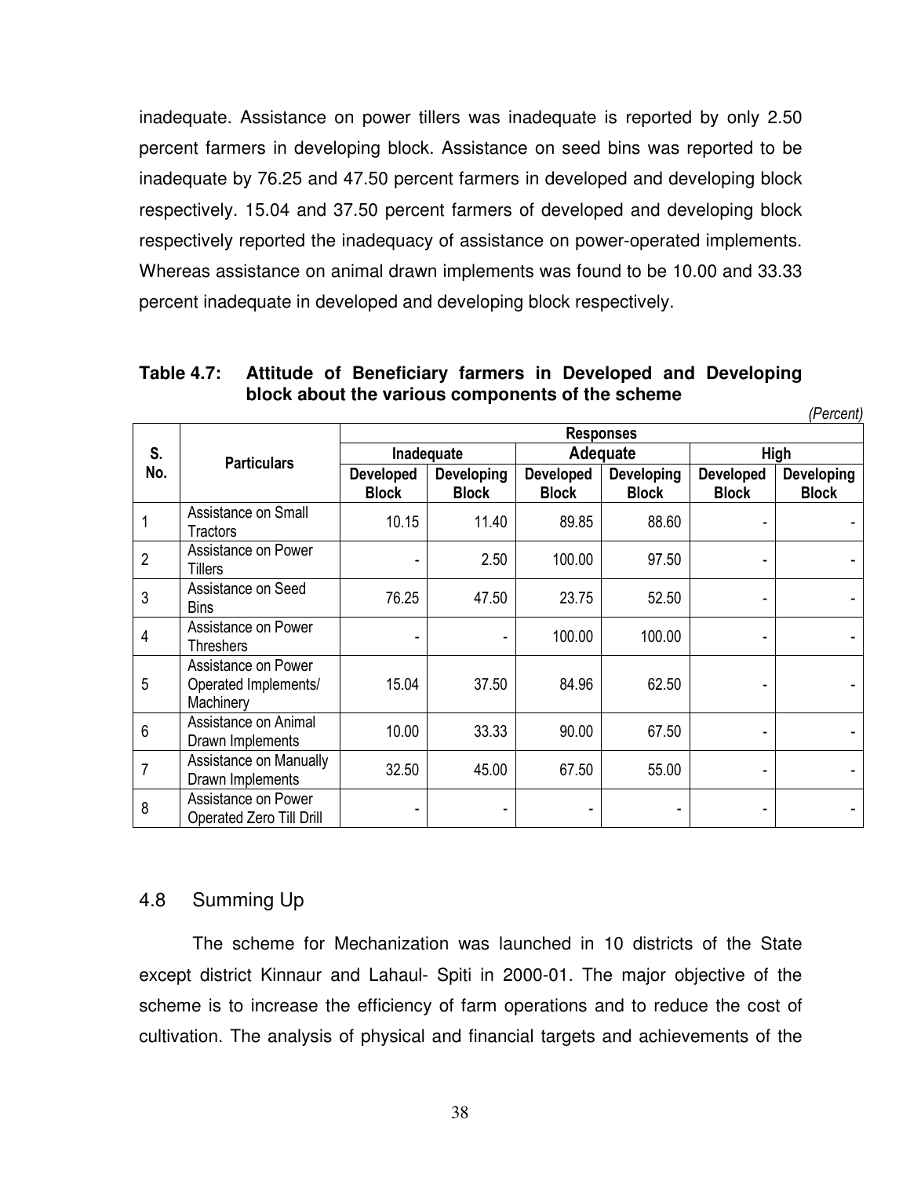inadequate. Assistance on power tillers was inadequate is reported by only 2.50 percent farmers in developing block. Assistance on seed bins was reported to be inadequate by 76.25 and 47.50 percent farmers in developed and developing block respectively. 15.04 and 37.50 percent farmers of developed and developing block respectively reported the inadequacy of assistance on power-operated implements. Whereas assistance on animal drawn implements was found to be 10.00 and 33.33 percent inadequate in developed and developing block respectively.

**Table 4.7: Attitude of Beneficiary farmers in Developed and Developing block about the various components of the scheme**

*(Percent)*

| S. No. | Particulars | Responses | | | | | |
|---|---|---|---|---|---|---|---|
| | | Inadequate | | Adequate | | High | |
| | | Developed Block | Developing Block | Developed Block | Developing Block | Developed Block | Developing Block |
| 1 | Assistance on Small Tractors | 10.15 | 11.40 | 89.85 | 88.60 | - | - |
| 2 | Assistance on Power Tillers | - | 2.50 | 100.00 | 97.50 | - | - |
| 3 | Assistance on Seed Bins | 76.25 | 47.50 | 23.75 | 52.50 | - | - |
| 4 | Assistance on Power Threshers | - | - | 100.00 | 100.00 | - | - |
| 5 | Assistance on Power Operated Implements/ Machinery | 15.04 | 37.50 | 84.96 | 62.50 | - | - |
| 6 | Assistance on Animal Drawn Implements | 10.00 | 33.33 | 90.00 | 67.50 | - | - |
| 7 | Assistance on Manually Drawn Implements | 32.50 | 45.00 | 67.50 | 55.00 | - | - |
| 8 | Assistance on Power Operated Zero Till Drill | - | - | - | - | - | - |

## 4.8 Summing Up

The scheme for Mechanization was launched in 10 districts of the State except district Kinnaur and Lahaul- Spiti in 2000-01. The major objective of the scheme is to increase the efficiency of farm operations and to reduce the cost of cultivation. The analysis of physical and financial targets and achievements of the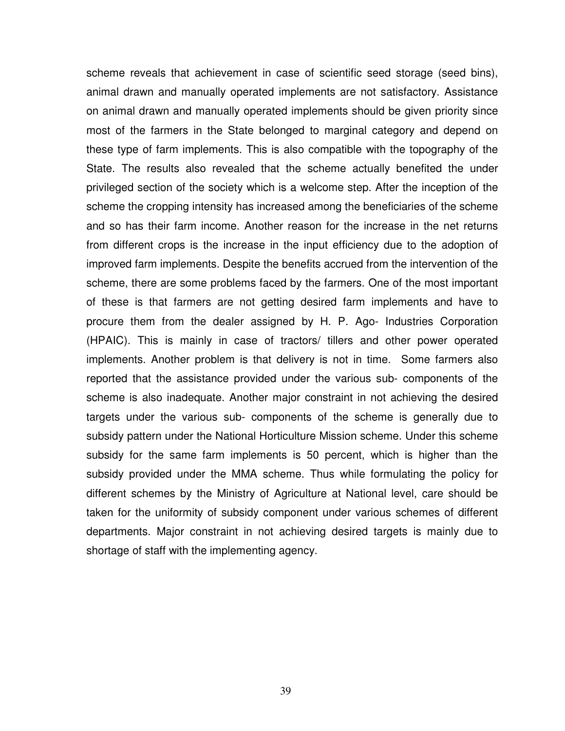scheme reveals that achievement in case of scientific seed storage (seed bins), animal drawn and manually operated implements are not satisfactory. Assistance on animal drawn and manually operated implements should be given priority since most of the farmers in the State belonged to marginal category and depend on these type of farm implements. This is also compatible with the topography of the State. The results also revealed that the scheme actually benefited the under privileged section of the society which is a welcome step. After the inception of the scheme the cropping intensity has increased among the beneficiaries of the scheme and so has their farm income. Another reason for the increase in the net returns from different crops is the increase in the input efficiency due to the adoption of improved farm implements. Despite the benefits accrued from the intervention of the scheme, there are some problems faced by the farmers. One of the most important of these is that farmers are not getting desired farm implements and have to procure them from the dealer assigned by H. P. Ago- Industries Corporation (HPAIC). This is mainly in case of tractors/ tillers and other power operated implements. Another problem is that delivery is not in time. Some farmers also reported that the assistance provided under the various sub- components of the scheme is also inadequate. Another major constraint in not achieving the desired targets under the various sub- components of the scheme is generally due to subsidy pattern under the National Horticulture Mission scheme. Under this scheme subsidy for the same farm implements is 50 percent, which is higher than the subsidy provided under the MMA scheme. Thus while formulating the policy for different schemes by the Ministry of Agriculture at National level, care should be taken for the uniformity of subsidy component under various schemes of different departments. Major constraint in not achieving desired targets is mainly due to shortage of staff with the implementing agency.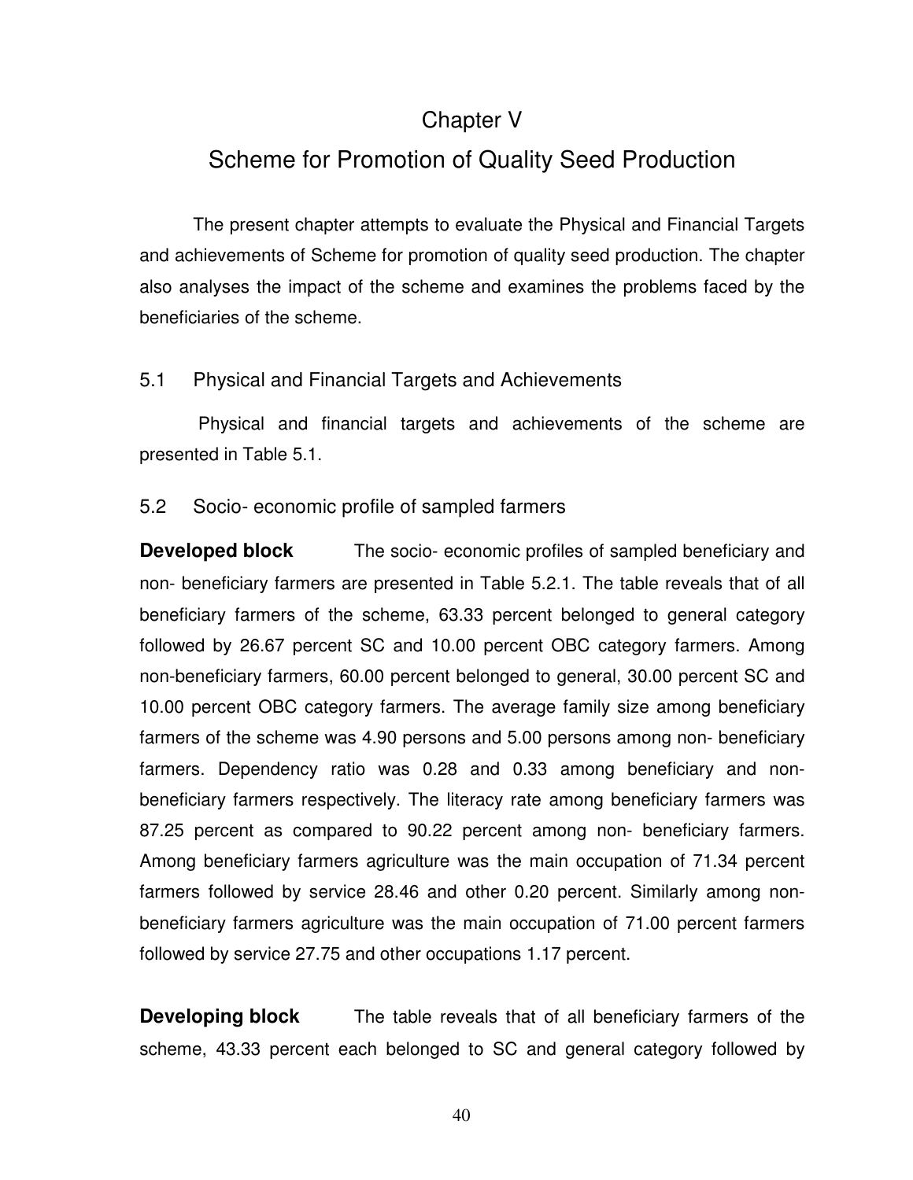# Chapter V

# Scheme for Promotion of Quality Seed Production

The present chapter attempts to evaluate the Physical and Financial Targets and achievements of Scheme for promotion of quality seed production. The chapter also analyses the impact of the scheme and examines the problems faced by the beneficiaries of the scheme.

## 5.1 Physical and Financial Targets and Achievements

Physical and financial targets and achievements of the scheme are presented in Table 5.1.

## 5.2 Socio- economic profile of sampled farmers

**Developed block** The socio- economic profiles of sampled beneficiary and non- beneficiary farmers are presented in Table 5.2.1. The table reveals that of all beneficiary farmers of the scheme, 63.33 percent belonged to general category followed by 26.67 percent SC and 10.00 percent OBC category farmers. Among non-beneficiary farmers, 60.00 percent belonged to general, 30.00 percent SC and 10.00 percent OBC category farmers. The average family size among beneficiary farmers of the scheme was 4.90 persons and 5.00 persons among non- beneficiary farmers. Dependency ratio was 0.28 and 0.33 among beneficiary and non-beneficiary farmers respectively. The literacy rate among beneficiary farmers was 87.25 percent as compared to 90.22 percent among non- beneficiary farmers. Among beneficiary farmers agriculture was the main occupation of 71.34 percent farmers followed by service 28.46 and other 0.20 percent. Similarly among non-beneficiary farmers agriculture was the main occupation of 71.00 percent farmers followed by service 27.75 and other occupations 1.17 percent.

**Developing block** The table reveals that of all beneficiary farmers of the scheme, 43.33 percent each belonged to SC and general category followed by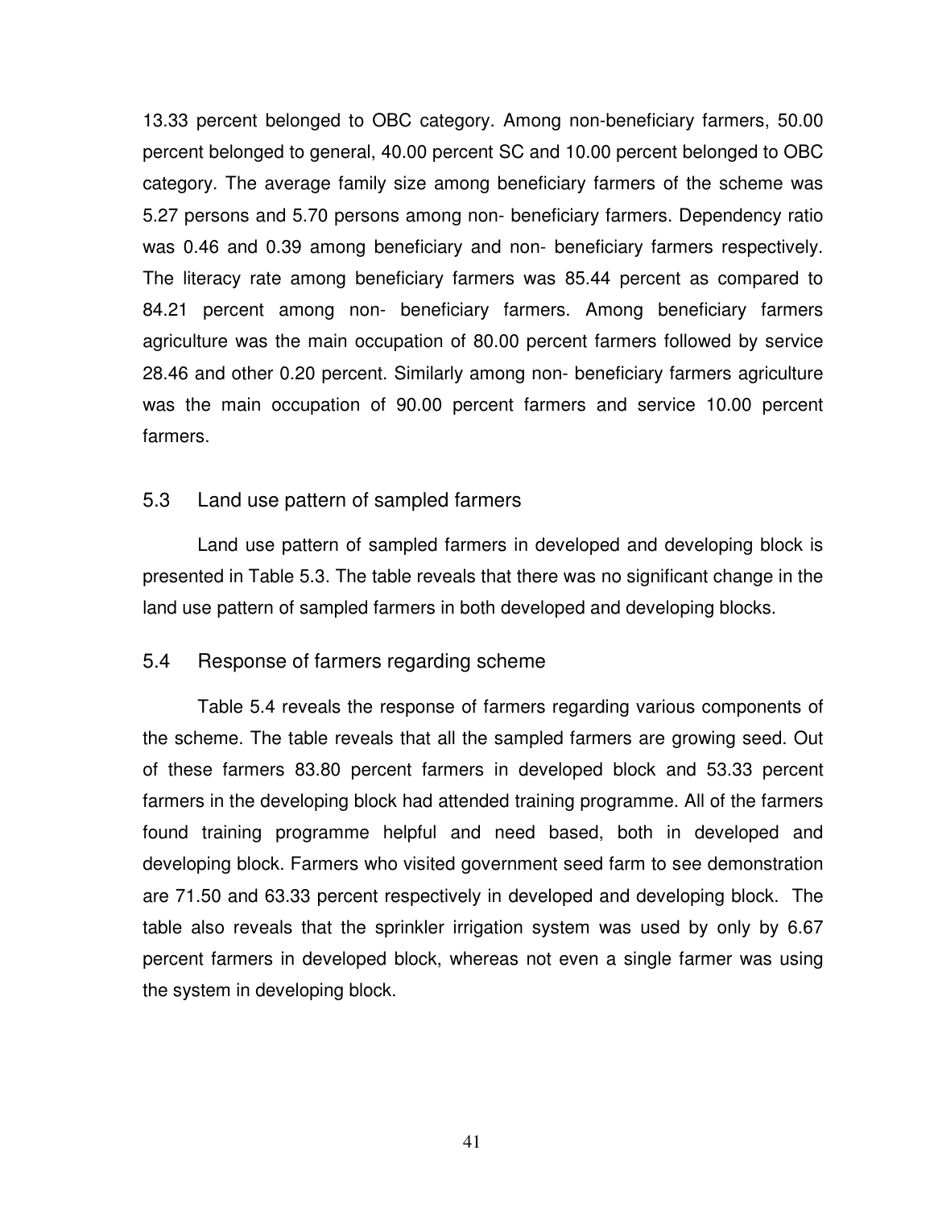13.33 percent belonged to OBC category. Among non-beneficiary farmers, 50.00 percent belonged to general, 40.00 percent SC and 10.00 percent belonged to OBC category. The average family size among beneficiary farmers of the scheme was 5.27 persons and 5.70 persons among non- beneficiary farmers. Dependency ratio was 0.46 and 0.39 among beneficiary and non- beneficiary farmers respectively. The literacy rate among beneficiary farmers was 85.44 percent as compared to 84.21 percent among non- beneficiary farmers. Among beneficiary farmers agriculture was the main occupation of 80.00 percent farmers followed by service 28.46 and other 0.20 percent. Similarly among non- beneficiary farmers agriculture was the main occupation of 90.00 percent farmers and service 10.00 percent farmers.

## 5.3 Land use pattern of sampled farmers

Land use pattern of sampled farmers in developed and developing block is presented in Table 5.3. The table reveals that there was no significant change in the land use pattern of sampled farmers in both developed and developing blocks.

## 5.4 Response of farmers regarding scheme

Table 5.4 reveals the response of farmers regarding various components of the scheme. The table reveals that all the sampled farmers are growing seed. Out of these farmers 83.80 percent farmers in developed block and 53.33 percent farmers in the developing block had attended training programme. All of the farmers found training programme helpful and need based, both in developed and developing block. Farmers who visited government seed farm to see demonstration are 71.50 and 63.33 percent respectively in developed and developing block. The table also reveals that the sprinkler irrigation system was used by only by 6.67 percent farmers in developed block, whereas not even a single farmer was using the system in developing block.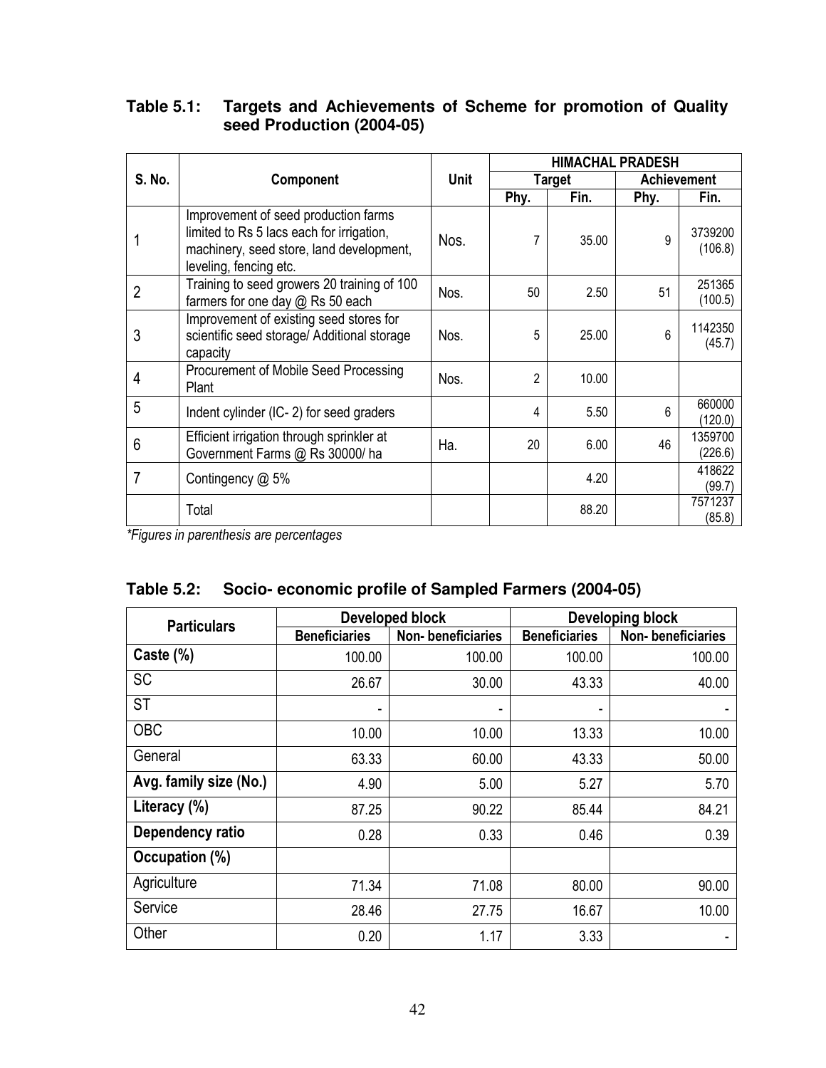**Table 5.1: Targets and Achievements of Scheme for promotion of Quality seed Production (2004-05)**

| S. No. | Component | Unit | HIMACHAL PRADESH | | | |
|---|---|---|---|---|---|---|
| | | | Target | | Achievement | |
| | | | Phy. | Fin. | Phy. | Fin. |
| 1 | Improvement of seed production farms limited to Rs 5 lacs each for irrigation, machinery, seed store, land development, leveling, fencing etc. | Nos. | 7 | 35.00 | 9 | 3739200 (106.8) |
| 2 | Training to seed growers 20 training of 100 farmers for one day @ Rs 50 each | Nos. | 50 | 2.50 | 51 | 251365 (100.5) |
| 3 | Improvement of existing seed stores for scientific seed storage/ Additional storage capacity | Nos. | 5 | 25.00 | 6 | 1142350 (45.7) |
| 4 | Procurement of Mobile Seed Processing Plant | Nos. | 2 | 10.00 | | |
| 5 | Indent cylinder (IC- 2) for seed graders | | 4 | 5.50 | 6 | 660000 (120.0) |
| 6 | Efficient irrigation through sprinkler at Government Farms @ Rs 30000/ ha | Ha. | 20 | 6.00 | 46 | 1359700 (226.6) |
| 7 | Contingency @ 5% | | | 4.20 | | 418622 (99.7) |
| | Total | | | 88.20 | | 7571237 (85.8) |

*\*Figures in parenthesis are percentages*

**Table 5.2: Socio- economic profile of Sampled Farmers (2004-05)**

| Particulars | Developed block | | Developing block | |
|---|---|---|---|---|
| | Beneficiaries | Non- beneficiaries | Beneficiaries | Non- beneficiaries |
| **Caste (%)** | 100.00 | 100.00 | 100.00 | 100.00 |
| SC | 26.67 | 30.00 | 43.33 | 40.00 |
| ST | - | - | - | - |
| OBC | 10.00 | 10.00 | 13.33 | 10.00 |
| General | 63.33 | 60.00 | 43.33 | 50.00 |
| **Avg. family size (No.)** | 4.90 | 5.00 | 5.27 | 5.70 |
| **Literacy (%)** | 87.25 | 90.22 | 85.44 | 84.21 |
| **Dependency ratio** | 0.28 | 0.33 | 0.46 | 0.39 |
| **Occupation (%)** | | | | |
| Agriculture | 71.34 | 71.08 | 80.00 | 90.00 |
| Service | 28.46 | 27.75 | 16.67 | 10.00 |
| Other | 0.20 | 1.17 | 3.33 | - |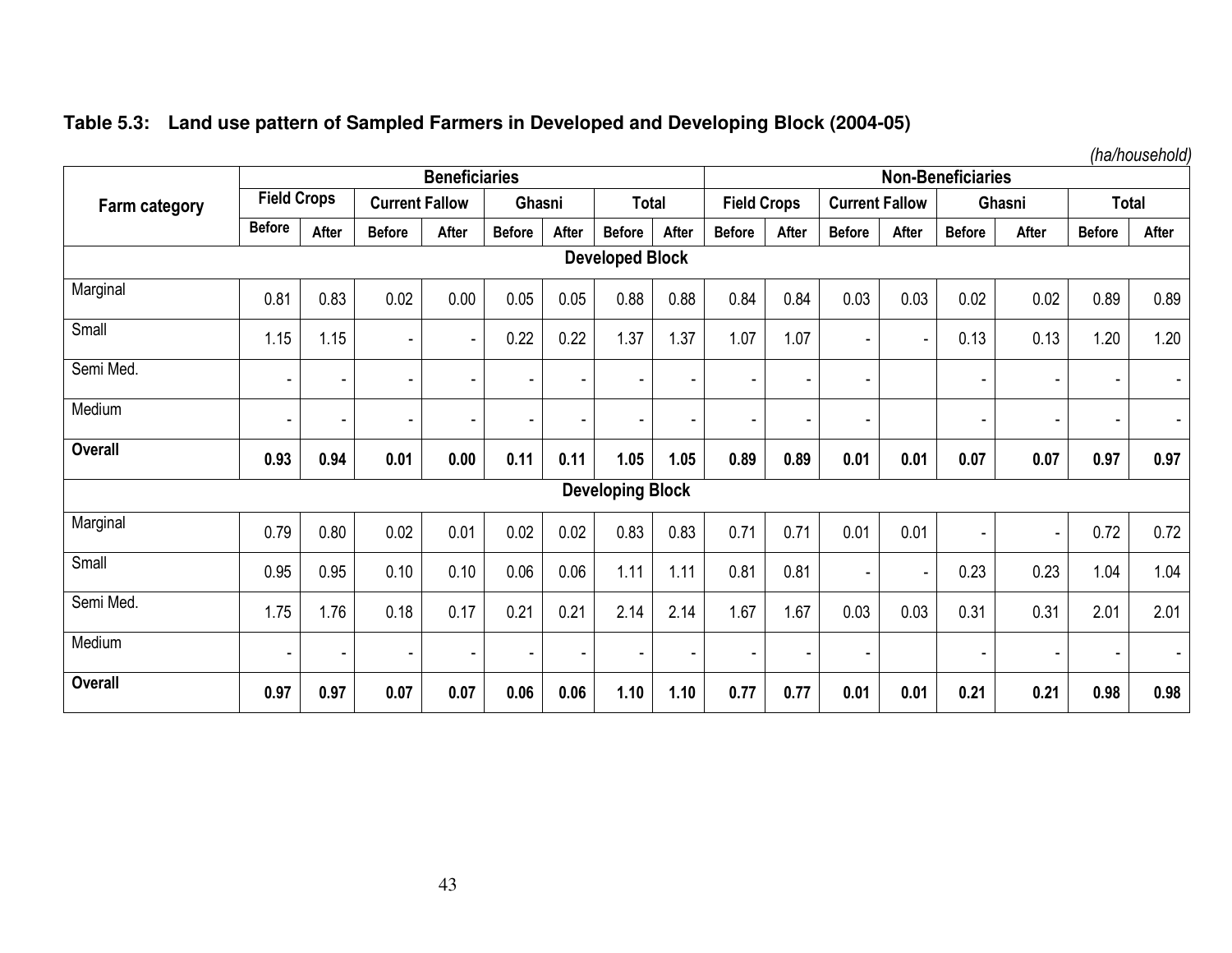**Table 5.3: Land use pattern of Sampled Farmers in Developed and Developing Block (2004-05)**

*(ha/household)*

| Farm category | Beneficiaries | | | | | | | | Non-Beneficiaries | | | | | | | |
|---|---|---|---|---|---|---|---|---|---|---|---|---|---|---|---|---|
| | Field Crops | | Current Fallow | | Ghasni | | Total | | Field Crops | | Current Fallow | | Ghasni | | Total | |
| | Before | After | Before | After | Before | After | Before | After | Before | After | Before | After | Before | After | Before | After |
| **Developed Block** | | | | | | | | | | | | | | | | |
| Marginal | 0.81 | 0.83 | 0.02 | 0.00 | 0.05 | 0.05 | 0.88 | 0.88 | 0.84 | 0.84 | 0.03 | 0.03 | 0.02 | 0.02 | 0.89 | 0.89 |
| Small | 1.15 | 1.15 | - | - | 0.22 | 0.22 | 1.37 | 1.37 | 1.07 | 1.07 | - | - | 0.13 | 0.13 | 1.20 | 1.20 |
| Semi Med. | - | - | - | - | - | - | - | - | - | - | - | | - | - | - | - |
| Medium | - | - | - | - | - | - | - | - | - | - | - | | - | - | - | - |
| **Overall** | **0.93** | **0.94** | **0.01** | **0.00** | **0.11** | **0.11** | **1.05** | **1.05** | **0.89** | **0.89** | **0.01** | **0.01** | **0.07** | **0.07** | **0.97** | **0.97** |
| **Developing Block** | | | | | | | | | | | | | | | | |
| Marginal | 0.79 | 0.80 | 0.02 | 0.01 | 0.02 | 0.02 | 0.83 | 0.83 | 0.71 | 0.71 | 0.01 | 0.01 | - | - | 0.72 | 0.72 |
| Small | 0.95 | 0.95 | 0.10 | 0.10 | 0.06 | 0.06 | 1.11 | 1.11 | 0.81 | 0.81 | - | - | 0.23 | 0.23 | 1.04 | 1.04 |
| Semi Med. | 1.75 | 1.76 | 0.18 | 0.17 | 0.21 | 0.21 | 2.14 | 2.14 | 1.67 | 1.67 | 0.03 | 0.03 | 0.31 | 0.31 | 2.01 | 2.01 |
| Medium | - | - | - | - | - | - | - | - | - | - | - | | - | - | - | - |
| **Overall** | **0.97** | **0.97** | **0.07** | **0.07** | **0.06** | **0.06** | **1.10** | **1.10** | **0.77** | **0.77** | **0.01** | **0.01** | **0.21** | **0.21** | **0.98** | **0.98** |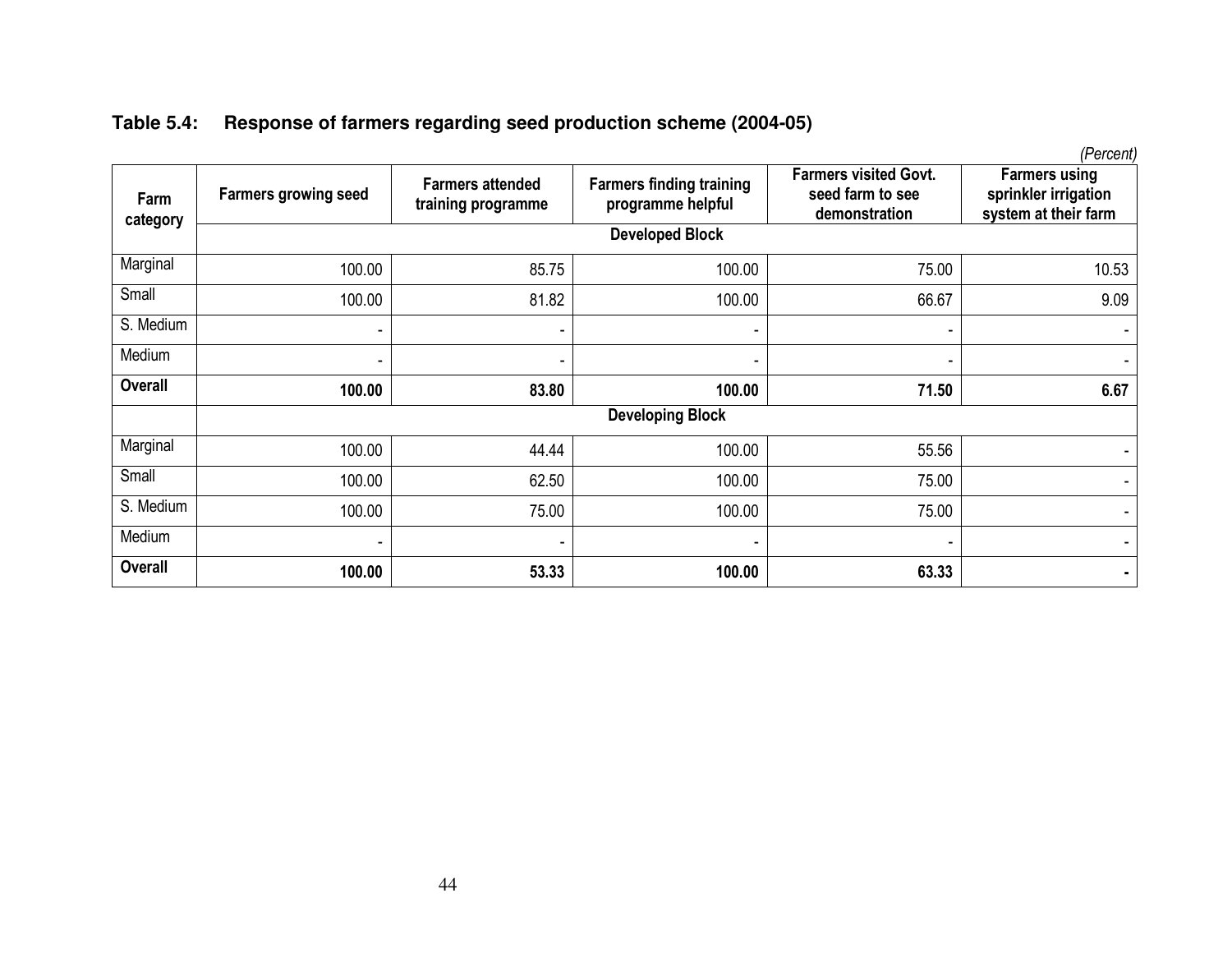**Table 5.4: Response of farmers regarding seed production scheme (2004-05)**

*(Percent)*

| Farm category | Farmers growing seed | Farmers attended training programme | Farmers finding training programme helpful | Farmers visited Govt. seed farm to see demonstration | Farmers using sprinkler irrigation system at their farm |
|---|---|---|---|---|---|
| | **Developed Block** | | | | |
| Marginal | 100.00 | 85.75 | 100.00 | 75.00 | 10.53 |
| Small | 100.00 | 81.82 | 100.00 | 66.67 | 9.09 |
| S. Medium | - | - | - | - | - |
| Medium | - | - | - | - | - |
| **Overall** | **100.00** | **83.80** | **100.00** | **71.50** | **6.67** |
| | **Developing Block** | | | | |
| Marginal | 100.00 | 44.44 | 100.00 | 55.56 | - |
| Small | 100.00 | 62.50 | 100.00 | 75.00 | - |
| S. Medium | 100.00 | 75.00 | 100.00 | 75.00 | - |
| Medium | - | - | - | - | - |
| **Overall** | **100.00** | **53.33** | **100.00** | **63.33** | **-** |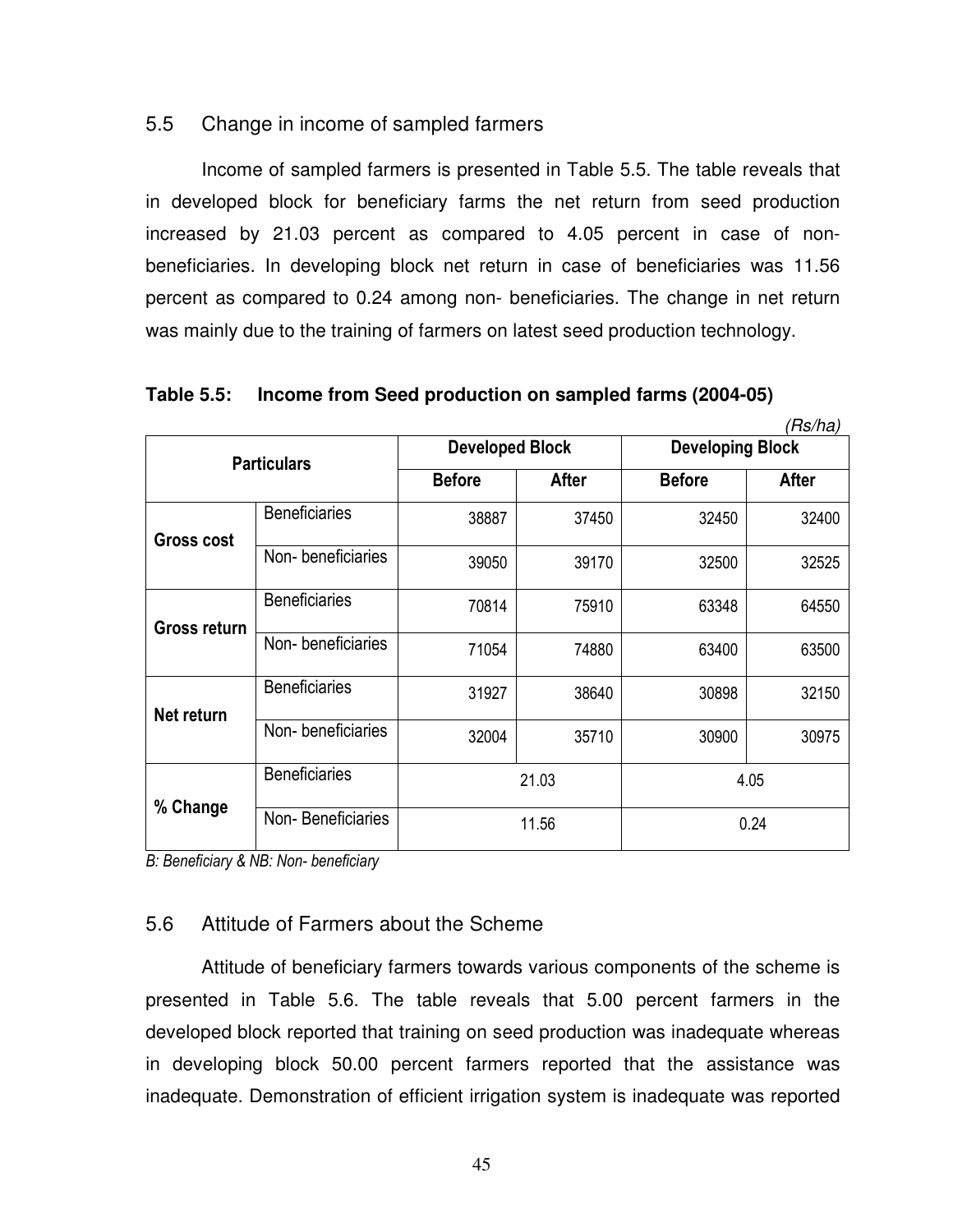## 5.5 Change in income of sampled farmers

Income of sampled farmers is presented in Table 5.5. The table reveals that in developed block for beneficiary farms the net return from seed production increased by 21.03 percent as compared to 4.05 percent in case of non-beneficiaries. In developing block net return in case of beneficiaries was 11.56 percent as compared to 0.24 among non- beneficiaries. The change in net return was mainly due to the training of farmers on latest seed production technology.

**Table 5.5: Income from Seed production on sampled farms (2004-05)**

*(Rs/ha)*

| Particulars | | Developed Block | | Developing Block | |
|---|---|---|---|---|---|
| | | Before | After | Before | After |
| Gross cost | Beneficiaries | 38887 | 37450 | 32450 | 32400 |
| | Non- beneficiaries | 39050 | 39170 | 32500 | 32525 |
| Gross return | Beneficiaries | 70814 | 75910 | 63348 | 64550 |
| | Non- beneficiaries | 71054 | 74880 | 63400 | 63500 |
| Net return | Beneficiaries | 31927 | 38640 | 30898 | 32150 |
| | Non- beneficiaries | 32004 | 35710 | 30900 | 30975 |
| % Change | Beneficiaries | 21.03 | | 4.05 | |
| | Non- Beneficiaries | 11.56 | | 0.24 | |

*B: Beneficiary & NB: Non- beneficiary*

## 5.6 Attitude of Farmers about the Scheme

Attitude of beneficiary farmers towards various components of the scheme is presented in Table 5.6. The table reveals that 5.00 percent farmers in the developed block reported that training on seed production was inadequate whereas in developing block 50.00 percent farmers reported that the assistance was inadequate. Demonstration of efficient irrigation system is inadequate was reported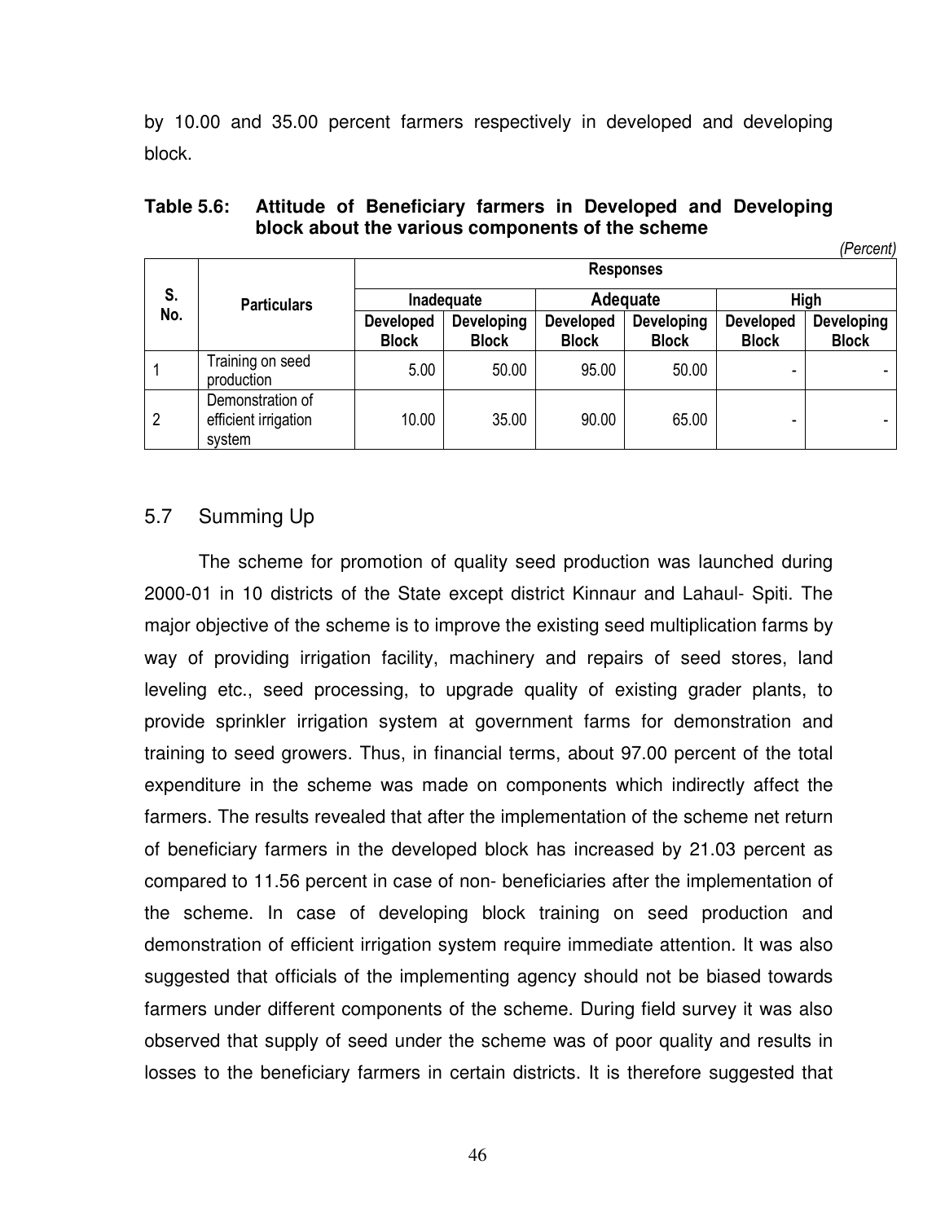by 10.00 and 35.00 percent farmers respectively in developed and developing block.

**Table 5.6: Attitude of Beneficiary farmers in Developed and Developing block about the various components of the scheme**

*(Percent)*

| S. No. | Particulars | Responses | | | | | |
|---|---|---|---|---|---|---|---|
| | | Inadequate | | Adequate | | High | |
| | | Developed Block | Developing Block | Developed Block | Developing Block | Developed Block | Developing Block |
| 1 | Training on seed production | 5.00 | 50.00 | 95.00 | 50.00 | - | - |
| 2 | Demonstration of efficient irrigation system | 10.00 | 35.00 | 90.00 | 65.00 | - | - |

## 5.7 Summing Up

The scheme for promotion of quality seed production was launched during 2000-01 in 10 districts of the State except district Kinnaur and Lahaul- Spiti. The major objective of the scheme is to improve the existing seed multiplication farms by way of providing irrigation facility, machinery and repairs of seed stores, land leveling etc., seed processing, to upgrade quality of existing grader plants, to provide sprinkler irrigation system at government farms for demonstration and training to seed growers. Thus, in financial terms, about 97.00 percent of the total expenditure in the scheme was made on components which indirectly affect the farmers. The results revealed that after the implementation of the scheme net return of beneficiary farmers in the developed block has increased by 21.03 percent as compared to 11.56 percent in case of non- beneficiaries after the implementation of the scheme. In case of developing block training on seed production and demonstration of efficient irrigation system require immediate attention. It was also suggested that officials of the implementing agency should not be biased towards farmers under different components of the scheme. During field survey it was also observed that supply of seed under the scheme was of poor quality and results in losses to the beneficiary farmers in certain districts. It is therefore suggested that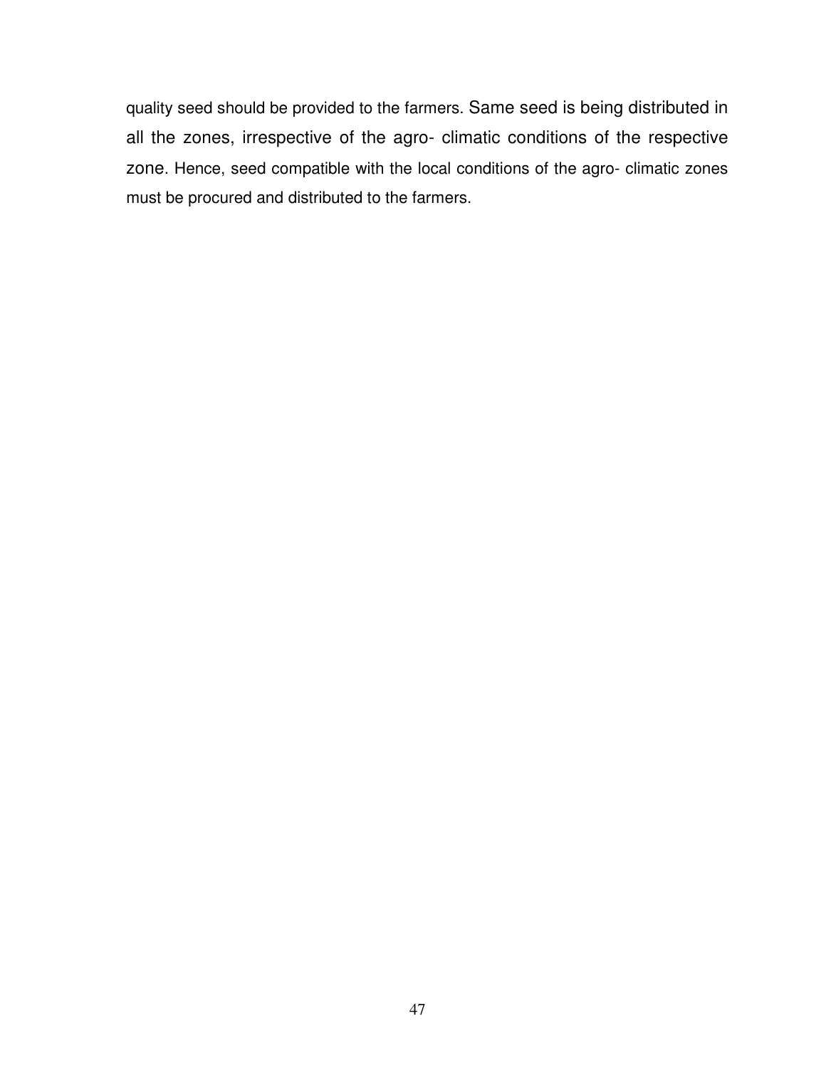quality seed should be provided to the farmers. Same seed is being distributed in all the zones, irrespective of the agro- climatic conditions of the respective zone. Hence, seed compatible with the local conditions of the agro- climatic zones must be procured and distributed to the farmers.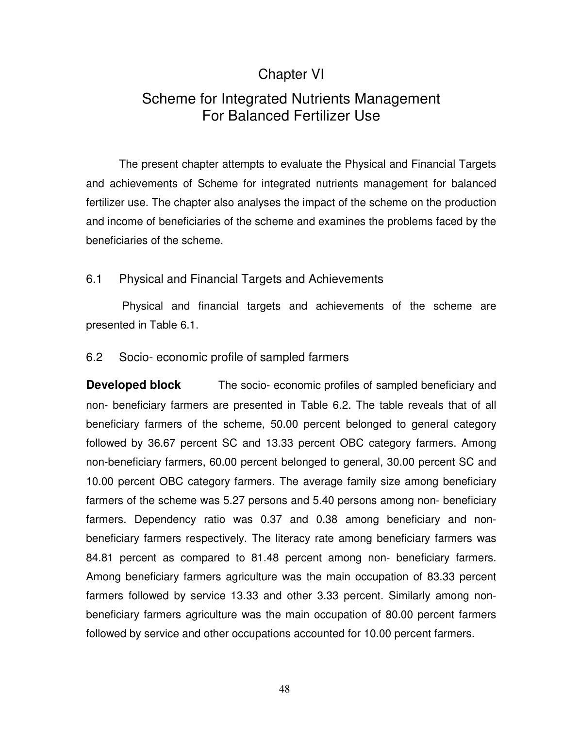# Chapter VI

# Scheme for Integrated Nutrients Management For Balanced Fertilizer Use

The present chapter attempts to evaluate the Physical and Financial Targets and achievements of Scheme for integrated nutrients management for balanced fertilizer use. The chapter also analyses the impact of the scheme on the production and income of beneficiaries of the scheme and examines the problems faced by the beneficiaries of the scheme.

## 6.1 Physical and Financial Targets and Achievements

Physical and financial targets and achievements of the scheme are presented in Table 6.1.

## 6.2 Socio- economic profile of sampled farmers

**Developed block** The socio- economic profiles of sampled beneficiary and non- beneficiary farmers are presented in Table 6.2. The table reveals that of all beneficiary farmers of the scheme, 50.00 percent belonged to general category followed by 36.67 percent SC and 13.33 percent OBC category farmers. Among non-beneficiary farmers, 60.00 percent belonged to general, 30.00 percent SC and 10.00 percent OBC category farmers. The average family size among beneficiary farmers of the scheme was 5.27 persons and 5.40 persons among non- beneficiary farmers. Dependency ratio was 0.37 and 0.38 among beneficiary and non-beneficiary farmers respectively. The literacy rate among beneficiary farmers was 84.81 percent as compared to 81.48 percent among non- beneficiary farmers. Among beneficiary farmers agriculture was the main occupation of 83.33 percent farmers followed by service 13.33 and other 3.33 percent. Similarly among non-beneficiary farmers agriculture was the main occupation of 80.00 percent farmers followed by service and other occupations accounted for 10.00 percent farmers.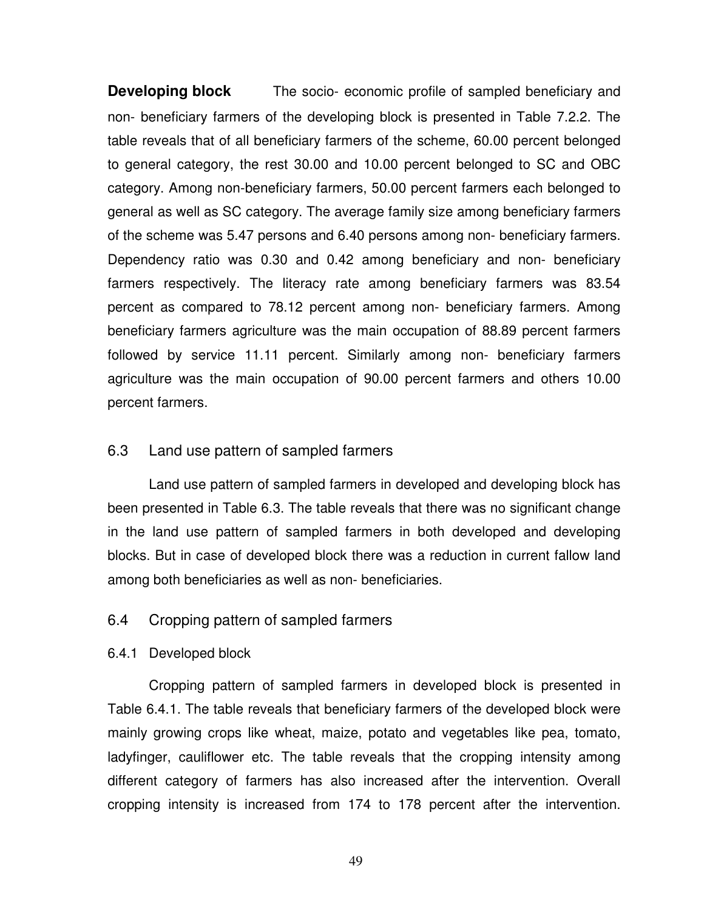**Developing block** The socio- economic profile of sampled beneficiary and non- beneficiary farmers of the developing block is presented in Table 7.2.2. The table reveals that of all beneficiary farmers of the scheme, 60.00 percent belonged to general category, the rest 30.00 and 10.00 percent belonged to SC and OBC category. Among non-beneficiary farmers, 50.00 percent farmers each belonged to general as well as SC category. The average family size among beneficiary farmers of the scheme was 5.47 persons and 6.40 persons among non- beneficiary farmers. Dependency ratio was 0.30 and 0.42 among beneficiary and non- beneficiary farmers respectively. The literacy rate among beneficiary farmers was 83.54 percent as compared to 78.12 percent among non- beneficiary farmers. Among beneficiary farmers agriculture was the main occupation of 88.89 percent farmers followed by service 11.11 percent. Similarly among non- beneficiary farmers agriculture was the main occupation of 90.00 percent farmers and others 10.00 percent farmers.

## 6.3 Land use pattern of sampled farmers

Land use pattern of sampled farmers in developed and developing block has been presented in Table 6.3. The table reveals that there was no significant change in the land use pattern of sampled farmers in both developed and developing blocks. But in case of developed block there was a reduction in current fallow land among both beneficiaries as well as non- beneficiaries.

## 6.4 Cropping pattern of sampled farmers

### 6.4.1 Developed block

Cropping pattern of sampled farmers in developed block is presented in Table 6.4.1. The table reveals that beneficiary farmers of the developed block were mainly growing crops like wheat, maize, potato and vegetables like pea, tomato, ladyfinger, cauliflower etc. The table reveals that the cropping intensity among different category of farmers has also increased after the intervention. Overall cropping intensity is increased from 174 to 178 percent after the intervention.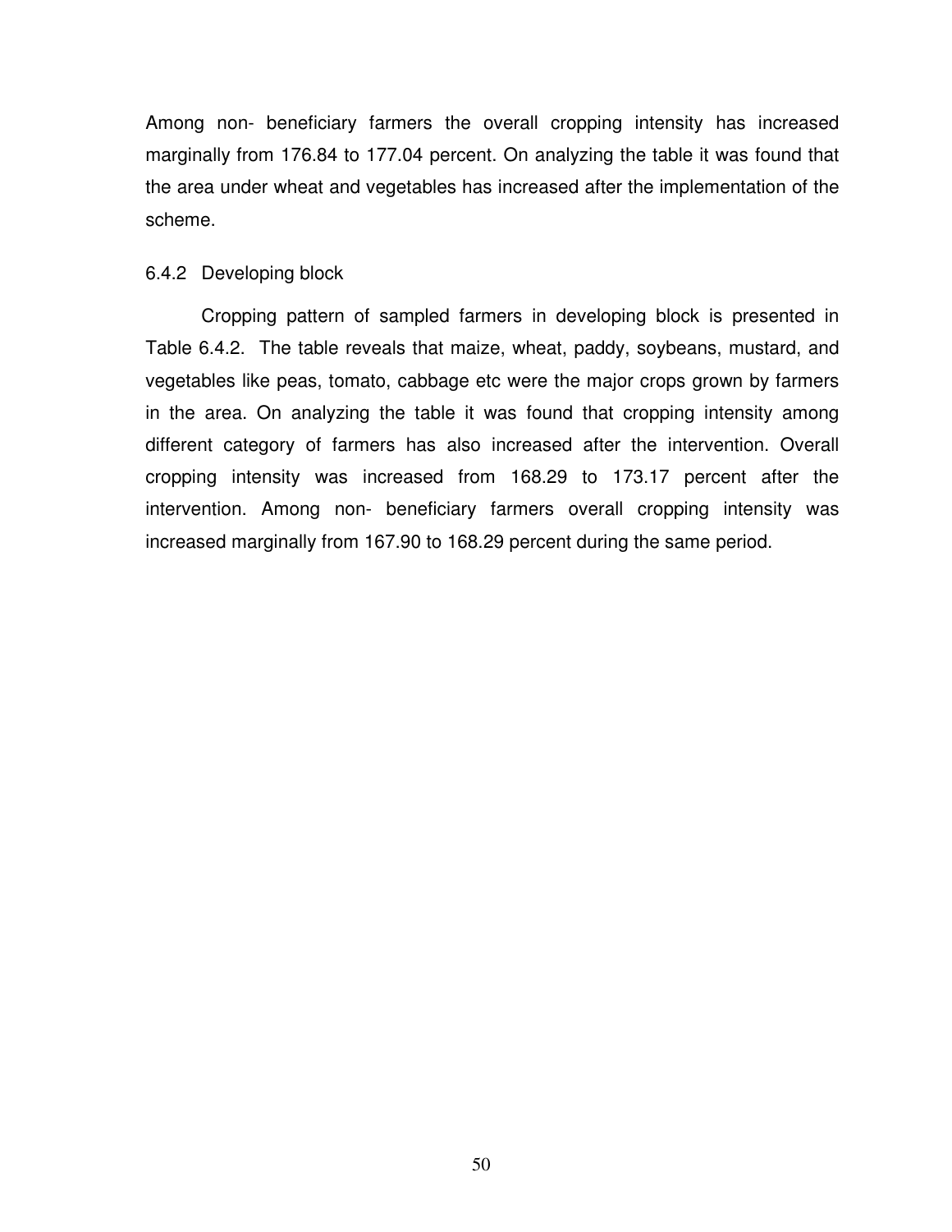Among non- beneficiary farmers the overall cropping intensity has increased marginally from 176.84 to 177.04 percent. On analyzing the table it was found that the area under wheat and vegetables has increased after the implementation of the scheme.

### 6.4.2 Developing block

Cropping pattern of sampled farmers in developing block is presented in Table 6.4.2. The table reveals that maize, wheat, paddy, soybeans, mustard, and vegetables like peas, tomato, cabbage etc were the major crops grown by farmers in the area. On analyzing the table it was found that cropping intensity among different category of farmers has also increased after the intervention. Overall cropping intensity was increased from 168.29 to 173.17 percent after the intervention. Among non- beneficiary farmers overall cropping intensity was increased marginally from 167.90 to 168.29 percent during the same period.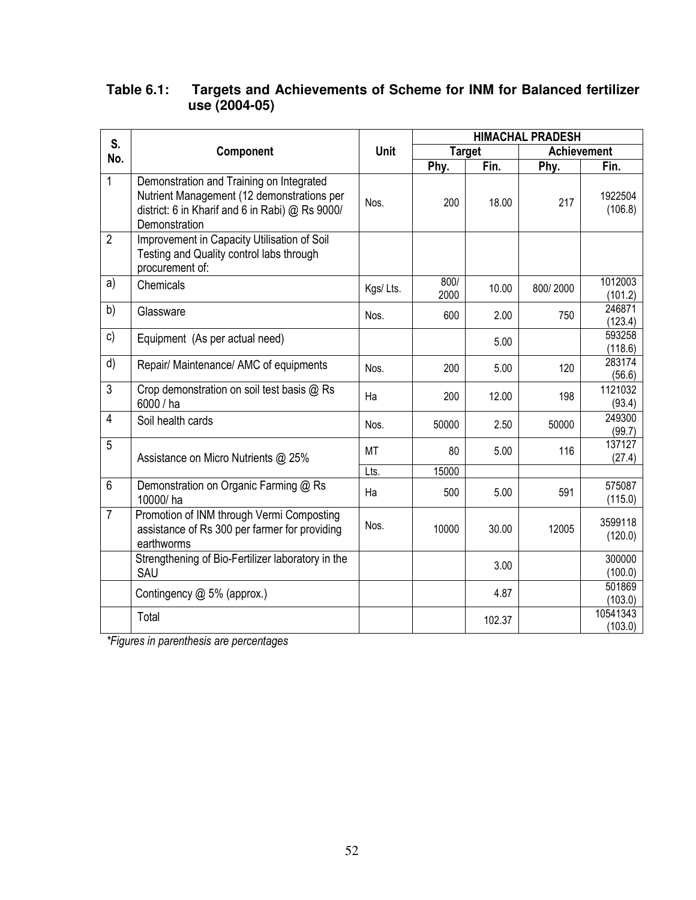**Table 6.1: Targets and Achievements of Scheme for INM for Balanced fertilizer use (2004-05)**

| S. No. | Component | Unit | HIMACHAL PRADESH | | | |
|---|---|---|---|---|---|---|
| | | | Target | | Achievement | |
| | | | Phy. | Fin. | Phy. | Fin. |
| 1 | Demonstration and Training on Integrated Nutrient Management (12 demonstrations per district: 6 in Kharif and 6 in Rabi) @ Rs 9000/ Demonstration | Nos. | 200 | 18.00 | 217 | 1922504 (106.8) |
| 2 | Improvement in Capacity Utilisation of Soil Testing and Quality control labs through procurement of: | | | | | |
| a) | Chemicals | Kgs/ Lts. | 800/ 2000 | 10.00 | 800/ 2000 | 1012003 (101.2) |
| b) | Glassware | Nos. | 600 | 2.00 | 750 | 246871 (123.4) |
| c) | Equipment (As per actual need) | | | 5.00 | | 593258 (118.6) |
| d) | Repair/ Maintenance/ AMC of equipments | Nos. | 200 | 5.00 | 120 | 283174 (56.6) |
| 3 | Crop demonstration on soil test basis @ Rs 6000 / ha | Ha | 200 | 12.00 | 198 | 1121032 (93.4) |
| 4 | Soil health cards | Nos. | 50000 | 2.50 | 50000 | 249300 (99.7) |
| 5 | Assistance on Micro Nutrients @ 25% | MT | 80 | 5.00 | 116 | 137127 (27.4) |
| | | Lts. | 15000 | | | |
| 6 | Demonstration on Organic Farming @ Rs 10000/ ha | Ha | 500 | 5.00 | 591 | 575087 (115.0) |
| 7 | Promotion of INM through Vermi Composting assistance of Rs 300 per farmer for providing earthworms | Nos. | 10000 | 30.00 | 12005 | 3599118 (120.0) |
| | Strengthening of Bio-Fertilizer laboratory in the SAU | | | 3.00 | | 300000 (100.0) |
| | Contingency @ 5% (approx.) | | | 4.87 | | 501869 (103.0) |
| | Total | | | 102.37 | | 10541343 (103.0) |

*Figures in parenthesis are percentages*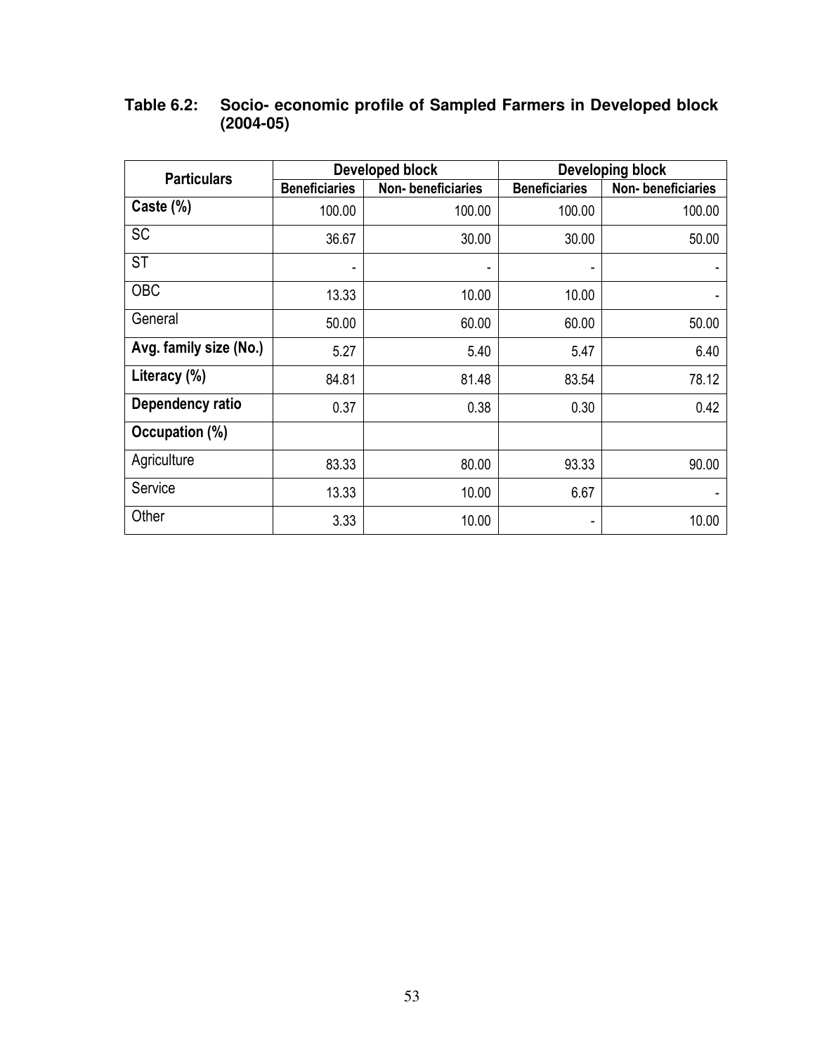**Table 6.2: Socio- economic profile of Sampled Farmers in Developed block (2004-05)**

| Particulars | Developed block | | Developing block | |
|---|---|---|---|---|
| | Beneficiaries | Non- beneficiaries | Beneficiaries | Non- beneficiaries |
| **Caste (%)** | 100.00 | 100.00 | 100.00 | 100.00 |
| SC | 36.67 | 30.00 | 30.00 | 50.00 |
| ST | - | - | - | - |
| OBC | 13.33 | 10.00 | 10.00 | - |
| General | 50.00 | 60.00 | 60.00 | 50.00 |
| **Avg. family size (No.)** | 5.27 | 5.40 | 5.47 | 6.40 |
| **Literacy (%)** | 84.81 | 81.48 | 83.54 | 78.12 |
| **Dependency ratio** | 0.37 | 0.38 | 0.30 | 0.42 |
| **Occupation (%)** | | | | |
| Agriculture | 83.33 | 80.00 | 93.33 | 90.00 |
| Service | 13.33 | 10.00 | 6.67 | - |
| Other | 3.33 | 10.00 | - | 10.00 |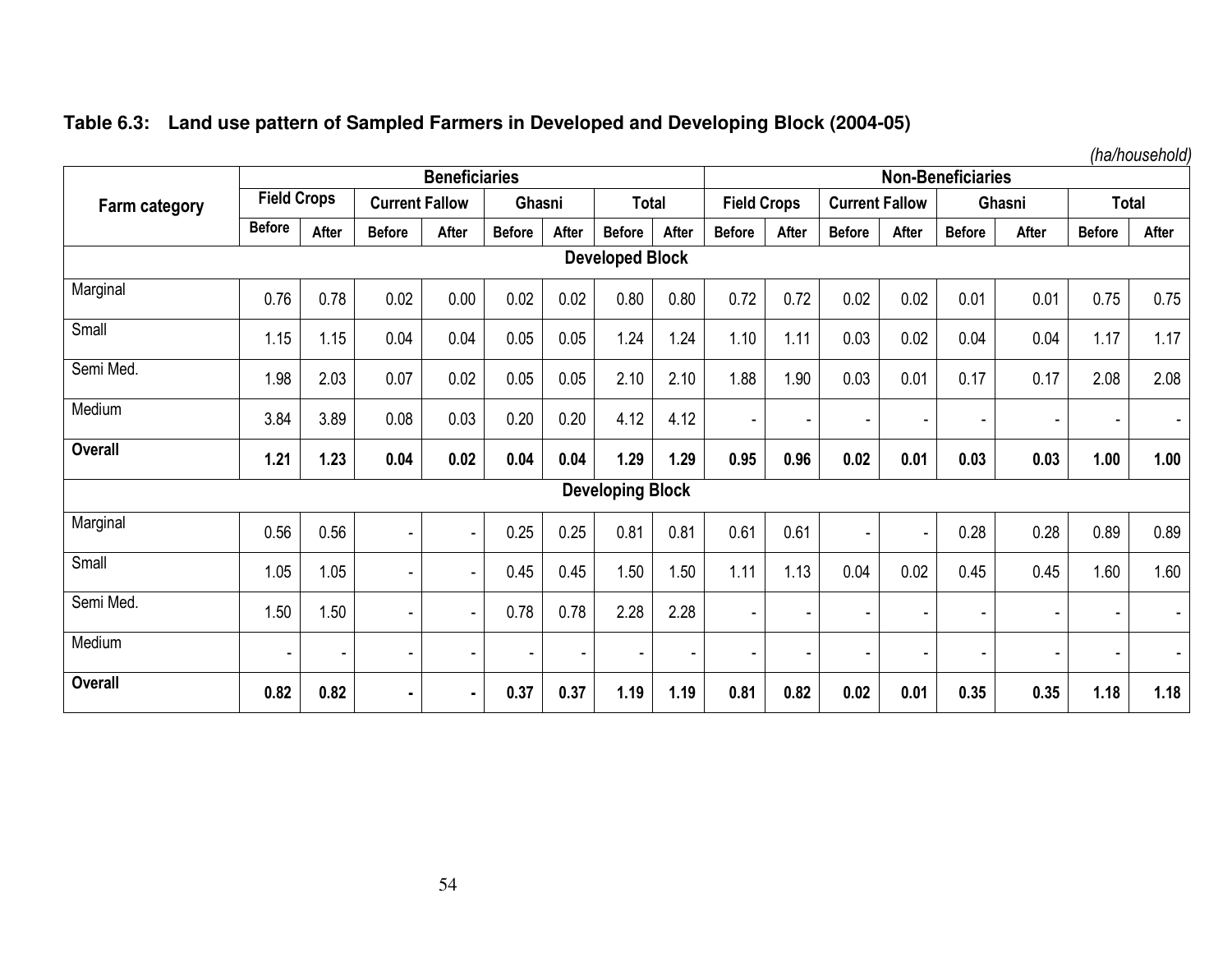**Table 6.3: Land use pattern of Sampled Farmers in Developed and Developing Block (2004-05)**

*(ha/household)*

| Farm category | Beneficiaries | | | | | | | | Non-Beneficiaries | | | | | | | |
|---|---|---|---|---|---|---|---|---|---|---|---|---|---|---|---|---|
| | Field Crops | | Current Fallow | | Ghasni | | Total | | Field Crops | | Current Fallow | | Ghasni | | Total | |
| | Before | After | Before | After | Before | After | Before | After | Before | After | Before | After | Before | After | Before | After |
| **Developed Block** | | | | | | | | | | | | | | | | |
| Marginal | 0.76 | 0.78 | 0.02 | 0.00 | 0.02 | 0.02 | 0.80 | 0.80 | 0.72 | 0.72 | 0.02 | 0.02 | 0.01 | 0.01 | 0.75 | 0.75 |
| Small | 1.15 | 1.15 | 0.04 | 0.04 | 0.05 | 0.05 | 1.24 | 1.24 | 1.10 | 1.11 | 0.03 | 0.02 | 0.04 | 0.04 | 1.17 | 1.17 |
| Semi Med. | 1.98 | 2.03 | 0.07 | 0.02 | 0.05 | 0.05 | 2.10 | 2.10 | 1.88 | 1.90 | 0.03 | 0.01 | 0.17 | 0.17 | 2.08 | 2.08 |
| Medium | 3.84 | 3.89 | 0.08 | 0.03 | 0.20 | 0.20 | 4.12 | 4.12 | - | - | - | - | - | - | - | - |
| **Overall** | **1.21** | **1.23** | **0.04** | **0.02** | **0.04** | **0.04** | **1.29** | **1.29** | **0.95** | **0.96** | **0.02** | **0.01** | **0.03** | **0.03** | **1.00** | **1.00** |
| **Developing Block** | | | | | | | | | | | | | | | | |
| Marginal | 0.56 | 0.56 | - | - | 0.25 | 0.25 | 0.81 | 0.81 | 0.61 | 0.61 | - | - | 0.28 | 0.28 | 0.89 | 0.89 |
| Small | 1.05 | 1.05 | - | - | 0.45 | 0.45 | 1.50 | 1.50 | 1.11 | 1.13 | 0.04 | 0.02 | 0.45 | 0.45 | 1.60 | 1.60 |
| Semi Med. | 1.50 | 1.50 | - | - | 0.78 | 0.78 | 2.28 | 2.28 | - | - | - | - | - | - | - | - |
| Medium | - | - | - | - | - | - | - | - | - | - | - | - | - | - | - | - |
| **Overall** | **0.82** | **0.82** | **-** | **-** | **0.37** | **0.37** | **1.19** | **1.19** | **0.81** | **0.82** | **0.02** | **0.01** | **0.35** | **0.35** | **1.18** | **1.18** |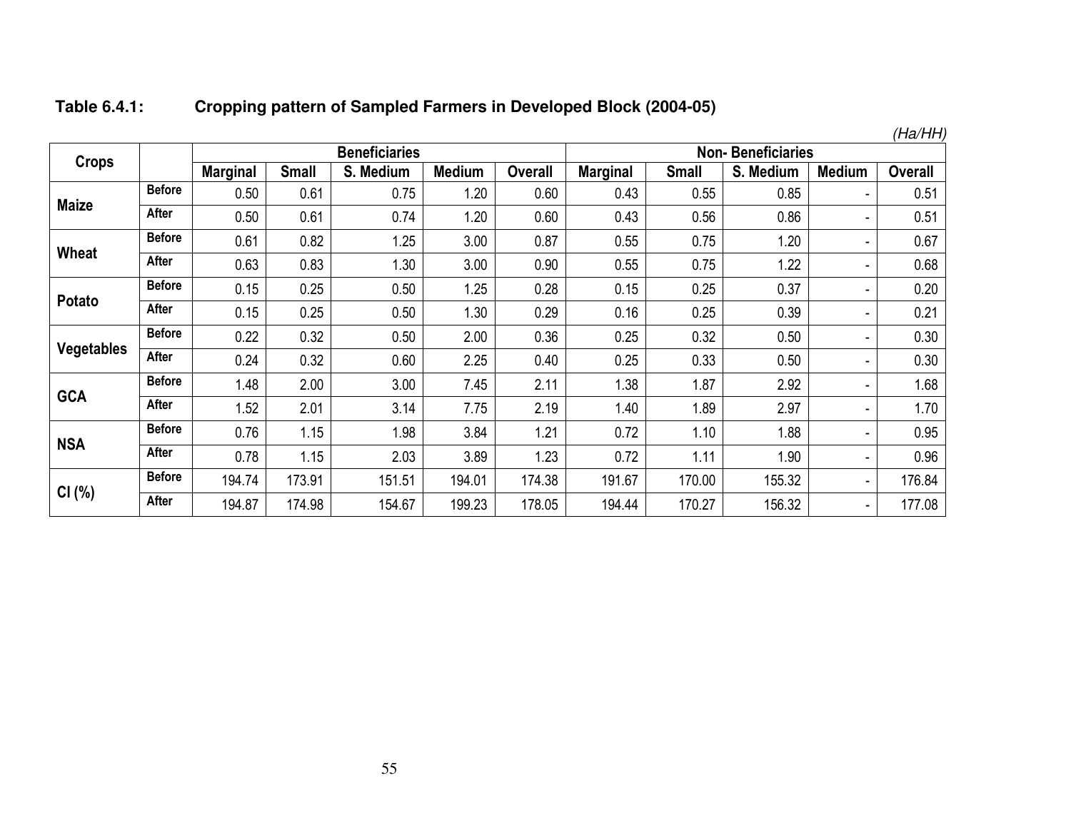**Table 6.4.1: Cropping pattern of Sampled Farmers in Developed Block (2004-05)**

*(Ha/HH)*

| Crops | | Beneficiaries | | | | | Non- Beneficiaries | | | | |
|---|---|---|---|---|---|---|---|---|---|---|---|
| | | Marginal | Small | S. Medium | Medium | Overall | Marginal | Small | S. Medium | Medium | Overall |
| Maize | Before | 0.50 | 0.61 | 0.75 | 1.20 | 0.60 | 0.43 | 0.55 | 0.85 | - | 0.51 |
| | After | 0.50 | 0.61 | 0.74 | 1.20 | 0.60 | 0.43 | 0.56 | 0.86 | - | 0.51 |
| Wheat | Before | 0.61 | 0.82 | 1.25 | 3.00 | 0.87 | 0.55 | 0.75 | 1.20 | - | 0.67 |
| | After | 0.63 | 0.83 | 1.30 | 3.00 | 0.90 | 0.55 | 0.75 | 1.22 | - | 0.68 |
| Potato | Before | 0.15 | 0.25 | 0.50 | 1.25 | 0.28 | 0.15 | 0.25 | 0.37 | - | 0.20 |
| | After | 0.15 | 0.25 | 0.50 | 1.30 | 0.29 | 0.16 | 0.25 | 0.39 | - | 0.21 |
| Vegetables | Before | 0.22 | 0.32 | 0.50 | 2.00 | 0.36 | 0.25 | 0.32 | 0.50 | - | 0.30 |
| | After | 0.24 | 0.32 | 0.60 | 2.25 | 0.40 | 0.25 | 0.33 | 0.50 | - | 0.30 |
| GCA | Before | 1.48 | 2.00 | 3.00 | 7.45 | 2.11 | 1.38 | 1.87 | 2.92 | - | 1.68 |
| | After | 1.52 | 2.01 | 3.14 | 7.75 | 2.19 | 1.40 | 1.89 | 2.97 | - | 1.70 |
| NSA | Before | 0.76 | 1.15 | 1.98 | 3.84 | 1.21 | 0.72 | 1.10 | 1.88 | - | 0.95 |
| | After | 0.78 | 1.15 | 2.03 | 3.89 | 1.23 | 0.72 | 1.11 | 1.90 | - | 0.96 |
| CI (%) | Before | 194.74 | 173.91 | 151.51 | 194.01 | 174.38 | 191.67 | 170.00 | 155.32 | - | 176.84 |
| | After | 194.87 | 174.98 | 154.67 | 199.23 | 178.05 | 194.44 | 170.27 | 156.32 | - | 177.08 |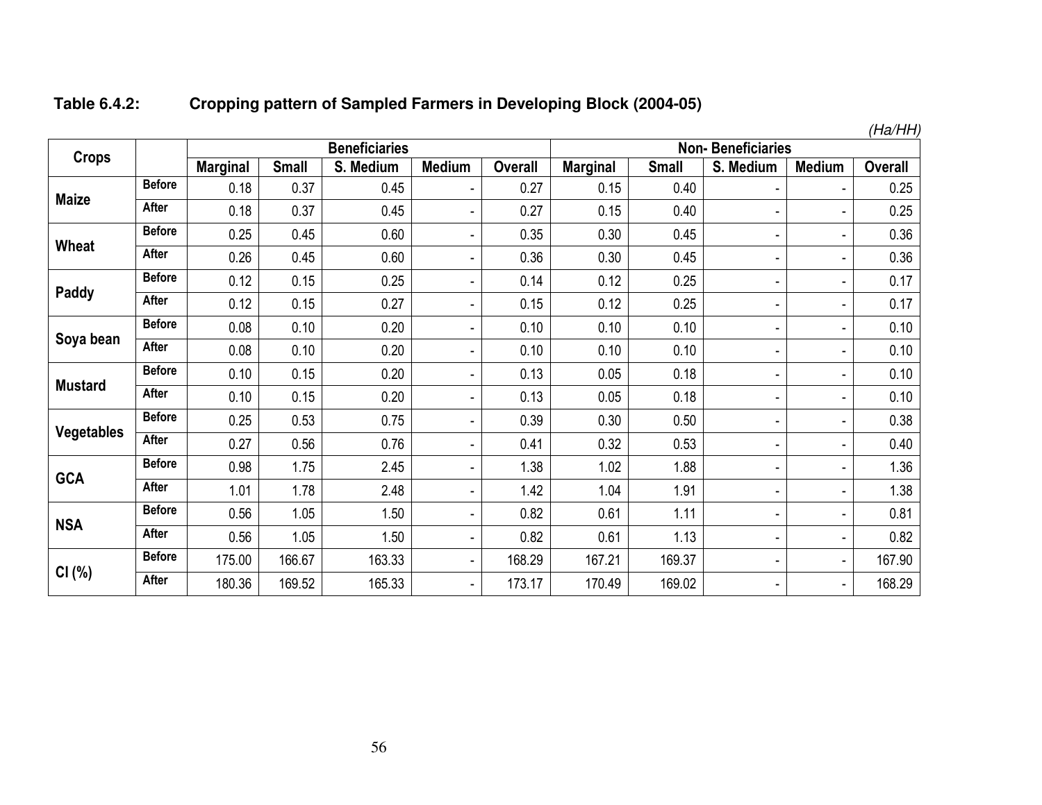**Table 6.4.2: Cropping pattern of Sampled Farmers in Developing Block (2004-05)**

*(Ha/HH)*

| Crops | | Beneficiaries | | | | | Non- Beneficiaries | | | | |
|---|---|---|---|---|---|---|---|---|---|---|---|
| | | Marginal | Small | S. Medium | Medium | Overall | Marginal | Small | S. Medium | Medium | Overall |
| Maize | Before | 0.18 | 0.37 | 0.45 | - | 0.27 | 0.15 | 0.40 | - | - | 0.25 |
| | After | 0.18 | 0.37 | 0.45 | - | 0.27 | 0.15 | 0.40 | - | - | 0.25 |
| Wheat | Before | 0.25 | 0.45 | 0.60 | - | 0.35 | 0.30 | 0.45 | - | - | 0.36 |
| | After | 0.26 | 0.45 | 0.60 | - | 0.36 | 0.30 | 0.45 | - | - | 0.36 |
| Paddy | Before | 0.12 | 0.15 | 0.25 | - | 0.14 | 0.12 | 0.25 | - | - | 0.17 |
| | After | 0.12 | 0.15 | 0.27 | - | 0.15 | 0.12 | 0.25 | - | - | 0.17 |
| Soya bean | Before | 0.08 | 0.10 | 0.20 | - | 0.10 | 0.10 | 0.10 | - | - | 0.10 |
| | After | 0.08 | 0.10 | 0.20 | - | 0.10 | 0.10 | 0.10 | - | - | 0.10 |
| Mustard | Before | 0.10 | 0.15 | 0.20 | - | 0.13 | 0.05 | 0.18 | - | - | 0.10 |
| | After | 0.10 | 0.15 | 0.20 | - | 0.13 | 0.05 | 0.18 | - | - | 0.10 |
| Vegetables | Before | 0.25 | 0.53 | 0.75 | - | 0.39 | 0.30 | 0.50 | - | - | 0.38 |
| | After | 0.27 | 0.56 | 0.76 | - | 0.41 | 0.32 | 0.53 | - | - | 0.40 |
| GCA | Before | 0.98 | 1.75 | 2.45 | - | 1.38 | 1.02 | 1.88 | - | - | 1.36 |
| | After | 1.01 | 1.78 | 2.48 | - | 1.42 | 1.04 | 1.91 | - | - | 1.38 |
| NSA | Before | 0.56 | 1.05 | 1.50 | - | 0.82 | 0.61 | 1.11 | - | - | 0.81 |
| | After | 0.56 | 1.05 | 1.50 | - | 0.82 | 0.61 | 1.13 | - | - | 0.82 |
| CI (%) | Before | 175.00 | 166.67 | 163.33 | - | 168.29 | 167.21 | 169.37 | - | - | 167.90 |
| | After | 180.36 | 169.52 | 165.33 | - | 173.17 | 170.49 | 169.02 | - | - | 168.29 |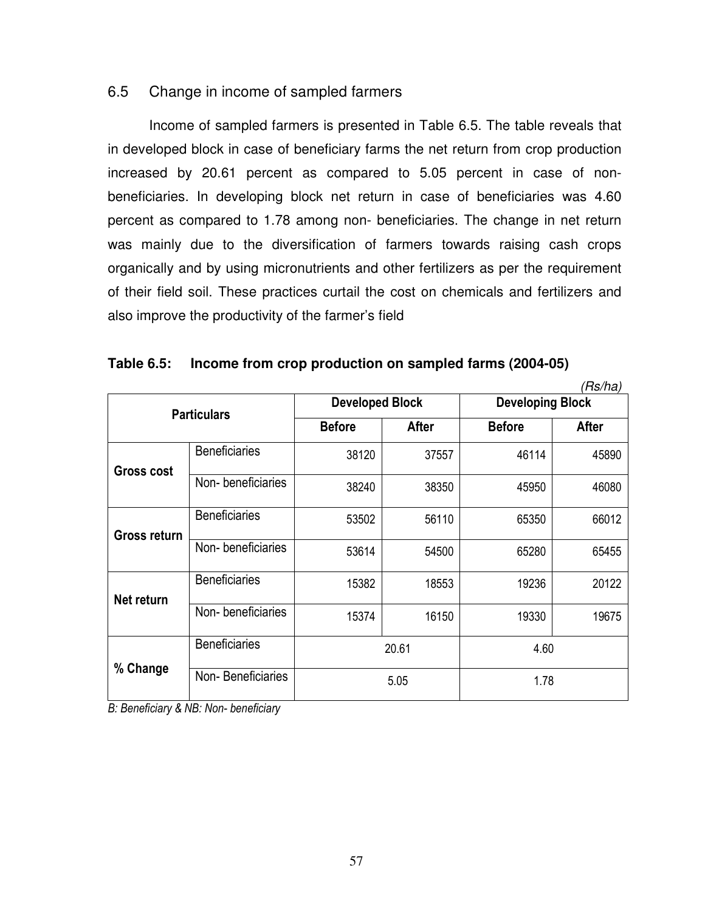## 6.5 Change in income of sampled farmers

Income of sampled farmers is presented in Table 6.5. The table reveals that in developed block in case of beneficiary farms the net return from crop production increased by 20.61 percent as compared to 5.05 percent in case of non-beneficiaries. In developing block net return in case of beneficiaries was 4.60 percent as compared to 1.78 among non- beneficiaries. The change in net return was mainly due to the diversification of farmers towards raising cash crops organically and by using micronutrients and other fertilizers as per the requirement of their field soil. These practices curtail the cost on chemicals and fertilizers and also improve the productivity of the farmer's field

**Table 6.5: Income from crop production on sampled farms (2004-05)**

*(Rs/ha)*

| Particulars | | Developed Block | | Developing Block | |
|---|---|---|---|---|---|
| | | Before | After | Before | After |
| Gross cost | Beneficiaries | 38120 | 37557 | 46114 | 45890 |
| | Non- beneficiaries | 38240 | 38350 | 45950 | 46080 |
| Gross return | Beneficiaries | 53502 | 56110 | 65350 | 66012 |
| | Non- beneficiaries | 53614 | 54500 | 65280 | 65455 |
| Net return | Beneficiaries | 15382 | 18553 | 19236 | 20122 |
| | Non- beneficiaries | 15374 | 16150 | 19330 | 19675 |
| % Change | Beneficiaries | 20.61 | | 4.60 | |
| | Non- Beneficiaries | 5.05 | | 1.78 | |

*B: Beneficiary & NB: Non- beneficiary*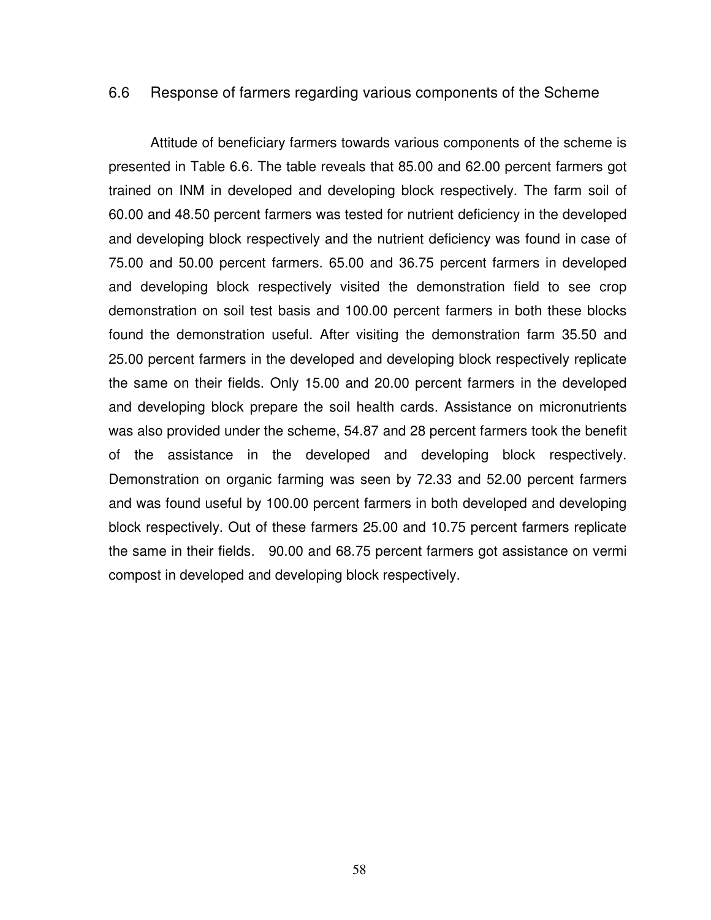## 6.6 Response of farmers regarding various components of the Scheme

Attitude of beneficiary farmers towards various components of the scheme is presented in Table 6.6. The table reveals that 85.00 and 62.00 percent farmers got trained on INM in developed and developing block respectively. The farm soil of 60.00 and 48.50 percent farmers was tested for nutrient deficiency in the developed and developing block respectively and the nutrient deficiency was found in case of 75.00 and 50.00 percent farmers. 65.00 and 36.75 percent farmers in developed and developing block respectively visited the demonstration field to see crop demonstration on soil test basis and 100.00 percent farmers in both these blocks found the demonstration useful. After visiting the demonstration farm 35.50 and 25.00 percent farmers in the developed and developing block respectively replicate the same on their fields. Only 15.00 and 20.00 percent farmers in the developed and developing block prepare the soil health cards. Assistance on micronutrients was also provided under the scheme, 54.87 and 28 percent farmers took the benefit of the assistance in the developed and developing block respectively. Demonstration on organic farming was seen by 72.33 and 52.00 percent farmers and was found useful by 100.00 percent farmers in both developed and developing block respectively. Out of these farmers 25.00 and 10.75 percent farmers replicate the same in their fields. 90.00 and 68.75 percent farmers got assistance on vermi compost in developed and developing block respectively.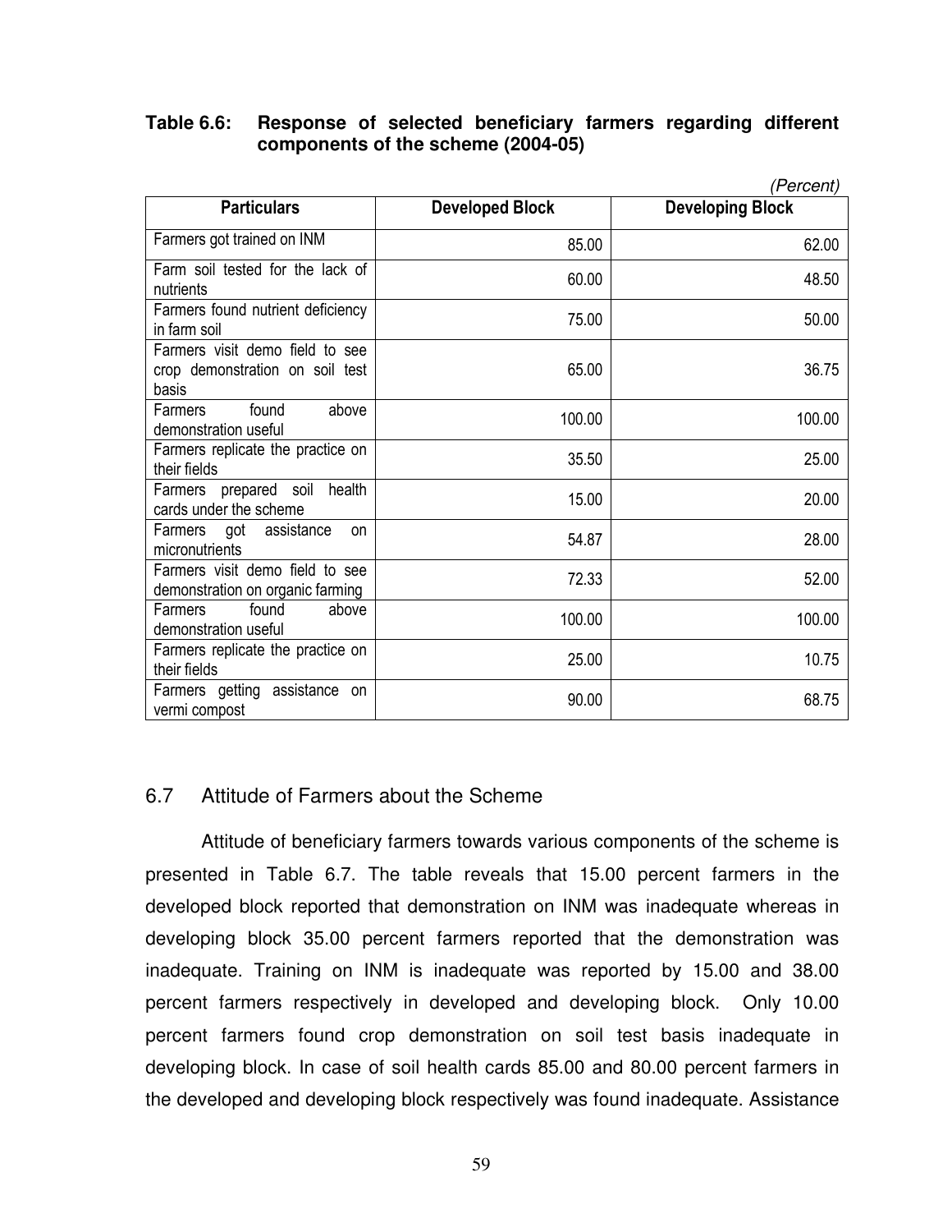**Table 6.6: Response of selected beneficiary farmers regarding different components of the scheme (2004-05)**

*(Percent)*

| Particulars | Developed Block | Developing Block |
|---|---|---|
| Farmers got trained on INM | 85.00 | 62.00 |
| Farm soil tested for the lack of nutrients | 60.00 | 48.50 |
| Farmers found nutrient deficiency in farm soil | 75.00 | 50.00 |
| Farmers visit demo field to see crop demonstration on soil test basis | 65.00 | 36.75 |
| Farmers found above demonstration useful | 100.00 | 100.00 |
| Farmers replicate the practice on their fields | 35.50 | 25.00 |
| Farmers prepared soil health cards under the scheme | 15.00 | 20.00 |
| Farmers got assistance on micronutrients | 54.87 | 28.00 |
| Farmers visit demo field to see demonstration on organic farming | 72.33 | 52.00 |
| Farmers found above demonstration useful | 100.00 | 100.00 |
| Farmers replicate the practice on their fields | 25.00 | 10.75 |
| Farmers getting assistance on vermi compost | 90.00 | 68.75 |

## 6.7 Attitude of Farmers about the Scheme

Attitude of beneficiary farmers towards various components of the scheme is presented in Table 6.7. The table reveals that 15.00 percent farmers in the developed block reported that demonstration on INM was inadequate whereas in developing block 35.00 percent farmers reported that the demonstration was inadequate. Training on INM is inadequate was reported by 15.00 and 38.00 percent farmers respectively in developed and developing block. Only 10.00 percent farmers found crop demonstration on soil test basis inadequate in developing block. In case of soil health cards 85.00 and 80.00 percent farmers in the developed and developing block respectively was found inadequate. Assistance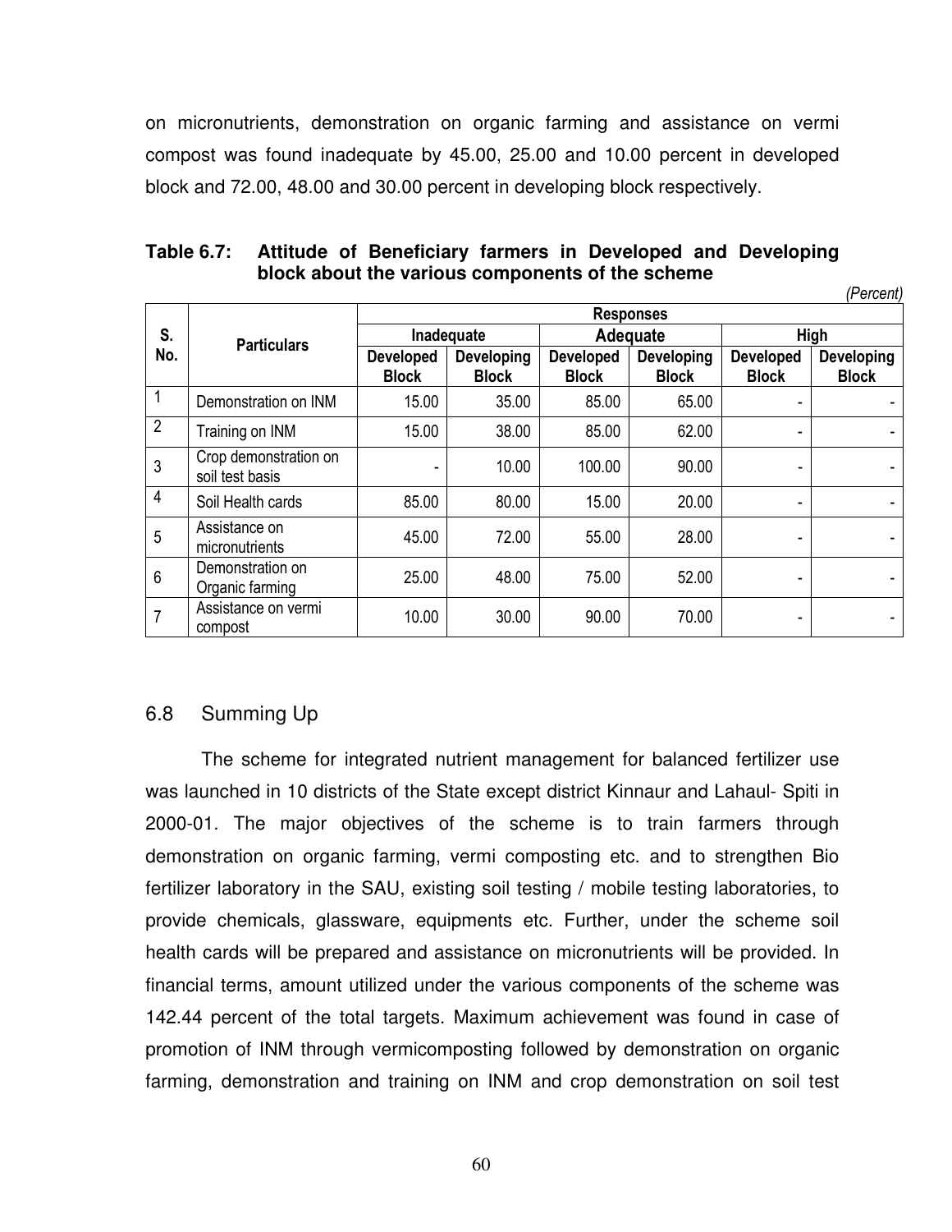on micronutrients, demonstration on organic farming and assistance on vermi compost was found inadequate by 45.00, 25.00 and 10.00 percent in developed block and 72.00, 48.00 and 30.00 percent in developing block respectively.

**Table 6.7: Attitude of Beneficiary farmers in Developed and Developing block about the various components of the scheme**

*(Percent)*

| S. No. | Particulars | Responses | | | | | |
|---|---|---|---|---|---|---|---|
| | | Inadequate | | Adequate | | High | |
| | | Developed Block | Developing Block | Developed Block | Developing Block | Developed Block | Developing Block |
| 1 | Demonstration on INM | 15.00 | 35.00 | 85.00 | 65.00 | - | - |
| 2 | Training on INM | 15.00 | 38.00 | 85.00 | 62.00 | - | - |
| 3 | Crop demonstration on soil test basis | - | 10.00 | 100.00 | 90.00 | - | - |
| 4 | Soil Health cards | 85.00 | 80.00 | 15.00 | 20.00 | - | - |
| 5 | Assistance on micronutrients | 45.00 | 72.00 | 55.00 | 28.00 | - | - |
| 6 | Demonstration on Organic farming | 25.00 | 48.00 | 75.00 | 52.00 | - | - |
| 7 | Assistance on vermi compost | 10.00 | 30.00 | 90.00 | 70.00 | - | - |

## 6.8 Summing Up

The scheme for integrated nutrient management for balanced fertilizer use was launched in 10 districts of the State except district Kinnaur and Lahaul- Spiti in 2000-01. The major objectives of the scheme is to train farmers through demonstration on organic farming, vermi composting etc. and to strengthen Bio fertilizer laboratory in the SAU, existing soil testing / mobile testing laboratories, to provide chemicals, glassware, equipments etc. Further, under the scheme soil health cards will be prepared and assistance on micronutrients will be provided. In financial terms, amount utilized under the various components of the scheme was 142.44 percent of the total targets. Maximum achievement was found in case of promotion of INM through vermicomposting followed by demonstration on organic farming, demonstration and training on INM and crop demonstration on soil test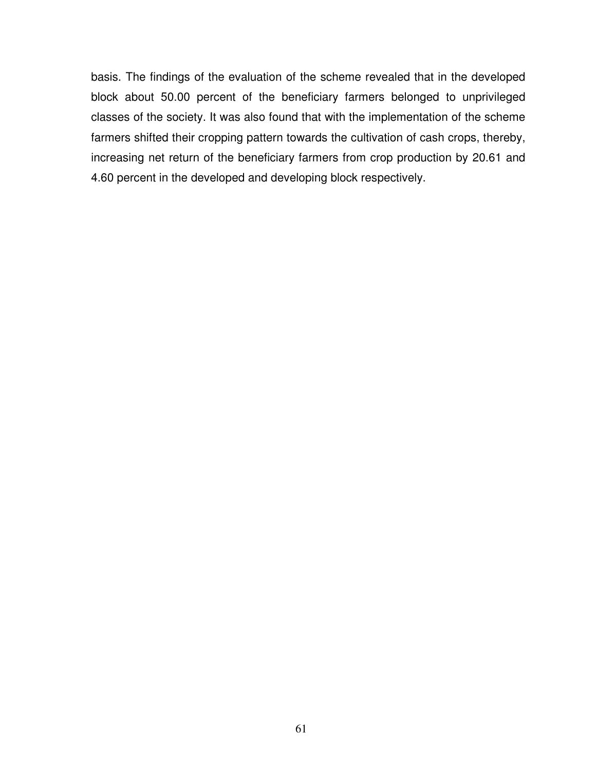basis. The findings of the evaluation of the scheme revealed that in the developed block about 50.00 percent of the beneficiary farmers belonged to unprivileged classes of the society. It was also found that with the implementation of the scheme farmers shifted their cropping pattern towards the cultivation of cash crops, thereby, increasing net return of the beneficiary farmers from crop production by 20.61 and 4.60 percent in the developed and developing block respectively.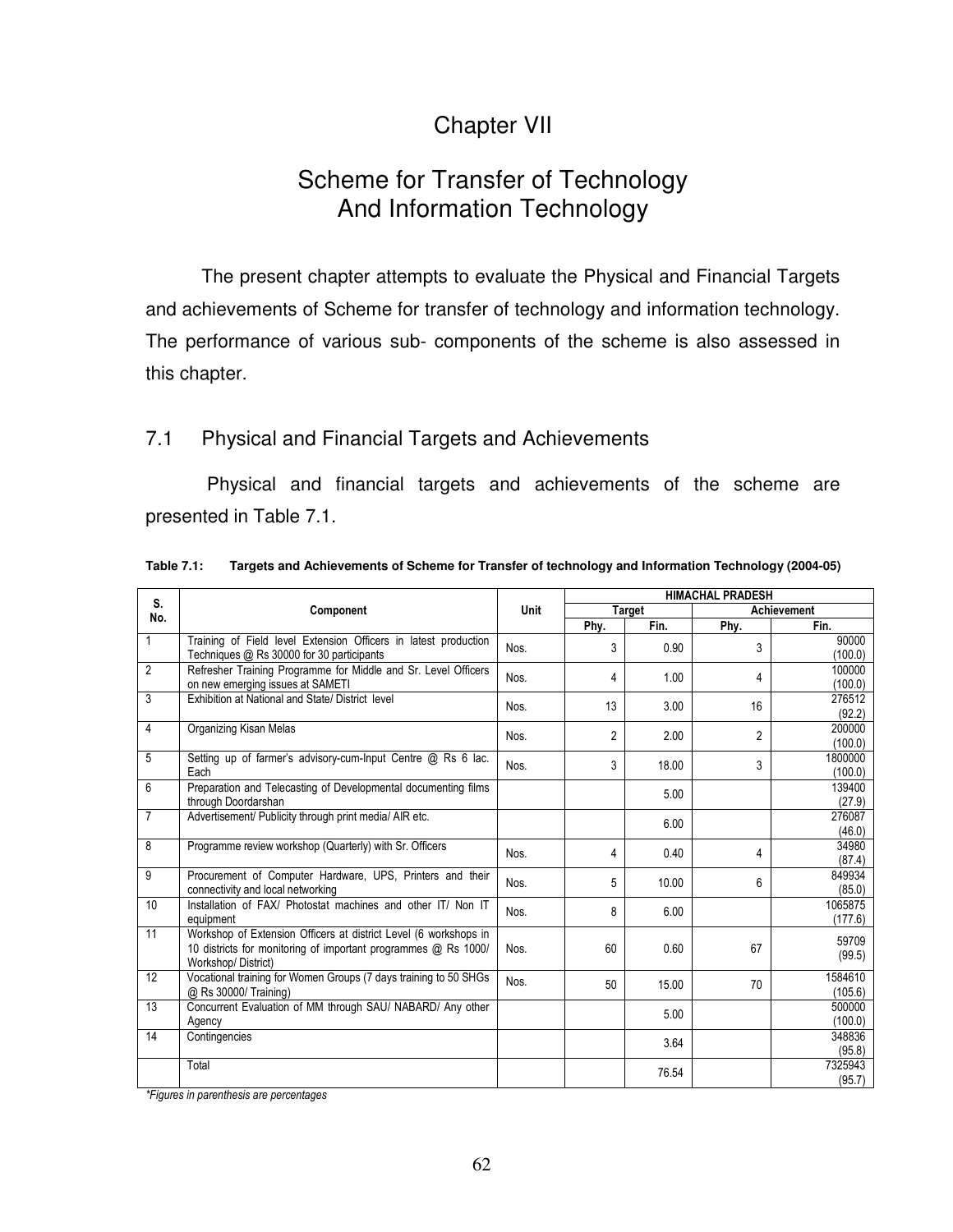# Chapter VII

# Scheme for Transfer of Technology And Information Technology

The present chapter attempts to evaluate the Physical and Financial Targets and achievements of Scheme for transfer of technology and information technology. The performance of various sub- components of the scheme is also assessed in this chapter.

## 7.1 Physical and Financial Targets and Achievements

Physical and financial targets and achievements of the scheme are presented in Table 7.1.

**Table 7.1: Targets and Achievements of Scheme for Transfer of technology and Information Technology (2004-05)**

| S. No. | Component | Unit | HIMACHAL PRADESH | | | |
|---|---|---|---|---|---|---|
| | | | Target | | Achievement | |
| | | | Phy. | Fin. | Phy. | Fin. |
| 1 | Training of Field level Extension Officers in latest production Techniques @ Rs 30000 for 30 participants | Nos. | 3 | 0.90 | 3 | 90000 (100.0) |
| 2 | Refresher Training Programme for Middle and Sr. Level Officers on new emerging issues at SAMETI | Nos. | 4 | 1.00 | 4 | 100000 (100.0) |
| 3 | Exhibition at National and State/ District level | Nos. | 13 | 3.00 | 16 | 276512 (92.2) |
| 4 | Organizing Kisan Melas | Nos. | 2 | 2.00 | 2 | 200000 (100.0) |
| 5 | Setting up of farmer's advisory-cum-Input Centre @ Rs 6 lac. Each | Nos. | 3 | 18.00 | 3 | 1800000 (100.0) |
| 6 | Preparation and Telecasting of Developmental documenting films through Doordarshan | | | 5.00 | | 139400 (27.9) |
| 7 | Advertisement/ Publicity through print media/ AIR etc. | | | 6.00 | | 276087 (46.0) |
| 8 | Programme review workshop (Quarterly) with Sr. Officers | Nos. | 4 | 0.40 | 4 | 34980 (87.4) |
| 9 | Procurement of Computer Hardware, UPS, Printers and their connectivity and local networking | Nos. | 5 | 10.00 | 6 | 849934 (85.0) |
| 10 | Installation of FAX/ Photostat machines and other IT/ Non IT equipment | Nos. | 8 | 6.00 | | 1065875 (177.6) |
| 11 | Workshop of Extension Officers at district Level (6 workshops in 10 districts for monitoring of important programmes @ Rs 1000/ Workshop/ District) | Nos. | 60 | 0.60 | 67 | 59709 (99.5) |
| 12 | Vocational training for Women Groups (7 days training to 50 SHGs @ Rs 30000/ Training) | Nos. | 50 | 15.00 | 70 | 1584610 (105.6) |
| 13 | Concurrent Evaluation of MM through SAU/ NABARD/ Any other Agency | | | 5.00 | | 500000 (100.0) |
| 14 | Contingencies | | | 3.64 | | 348836 (95.8) |
| | Total | | | 76.54 | | 7325943 (95.7) |

*\*Figures in parenthesis are percentages*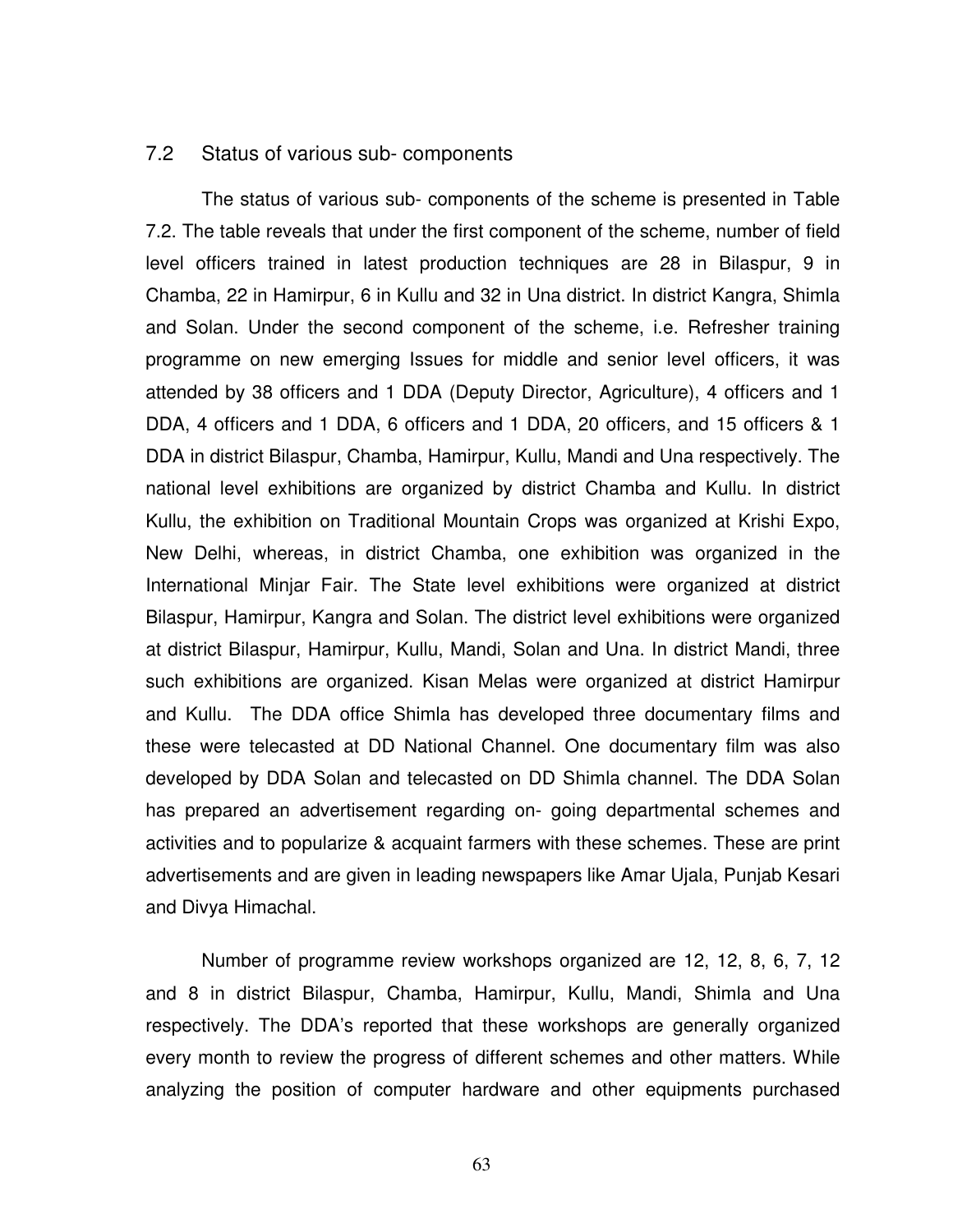## 7.2 Status of various sub- components

The status of various sub- components of the scheme is presented in Table 7.2. The table reveals that under the first component of the scheme, number of field level officers trained in latest production techniques are 28 in Bilaspur, 9 in Chamba, 22 in Hamirpur, 6 in Kullu and 32 in Una district. In district Kangra, Shimla and Solan. Under the second component of the scheme, i.e. Refresher training programme on new emerging Issues for middle and senior level officers, it was attended by 38 officers and 1 DDA (Deputy Director, Agriculture), 4 officers and 1 DDA, 4 officers and 1 DDA, 6 officers and 1 DDA, 20 officers, and 15 officers & 1 DDA in district Bilaspur, Chamba, Hamirpur, Kullu, Mandi and Una respectively. The national level exhibitions are organized by district Chamba and Kullu. In district Kullu, the exhibition on Traditional Mountain Crops was organized at Krishi Expo, New Delhi, whereas, in district Chamba, one exhibition was organized in the International Minjar Fair. The State level exhibitions were organized at district Bilaspur, Hamirpur, Kangra and Solan. The district level exhibitions were organized at district Bilaspur, Hamirpur, Kullu, Mandi, Solan and Una. In district Mandi, three such exhibitions are organized. Kisan Melas were organized at district Hamirpur and Kullu. The DDA office Shimla has developed three documentary films and these were telecasted at DD National Channel. One documentary film was also developed by DDA Solan and telecasted on DD Shimla channel. The DDA Solan has prepared an advertisement regarding on- going departmental schemes and activities and to popularize & acquaint farmers with these schemes. These are print advertisements and are given in leading newspapers like Amar Ujala, Punjab Kesari and Divya Himachal.

Number of programme review workshops organized are 12, 12, 8, 6, 7, 12 and 8 in district Bilaspur, Chamba, Hamirpur, Kullu, Mandi, Shimla and Una respectively. The DDA's reported that these workshops are generally organized every month to review the progress of different schemes and other matters. While analyzing the position of computer hardware and other equipments purchased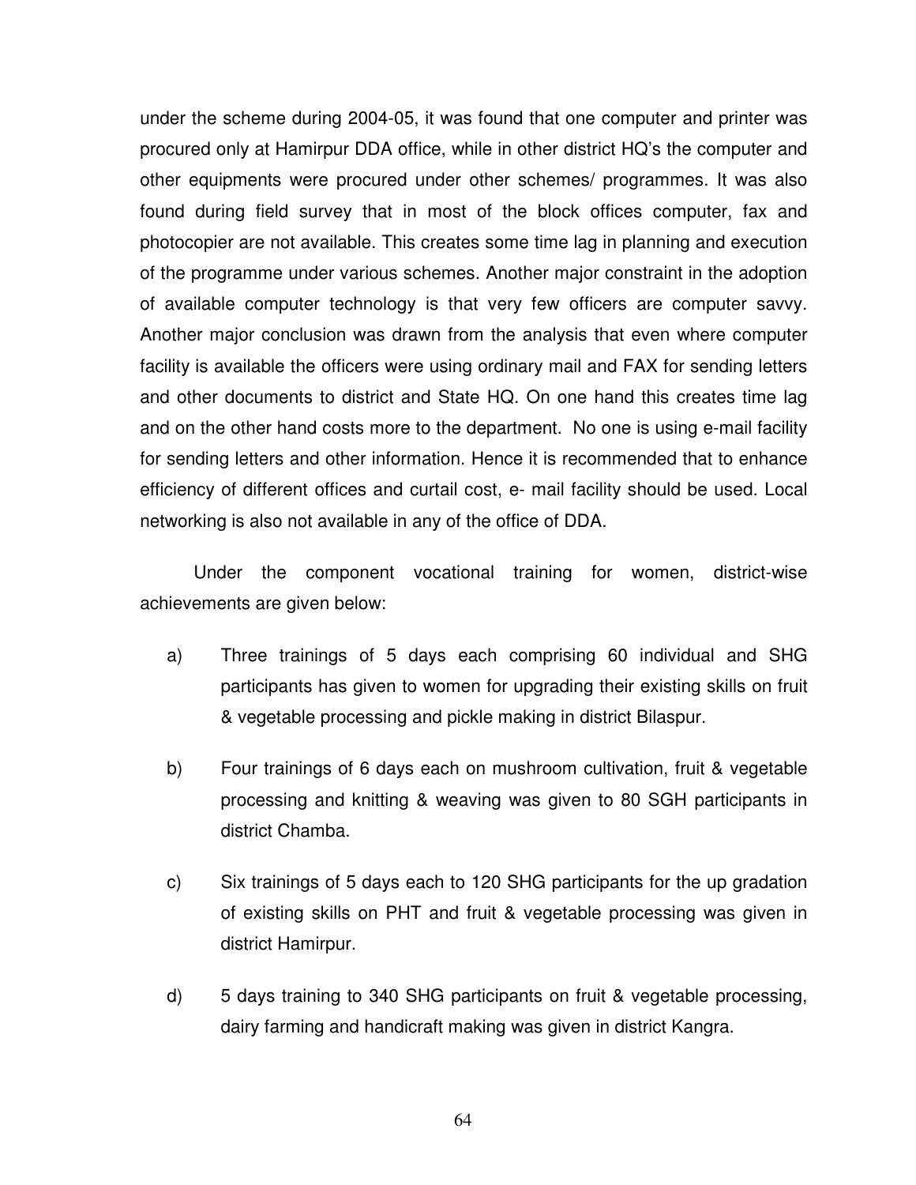under the scheme during 2004-05, it was found that one computer and printer was procured only at Hamirpur DDA office, while in other district HQ's the computer and other equipments were procured under other schemes/ programmes. It was also found during field survey that in most of the block offices computer, fax and photocopier are not available. This creates some time lag in planning and execution of the programme under various schemes. Another major constraint in the adoption of available computer technology is that very few officers are computer savvy. Another major conclusion was drawn from the analysis that even where computer facility is available the officers were using ordinary mail and FAX for sending letters and other documents to district and State HQ. On one hand this creates time lag and on the other hand costs more to the department. No one is using e-mail facility for sending letters and other information. Hence it is recommended that to enhance efficiency of different offices and curtail cost, e- mail facility should be used. Local networking is also not available in any of the office of DDA.

Under the component vocational training for women, district-wise achievements are given below:

a) Three trainings of 5 days each comprising 60 individual and SHG participants has given to women for upgrading their existing skills on fruit & vegetable processing and pickle making in district Bilaspur.

b) Four trainings of 6 days each on mushroom cultivation, fruit & vegetable processing and knitting & weaving was given to 80 SGH participants in district Chamba.

c) Six trainings of 5 days each to 120 SHG participants for the up gradation of existing skills on PHT and fruit & vegetable processing was given in district Hamirpur.

d) 5 days training to 340 SHG participants on fruit & vegetable processing, dairy farming and handicraft making was given in district Kangra.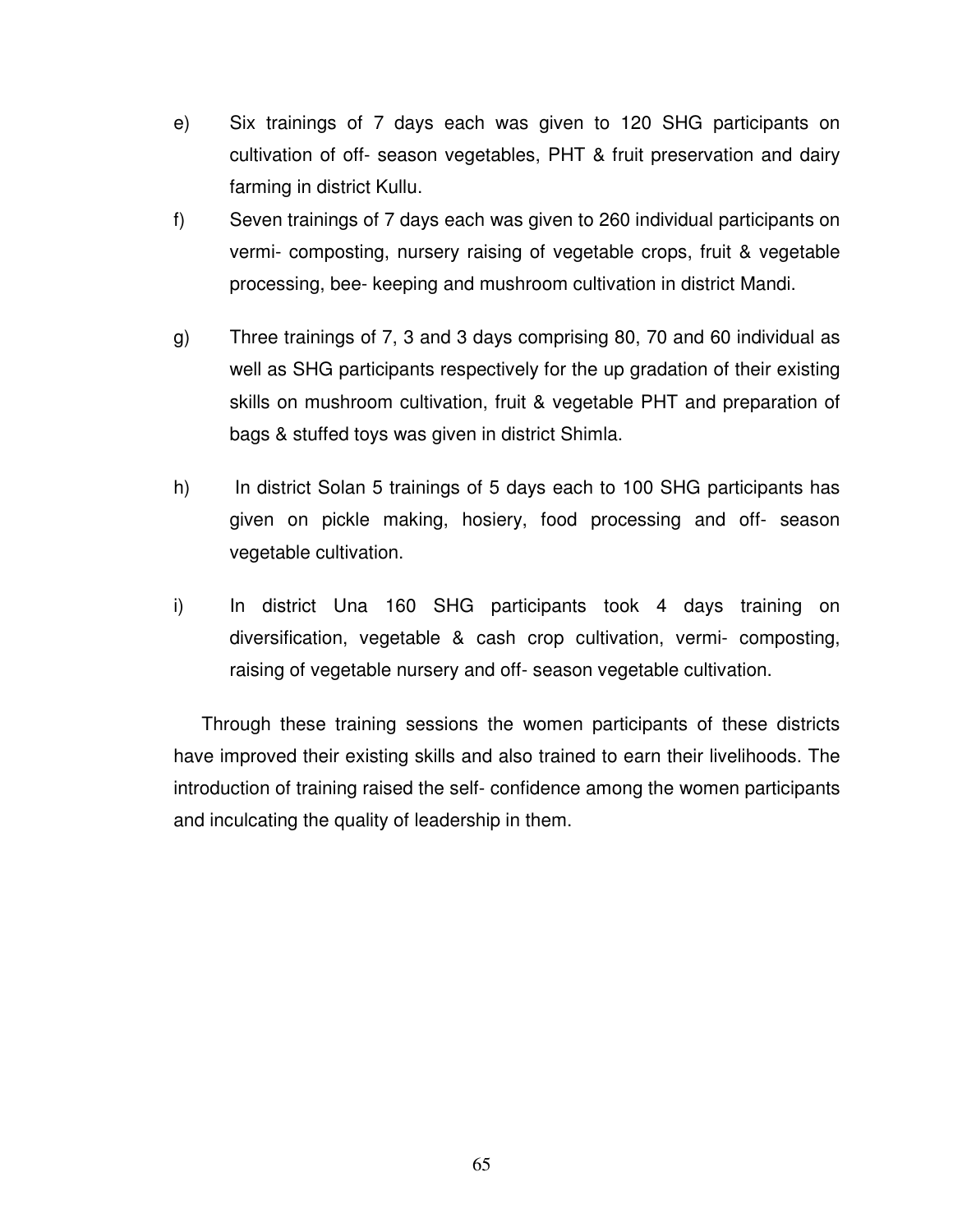e) Six trainings of 7 days each was given to 120 SHG participants on cultivation of off- season vegetables, PHT & fruit preservation and dairy farming in district Kullu.

f) Seven trainings of 7 days each was given to 260 individual participants on vermi- composting, nursery raising of vegetable crops, fruit & vegetable processing, bee- keeping and mushroom cultivation in district Mandi.

g) Three trainings of 7, 3 and 3 days comprising 80, 70 and 60 individual as well as SHG participants respectively for the up gradation of their existing skills on mushroom cultivation, fruit & vegetable PHT and preparation of bags & stuffed toys was given in district Shimla.

h) In district Solan 5 trainings of 5 days each to 100 SHG participants has given on pickle making, hosiery, food processing and off- season vegetable cultivation.

i) In district Una 160 SHG participants took 4 days training on diversification, vegetable & cash crop cultivation, vermi- composting, raising of vegetable nursery and off- season vegetable cultivation.

Through these training sessions the women participants of these districts have improved their existing skills and also trained to earn their livelihoods. The introduction of training raised the self- confidence among the women participants and inculcating the quality of leadership in them.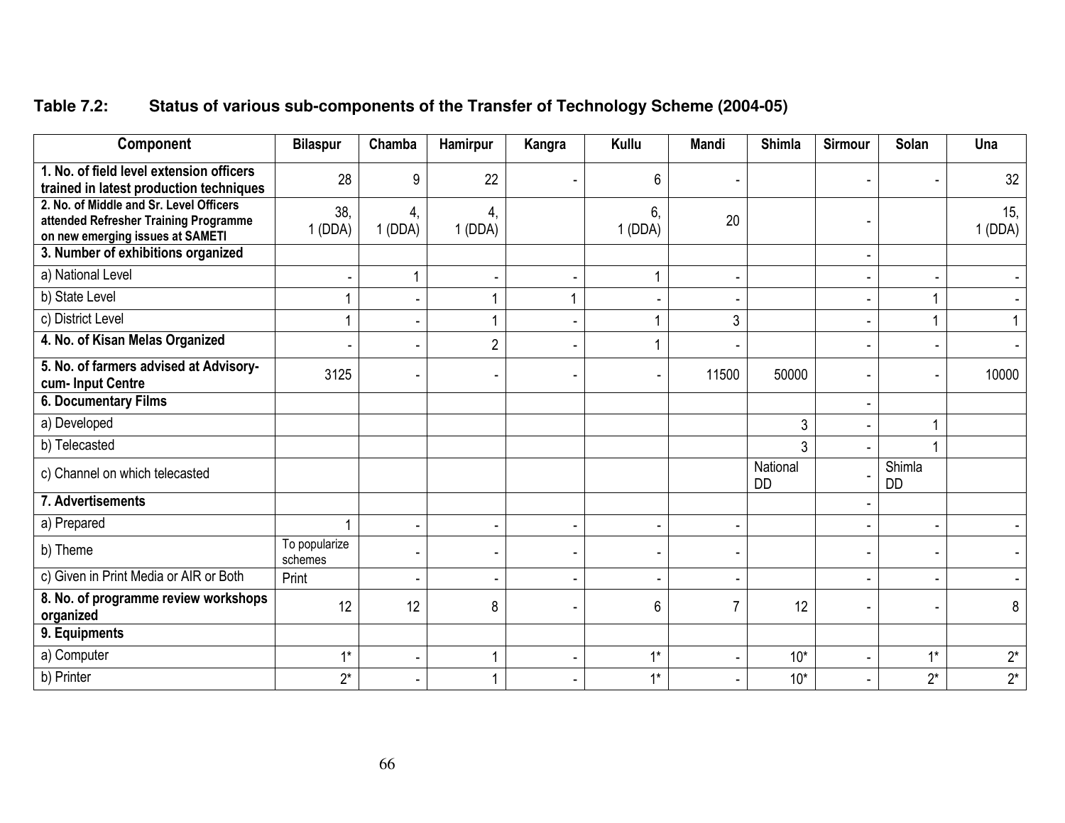**Table 7.2: Status of various sub-components of the Transfer of Technology Scheme (2004-05)**

| Component | Bilaspur | Chamba | Hamirpur | Kangra | Kullu | Mandi | Shimla | Sirmour | Solan | Una |
|---|---|---|---|---|---|---|---|---|---|---|
| **1. No. of field level extension officers trained in latest production techniques** | 28 | 9 | 22 | - | 6 | - | | - | - | 32 |
| **2. No. of Middle and Sr. Level Officers attended Refresher Training Programme on new emerging issues at SAMETI** | 38, 1 (DDA) | 4, 1 (DDA) | 4, 1 (DDA) | | 6, 1 (DDA) | 20 | | - | | 15, 1 (DDA) |
| **3. Number of exhibitions organized** | | | | | | | | - | | |
| a) National Level | - | 1 | - | - | 1 | - | | - | - | - |
| b) State Level | 1 | - | 1 | 1 | - | - | | - | 1 | - |
| c) District Level | 1 | - | 1 | - | 1 | 3 | | - | 1 | 1 |
| **4. No. of Kisan Melas Organized** | - | - | 2 | - | 1 | - | | - | - | - |
| **5. No. of farmers advised at Advisory-cum- Input Centre** | 3125 | - | - | - | - | 11500 | 50000 | - | - | 10000 |
| **6. Documentary Films** | | | | | | | | - | | |
| a) Developed | | | | | | | 3 | - | 1 | |
| b) Telecasted | | | | | | | 3 | - | 1 | |
| c) Channel on which telecasted | | | | | | | National DD | - | Shimla DD | |
| **7. Advertisements** | | | | | | | | - | | |
| a) Prepared | 1 | - | - | - | - | - | | - | - | - |
| b) Theme | To popularize schemes | - | - | - | - | - | | - | - | - |
| c) Given in Print Media or AIR or Both | Print | - | - | - | - | - | | - | - | - |
| **8. No. of programme review workshops organized** | 12 | 12 | 8 | - | 6 | 7 | 12 | - | - | 8 |
| **9. Equipments** | | | | | | | | | | |
| a) Computer | 1* | - | 1 | - | 1* | - | 10* | - | 1* | 2* |
| b) Printer | 2* | - | 1 | - | 1* | - | 10* | - | 2* | 2* |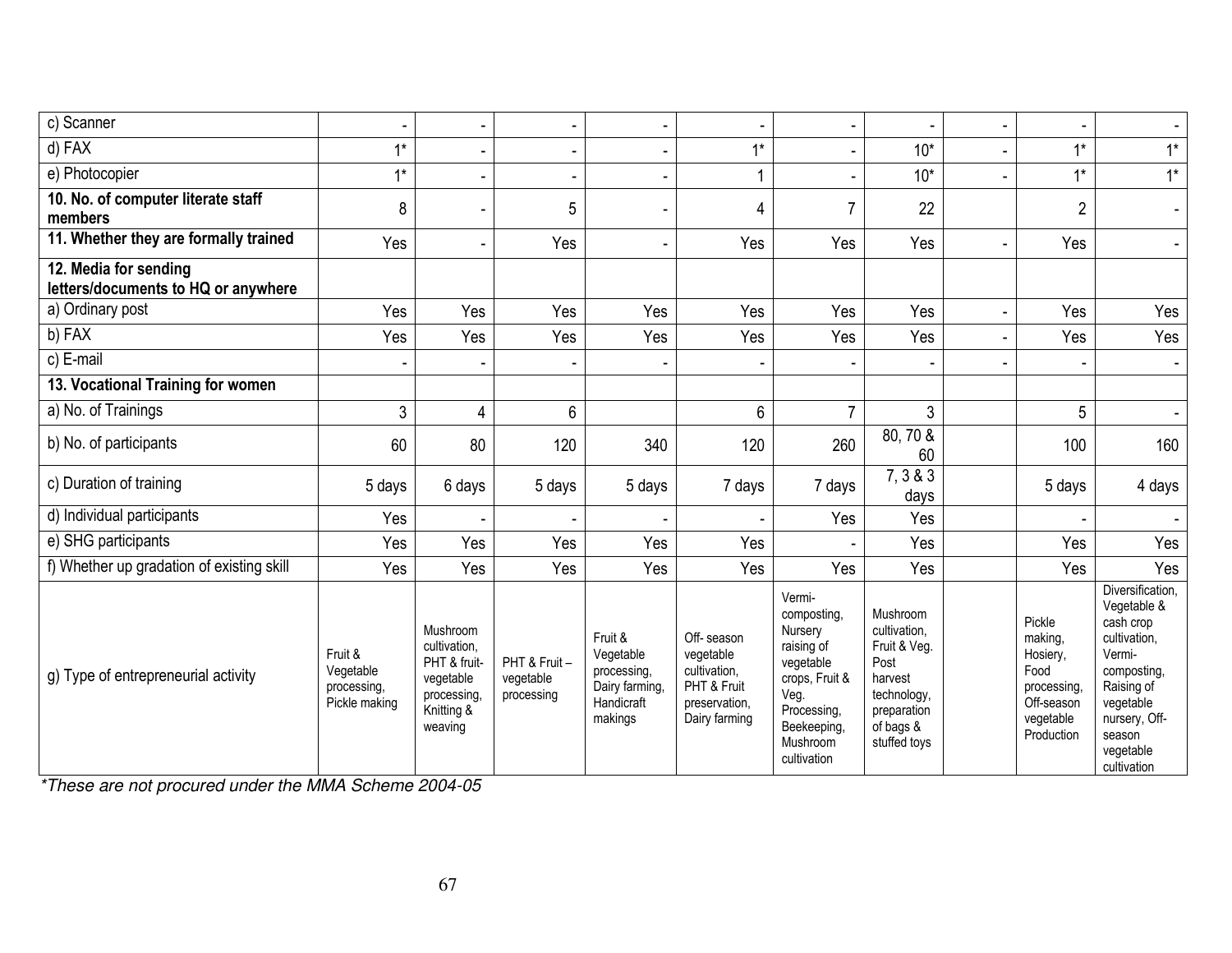| | | | | | | | | | | |
|---|---|---|---|---|---|---|---|---|---|---|
| c) Scanner | - | - | - | - | - | - | - | - | - | - |
| d) FAX | 1* | - | - | - | 1* | - | 10* | - | 1* | 1* |
| e) Photocopier | 1* | - | - | - | 1 | - | 10* | - | 1* | 1* |
| **10. No. of computer literate staff members** | 8 | - | 5 | - | 4 | 7 | 22 | | 2 | - |
| **11. Whether they are formally trained** | Yes | - | Yes | - | Yes | Yes | Yes | - | Yes | - |
| **12. Media for sending letters/documents to HQ or anywhere** | | | | | | | | | | |
| a) Ordinary post | Yes | Yes | Yes | Yes | Yes | Yes | Yes | - | Yes | Yes |
| b) FAX | Yes | Yes | Yes | Yes | Yes | Yes | Yes | - | Yes | Yes |
| c) E-mail | - | - | - | - | - | - | - | - | - | - |
| **13. Vocational Training for women** | | | | | | | | | | |
| a) No. of Trainings | 3 | 4 | 6 | | 6 | 7 | 3 | | 5 | - |
| b) No. of participants | 60 | 80 | 120 | 340 | 120 | 260 | 80, 70 & 60 | | 100 | 160 |
| c) Duration of training | 5 days | 6 days | 5 days | 5 days | 7 days | 7 days | 7, 3 & 3 days | | 5 days | 4 days |
| d) Individual participants | Yes | - | - | - | - | Yes | Yes | | - | - |
| e) SHG participants | Yes | Yes | Yes | Yes | Yes | - | Yes | | Yes | Yes |
| f) Whether up gradation of existing skill | Yes | Yes | Yes | Yes | Yes | Yes | Yes | | Yes | Yes |
| g) Type of entrepreneurial activity | Fruit & Vegetable processing, Pickle making | Mushroom cultivation, PHT & fruit-vegetable processing, Knitting & weaving | PHT & Fruit – vegetable processing | Fruit & Vegetable processing, Dairy farming, Handicraft makings | Off- season vegetable cultivation, PHT & Fruit preservation, Dairy farming | Vermi-composting, Nursery raising of vegetable crops, Fruit & Veg. Processing, Beekeeping, Mushroom cultivation | Mushroom cultivation, Fruit & Veg. Post harvest technology, preparation of bags & stuffed toys | | Pickle making, Hosiery, Food processing, Off-season vegetable Production | Diversification, Vegetable & cash crop cultivation, Vermi-composting, Raising of vegetable nursery, Off-season vegetable cultivation |

*\*These are not procured under the MMA Scheme 2004-05*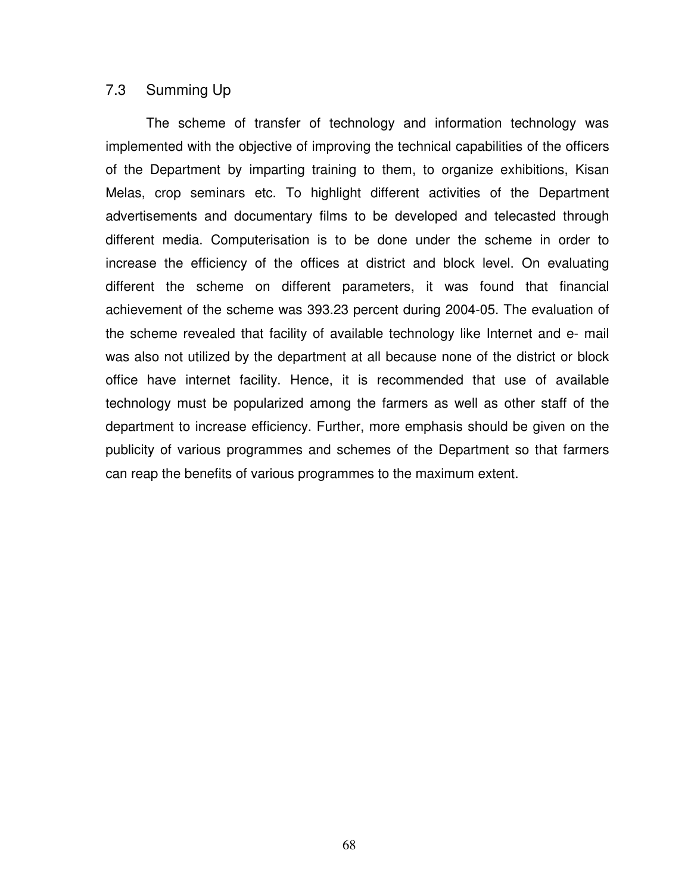## 7.3 Summing Up

The scheme of transfer of technology and information technology was implemented with the objective of improving the technical capabilities of the officers of the Department by imparting training to them, to organize exhibitions, Kisan Melas, crop seminars etc. To highlight different activities of the Department advertisements and documentary films to be developed and telecasted through different media. Computerisation is to be done under the scheme in order to increase the efficiency of the offices at district and block level. On evaluating different the scheme on different parameters, it was found that financial achievement of the scheme was 393.23 percent during 2004-05. The evaluation of the scheme revealed that facility of available technology like Internet and e- mail was also not utilized by the department at all because none of the district or block office have internet facility. Hence, it is recommended that use of available technology must be popularized among the farmers as well as other staff of the department to increase efficiency. Further, more emphasis should be given on the publicity of various programmes and schemes of the Department so that farmers can reap the benefits of various programmes to the maximum extent.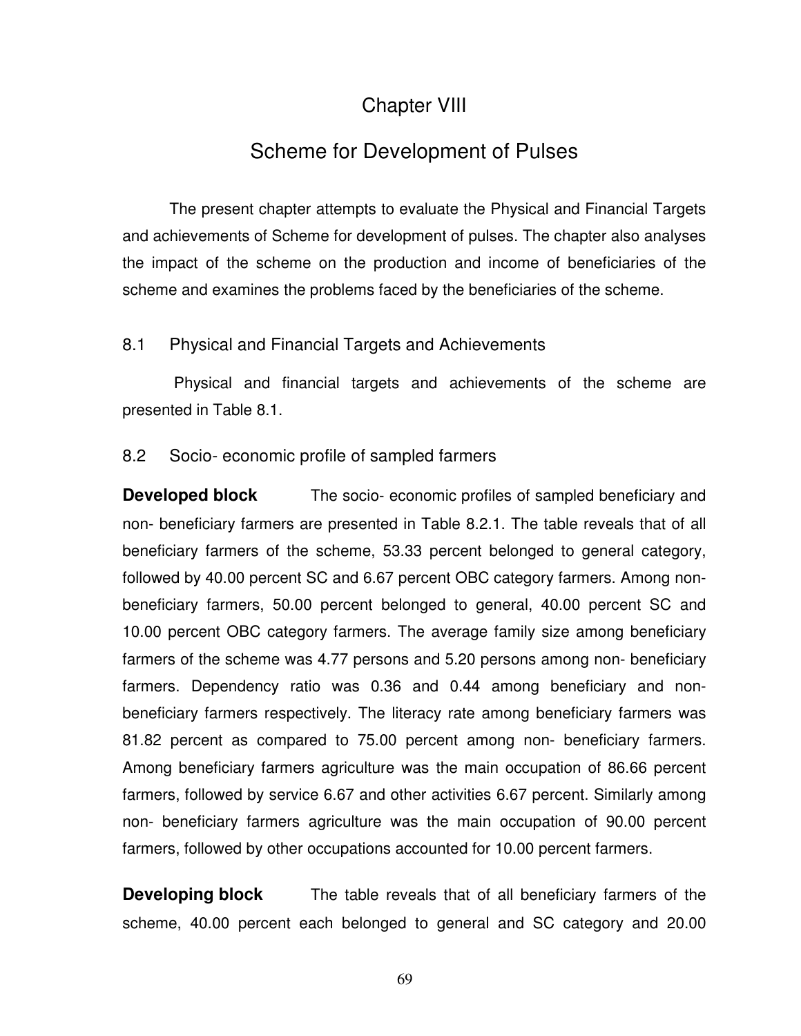# Chapter VIII

## Scheme for Development of Pulses

The present chapter attempts to evaluate the Physical and Financial Targets and achievements of Scheme for development of pulses. The chapter also analyses the impact of the scheme on the production and income of beneficiaries of the scheme and examines the problems faced by the beneficiaries of the scheme.

### 8.1 Physical and Financial Targets and Achievements

Physical and financial targets and achievements of the scheme are presented in Table 8.1.

### 8.2 Socio- economic profile of sampled farmers

**Developed block** The socio- economic profiles of sampled beneficiary and non- beneficiary farmers are presented in Table 8.2.1. The table reveals that of all beneficiary farmers of the scheme, 53.33 percent belonged to general category, followed by 40.00 percent SC and 6.67 percent OBC category farmers. Among non-beneficiary farmers, 50.00 percent belonged to general, 40.00 percent SC and 10.00 percent OBC category farmers. The average family size among beneficiary farmers of the scheme was 4.77 persons and 5.20 persons among non- beneficiary farmers. Dependency ratio was 0.36 and 0.44 among beneficiary and non-beneficiary farmers respectively. The literacy rate among beneficiary farmers was 81.82 percent as compared to 75.00 percent among non- beneficiary farmers. Among beneficiary farmers agriculture was the main occupation of 86.66 percent farmers, followed by service 6.67 and other activities 6.67 percent. Similarly among non- beneficiary farmers agriculture was the main occupation of 90.00 percent farmers, followed by other occupations accounted for 10.00 percent farmers.

**Developing block** The table reveals that of all beneficiary farmers of the scheme, 40.00 percent each belonged to general and SC category and 20.00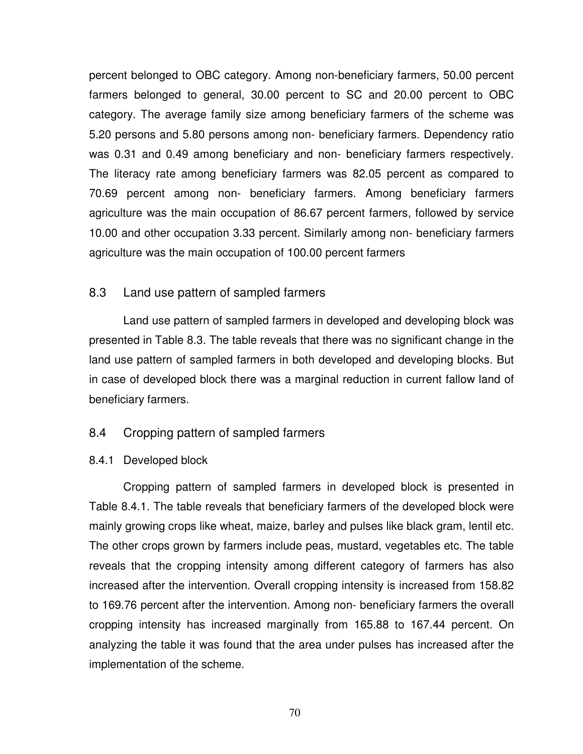percent belonged to OBC category. Among non-beneficiary farmers, 50.00 percent farmers belonged to general, 30.00 percent to SC and 20.00 percent to OBC category. The average family size among beneficiary farmers of the scheme was 5.20 persons and 5.80 persons among non- beneficiary farmers. Dependency ratio was 0.31 and 0.49 among beneficiary and non- beneficiary farmers respectively. The literacy rate among beneficiary farmers was 82.05 percent as compared to 70.69 percent among non- beneficiary farmers. Among beneficiary farmers agriculture was the main occupation of 86.67 percent farmers, followed by service 10.00 and other occupation 3.33 percent. Similarly among non- beneficiary farmers agriculture was the main occupation of 100.00 percent farmers

## 8.3 Land use pattern of sampled farmers

Land use pattern of sampled farmers in developed and developing block was presented in Table 8.3. The table reveals that there was no significant change in the land use pattern of sampled farmers in both developed and developing blocks. But in case of developed block there was a marginal reduction in current fallow land of beneficiary farmers.

## 8.4 Cropping pattern of sampled farmers

### 8.4.1 Developed block

Cropping pattern of sampled farmers in developed block is presented in Table 8.4.1. The table reveals that beneficiary farmers of the developed block were mainly growing crops like wheat, maize, barley and pulses like black gram, lentil etc. The other crops grown by farmers include peas, mustard, vegetables etc. The table reveals that the cropping intensity among different category of farmers has also increased after the intervention. Overall cropping intensity is increased from 158.82 to 169.76 percent after the intervention. Among non- beneficiary farmers the overall cropping intensity has increased marginally from 165.88 to 167.44 percent. On analyzing the table it was found that the area under pulses has increased after the implementation of the scheme.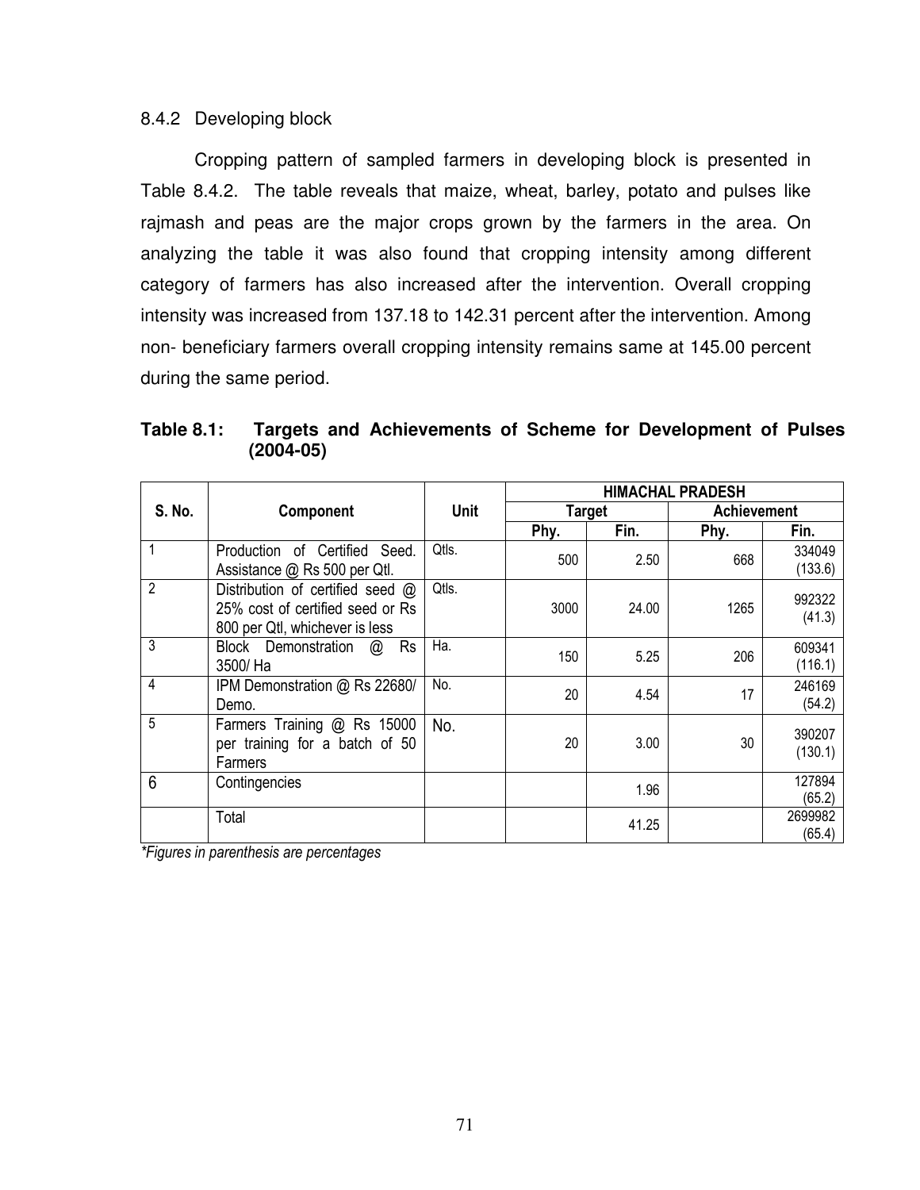### 8.4.2 Developing block

Cropping pattern of sampled farmers in developing block is presented in Table 8.4.2. The table reveals that maize, wheat, barley, potato and pulses like rajmash and peas are the major crops grown by the farmers in the area. On analyzing the table it was also found that cropping intensity among different category of farmers has also increased after the intervention. Overall cropping intensity was increased from 137.18 to 142.31 percent after the intervention. Among non- beneficiary farmers overall cropping intensity remains same at 145.00 percent during the same period.

**Table 8.1: Targets and Achievements of Scheme for Development of Pulses (2004-05)**

| S. No. | Component | Unit | HIMACHAL PRADESH | | | |
|---|---|---|---|---|---|---|
| | | | Target | | Achievement | |
| | | | Phy. | Fin. | Phy. | Fin. |
| 1 | Production of Certified Seed. Assistance @ Rs 500 per Qtl. | Qtls. | 500 | 2.50 | 668 | 334049 (133.6) |
| 2 | Distribution of certified seed @ 25% cost of certified seed or Rs 800 per Qtl, whichever is less | Qtls. | 3000 | 24.00 | 1265 | 992322 (41.3) |
| 3 | Block Demonstration @ Rs 3500/ Ha | Ha. | 150 | 5.25 | 206 | 609341 (116.1) |
| 4 | IPM Demonstration @ Rs 22680/ Demo. | No. | 20 | 4.54 | 17 | 246169 (54.2) |
| 5 | Farmers Training @ Rs 15000 per training for a batch of 50 Farmers | No. | 20 | 3.00 | 30 | 390207 (130.1) |
| 6 | Contingencies | | | 1.96 | | 127894 (65.2) |
| | Total | | | 41.25 | | 2699982 (65.4) |

*\*Figures in parenthesis are percentages*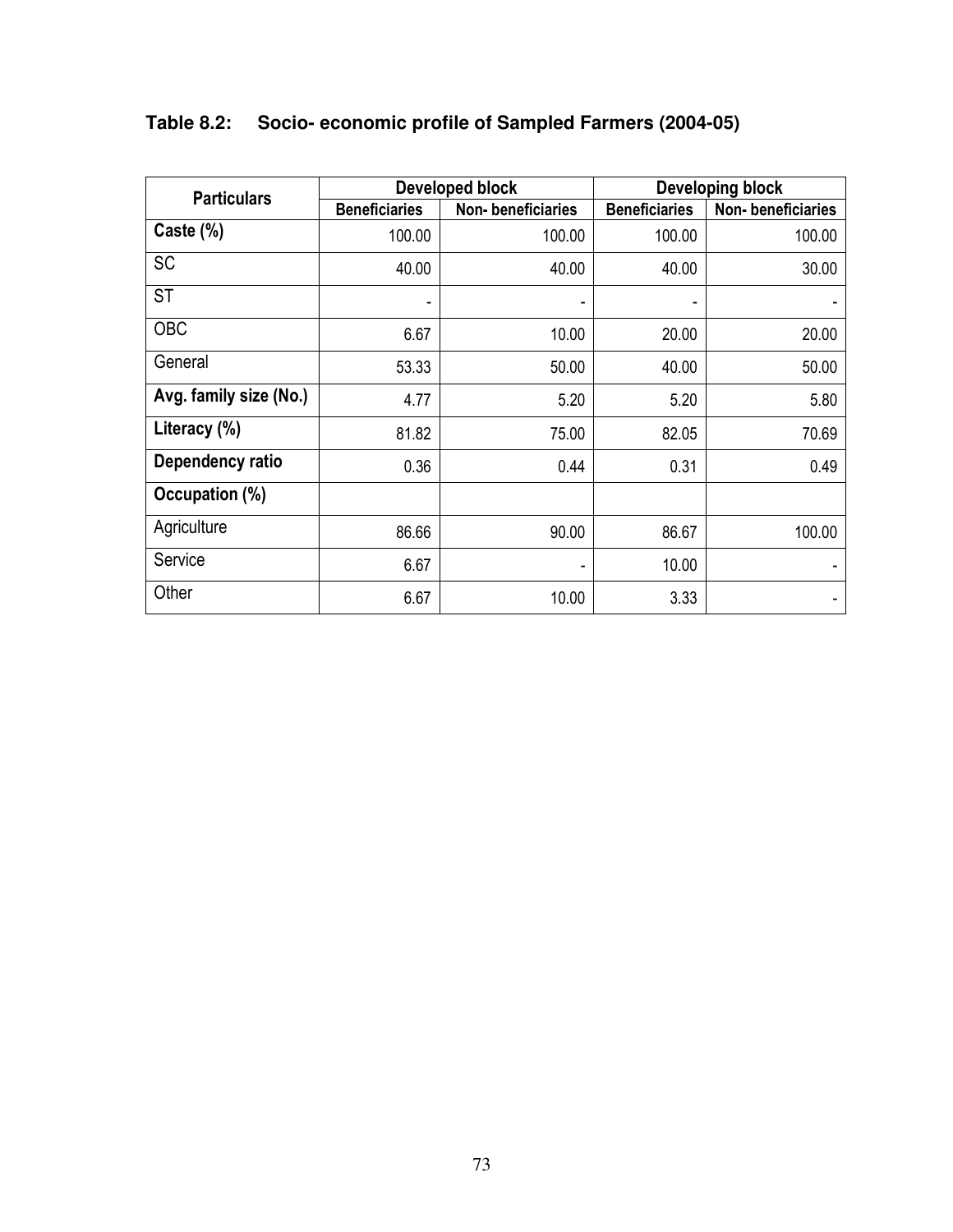## Table 8.2: Socio- economic profile of Sampled Farmers (2004-05)

| Particulars | Developed block | | Developing block | |
|---|---|---|---|---|
| | Beneficiaries | Non- beneficiaries | Beneficiaries | Non- beneficiaries |
| **Caste (%)** | 100.00 | 100.00 | 100.00 | 100.00 |
| SC | 40.00 | 40.00 | 40.00 | 30.00 |
| ST | - | - | - | - |
| OBC | 6.67 | 10.00 | 20.00 | 20.00 |
| General | 53.33 | 50.00 | 40.00 | 50.00 |
| **Avg. family size (No.)** | 4.77 | 5.20 | 5.20 | 5.80 |
| **Literacy (%)** | 81.82 | 75.00 | 82.05 | 70.69 |
| **Dependency ratio** | 0.36 | 0.44 | 0.31 | 0.49 |
| **Occupation (%)** | | | | |
| Agriculture | 86.66 | 90.00 | 86.67 | 100.00 |
| Service | 6.67 | - | 10.00 | - |
| Other | 6.67 | 10.00 | 3.33 | - |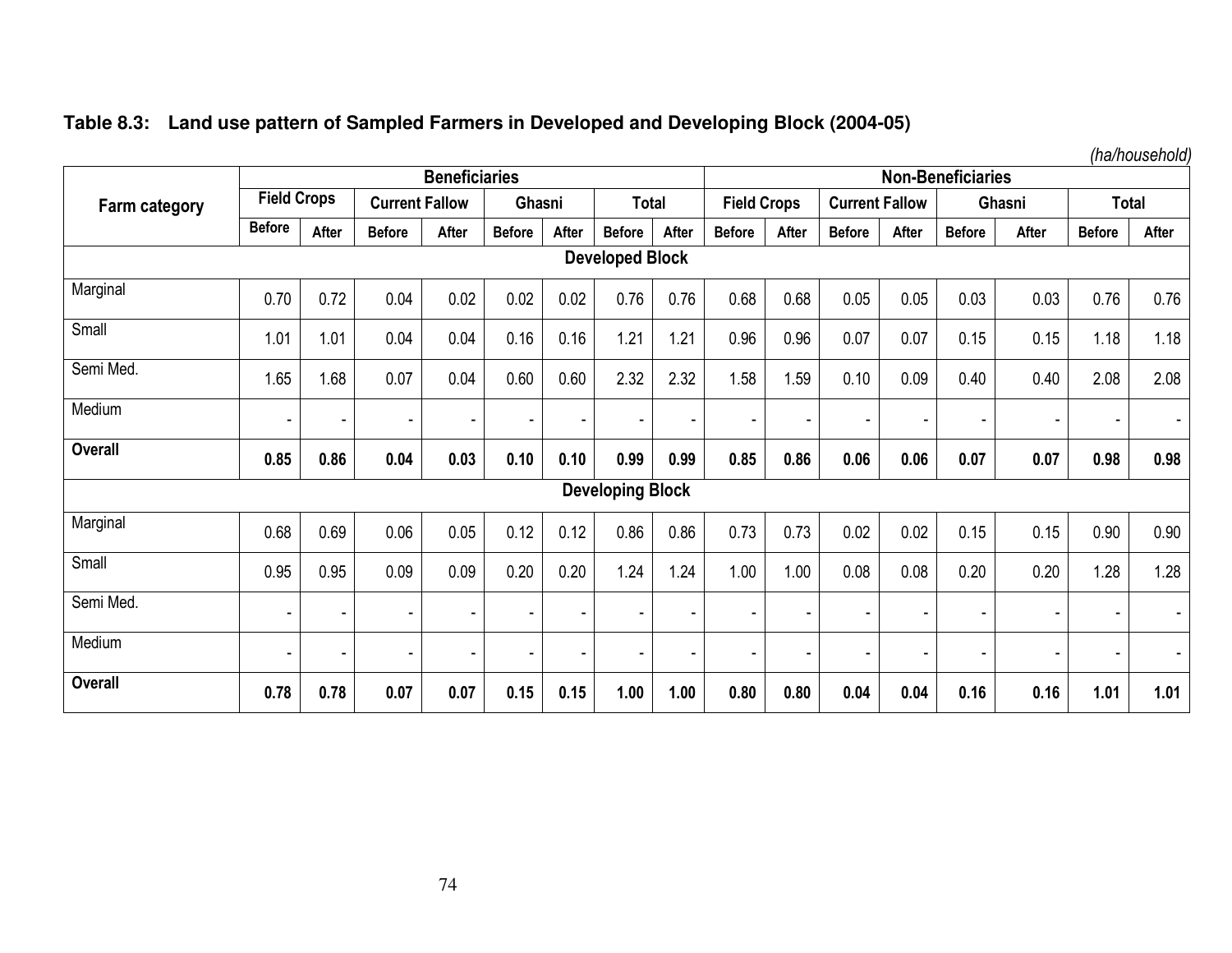**Table 8.3: Land use pattern of Sampled Farmers in Developed and Developing Block (2004-05)**

*(ha/household)*

| Farm category | Beneficiaries | | | | | | | | Non-Beneficiaries | | | | | | | |
|---|---|---|---|---|---|---|---|---|---|---|---|---|---|---|---|---|
| | Field Crops | | Current Fallow | | Ghasni | | Total | | Field Crops | | Current Fallow | | Ghasni | | Total | |
| | Before | After | Before | After | Before | After | Before | After | Before | After | Before | After | Before | After | Before | After |
| **Developed Block** | | | | | | | | | | | | | | | | |
| Marginal | 0.70 | 0.72 | 0.04 | 0.02 | 0.02 | 0.02 | 0.76 | 0.76 | 0.68 | 0.68 | 0.05 | 0.05 | 0.03 | 0.03 | 0.76 | 0.76 |
| Small | 1.01 | 1.01 | 0.04 | 0.04 | 0.16 | 0.16 | 1.21 | 1.21 | 0.96 | 0.96 | 0.07 | 0.07 | 0.15 | 0.15 | 1.18 | 1.18 |
| Semi Med. | 1.65 | 1.68 | 0.07 | 0.04 | 0.60 | 0.60 | 2.32 | 2.32 | 1.58 | 1.59 | 0.10 | 0.09 | 0.40 | 0.40 | 2.08 | 2.08 |
| Medium | - | - | - | - | - | - | - | - | - | - | - | - | - | - | - | - |
| **Overall** | **0.85** | **0.86** | **0.04** | **0.03** | **0.10** | **0.10** | **0.99** | **0.99** | **0.85** | **0.86** | **0.06** | **0.06** | **0.07** | **0.07** | **0.98** | **0.98** |
| **Developing Block** | | | | | | | | | | | | | | | | |
| Marginal | 0.68 | 0.69 | 0.06 | 0.05 | 0.12 | 0.12 | 0.86 | 0.86 | 0.73 | 0.73 | 0.02 | 0.02 | 0.15 | 0.15 | 0.90 | 0.90 |
| Small | 0.95 | 0.95 | 0.09 | 0.09 | 0.20 | 0.20 | 1.24 | 1.24 | 1.00 | 1.00 | 0.08 | 0.08 | 0.20 | 0.20 | 1.28 | 1.28 |
| Semi Med. | - | - | - | - | - | - | - | - | - | - | - | - | - | - | - | - |
| Medium | - | - | - | - | - | - | - | - | - | - | - | - | - | - | - | - |
| **Overall** | **0.78** | **0.78** | **0.07** | **0.07** | **0.15** | **0.15** | **1.00** | **1.00** | **0.80** | **0.80** | **0.04** | **0.04** | **0.16** | **0.16** | **1.01** | **1.01** |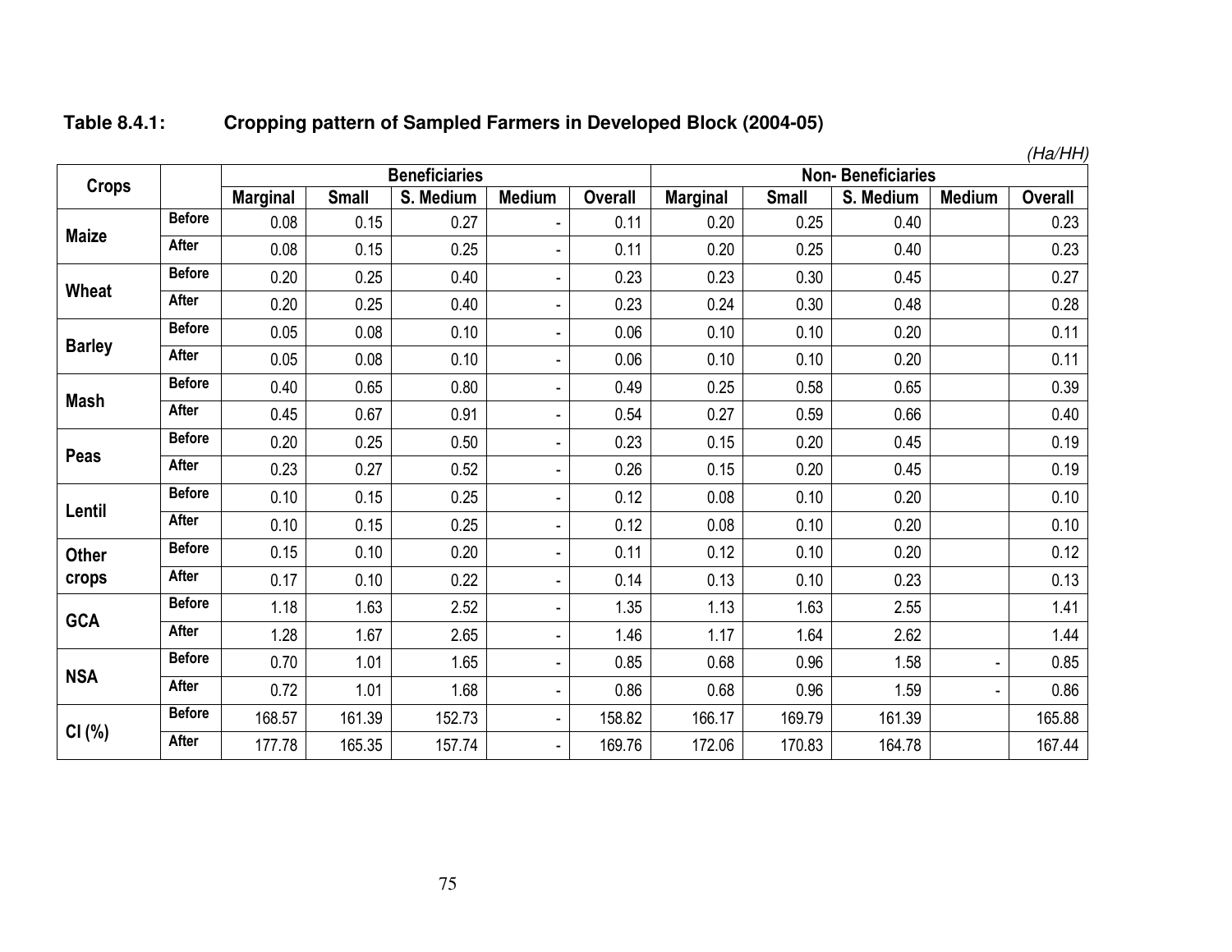**Table 8.4.1: Cropping pattern of Sampled Farmers in Developed Block (2004-05)**

*(Ha/HH)*

| Crops | | Beneficiaries | | | | | Non- Beneficiaries | | | | |
|---|---|---|---|---|---|---|---|---|---|---|---|
| | | Marginal | Small | S. Medium | Medium | Overall | Marginal | Small | S. Medium | Medium | Overall |
| Maize | Before | 0.08 | 0.15 | 0.27 | - | 0.11 | 0.20 | 0.25 | 0.40 | | 0.23 |
| | After | 0.08 | 0.15 | 0.25 | - | 0.11 | 0.20 | 0.25 | 0.40 | | 0.23 |
| Wheat | Before | 0.20 | 0.25 | 0.40 | - | 0.23 | 0.23 | 0.30 | 0.45 | | 0.27 |
| | After | 0.20 | 0.25 | 0.40 | - | 0.23 | 0.24 | 0.30 | 0.48 | | 0.28 |
| Barley | Before | 0.05 | 0.08 | 0.10 | - | 0.06 | 0.10 | 0.10 | 0.20 | | 0.11 |
| | After | 0.05 | 0.08 | 0.10 | - | 0.06 | 0.10 | 0.10 | 0.20 | | 0.11 |
| Mash | Before | 0.40 | 0.65 | 0.80 | - | 0.49 | 0.25 | 0.58 | 0.65 | | 0.39 |
| | After | 0.45 | 0.67 | 0.91 | - | 0.54 | 0.27 | 0.59 | 0.66 | | 0.40 |
| Peas | Before | 0.20 | 0.25 | 0.50 | - | 0.23 | 0.15 | 0.20 | 0.45 | | 0.19 |
| | After | 0.23 | 0.27 | 0.52 | - | 0.26 | 0.15 | 0.20 | 0.45 | | 0.19 |
| Lentil | Before | 0.10 | 0.15 | 0.25 | - | 0.12 | 0.08 | 0.10 | 0.20 | | 0.10 |
| | After | 0.10 | 0.15 | 0.25 | - | 0.12 | 0.08 | 0.10 | 0.20 | | 0.10 |
| Other crops | Before | 0.15 | 0.10 | 0.20 | - | 0.11 | 0.12 | 0.10 | 0.20 | | 0.12 |
| | After | 0.17 | 0.10 | 0.22 | - | 0.14 | 0.13 | 0.10 | 0.23 | | 0.13 |
| GCA | Before | 1.18 | 1.63 | 2.52 | - | 1.35 | 1.13 | 1.63 | 2.55 | | 1.41 |
| | After | 1.28 | 1.67 | 2.65 | - | 1.46 | 1.17 | 1.64 | 2.62 | | 1.44 |
| NSA | Before | 0.70 | 1.01 | 1.65 | - | 0.85 | 0.68 | 0.96 | 1.58 | - | 0.85 |
| | After | 0.72 | 1.01 | 1.68 | - | 0.86 | 0.68 | 0.96 | 1.59 | - | 0.86 |
| CI (%) | Before | 168.57 | 161.39 | 152.73 | - | 158.82 | 166.17 | 169.79 | 161.39 | | 165.88 |
| | After | 177.78 | 165.35 | 157.74 | - | 169.76 | 172.06 | 170.83 | 164.78 | | 167.44 |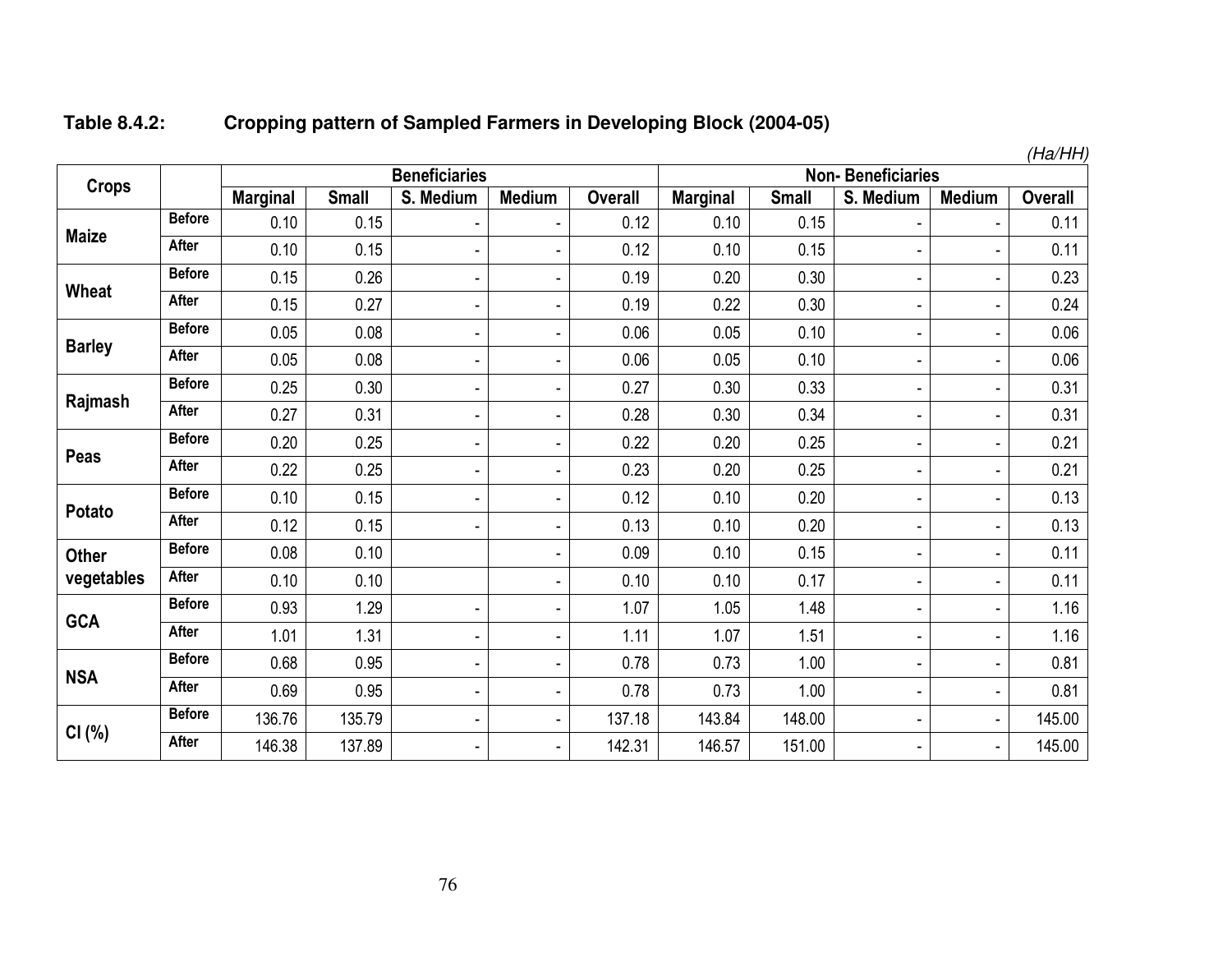**Table 8.4.2: Cropping pattern of Sampled Farmers in Developing Block (2004-05)**

*(Ha/HH)*

| Crops | | Beneficiaries | | | | | Non- Beneficiaries | | | | |
|---|---|---|---|---|---|---|---|---|---|---|---|
| | | Marginal | Small | S. Medium | Medium | Overall | Marginal | Small | S. Medium | Medium | Overall |
| Maize | Before | 0.10 | 0.15 | - | - | 0.12 | 0.10 | 0.15 | - | - | 0.11 |
| | After | 0.10 | 0.15 | - | - | 0.12 | 0.10 | 0.15 | - | - | 0.11 |
| Wheat | Before | 0.15 | 0.26 | - | - | 0.19 | 0.20 | 0.30 | - | - | 0.23 |
| | After | 0.15 | 0.27 | - | - | 0.19 | 0.22 | 0.30 | - | - | 0.24 |
| Barley | Before | 0.05 | 0.08 | - | - | 0.06 | 0.05 | 0.10 | - | - | 0.06 |
| | After | 0.05 | 0.08 | - | - | 0.06 | 0.05 | 0.10 | - | - | 0.06 |
| Rajmash | Before | 0.25 | 0.30 | - | - | 0.27 | 0.30 | 0.33 | - | - | 0.31 |
| | After | 0.27 | 0.31 | - | - | 0.28 | 0.30 | 0.34 | - | - | 0.31 |
| Peas | Before | 0.20 | 0.25 | - | - | 0.22 | 0.20 | 0.25 | - | - | 0.21 |
| | After | 0.22 | 0.25 | - | - | 0.23 | 0.20 | 0.25 | - | - | 0.21 |
| Potato | Before | 0.10 | 0.15 | - | - | 0.12 | 0.10 | 0.20 | - | - | 0.13 |
| | After | 0.12 | 0.15 | - | - | 0.13 | 0.10 | 0.20 | - | - | 0.13 |
| Other vegetables | Before | 0.08 | 0.10 | | - | 0.09 | 0.10 | 0.15 | - | - | 0.11 |
| | After | 0.10 | 0.10 | | - | 0.10 | 0.10 | 0.17 | - | - | 0.11 |
| GCA | Before | 0.93 | 1.29 | - | - | 1.07 | 1.05 | 1.48 | - | - | 1.16 |
| | After | 1.01 | 1.31 | - | - | 1.11 | 1.07 | 1.51 | - | - | 1.16 |
| NSA | Before | 0.68 | 0.95 | - | - | 0.78 | 0.73 | 1.00 | - | - | 0.81 |
| | After | 0.69 | 0.95 | - | - | 0.78 | 0.73 | 1.00 | - | - | 0.81 |
| CI (%) | Before | 136.76 | 135.79 | - | - | 137.18 | 143.84 | 148.00 | - | - | 145.00 |
| | After | 146.38 | 137.89 | - | - | 142.31 | 146.57 | 151.00 | - | - | 145.00 |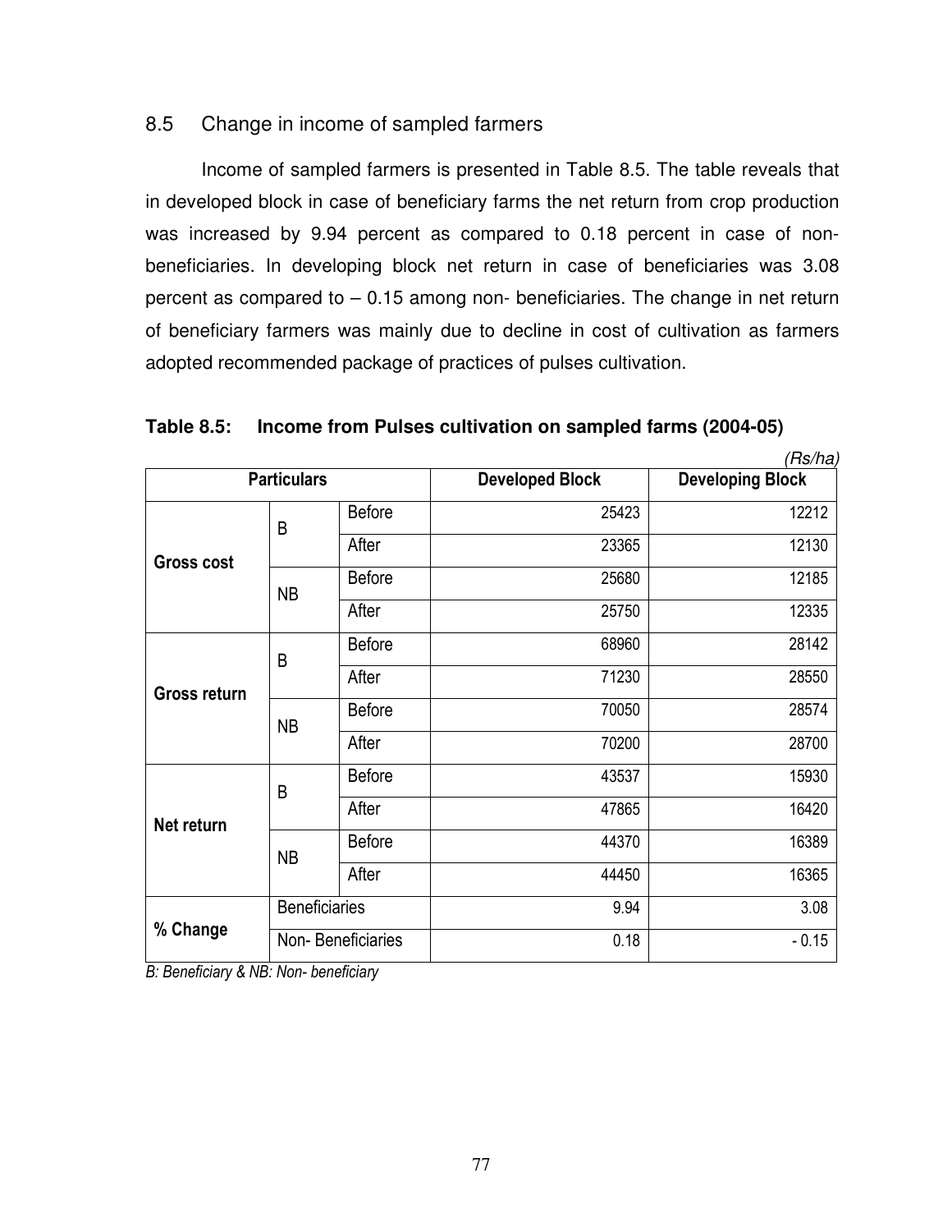## 8.5 Change in income of sampled farmers

Income of sampled farmers is presented in Table 8.5. The table reveals that in developed block in case of beneficiary farms the net return from crop production was increased by 9.94 percent as compared to 0.18 percent in case of non-beneficiaries. In developing block net return in case of beneficiaries was 3.08 percent as compared to – 0.15 among non- beneficiaries. The change in net return of beneficiary farmers was mainly due to decline in cost of cultivation as farmers adopted recommended package of practices of pulses cultivation.

**Table 8.5: Income from Pulses cultivation on sampled farms (2004-05)**

*(Rs/ha)*

| Particulars | | | Developed Block | Developing Block |
|---|---|---|---|---|
| **Gross cost** | B | Before | 25423 | 12212 |
| | | After | 23365 | 12130 |
| | NB | Before | 25680 | 12185 |
| | | After | 25750 | 12335 |
| **Gross return** | B | Before | 68960 | 28142 |
| | | After | 71230 | 28550 |
| | NB | Before | 70050 | 28574 |
| | | After | 70200 | 28700 |
| **Net return** | B | Before | 43537 | 15930 |
| | | After | 47865 | 16420 |
| | NB | Before | 44370 | 16389 |
| | | After | 44450 | 16365 |
| **% Change** | Beneficiaries | | 9.94 | 3.08 |
| | Non- Beneficiaries | | 0.18 | - 0.15 |

*B: Beneficiary & NB: Non- beneficiary*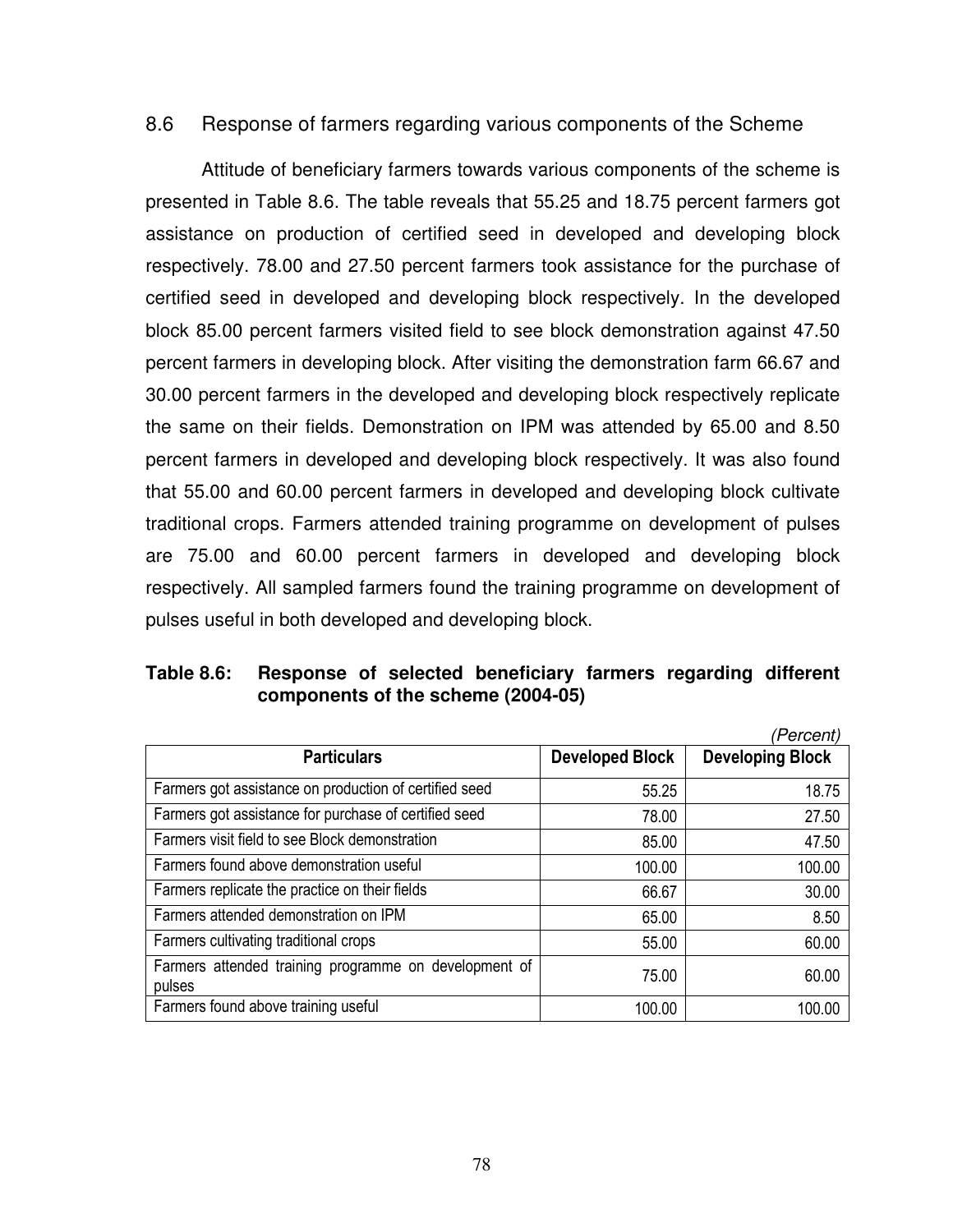## 8.6 Response of farmers regarding various components of the Scheme

Attitude of beneficiary farmers towards various components of the scheme is presented in Table 8.6. The table reveals that 55.25 and 18.75 percent farmers got assistance on production of certified seed in developed and developing block respectively. 78.00 and 27.50 percent farmers took assistance for the purchase of certified seed in developed and developing block respectively. In the developed block 85.00 percent farmers visited field to see block demonstration against 47.50 percent farmers in developing block. After visiting the demonstration farm 66.67 and 30.00 percent farmers in the developed and developing block respectively replicate the same on their fields. Demonstration on IPM was attended by 65.00 and 8.50 percent farmers in developed and developing block respectively. It was also found that 55.00 and 60.00 percent farmers in developed and developing block cultivate traditional crops. Farmers attended training programme on development of pulses are 75.00 and 60.00 percent farmers in developed and developing block respectively. All sampled farmers found the training programme on development of pulses useful in both developed and developing block.

**Table 8.6: Response of selected beneficiary farmers regarding different components of the scheme (2004-05)**

*(Percent)*

| Particulars | Developed Block | Developing Block |
|---|---|---|
| Farmers got assistance on production of certified seed | 55.25 | 18.75 |
| Farmers got assistance for purchase of certified seed | 78.00 | 27.50 |
| Farmers visit field to see Block demonstration | 85.00 | 47.50 |
| Farmers found above demonstration useful | 100.00 | 100.00 |
| Farmers replicate the practice on their fields | 66.67 | 30.00 |
| Farmers attended demonstration on IPM | 65.00 | 8.50 |
| Farmers cultivating traditional crops | 55.00 | 60.00 |
| Farmers attended training programme on development of pulses | 75.00 | 60.00 |
| Farmers found above training useful | 100.00 | 100.00 |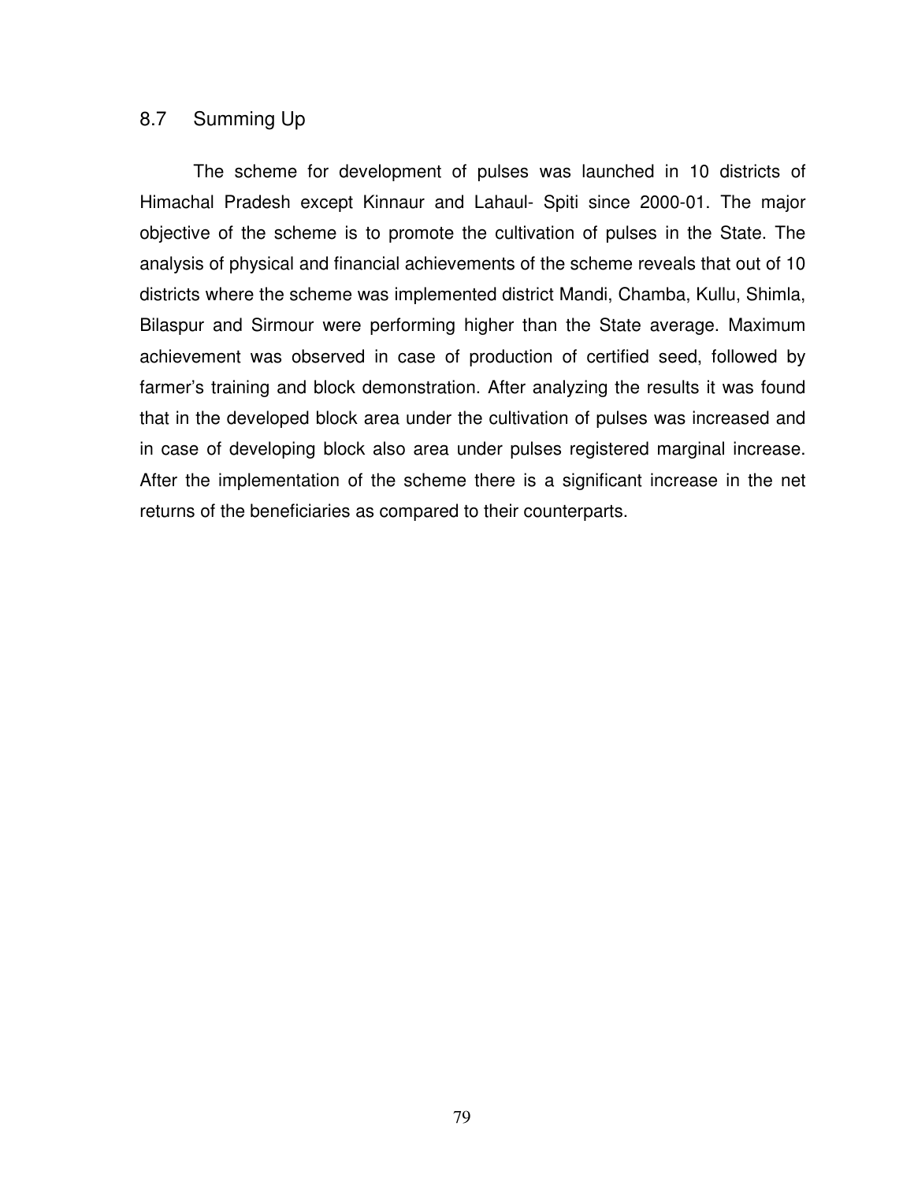## 8.7 Summing Up

The scheme for development of pulses was launched in 10 districts of Himachal Pradesh except Kinnaur and Lahaul- Spiti since 2000-01. The major objective of the scheme is to promote the cultivation of pulses in the State. The analysis of physical and financial achievements of the scheme reveals that out of 10 districts where the scheme was implemented district Mandi, Chamba, Kullu, Shimla, Bilaspur and Sirmour were performing higher than the State average. Maximum achievement was observed in case of production of certified seed, followed by farmer's training and block demonstration. After analyzing the results it was found that in the developed block area under the cultivation of pulses was increased and in case of developing block also area under pulses registered marginal increase. After the implementation of the scheme there is a significant increase in the net returns of the beneficiaries as compared to their counterparts.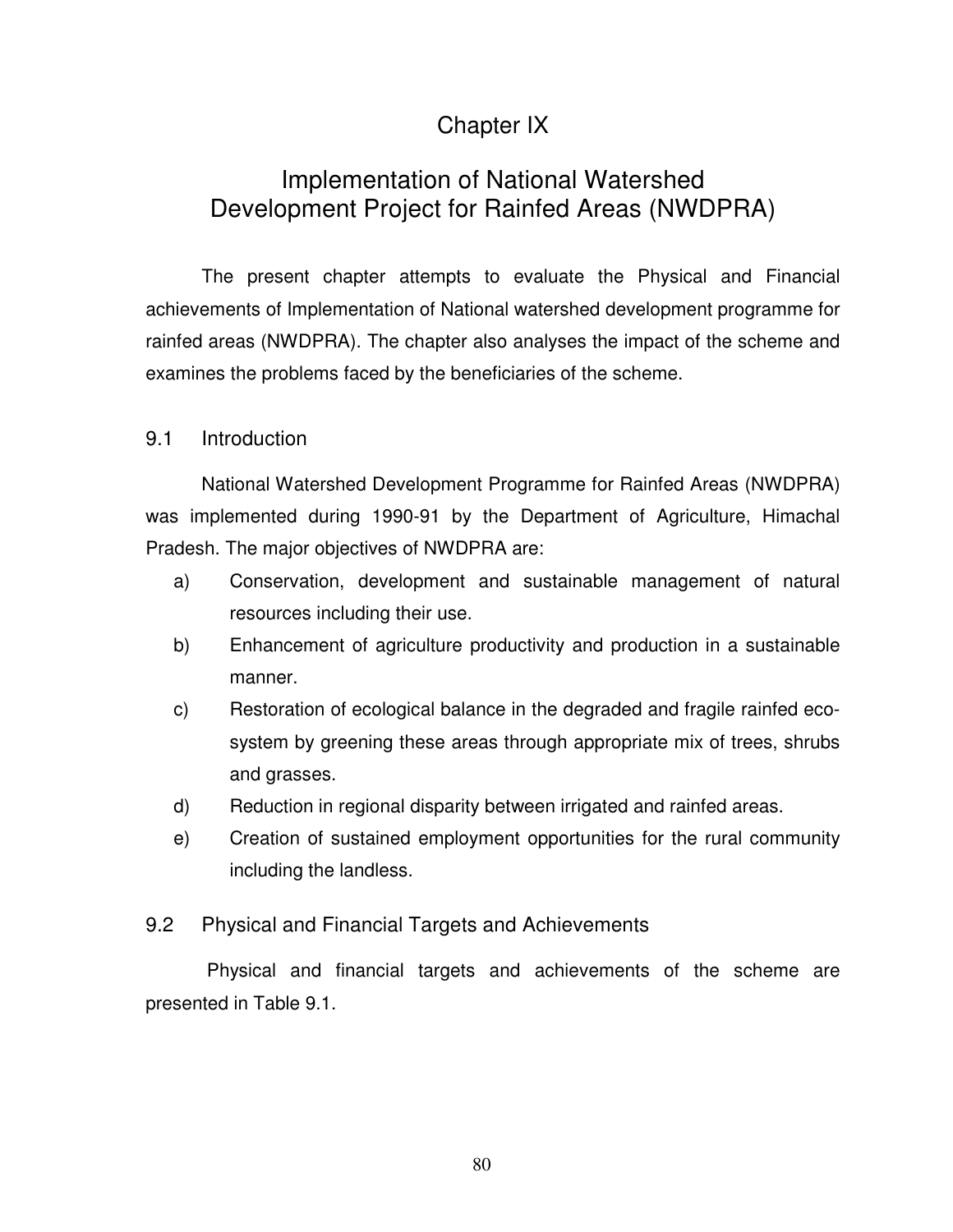# Chapter IX

# Implementation of National Watershed Development Project for Rainfed Areas (NWDPRA)

The present chapter attempts to evaluate the Physical and Financial achievements of Implementation of National watershed development programme for rainfed areas (NWDPRA). The chapter also analyses the impact of the scheme and examines the problems faced by the beneficiaries of the scheme.

## 9.1 Introduction

National Watershed Development Programme for Rainfed Areas (NWDPRA) was implemented during 1990-91 by the Department of Agriculture, Himachal Pradesh. The major objectives of NWDPRA are:

a) Conservation, development and sustainable management of natural resources including their use.

b) Enhancement of agriculture productivity and production in a sustainable manner.

c) Restoration of ecological balance in the degraded and fragile rainfed eco-system by greening these areas through appropriate mix of trees, shrubs and grasses.

d) Reduction in regional disparity between irrigated and rainfed areas.

e) Creation of sustained employment opportunities for the rural community including the landless.

## 9.2 Physical and Financial Targets and Achievements

Physical and financial targets and achievements of the scheme are presented in Table 9.1.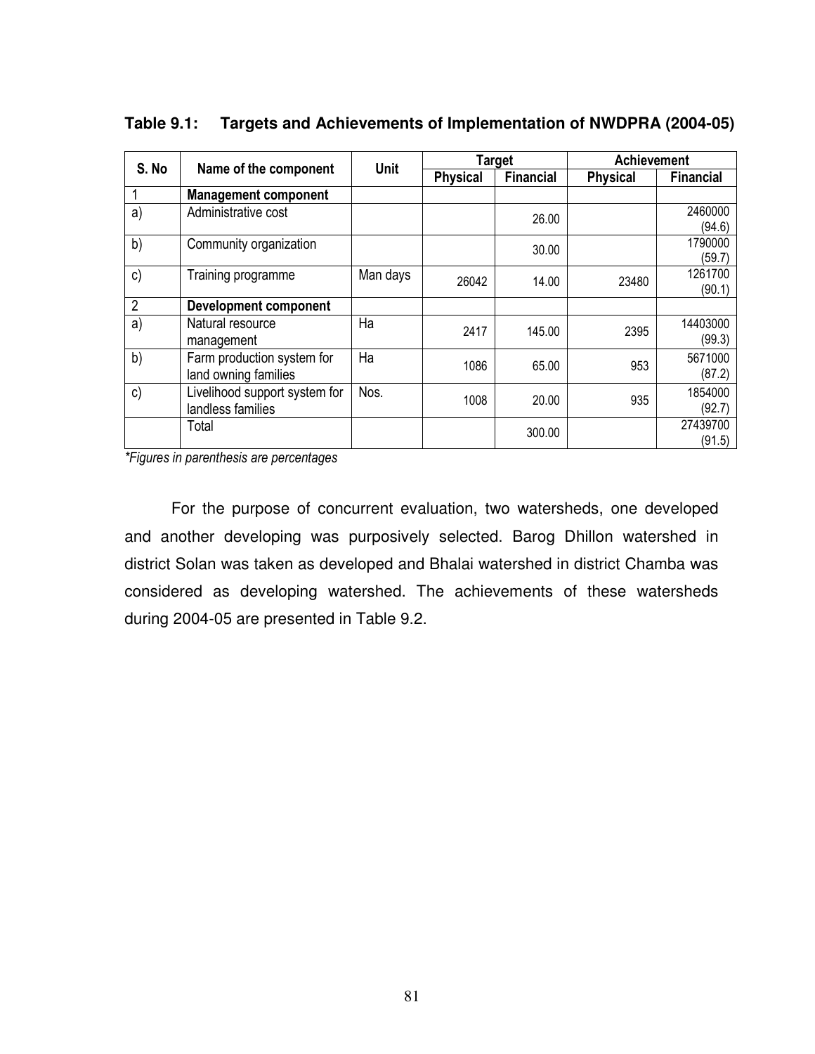**Table 9.1: Targets and Achievements of Implementation of NWDPRA (2004-05)**

| S. No | Name of the component | Unit | Target | | Achievement | |
|---|---|---|---|---|---|---|
| | | | Physical | Financial | Physical | Financial |
| 1 | **Management component** | | | | | |
| a) | Administrative cost | | | 26.00 | | 2460000 (94.6) |
| b) | Community organization | | | 30.00 | | 1790000 (59.7) |
| c) | Training programme | Man days | 26042 | 14.00 | 23480 | 1261700 (90.1) |
| 2 | **Development component** | | | | | |
| a) | Natural resource management | Ha | 2417 | 145.00 | 2395 | 14403000 (99.3) |
| b) | Farm production system for land owning families | Ha | 1086 | 65.00 | 953 | 5671000 (87.2) |
| c) | Livelihood support system for landless families | Nos. | 1008 | 20.00 | 935 | 1854000 (92.7) |
| | Total | | | 300.00 | | 27439700 (91.5) |

*\*Figures in parenthesis are percentages*

For the purpose of concurrent evaluation, two watersheds, one developed and another developing was purposively selected. Barog Dhillon watershed in district Solan was taken as developed and Bhalai watershed in district Chamba was considered as developing watershed. The achievements of these watersheds during 2004-05 are presented in Table 9.2.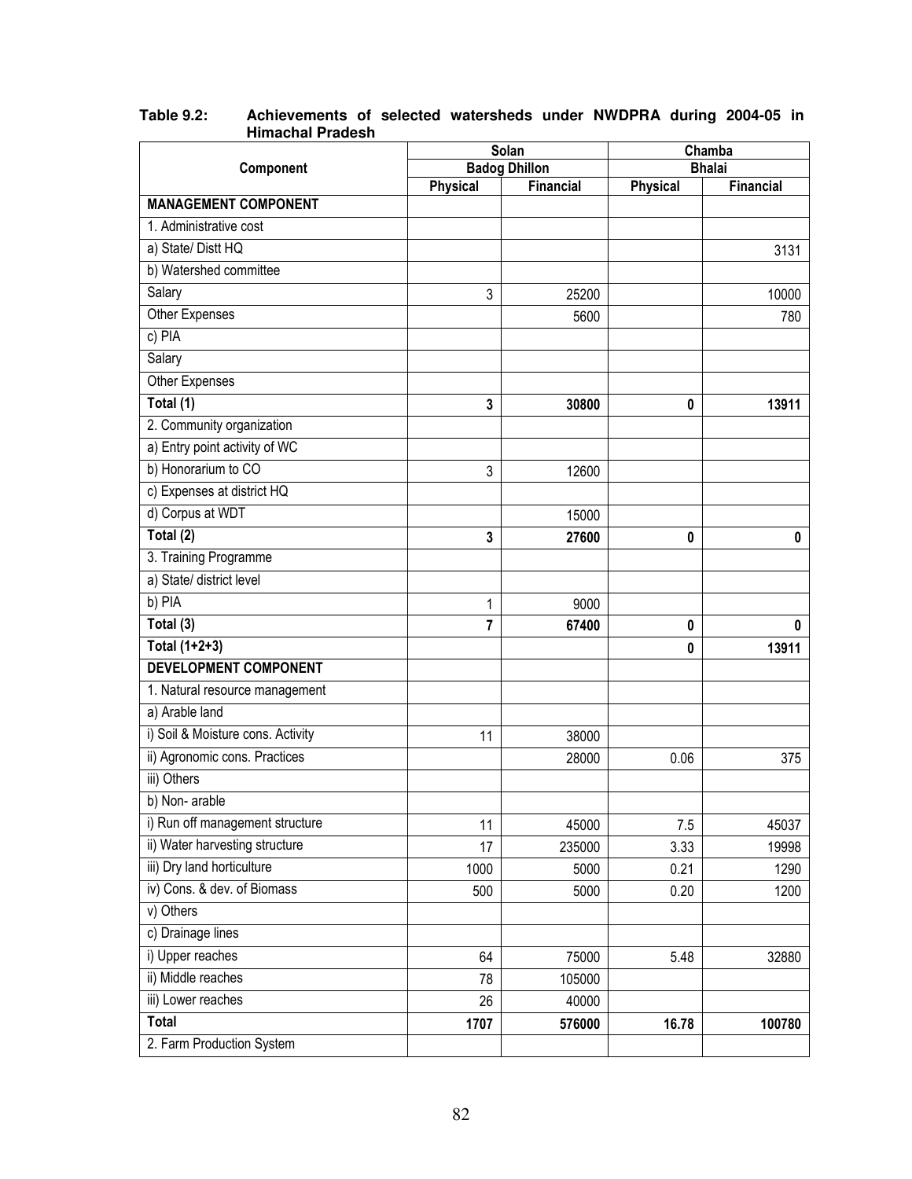**Table 9.2: Achievements of selected watersheds under NWDPRA during 2004-05 in Himachal Pradesh**

| Component | Solan | | Chamba | |
|---|---|---|---|---|
| | Badog Dhillon | | Bhalai | |
| | Physical | Financial | Physical | Financial |
| **MANAGEMENT COMPONENT** | | | | |
| 1. Administrative cost | | | | |
| a) State/ Distt HQ | | | | 3131 |
| b) Watershed committee | | | | |
| Salary | 3 | 25200 | | 10000 |
| Other Expenses | | 5600 | | 780 |
| c) PIA | | | | |
| Salary | | | | |
| Other Expenses | | | | |
| **Total (1)** | **3** | **30800** | **0** | **13911** |
| 2. Community organization | | | | |
| a) Entry point activity of WC | | | | |
| b) Honorarium to CO | 3 | 12600 | | |
| c) Expenses at district HQ | | | | |
| d) Corpus at WDT | | 15000 | | |
| **Total (2)** | **3** | **27600** | **0** | **0** |
| 3. Training Programme | | | | |
| a) State/ district level | | | | |
| b) PIA | 1 | 9000 | | |
| **Total (3)** | **7** | **67400** | **0** | **0** |
| **Total (1+2+3)** | | | **0** | **13911** |
| **DEVELOPMENT COMPONENT** | | | | |
| 1. Natural resource management | | | | |
| a) Arable land | | | | |
| i) Soil & Moisture cons. Activity | 11 | 38000 | | |
| ii) Agronomic cons. Practices | | 28000 | 0.06 | 375 |
| iii) Others | | | | |
| b) Non- arable | | | | |
| i) Run off management structure | 11 | 45000 | 7.5 | 45037 |
| ii) Water harvesting structure | 17 | 235000 | 3.33 | 19998 |
| iii) Dry land horticulture | 1000 | 5000 | 0.21 | 1290 |
| iv) Cons. & dev. of Biomass | 500 | 5000 | 0.20 | 1200 |
| v) Others | | | | |
| c) Drainage lines | | | | |
| i) Upper reaches | 64 | 75000 | 5.48 | 32880 |
| ii) Middle reaches | 78 | 105000 | | |
| iii) Lower reaches | 26 | 40000 | | |
| **Total** | **1707** | **576000** | **16.78** | **100780** |
| 2. Farm Production System | | | | |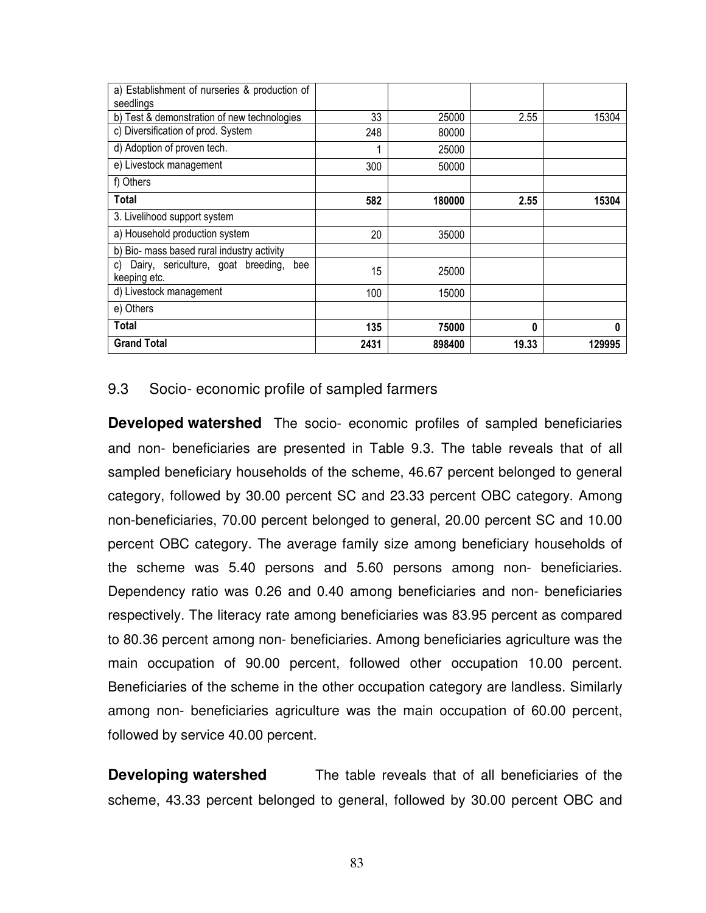| | | | | |
|---|---|---|---|---|
| a) Establishment of nurseries & production of seedlings | | | | |
| b) Test & demonstration of new technologies | 33 | 25000 | 2.55 | 15304 |
| c) Diversification of prod. System | 248 | 80000 | | |
| d) Adoption of proven tech. | 1 | 25000 | | |
| e) Livestock management | 300 | 50000 | | |
| f) Others | | | | |
| **Total** | **582** | **180000** | **2.55** | **15304** |
| 3. Livelihood support system | | | | |
| a) Household production system | 20 | 35000 | | |
| b) Bio- mass based rural industry activity | | | | |
| c) Dairy, sericulture, goat breeding, bee keeping etc. | 15 | 25000 | | |
| d) Livestock management | 100 | 15000 | | |
| e) Others | | | | |
| **Total** | **135** | **75000** | **0** | **0** |
| **Grand Total** | **2431** | **898400** | **19.33** | **129995** |

## 9.3 Socio- economic profile of sampled farmers

**Developed watershed** The socio- economic profiles of sampled beneficiaries and non- beneficiaries are presented in Table 9.3. The table reveals that of all sampled beneficiary households of the scheme, 46.67 percent belonged to general category, followed by 30.00 percent SC and 23.33 percent OBC category. Among non-beneficiaries, 70.00 percent belonged to general, 20.00 percent SC and 10.00 percent OBC category. The average family size among beneficiary households of the scheme was 5.40 persons and 5.60 persons among non- beneficiaries. Dependency ratio was 0.26 and 0.40 among beneficiaries and non- beneficiaries respectively. The literacy rate among beneficiaries was 83.95 percent as compared to 80.36 percent among non- beneficiaries. Among beneficiaries agriculture was the main occupation of 90.00 percent, followed other occupation 10.00 percent. Beneficiaries of the scheme in the other occupation category are landless. Similarly among non- beneficiaries agriculture was the main occupation of 60.00 percent, followed by service 40.00 percent.

**Developing watershed** The table reveals that of all beneficiaries of the scheme, 43.33 percent belonged to general, followed by 30.00 percent OBC and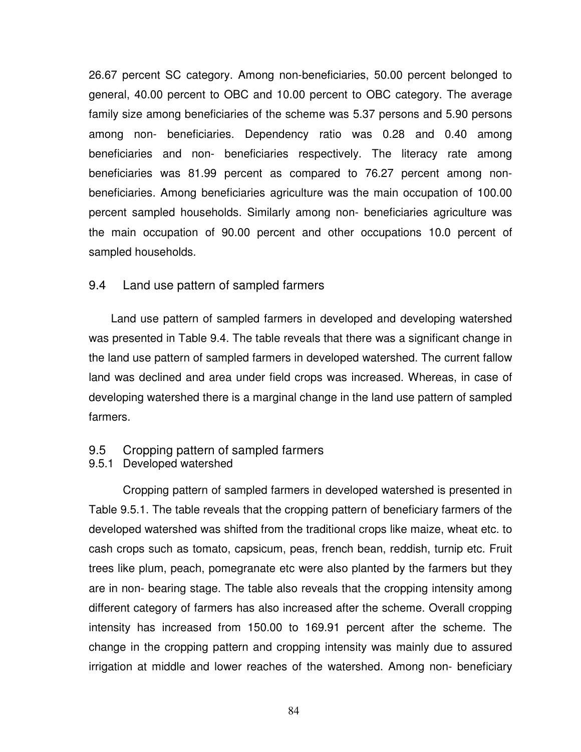26.67 percent SC category. Among non-beneficiaries, 50.00 percent belonged to general, 40.00 percent to OBC and 10.00 percent to OBC category. The average family size among beneficiaries of the scheme was 5.37 persons and 5.90 persons among non- beneficiaries. Dependency ratio was 0.28 and 0.40 among beneficiaries and non- beneficiaries respectively. The literacy rate among beneficiaries was 81.99 percent as compared to 76.27 percent among non-beneficiaries. Among beneficiaries agriculture was the main occupation of 100.00 percent sampled households. Similarly among non- beneficiaries agriculture was the main occupation of 90.00 percent and other occupations 10.0 percent of sampled households.

## 9.4 Land use pattern of sampled farmers

Land use pattern of sampled farmers in developed and developing watershed was presented in Table 9.4. The table reveals that there was a significant change in the land use pattern of sampled farmers in developed watershed. The current fallow land was declined and area under field crops was increased. Whereas, in case of developing watershed there is a marginal change in the land use pattern of sampled farmers.

## 9.5 Cropping pattern of sampled farmers

### 9.5.1 Developed watershed

Cropping pattern of sampled farmers in developed watershed is presented in Table 9.5.1. The table reveals that the cropping pattern of beneficiary farmers of the developed watershed was shifted from the traditional crops like maize, wheat etc. to cash crops such as tomato, capsicum, peas, french bean, reddish, turnip etc. Fruit trees like plum, peach, pomegranate etc were also planted by the farmers but they are in non- bearing stage. The table also reveals that the cropping intensity among different category of farmers has also increased after the scheme. Overall cropping intensity has increased from 150.00 to 169.91 percent after the scheme. The change in the cropping pattern and cropping intensity was mainly due to assured irrigation at middle and lower reaches of the watershed. Among non- beneficiary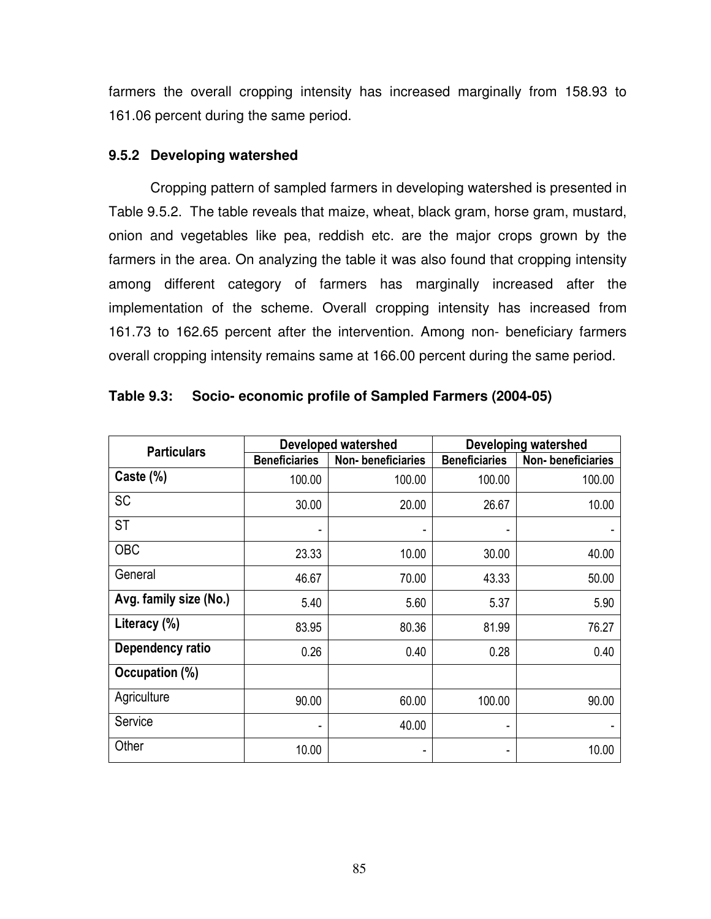farmers the overall cropping intensity has increased marginally from 158.93 to 161.06 percent during the same period.

### 9.5.2 Developing watershed

Cropping pattern of sampled farmers in developing watershed is presented in Table 9.5.2. The table reveals that maize, wheat, black gram, horse gram, mustard, onion and vegetables like pea, reddish etc. are the major crops grown by the farmers in the area. On analyzing the table it was also found that cropping intensity among different category of farmers has marginally increased after the implementation of the scheme. Overall cropping intensity has increased from 161.73 to 162.65 percent after the intervention. Among non- beneficiary farmers overall cropping intensity remains same at 166.00 percent during the same period.

**Table 9.3: Socio- economic profile of Sampled Farmers (2004-05)**

| Particulars | Developed watershed | | Developing watershed | |
|---|---|---|---|---|
| | Beneficiaries | Non- beneficiaries | Beneficiaries | Non- beneficiaries |
| **Caste (%)** | 100.00 | 100.00 | 100.00 | 100.00 |
| SC | 30.00 | 20.00 | 26.67 | 10.00 |
| ST | - | - | - | - |
| OBC | 23.33 | 10.00 | 30.00 | 40.00 |
| General | 46.67 | 70.00 | 43.33 | 50.00 |
| **Avg. family size (No.)** | 5.40 | 5.60 | 5.37 | 5.90 |
| **Literacy (%)** | 83.95 | 80.36 | 81.99 | 76.27 |
| **Dependency ratio** | 0.26 | 0.40 | 0.28 | 0.40 |
| **Occupation (%)** | | | | |
| Agriculture | 90.00 | 60.00 | 100.00 | 90.00 |
| Service | - | 40.00 | - | - |
| Other | 10.00 | - | - | 10.00 |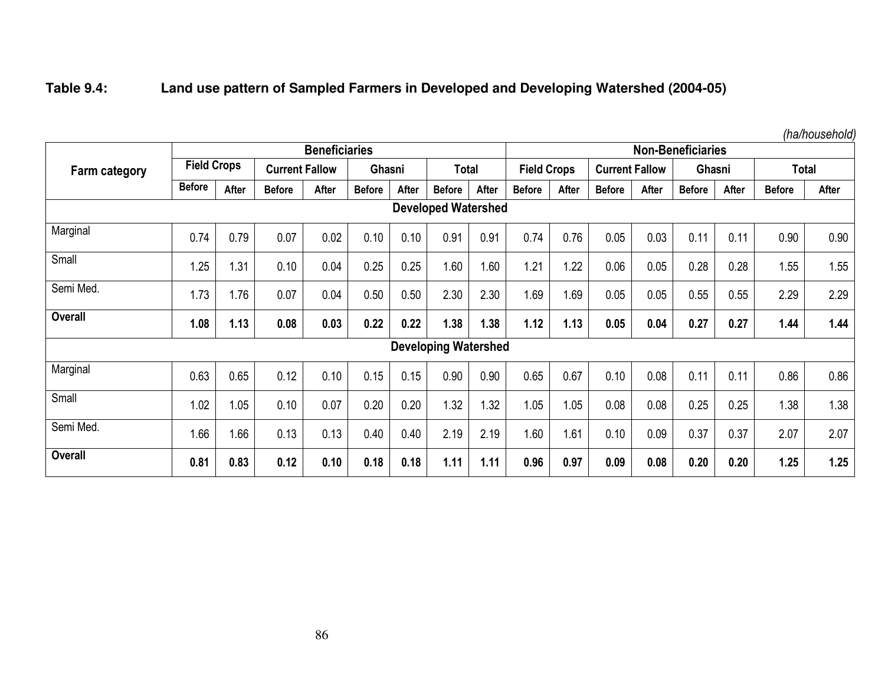**Table 9.4: Land use pattern of Sampled Farmers in Developed and Developing Watershed (2004-05)**

*(ha/household)*

| Farm category | Beneficiaries | | | | | | | | Non-Beneficiaries | | | | | | | |
|---|---|---|---|---|---|---|---|---|---|---|---|---|---|---|---|---|
| | Field Crops | | Current Fallow | | Ghasni | | Total | | Field Crops | | Current Fallow | | Ghasni | | Total | |
| | Before | After | Before | After | Before | After | Before | After | Before | After | Before | After | Before | After | Before | After |
| **Developed Watershed** | | | | | | | | | | | | | | | | |
| Marginal | 0.74 | 0.79 | 0.07 | 0.02 | 0.10 | 0.10 | 0.91 | 0.91 | 0.74 | 0.76 | 0.05 | 0.03 | 0.11 | 0.11 | 0.90 | 0.90 |
| Small | 1.25 | 1.31 | 0.10 | 0.04 | 0.25 | 0.25 | 1.60 | 1.60 | 1.21 | 1.22 | 0.06 | 0.05 | 0.28 | 0.28 | 1.55 | 1.55 |
| Semi Med. | 1.73 | 1.76 | 0.07 | 0.04 | 0.50 | 0.50 | 2.30 | 2.30 | 1.69 | 1.69 | 0.05 | 0.05 | 0.55 | 0.55 | 2.29 | 2.29 |
| **Overall** | **1.08** | **1.13** | **0.08** | **0.03** | **0.22** | **0.22** | **1.38** | **1.38** | **1.12** | **1.13** | **0.05** | **0.04** | **0.27** | **0.27** | **1.44** | **1.44** |
| **Developing Watershed** | | | | | | | | | | | | | | | | |
| Marginal | 0.63 | 0.65 | 0.12 | 0.10 | 0.15 | 0.15 | 0.90 | 0.90 | 0.65 | 0.67 | 0.10 | 0.08 | 0.11 | 0.11 | 0.86 | 0.86 |
| Small | 1.02 | 1.05 | 0.10 | 0.07 | 0.20 | 0.20 | 1.32 | 1.32 | 1.05 | 1.05 | 0.08 | 0.08 | 0.25 | 0.25 | 1.38 | 1.38 |
| Semi Med. | 1.66 | 1.66 | 0.13 | 0.13 | 0.40 | 0.40 | 2.19 | 2.19 | 1.60 | 1.61 | 0.10 | 0.09 | 0.37 | 0.37 | 2.07 | 2.07 |
| **Overall** | **0.81** | **0.83** | **0.12** | **0.10** | **0.18** | **0.18** | **1.11** | **1.11** | **0.96** | **0.97** | **0.09** | **0.08** | **0.20** | **0.20** | **1.25** | **1.25** |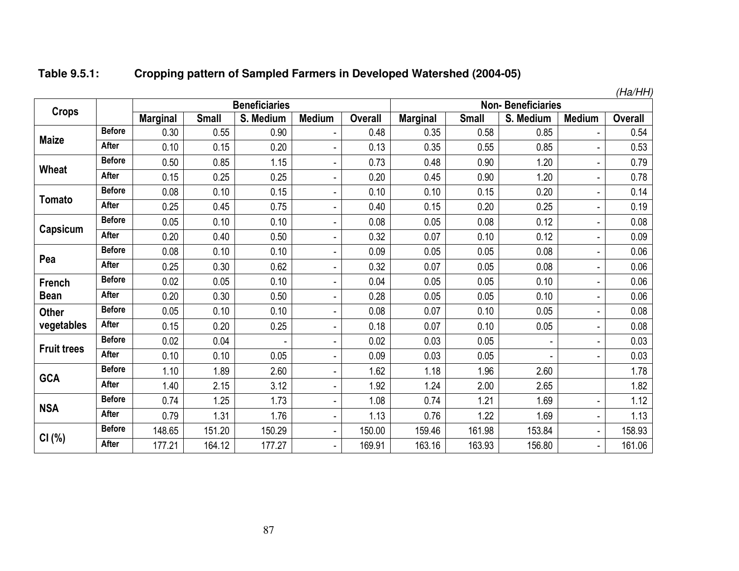**Table 9.5.1: Cropping pattern of Sampled Farmers in Developed Watershed (2004-05)**

*(Ha/HH)*

| Crops | | Beneficiaries | | | | | Non- Beneficiaries | | | | |
|---|---|---|---|---|---|---|---|---|---|---|---|
| | | Marginal | Small | S. Medium | Medium | Overall | Marginal | Small | S. Medium | Medium | Overall |
| Maize | Before | 0.30 | 0.55 | 0.90 | - | 0.48 | 0.35 | 0.58 | 0.85 | - | 0.54 |
| | After | 0.10 | 0.15 | 0.20 | - | 0.13 | 0.35 | 0.55 | 0.85 | - | 0.53 |
| Wheat | Before | 0.50 | 0.85 | 1.15 | - | 0.73 | 0.48 | 0.90 | 1.20 | - | 0.79 |
| | After | 0.15 | 0.25 | 0.25 | - | 0.20 | 0.45 | 0.90 | 1.20 | - | 0.78 |
| Tomato | Before | 0.08 | 0.10 | 0.15 | - | 0.10 | 0.10 | 0.15 | 0.20 | - | 0.14 |
| | After | 0.25 | 0.45 | 0.75 | - | 0.40 | 0.15 | 0.20 | 0.25 | - | 0.19 |
| Capsicum | Before | 0.05 | 0.10 | 0.10 | - | 0.08 | 0.05 | 0.08 | 0.12 | - | 0.08 |
| | After | 0.20 | 0.40 | 0.50 | - | 0.32 | 0.07 | 0.10 | 0.12 | - | 0.09 |
| Pea | Before | 0.08 | 0.10 | 0.10 | - | 0.09 | 0.05 | 0.05 | 0.08 | - | 0.06 |
| | After | 0.25 | 0.30 | 0.62 | - | 0.32 | 0.07 | 0.05 | 0.08 | - | 0.06 |
| French Bean | Before | 0.02 | 0.05 | 0.10 | - | 0.04 | 0.05 | 0.05 | 0.10 | - | 0.06 |
| | After | 0.20 | 0.30 | 0.50 | - | 0.28 | 0.05 | 0.05 | 0.10 | - | 0.06 |
| Other vegetables | Before | 0.05 | 0.10 | 0.10 | - | 0.08 | 0.07 | 0.10 | 0.05 | - | 0.08 |
| | After | 0.15 | 0.20 | 0.25 | - | 0.18 | 0.07 | 0.10 | 0.05 | - | 0.08 |
| Fruit trees | Before | 0.02 | 0.04 | - | - | 0.02 | 0.03 | 0.05 | - | - | 0.03 |
| | After | 0.10 | 0.10 | 0.05 | - | 0.09 | 0.03 | 0.05 | - | - | 0.03 |
| GCA | Before | 1.10 | 1.89 | 2.60 | - | 1.62 | 1.18 | 1.96 | 2.60 | | 1.78 |
| | After | 1.40 | 2.15 | 3.12 | - | 1.92 | 1.24 | 2.00 | 2.65 | | 1.82 |
| NSA | Before | 0.74 | 1.25 | 1.73 | - | 1.08 | 0.74 | 1.21 | 1.69 | - | 1.12 |
| | After | 0.79 | 1.31 | 1.76 | - | 1.13 | 0.76 | 1.22 | 1.69 | - | 1.13 |
| CI (%) | Before | 148.65 | 151.20 | 150.29 | - | 150.00 | 159.46 | 161.98 | 153.84 | - | 158.93 |
| | After | 177.21 | 164.12 | 177.27 | - | 169.91 | 163.16 | 163.93 | 156.80 | - | 161.06 |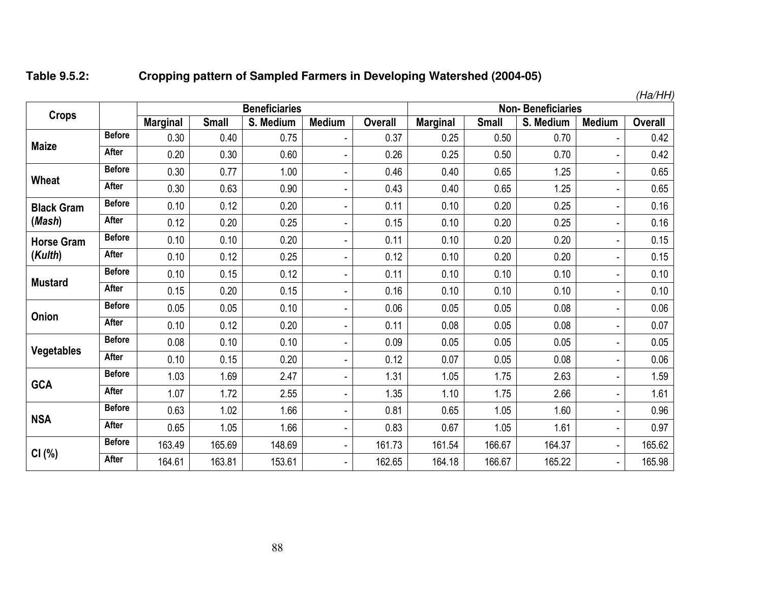**Table 9.5.2: Cropping pattern of Sampled Farmers in Developing Watershed (2004-05)**

*(Ha/HH)*

| Crops | | Beneficiaries | | | | | Non- Beneficiaries | | | | |
|---|---|---|---|---|---|---|---|---|---|---|---|
| | | Marginal | Small | S. Medium | Medium | Overall | Marginal | Small | S. Medium | Medium | Overall |
| Maize | Before | 0.30 | 0.40 | 0.75 | - | 0.37 | 0.25 | 0.50 | 0.70 | - | 0.42 |
| | After | 0.20 | 0.30 | 0.60 | - | 0.26 | 0.25 | 0.50 | 0.70 | - | 0.42 |
| Wheat | Before | 0.30 | 0.77 | 1.00 | - | 0.46 | 0.40 | 0.65 | 1.25 | - | 0.65 |
| | After | 0.30 | 0.63 | 0.90 | - | 0.43 | 0.40 | 0.65 | 1.25 | - | 0.65 |
| Black Gram (*Mash*) | Before | 0.10 | 0.12 | 0.20 | - | 0.11 | 0.10 | 0.20 | 0.25 | - | 0.16 |
| | After | 0.12 | 0.20 | 0.25 | - | 0.15 | 0.10 | 0.20 | 0.25 | - | 0.16 |
| Horse Gram (*Kulth*) | Before | 0.10 | 0.10 | 0.20 | - | 0.11 | 0.10 | 0.20 | 0.20 | - | 0.15 |
| | After | 0.10 | 0.12 | 0.25 | - | 0.12 | 0.10 | 0.20 | 0.20 | - | 0.15 |
| Mustard | Before | 0.10 | 0.15 | 0.12 | - | 0.11 | 0.10 | 0.10 | 0.10 | - | 0.10 |
| | After | 0.15 | 0.20 | 0.15 | - | 0.16 | 0.10 | 0.10 | 0.10 | - | 0.10 |
| Onion | Before | 0.05 | 0.05 | 0.10 | - | 0.06 | 0.05 | 0.05 | 0.08 | - | 0.06 |
| | After | 0.10 | 0.12 | 0.20 | - | 0.11 | 0.08 | 0.05 | 0.08 | - | 0.07 |
| Vegetables | Before | 0.08 | 0.10 | 0.10 | - | 0.09 | 0.05 | 0.05 | 0.05 | - | 0.05 |
| | After | 0.10 | 0.15 | 0.20 | - | 0.12 | 0.07 | 0.05 | 0.08 | - | 0.06 |
| GCA | Before | 1.03 | 1.69 | 2.47 | - | 1.31 | 1.05 | 1.75 | 2.63 | - | 1.59 |
| | After | 1.07 | 1.72 | 2.55 | - | 1.35 | 1.10 | 1.75 | 2.66 | - | 1.61 |
| NSA | Before | 0.63 | 1.02 | 1.66 | - | 0.81 | 0.65 | 1.05 | 1.60 | - | 0.96 |
| | After | 0.65 | 1.05 | 1.66 | - | 0.83 | 0.67 | 1.05 | 1.61 | - | 0.97 |
| CI (%) | Before | 163.49 | 165.69 | 148.69 | - | 161.73 | 161.54 | 166.67 | 164.37 | - | 165.62 |
| | After | 164.61 | 163.81 | 153.61 | - | 162.65 | 164.18 | 166.67 | 165.22 | - | 165.98 |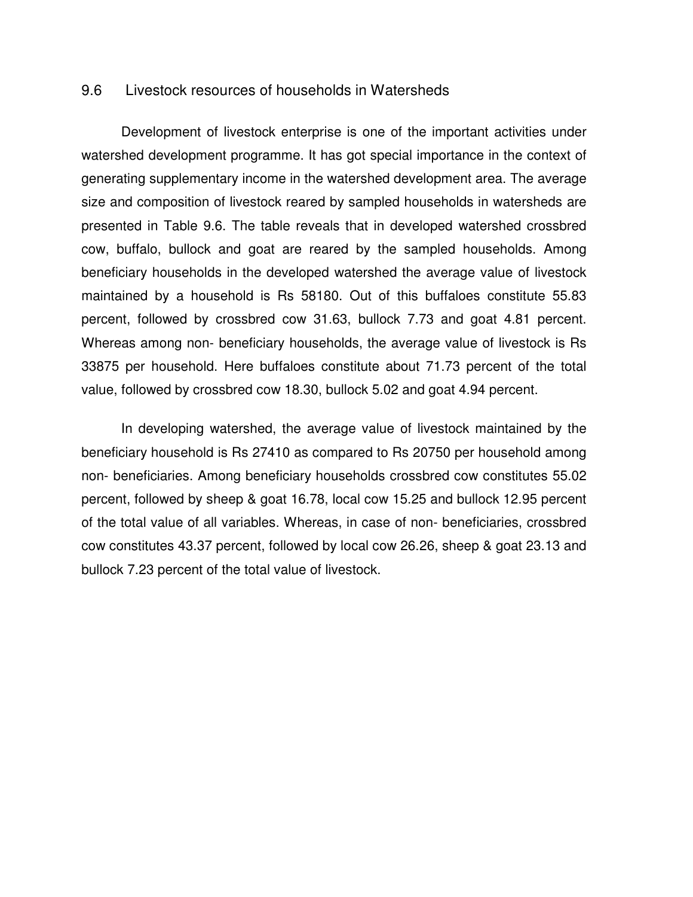## 9.6 Livestock resources of households in Watersheds

Development of livestock enterprise is one of the important activities under watershed development programme. It has got special importance in the context of generating supplementary income in the watershed development area. The average size and composition of livestock reared by sampled households in watersheds are presented in Table 9.6. The table reveals that in developed watershed crossbred cow, buffalo, bullock and goat are reared by the sampled households. Among beneficiary households in the developed watershed the average value of livestock maintained by a household is Rs 58180. Out of this buffaloes constitute 55.83 percent, followed by crossbred cow 31.63, bullock 7.73 and goat 4.81 percent. Whereas among non- beneficiary households, the average value of livestock is Rs 33875 per household. Here buffaloes constitute about 71.73 percent of the total value, followed by crossbred cow 18.30, bullock 5.02 and goat 4.94 percent.

In developing watershed, the average value of livestock maintained by the beneficiary household is Rs 27410 as compared to Rs 20750 per household among non- beneficiaries. Among beneficiary households crossbred cow constitutes 55.02 percent, followed by sheep & goat 16.78, local cow 15.25 and bullock 12.95 percent of the total value of all variables. Whereas, in case of non- beneficiaries, crossbred cow constitutes 43.37 percent, followed by local cow 26.26, sheep & goat 23.13 and bullock 7.23 percent of the total value of livestock.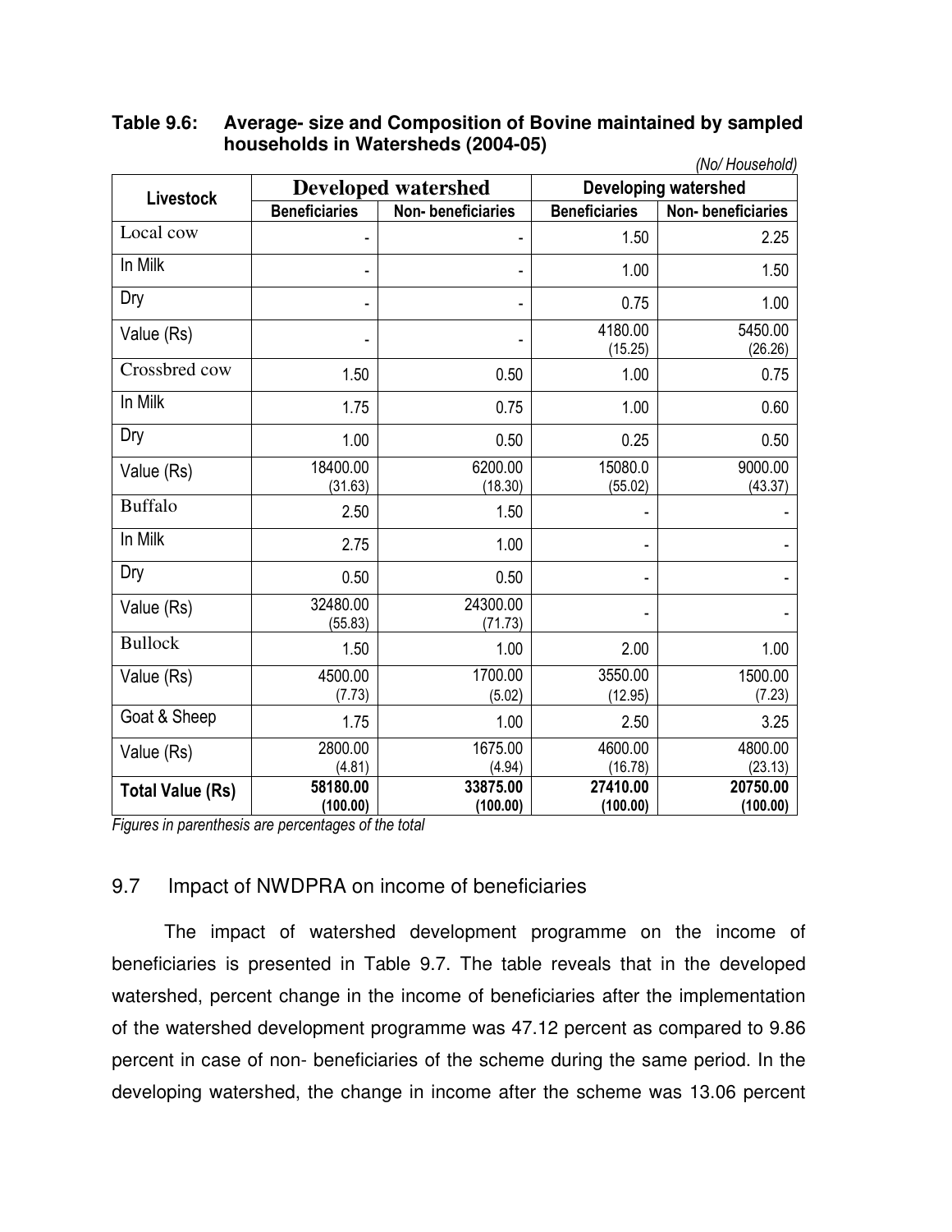**Table 9.6: Average- size and Composition of Bovine maintained by sampled households in Watersheds (2004-05)**

*(No/ Household)*

| Livestock | Developed watershed | | Developing watershed | |
|---|---|---|---|---|
| | Beneficiaries | Non- beneficiaries | Beneficiaries | Non- beneficiaries |
| Local cow | - | - | 1.50 | 2.25 |
| In Milk | - | - | 1.00 | 1.50 |
| Dry | - | - | 0.75 | 1.00 |
| Value (Rs) | - | - | 4180.00 (15.25) | 5450.00 (26.26) |
| Crossbred cow | 1.50 | 0.50 | 1.00 | 0.75 |
| In Milk | 1.75 | 0.75 | 1.00 | 0.60 |
| Dry | 1.00 | 0.50 | 0.25 | 0.50 |
| Value (Rs) | 18400.00 (31.63) | 6200.00 (18.30) | 15080.0 (55.02) | 9000.00 (43.37) |
| Buffalo | 2.50 | 1.50 | - | - |
| In Milk | 2.75 | 1.00 | - | - |
| Dry | 0.50 | 0.50 | - | - |
| Value (Rs) | 32480.00 (55.83) | 24300.00 (71.73) | - | - |
| Bullock | 1.50 | 1.00 | 2.00 | 1.00 |
| Value (Rs) | 4500.00 (7.73) | 1700.00 (5.02) | 3550.00 (12.95) | 1500.00 (7.23) |
| Goat & Sheep | 1.75 | 1.00 | 2.50 | 3.25 |
| Value (Rs) | 2800.00 (4.81) | 1675.00 (4.94) | 4600.00 (16.78) | 4800.00 (23.13) |
| **Total Value (Rs)** | **58180.00 (100.00)** | **33875.00 (100.00)** | **27410.00 (100.00)** | **20750.00 (100.00)** |

*Figures in parenthesis are percentages of the total*

## 9.7 Impact of NWDPRA on income of beneficiaries

The impact of watershed development programme on the income of beneficiaries is presented in Table 9.7. The table reveals that in the developed watershed, percent change in the income of beneficiaries after the implementation of the watershed development programme was 47.12 percent as compared to 9.86 percent in case of non- beneficiaries of the scheme during the same period. In the developing watershed, the change in income after the scheme was 13.06 percent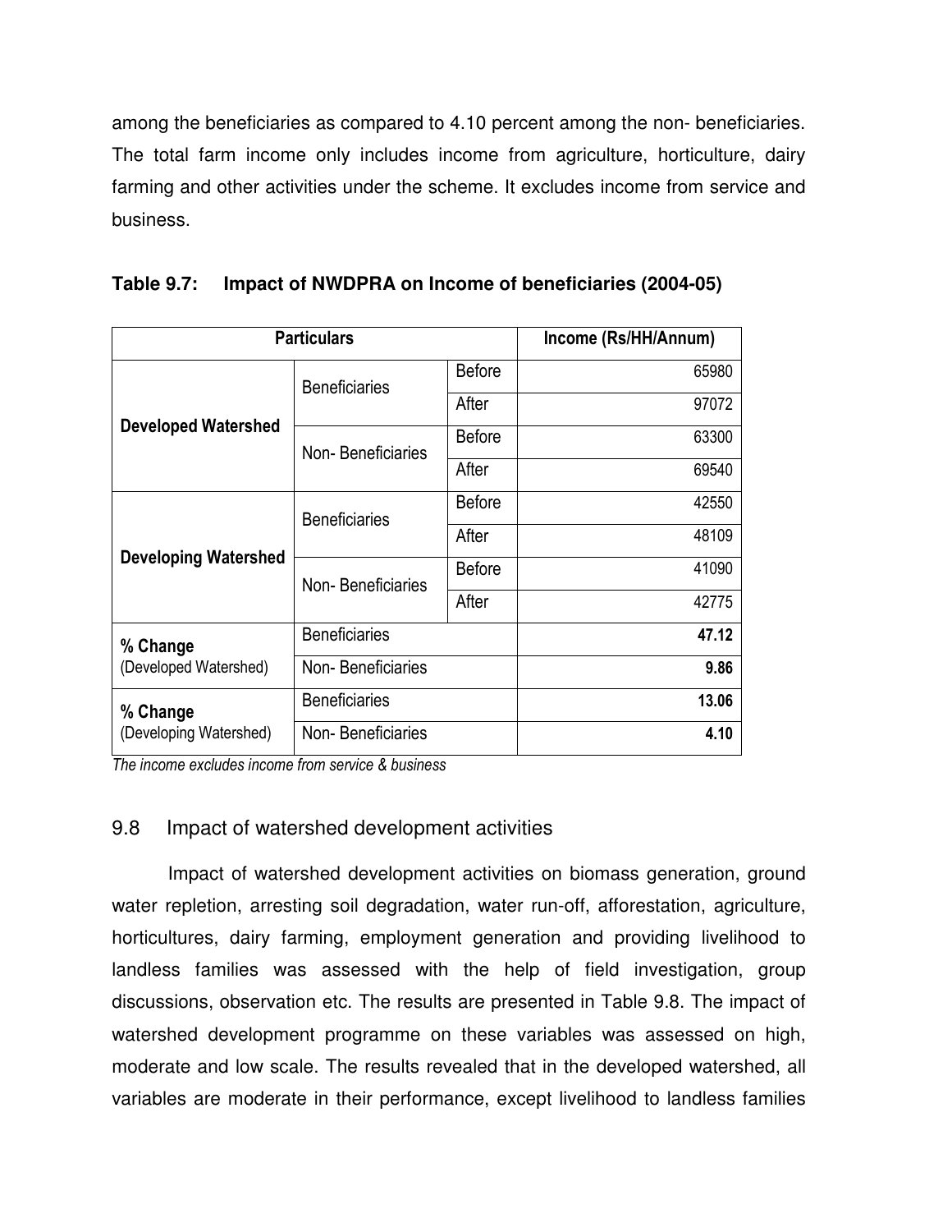among the beneficiaries as compared to 4.10 percent among the non- beneficiaries. The total farm income only includes income from agriculture, horticulture, dairy farming and other activities under the scheme. It excludes income from service and business.

**Table 9.7: Impact of NWDPRA on Income of beneficiaries (2004-05)**

| Particulars | | | Income (Rs/HH/Annum) |
|---|---|---|---|
| **Developed Watershed** | Beneficiaries | Before | 65980 |
| | | After | 97072 |
| | Non- Beneficiaries | Before | 63300 |
| | | After | 69540 |
| **Developing Watershed** | Beneficiaries | Before | 42550 |
| | | After | 48109 |
| | Non- Beneficiaries | Before | 41090 |
| | | After | 42775 |
| **% Change** (Developed Watershed) | Beneficiaries | | **47.12** |
| | Non- Beneficiaries | | **9.86** |
| **% Change** (Developing Watershed) | Beneficiaries | | **13.06** |
| | Non- Beneficiaries | | **4.10** |

*The income excludes income from service & business*

## 9.8 Impact of watershed development activities

Impact of watershed development activities on biomass generation, ground water repletion, arresting soil degradation, water run-off, afforestation, agriculture, horticultures, dairy farming, employment generation and providing livelihood to landless families was assessed with the help of field investigation, group discussions, observation etc. The results are presented in Table 9.8. The impact of watershed development programme on these variables was assessed on high, moderate and low scale. The results revealed that in the developed watershed, all variables are moderate in their performance, except livelihood to landless families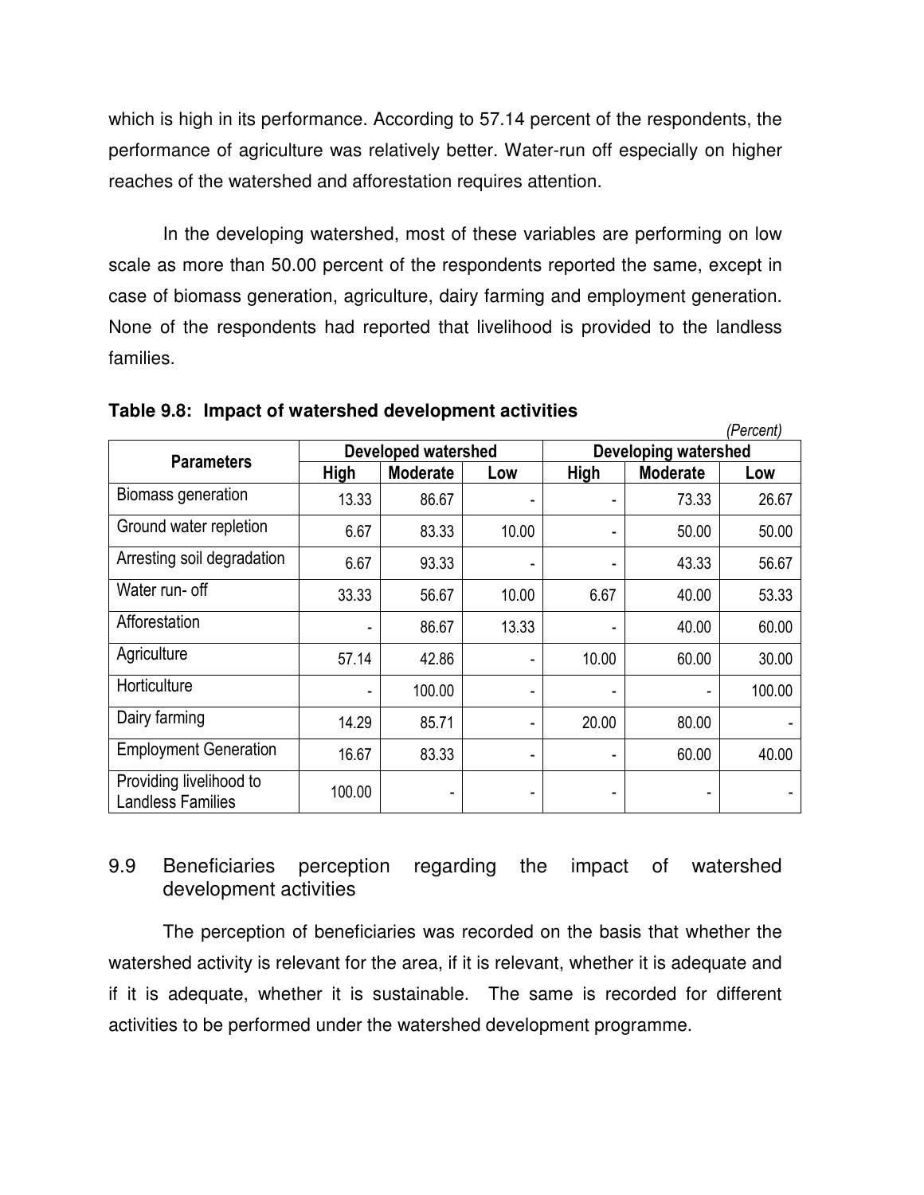which is high in its performance. According to 57.14 percent of the respondents, the performance of agriculture was relatively better. Water-run off especially on higher reaches of the watershed and afforestation requires attention.

In the developing watershed, most of these variables are performing on low scale as more than 50.00 percent of the respondents reported the same, except in case of biomass generation, agriculture, dairy farming and employment generation. None of the respondents had reported that livelihood is provided to the landless families.

**Table 9.8: Impact of watershed development activities**

*(Percent)*

| Parameters | Developed watershed | | | Developing watershed | | |
|---|---|---|---|---|---|---|
| | High | Moderate | Low | High | Moderate | Low |
| Biomass generation | 13.33 | 86.67 | - | - | 73.33 | 26.67 |
| Ground water repletion | 6.67 | 83.33 | 10.00 | - | 50.00 | 50.00 |
| Arresting soil degradation | 6.67 | 93.33 | - | - | 43.33 | 56.67 |
| Water run- off | 33.33 | 56.67 | 10.00 | 6.67 | 40.00 | 53.33 |
| Afforestation | - | 86.67 | 13.33 | - | 40.00 | 60.00 |
| Agriculture | 57.14 | 42.86 | - | 10.00 | 60.00 | 30.00 |
| Horticulture | - | 100.00 | - | - | - | 100.00 |
| Dairy farming | 14.29 | 85.71 | - | 20.00 | 80.00 | - |
| Employment Generation | 16.67 | 83.33 | - | - | 60.00 | 40.00 |
| Providing livelihood to Landless Families | 100.00 | - | - | - | - | - |

## 9.9 Beneficiaries perception regarding the impact of watershed development activities

The perception of beneficiaries was recorded on the basis that whether the watershed activity is relevant for the area, if it is relevant, whether it is adequate and if it is adequate, whether it is sustainable. The same is recorded for different activities to be performed under the watershed development programme.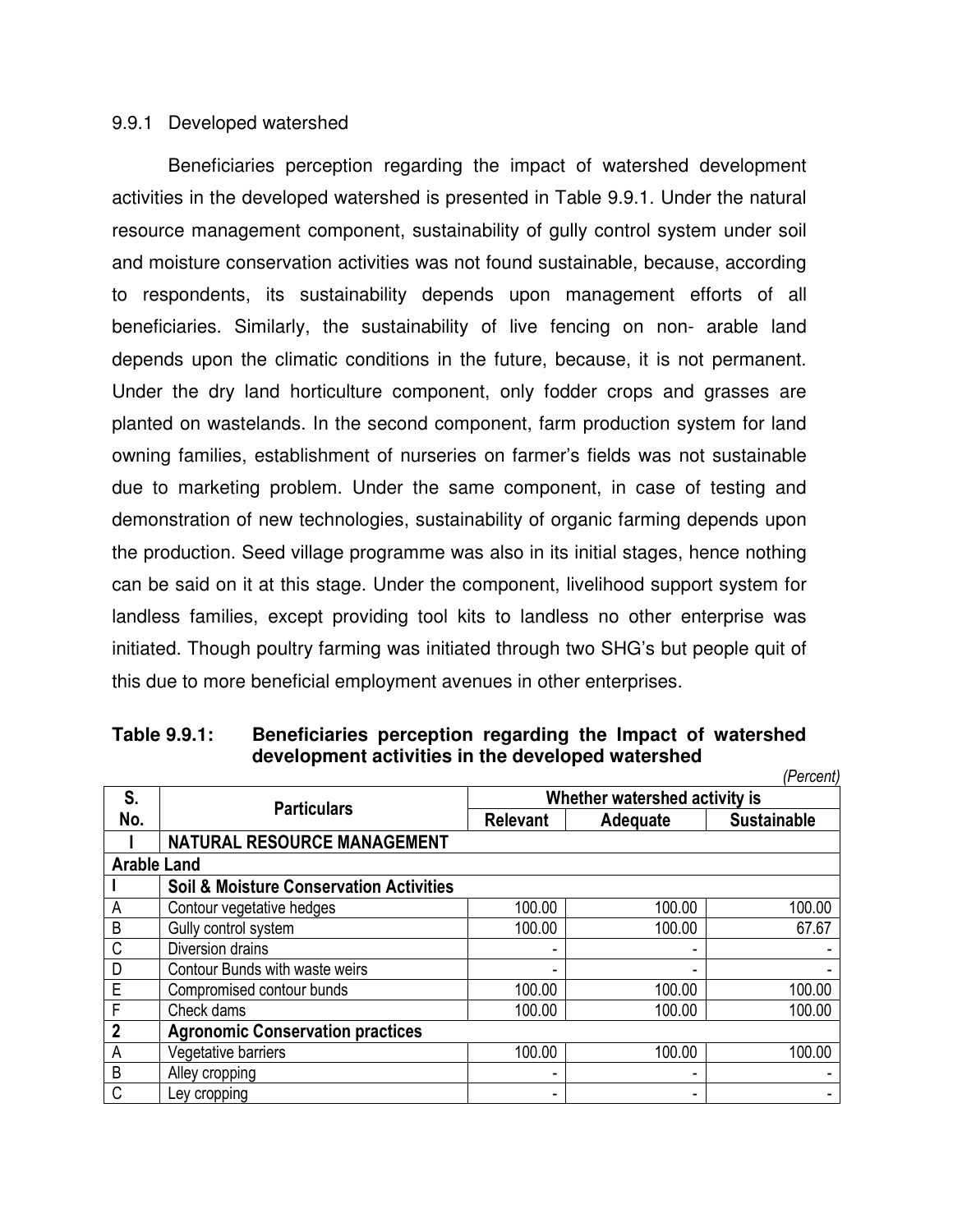### 9.9.1 Developed watershed

Beneficiaries perception regarding the impact of watershed development activities in the developed watershed is presented in Table 9.9.1. Under the natural resource management component, sustainability of gully control system under soil and moisture conservation activities was not found sustainable, because, according to respondents, its sustainability depends upon management efforts of all beneficiaries. Similarly, the sustainability of live fencing on non- arable land depends upon the climatic conditions in the future, because, it is not permanent. Under the dry land horticulture component, only fodder crops and grasses are planted on wastelands. In the second component, farm production system for land owning families, establishment of nurseries on farmer's fields was not sustainable due to marketing problem. Under the same component, in case of testing and demonstration of new technologies, sustainability of organic farming depends upon the production. Seed village programme was also in its initial stages, hence nothing can be said on it at this stage. Under the component, livelihood support system for landless families, except providing tool kits to landless no other enterprise was initiated. Though poultry farming was initiated through two SHG's but people quit of this due to more beneficial employment avenues in other enterprises.

**Table 9.9.1: Beneficiaries perception regarding the Impact of watershed development activities in the developed watershed**

*(Percent)*

| S. No. | Particulars | Whether watershed activity is | | |
|---|---|---|---|---|
| | | Relevant | Adequate | Sustainable |
| **I** | **NATURAL RESOURCE MANAGEMENT** | | | |
| **Arable Land** | | | | |
| **I** | **Soil & Moisture Conservation Activities** | | | |
| A | Contour vegetative hedges | 100.00 | 100.00 | 100.00 |
| B | Gully control system | 100.00 | 100.00 | 67.67 |
| C | Diversion drains | - | - | - |
| D | Contour Bunds with waste weirs | - | - | - |
| E | Compromised contour bunds | 100.00 | 100.00 | 100.00 |
| F | Check dams | 100.00 | 100.00 | 100.00 |
| **2** | **Agronomic Conservation practices** | | | |
| A | Vegetative barriers | 100.00 | 100.00 | 100.00 |
| B | Alley cropping | - | - | - |
| C | Ley cropping | - | - | - |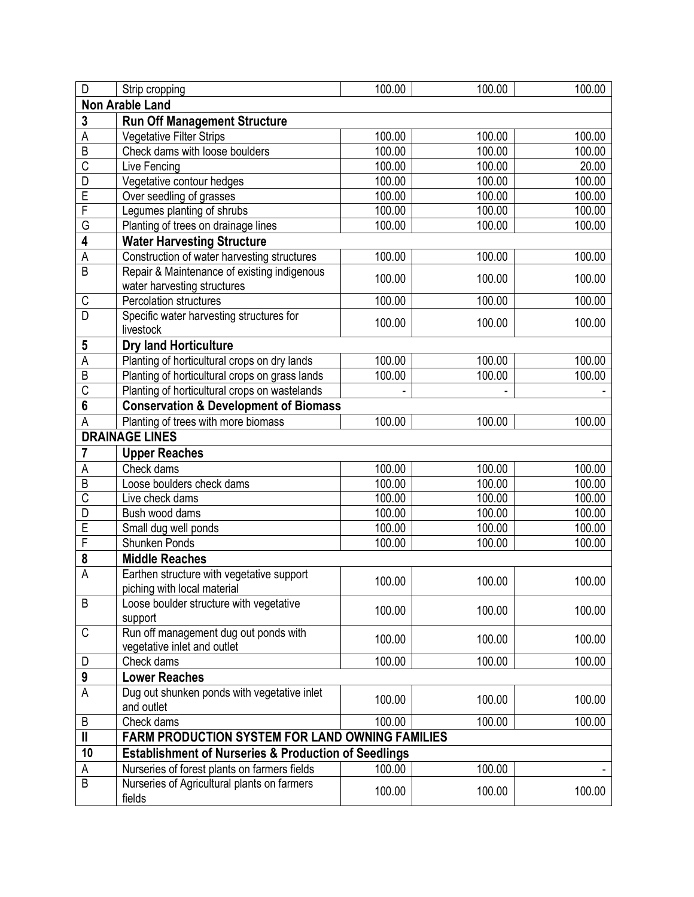| | | | | |
|---|---|---|---|---|
| D | Strip cropping | 100.00 | 100.00 | 100.00 |
| **Non Arable Land** | | | | |
| **3** | **Run Off Management Structure** | | | |
| A | Vegetative Filter Strips | 100.00 | 100.00 | 100.00 |
| B | Check dams with loose boulders | 100.00 | 100.00 | 100.00 |
| C | Live Fencing | 100.00 | 100.00 | 20.00 |
| D | Vegetative contour hedges | 100.00 | 100.00 | 100.00 |
| E | Over seedling of grasses | 100.00 | 100.00 | 100.00 |
| F | Legumes planting of shrubs | 100.00 | 100.00 | 100.00 |
| G | Planting of trees on drainage lines | 100.00 | 100.00 | 100.00 |
| **4** | **Water Harvesting Structure** | | | |
| A | Construction of water harvesting structures | 100.00 | 100.00 | 100.00 |
| B | Repair & Maintenance of existing indigenous water harvesting structures | 100.00 | 100.00 | 100.00 |
| C | Percolation structures | 100.00 | 100.00 | 100.00 |
| D | Specific water harvesting structures for livestock | 100.00 | 100.00 | 100.00 |
| **5** | **Dry land Horticulture** | | | |
| A | Planting of horticultural crops on dry lands | 100.00 | 100.00 | 100.00 |
| B | Planting of horticultural crops on grass lands | 100.00 | 100.00 | 100.00 |
| C | Planting of horticultural crops on wastelands | - | - | - |
| **6** | **Conservation & Development of Biomass** | | | |
| A | Planting of trees with more biomass | 100.00 | 100.00 | 100.00 |
| **DRAINAGE LINES** | | | | |
| **7** | **Upper Reaches** | | | |
| A | Check dams | 100.00 | 100.00 | 100.00 |
| B | Loose boulders check dams | 100.00 | 100.00 | 100.00 |
| C | Live check dams | 100.00 | 100.00 | 100.00 |
| D | Bush wood dams | 100.00 | 100.00 | 100.00 |
| E | Small dug well ponds | 100.00 | 100.00 | 100.00 |
| F | Shunken Ponds | 100.00 | 100.00 | 100.00 |
| **8** | **Middle Reaches** | | | |
| A | Earthen structure with vegetative support piching with local material | 100.00 | 100.00 | 100.00 |
| B | Loose boulder structure with vegetative support | 100.00 | 100.00 | 100.00 |
| C | Run off management dug out ponds with vegetative inlet and outlet | 100.00 | 100.00 | 100.00 |
| D | Check dams | 100.00 | 100.00 | 100.00 |
| **9** | **Lower Reaches** | | | |
| A | Dug out shunken ponds with vegetative inlet and outlet | 100.00 | 100.00 | 100.00 |
| B | Check dams | 100.00 | 100.00 | 100.00 |
| **II** | **FARM PRODUCTION SYSTEM FOR LAND OWNING FAMILIES** | | | |
| **10** | **Establishment of Nurseries & Production of Seedlings** | | | |
| A | Nurseries of forest plants on farmers fields | 100.00 | 100.00 | - |
| B | Nurseries of Agricultural plants on farmers fields | 100.00 | 100.00 | 100.00 |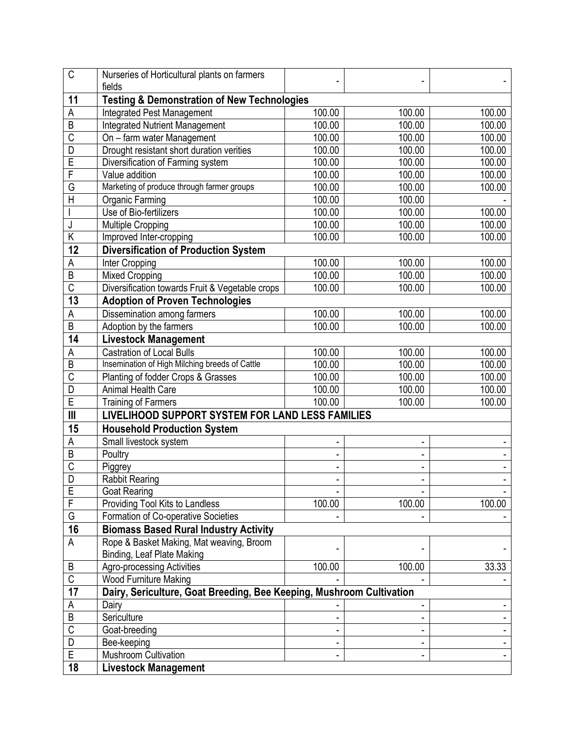| | | | | |
|---|---|---|---|---|
| C | Nurseries of Horticultural plants on farmers fields | - | - | - |
| **11** | **Testing & Demonstration of New Technologies** | | | |
| A | Integrated Pest Management | 100.00 | 100.00 | 100.00 |
| B | Integrated Nutrient Management | 100.00 | 100.00 | 100.00 |
| C | On – farm water Management | 100.00 | 100.00 | 100.00 |
| D | Drought resistant short duration verities | 100.00 | 100.00 | 100.00 |
| E | Diversification of Farming system | 100.00 | 100.00 | 100.00 |
| F | Value addition | 100.00 | 100.00 | 100.00 |
| G | Marketing of produce through farmer groups | 100.00 | 100.00 | 100.00 |
| H | Organic Farming | 100.00 | 100.00 | - |
| I | Use of Bio-fertilizers | 100.00 | 100.00 | 100.00 |
| J | Multiple Cropping | 100.00 | 100.00 | 100.00 |
| K | Improved Inter-cropping | 100.00 | 100.00 | 100.00 |
| **12** | **Diversification of Production System** | | | |
| A | Inter Cropping | 100.00 | 100.00 | 100.00 |
| B | Mixed Cropping | 100.00 | 100.00 | 100.00 |
| C | Diversification towards Fruit & Vegetable crops | 100.00 | 100.00 | 100.00 |
| **13** | **Adoption of Proven Technologies** | | | |
| A | Dissemination among farmers | 100.00 | 100.00 | 100.00 |
| B | Adoption by the farmers | 100.00 | 100.00 | 100.00 |
| **14** | **Livestock Management** | | | |
| A | Castration of Local Bulls | 100.00 | 100.00 | 100.00 |
| B | Insemination of High Milching breeds of Cattle | 100.00 | 100.00 | 100.00 |
| C | Planting of fodder Crops & Grasses | 100.00 | 100.00 | 100.00 |
| D | Animal Health Care | 100.00 | 100.00 | 100.00 |
| E | Training of Farmers | 100.00 | 100.00 | 100.00 |
| **III** | **LIVELIHOOD SUPPORT SYSTEM FOR LAND LESS FAMILIES** | | | |
| **15** | **Household Production System** | | | |
| A | Small livestock system | - | - | - |
| B | Poultry | - | - | - |
| C | Piggrey | - | - | - |
| D | Rabbit Rearing | - | - | - |
| E | Goat Rearing | - | - | - |
| F | Providing Tool Kits to Landless | 100.00 | 100.00 | 100.00 |
| G | Formation of Co-operative Societies | - | - | - |
| **16** | **Biomass Based Rural Industry Activity** | | | |
| A | Rope & Basket Making, Mat weaving, Broom Binding, Leaf Plate Making | - | - | - |
| B | Agro-processing Activities | 100.00 | 100.00 | 33.33 |
| C | Wood Furniture Making | - | - | - |
| **17** | **Dairy, Sericulture, Goat Breeding, Bee Keeping, Mushroom Cultivation** | | | |
| A | Dairy | - | - | - |
| B | Sericulture | - | - | - |
| C | Goat-breeding | - | - | - |
| D | Bee-keeping | - | - | - |
| E | Mushroom Cultivation | - | - | - |
| **18** | **Livestock Management** | | | |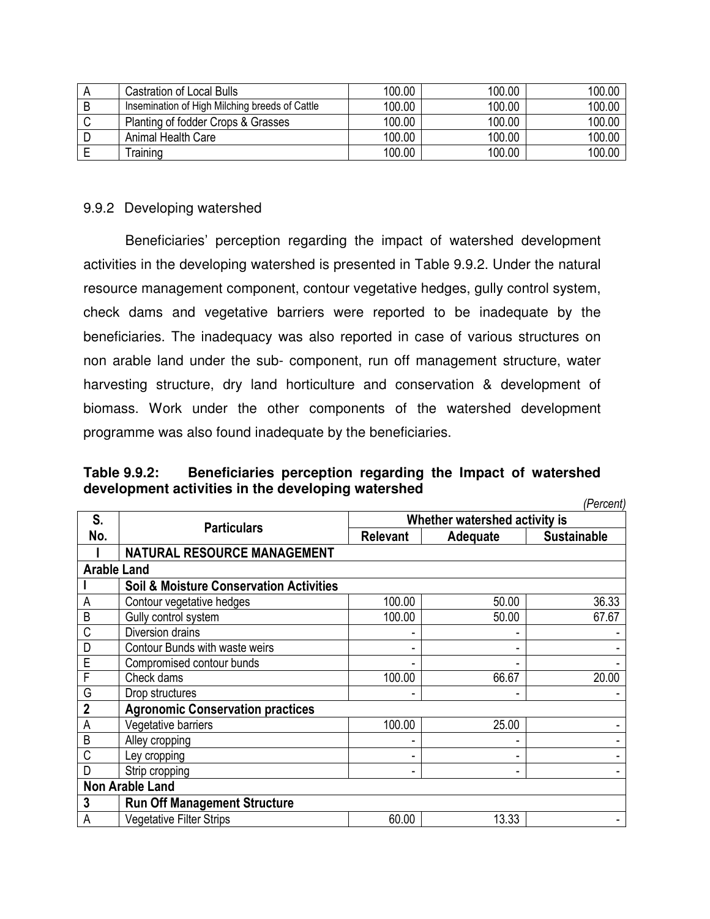| A | Castration of Local Bulls | 100.00 | 100.00 | 100.00 |
|---|---|---|---|---|
| B | Insemination of High Milching breeds of Cattle | 100.00 | 100.00 | 100.00 |
| C | Planting of fodder Crops & Grasses | 100.00 | 100.00 | 100.00 |
| D | Animal Health Care | 100.00 | 100.00 | 100.00 |
| E | Training | 100.00 | 100.00 | 100.00 |

### 9.9.2 Developing watershed

Beneficiaries' perception regarding the impact of watershed development activities in the developing watershed is presented in Table 9.9.2. Under the natural resource management component, contour vegetative hedges, gully control system, check dams and vegetative barriers were reported to be inadequate by the beneficiaries. The inadequacy was also reported in case of various structures on non arable land under the sub- component, run off management structure, water harvesting structure, dry land horticulture and conservation & development of biomass. Work under the other components of the watershed development programme was also found inadequate by the beneficiaries.

**Table 9.9.2: Beneficiaries perception regarding the Impact of watershed development activities in the developing watershed**

*(Percent)*

| S. No. | Particulars | Whether watershed activity is | | |
|---|---|---|---|---|
| | | Relevant | Adequate | Sustainable |
| **I** | **NATURAL RESOURCE MANAGEMENT** | | | |
| **Arable Land** | | | | |
| **I** | **Soil & Moisture Conservation Activities** | | | |
| A | Contour vegetative hedges | 100.00 | 50.00 | 36.33 |
| B | Gully control system | 100.00 | 50.00 | 67.67 |
| C | Diversion drains | - | - | - |
| D | Contour Bunds with waste weirs | - | - | - |
| E | Compromised contour bunds | - | - | - |
| F | Check dams | 100.00 | 66.67 | 20.00 |
| G | Drop structures | - | - | - |
| **2** | **Agronomic Conservation practices** | | | |
| A | Vegetative barriers | 100.00 | 25.00 | - |
| B | Alley cropping | - | - | - |
| C | Ley cropping | - | - | - |
| D | Strip cropping | - | - | - |
| **Non Arable Land** | | | | |
| **3** | **Run Off Management Structure** | | | |
| A | Vegetative Filter Strips | 60.00 | 13.33 | - |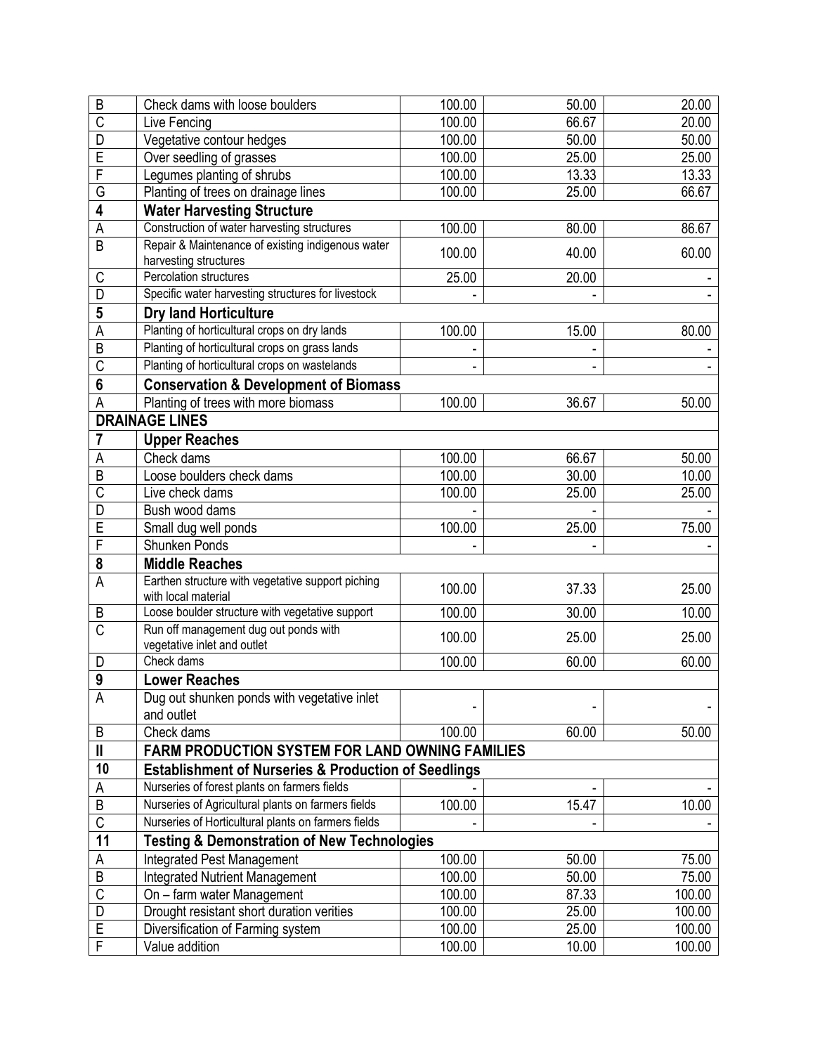| | | | | |
|---|---|---|---|---|
| B | Check dams with loose boulders | 100.00 | 50.00 | 20.00 |
| C | Live Fencing | 100.00 | 66.67 | 20.00 |
| D | Vegetative contour hedges | 100.00 | 50.00 | 50.00 |
| E | Over seedling of grasses | 100.00 | 25.00 | 25.00 |
| F | Legumes planting of shrubs | 100.00 | 13.33 | 13.33 |
| G | Planting of trees on drainage lines | 100.00 | 25.00 | 66.67 |
| **4** | **Water Harvesting Structure** | | | |
| A | Construction of water harvesting structures | 100.00 | 80.00 | 86.67 |
| B | Repair & Maintenance of existing indigenous water harvesting structures | 100.00 | 40.00 | 60.00 |
| C | Percolation structures | 25.00 | 20.00 | - |
| D | Specific water harvesting structures for livestock | - | - | - |
| **5** | **Dry land Horticulture** | | | |
| A | Planting of horticultural crops on dry lands | 100.00 | 15.00 | 80.00 |
| B | Planting of horticultural crops on grass lands | - | - | - |
| C | Planting of horticultural crops on wastelands | - | - | - |
| **6** | **Conservation & Development of Biomass** | | | |
| A | Planting of trees with more biomass | 100.00 | 36.67 | 50.00 |
| **DRAINAGE LINES** | | | | |
| **7** | **Upper Reaches** | | | |
| A | Check dams | 100.00 | 66.67 | 50.00 |
| B | Loose boulders check dams | 100.00 | 30.00 | 10.00 |
| C | Live check dams | 100.00 | 25.00 | 25.00 |
| D | Bush wood dams | - | - | - |
| E | Small dug well ponds | 100.00 | 25.00 | 75.00 |
| F | Shunken Ponds | - | - | - |
| **8** | **Middle Reaches** | | | |
| A | Earthen structure with vegetative support piching with local material | 100.00 | 37.33 | 25.00 |
| B | Loose boulder structure with vegetative support | 100.00 | 30.00 | 10.00 |
| C | Run off management dug out ponds with vegetative inlet and outlet | 100.00 | 25.00 | 25.00 |
| D | Check dams | 100.00 | 60.00 | 60.00 |
| **9** | **Lower Reaches** | | | |
| A | Dug out shunken ponds with vegetative inlet and outlet | - | - | - |
| B | Check dams | 100.00 | 60.00 | 50.00 |
| **II** | **FARM PRODUCTION SYSTEM FOR LAND OWNING FAMILIES** | | | |
| **10** | **Establishment of Nurseries & Production of Seedlings** | | | |
| A | Nurseries of forest plants on farmers fields | - | - | - |
| B | Nurseries of Agricultural plants on farmers fields | 100.00 | 15.47 | 10.00 |
| C | Nurseries of Horticultural plants on farmers fields | - | - | - |
| **11** | **Testing & Demonstration of New Technologies** | | | |
| A | Integrated Pest Management | 100.00 | 50.00 | 75.00 |
| B | Integrated Nutrient Management | 100.00 | 50.00 | 75.00 |
| C | On – farm water Management | 100.00 | 87.33 | 100.00 |
| D | Drought resistant short duration verities | 100.00 | 25.00 | 100.00 |
| E | Diversification of Farming system | 100.00 | 25.00 | 100.00 |
| F | Value addition | 100.00 | 10.00 | 100.00 |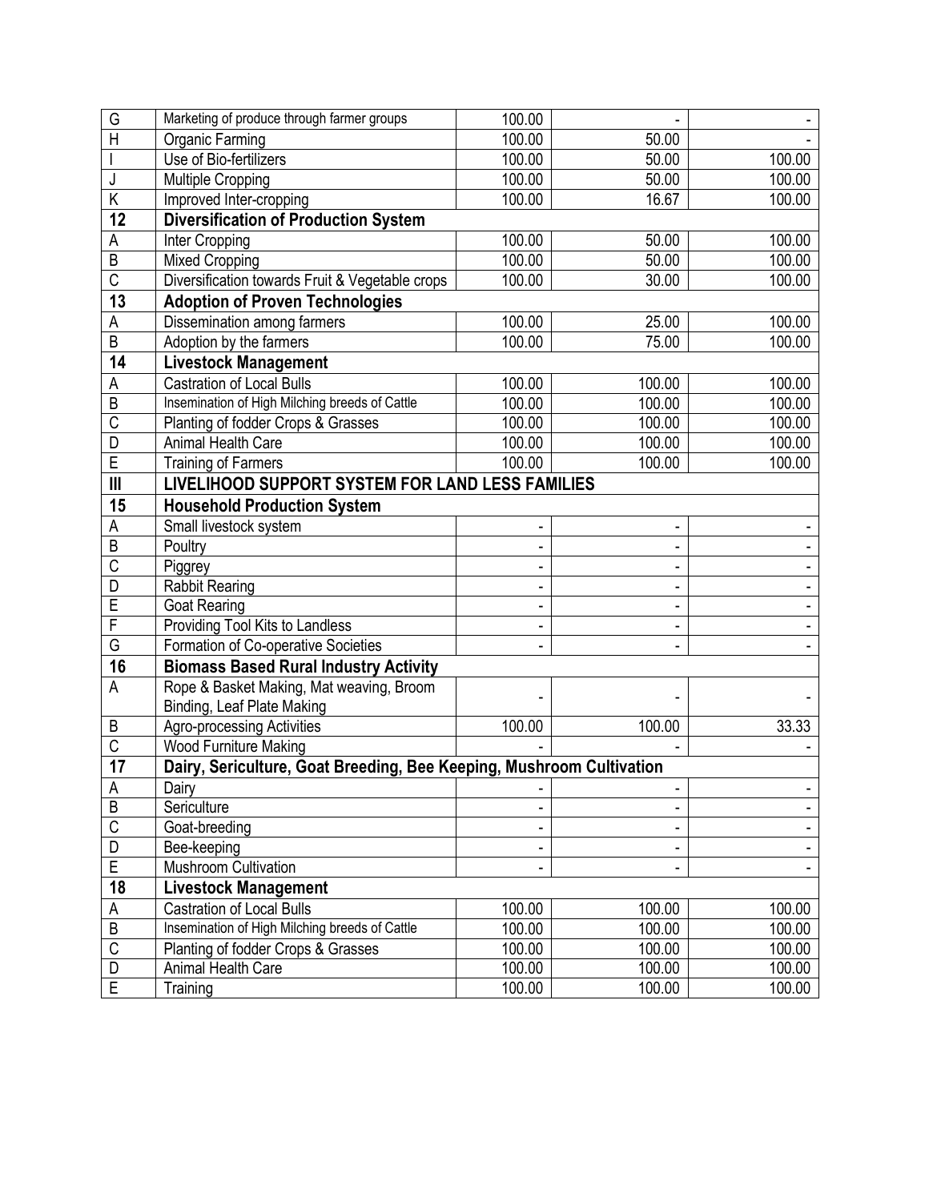| | | | | |
|---|---|---|---|---|
| G | Marketing of produce through farmer groups | 100.00 | - | - |
| H | Organic Farming | 100.00 | 50.00 | - |
| I | Use of Bio-fertilizers | 100.00 | 50.00 | 100.00 |
| J | Multiple Cropping | 100.00 | 50.00 | 100.00 |
| K | Improved Inter-cropping | 100.00 | 16.67 | 100.00 |
| **12** | **Diversification of Production System** | | | |
| A | Inter Cropping | 100.00 | 50.00 | 100.00 |
| B | Mixed Cropping | 100.00 | 50.00 | 100.00 |
| C | Diversification towards Fruit & Vegetable crops | 100.00 | 30.00 | 100.00 |
| **13** | **Adoption of Proven Technologies** | | | |
| A | Dissemination among farmers | 100.00 | 25.00 | 100.00 |
| B | Adoption by the farmers | 100.00 | 75.00 | 100.00 |
| **14** | **Livestock Management** | | | |
| A | Castration of Local Bulls | 100.00 | 100.00 | 100.00 |
| B | Insemination of High Milching breeds of Cattle | 100.00 | 100.00 | 100.00 |
| C | Planting of fodder Crops & Grasses | 100.00 | 100.00 | 100.00 |
| D | Animal Health Care | 100.00 | 100.00 | 100.00 |
| E | Training of Farmers | 100.00 | 100.00 | 100.00 |
| **III** | **LIVELIHOOD SUPPORT SYSTEM FOR LAND LESS FAMILIES** | | | |
| **15** | **Household Production System** | | | |
| A | Small livestock system | - | - | - |
| B | Poultry | - | - | - |
| C | Piggrey | - | - | - |
| D | Rabbit Rearing | - | - | - |
| E | Goat Rearing | - | - | - |
| F | Providing Tool Kits to Landless | - | - | - |
| G | Formation of Co-operative Societies | - | - | - |
| **16** | **Biomass Based Rural Industry Activity** | | | |
| A | Rope & Basket Making, Mat weaving, Broom Binding, Leaf Plate Making | - | - | - |
| B | Agro-processing Activities | 100.00 | 100.00 | 33.33 |
| C | Wood Furniture Making | - | - | - |
| **17** | **Dairy, Sericulture, Goat Breeding, Bee Keeping, Mushroom Cultivation** | | | |
| A | Dairy | - | - | - |
| B | Sericulture | - | - | - |
| C | Goat-breeding | - | - | - |
| D | Bee-keeping | - | - | - |
| E | Mushroom Cultivation | - | - | - |
| **18** | **Livestock Management** | | | |
| A | Castration of Local Bulls | 100.00 | 100.00 | 100.00 |
| B | Insemination of High Milching breeds of Cattle | 100.00 | 100.00 | 100.00 |
| C | Planting of fodder Crops & Grasses | 100.00 | 100.00 | 100.00 |
| D | Animal Health Care | 100.00 | 100.00 | 100.00 |
| E | Training | 100.00 | 100.00 | 100.00 |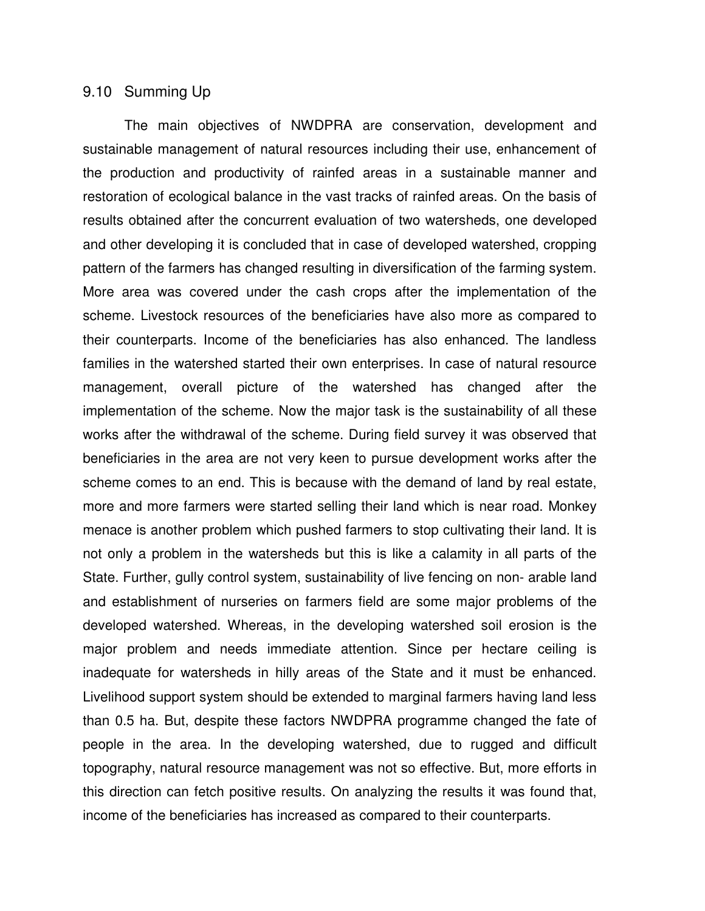## 9.10 Summing Up

The main objectives of NWDPRA are conservation, development and sustainable management of natural resources including their use, enhancement of the production and productivity of rainfed areas in a sustainable manner and restoration of ecological balance in the vast tracks of rainfed areas. On the basis of results obtained after the concurrent evaluation of two watersheds, one developed and other developing it is concluded that in case of developed watershed, cropping pattern of the farmers has changed resulting in diversification of the farming system. More area was covered under the cash crops after the implementation of the scheme. Livestock resources of the beneficiaries have also more as compared to their counterparts. Income of the beneficiaries has also enhanced. The landless families in the watershed started their own enterprises. In case of natural resource management, overall picture of the watershed has changed after the implementation of the scheme. Now the major task is the sustainability of all these works after the withdrawal of the scheme. During field survey it was observed that beneficiaries in the area are not very keen to pursue development works after the scheme comes to an end. This is because with the demand of land by real estate, more and more farmers were started selling their land which is near road. Monkey menace is another problem which pushed farmers to stop cultivating their land. It is not only a problem in the watersheds but this is like a calamity in all parts of the State. Further, gully control system, sustainability of live fencing on non- arable land and establishment of nurseries on farmers field are some major problems of the developed watershed. Whereas, in the developing watershed soil erosion is the major problem and needs immediate attention. Since per hectare ceiling is inadequate for watersheds in hilly areas of the State and it must be enhanced. Livelihood support system should be extended to marginal farmers having land less than 0.5 ha. But, despite these factors NWDPRA programme changed the fate of people in the area. In the developing watershed, due to rugged and difficult topography, natural resource management was not so effective. But, more efforts in this direction can fetch positive results. On analyzing the results it was found that, income of the beneficiaries has increased as compared to their counterparts.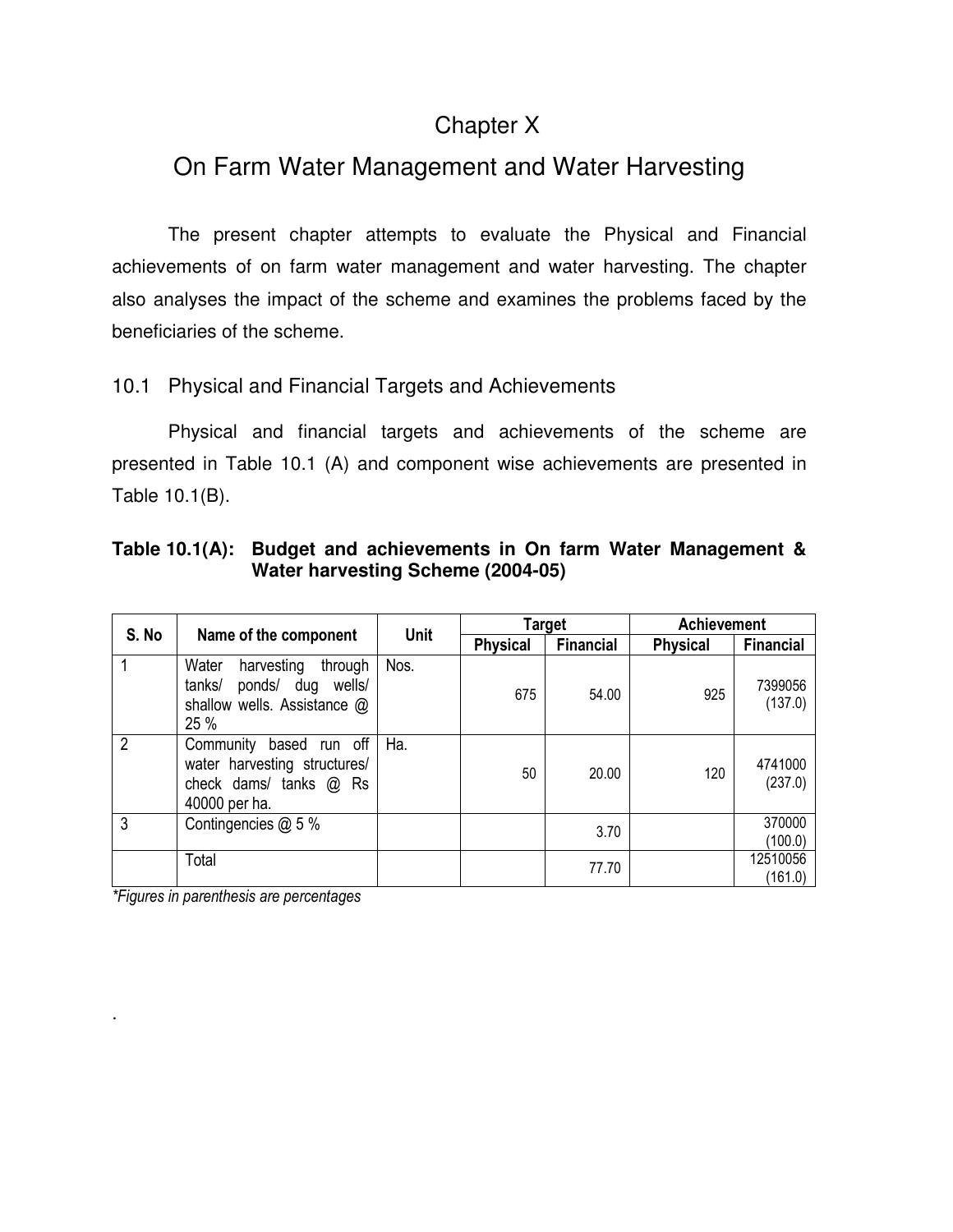# Chapter X

# On Farm Water Management and Water Harvesting

The present chapter attempts to evaluate the Physical and Financial achievements of on farm water management and water harvesting. The chapter also analyses the impact of the scheme and examines the problems faced by the beneficiaries of the scheme.

## 10.1 Physical and Financial Targets and Achievements

Physical and financial targets and achievements of the scheme are presented in Table 10.1 (A) and component wise achievements are presented in Table 10.1(B).

**Table 10.1(A): Budget and achievements in On farm Water Management & Water harvesting Scheme (2004-05)**

| S. No | Name of the component | Unit | Target | | Achievement | |
|---|---|---|---|---|---|---|
| | | | Physical | Financial | Physical | Financial |
| 1 | Water harvesting through tanks/ ponds/ dug wells/ shallow wells. Assistance @ 25 % | Nos. | 675 | 54.00 | 925 | 7399056 (137.0) |
| 2 | Community based run off water harvesting structures/ check dams/ tanks @ Rs 40000 per ha. | Ha. | 50 | 20.00 | 120 | 4741000 (237.0) |
| 3 | Contingencies @ 5 % | | | 3.70 | | 370000 (100.0) |
| | Total | | | 77.70 | | 12510056 (161.0) |

*Figures in parenthesis are percentages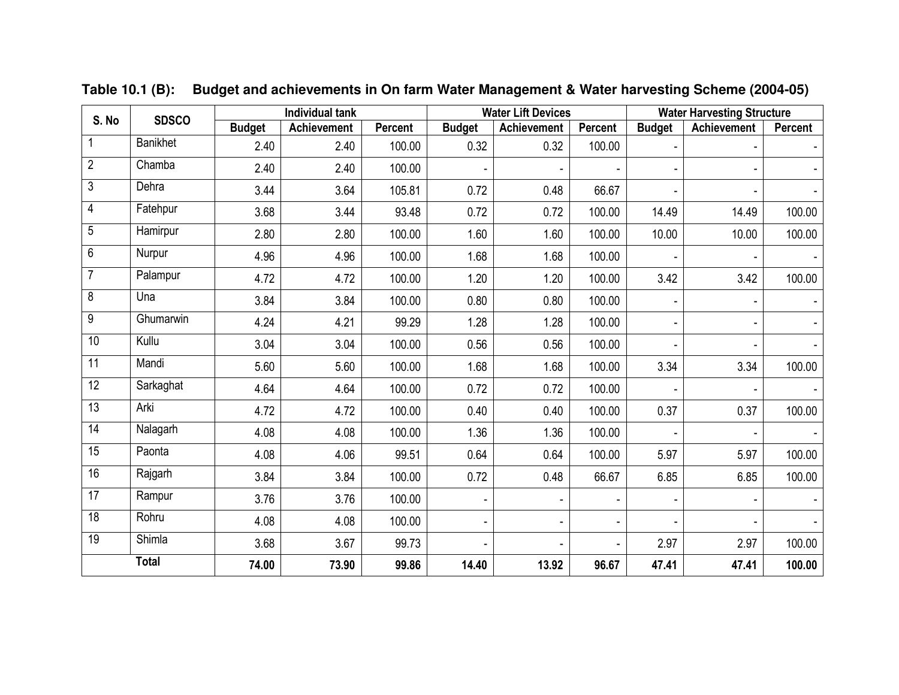**Table 10.1 (B): Budget and achievements in On farm Water Management & Water harvesting Scheme (2004-05)**

| S. No | SDSCO | Individual tank | | | Water Lift Devices | | | Water Harvesting Structure | | |
|---|---|---|---|---|---|---|---|---|---|---|
| | | Budget | Achievement | Percent | Budget | Achievement | Percent | Budget | Achievement | Percent |
| 1 | Banikhet | 2.40 | 2.40 | 100.00 | 0.32 | 0.32 | 100.00 | - | - | - |
| 2 | Chamba | 2.40 | 2.40 | 100.00 | - | - | - | - | - | - |
| 3 | Dehra | 3.44 | 3.64 | 105.81 | 0.72 | 0.48 | 66.67 | - | - | - |
| 4 | Fatehpur | 3.68 | 3.44 | 93.48 | 0.72 | 0.72 | 100.00 | 14.49 | 14.49 | 100.00 |
| 5 | Hamirpur | 2.80 | 2.80 | 100.00 | 1.60 | 1.60 | 100.00 | 10.00 | 10.00 | 100.00 |
| 6 | Nurpur | 4.96 | 4.96 | 100.00 | 1.68 | 1.68 | 100.00 | - | - | - |
| 7 | Palampur | 4.72 | 4.72 | 100.00 | 1.20 | 1.20 | 100.00 | 3.42 | 3.42 | 100.00 |
| 8 | Una | 3.84 | 3.84 | 100.00 | 0.80 | 0.80 | 100.00 | - | - | - |
| 9 | Ghumarwin | 4.24 | 4.21 | 99.29 | 1.28 | 1.28 | 100.00 | - | - | - |
| 10 | Kullu | 3.04 | 3.04 | 100.00 | 0.56 | 0.56 | 100.00 | - | - | - |
| 11 | Mandi | 5.60 | 5.60 | 100.00 | 1.68 | 1.68 | 100.00 | 3.34 | 3.34 | 100.00 |
| 12 | Sarkaghat | 4.64 | 4.64 | 100.00 | 0.72 | 0.72 | 100.00 | - | - | - |
| 13 | Arki | 4.72 | 4.72 | 100.00 | 0.40 | 0.40 | 100.00 | 0.37 | 0.37 | 100.00 |
| 14 | Nalagarh | 4.08 | 4.08 | 100.00 | 1.36 | 1.36 | 100.00 | - | - | - |
| 15 | Paonta | 4.08 | 4.06 | 99.51 | 0.64 | 0.64 | 100.00 | 5.97 | 5.97 | 100.00 |
| 16 | Rajgarh | 3.84 | 3.84 | 100.00 | 0.72 | 0.48 | 66.67 | 6.85 | 6.85 | 100.00 |
| 17 | Rampur | 3.76 | 3.76 | 100.00 | - | - | - | - | - | - |
| 18 | Rohru | 4.08 | 4.08 | 100.00 | - | - | - | - | - | - |
| 19 | Shimla | 3.68 | 3.67 | 99.73 | - | - | - | 2.97 | 2.97 | 100.00 |
| **Total** | | **74.00** | **73.90** | **99.86** | **14.40** | **13.92** | **96.67** | **47.41** | **47.41** | **100.00** |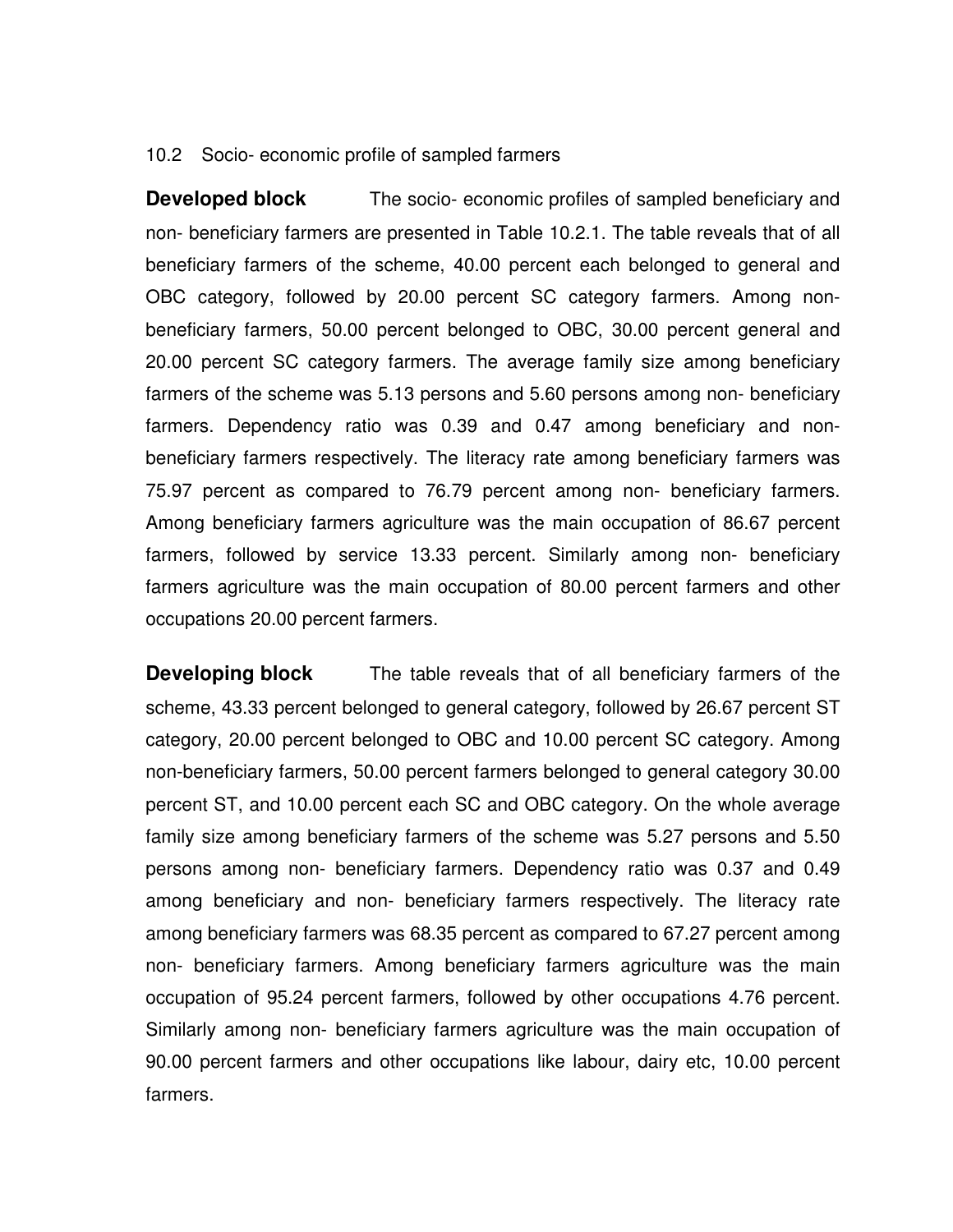## 10.2 Socio- economic profile of sampled farmers

**Developed block** The socio- economic profiles of sampled beneficiary and non- beneficiary farmers are presented in Table 10.2.1. The table reveals that of all beneficiary farmers of the scheme, 40.00 percent each belonged to general and OBC category, followed by 20.00 percent SC category farmers. Among non-beneficiary farmers, 50.00 percent belonged to OBC, 30.00 percent general and 20.00 percent SC category farmers. The average family size among beneficiary farmers of the scheme was 5.13 persons and 5.60 persons among non- beneficiary farmers. Dependency ratio was 0.39 and 0.47 among beneficiary and non-beneficiary farmers respectively. The literacy rate among beneficiary farmers was 75.97 percent as compared to 76.79 percent among non- beneficiary farmers. Among beneficiary farmers agriculture was the main occupation of 86.67 percent farmers, followed by service 13.33 percent. Similarly among non- beneficiary farmers agriculture was the main occupation of 80.00 percent farmers and other occupations 20.00 percent farmers.

**Developing block** The table reveals that of all beneficiary farmers of the scheme, 43.33 percent belonged to general category, followed by 26.67 percent ST category, 20.00 percent belonged to OBC and 10.00 percent SC category. Among non-beneficiary farmers, 50.00 percent farmers belonged to general category 30.00 percent ST, and 10.00 percent each SC and OBC category. On the whole average family size among beneficiary farmers of the scheme was 5.27 persons and 5.50 persons among non- beneficiary farmers. Dependency ratio was 0.37 and 0.49 among beneficiary and non- beneficiary farmers respectively. The literacy rate among beneficiary farmers was 68.35 percent as compared to 67.27 percent among non- beneficiary farmers. Among beneficiary farmers agriculture was the main occupation of 95.24 percent farmers, followed by other occupations 4.76 percent. Similarly among non- beneficiary farmers agriculture was the main occupation of 90.00 percent farmers and other occupations like labour, dairy etc, 10.00 percent farmers.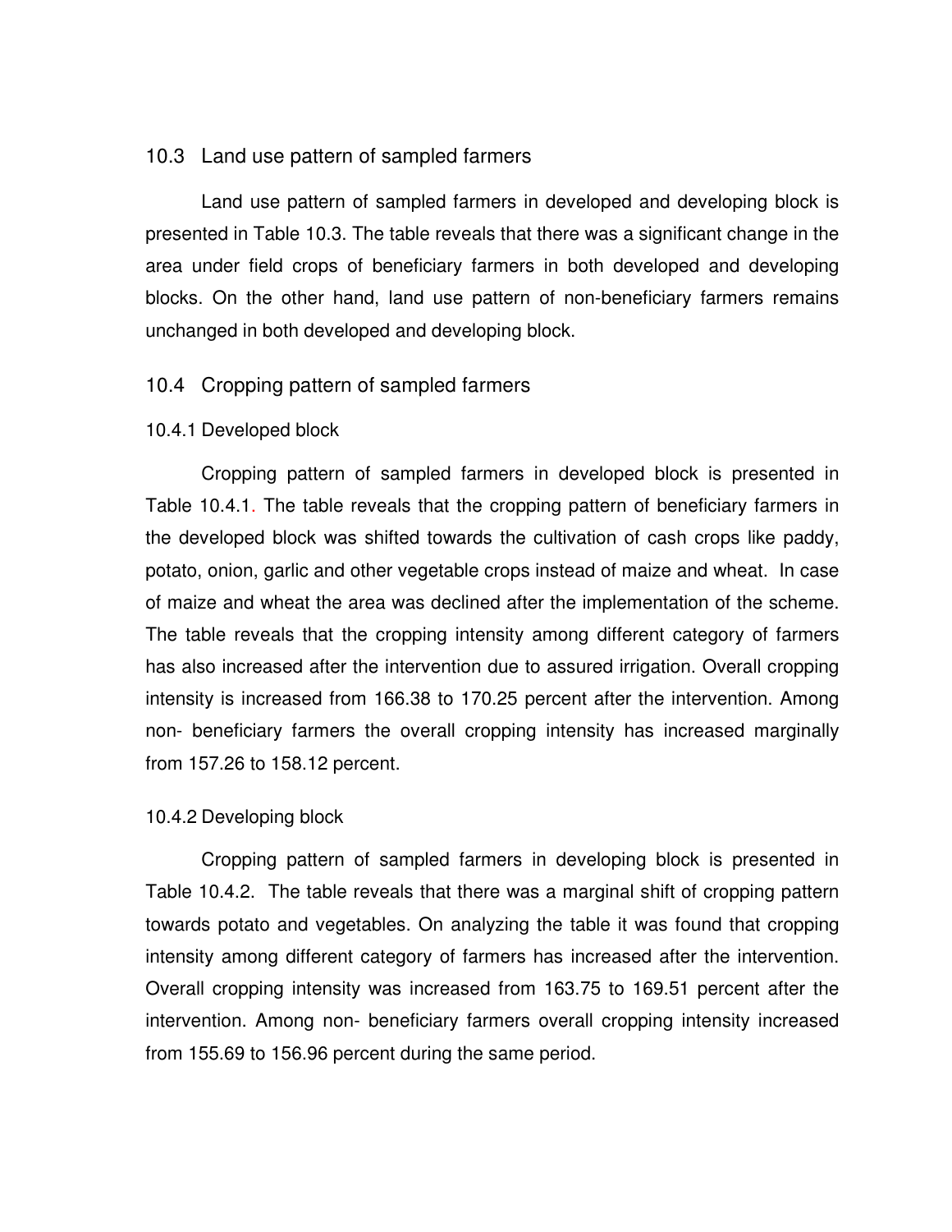## 10.3 Land use pattern of sampled farmers

Land use pattern of sampled farmers in developed and developing block is presented in Table 10.3. The table reveals that there was a significant change in the area under field crops of beneficiary farmers in both developed and developing blocks. On the other hand, land use pattern of non-beneficiary farmers remains unchanged in both developed and developing block.

## 10.4 Cropping pattern of sampled farmers

### 10.4.1 Developed block

Cropping pattern of sampled farmers in developed block is presented in Table 10.4.1. The table reveals that the cropping pattern of beneficiary farmers in the developed block was shifted towards the cultivation of cash crops like paddy, potato, onion, garlic and other vegetable crops instead of maize and wheat. In case of maize and wheat the area was declined after the implementation of the scheme. The table reveals that the cropping intensity among different category of farmers has also increased after the intervention due to assured irrigation. Overall cropping intensity is increased from 166.38 to 170.25 percent after the intervention. Among non- beneficiary farmers the overall cropping intensity has increased marginally from 157.26 to 158.12 percent.

### 10.4.2 Developing block

Cropping pattern of sampled farmers in developing block is presented in Table 10.4.2. The table reveals that there was a marginal shift of cropping pattern towards potato and vegetables. On analyzing the table it was found that cropping intensity among different category of farmers has increased after the intervention. Overall cropping intensity was increased from 163.75 to 169.51 percent after the intervention. Among non- beneficiary farmers overall cropping intensity increased from 155.69 to 156.96 percent during the same period.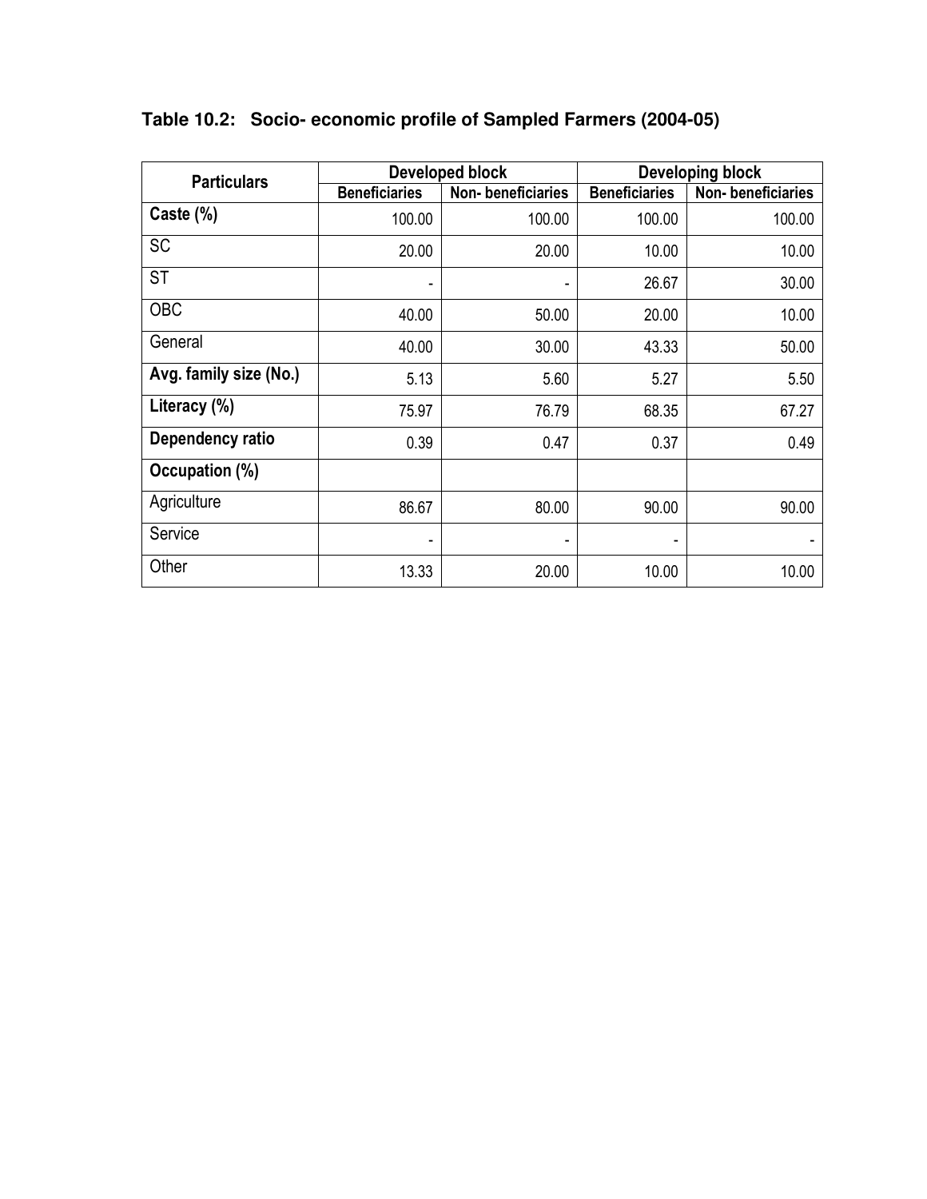**Table 10.2: Socio- economic profile of Sampled Farmers (2004-05)**

| Particulars | Developed block | | Developing block | |
|---|---|---|---|---|
| | Beneficiaries | Non- beneficiaries | Beneficiaries | Non- beneficiaries |
| **Caste (%)** | 100.00 | 100.00 | 100.00 | 100.00 |
| SC | 20.00 | 20.00 | 10.00 | 10.00 |
| ST | - | - | 26.67 | 30.00 |
| OBC | 40.00 | 50.00 | 20.00 | 10.00 |
| General | 40.00 | 30.00 | 43.33 | 50.00 |
| **Avg. family size (No.)** | 5.13 | 5.60 | 5.27 | 5.50 |
| **Literacy (%)** | 75.97 | 76.79 | 68.35 | 67.27 |
| **Dependency ratio** | 0.39 | 0.47 | 0.37 | 0.49 |
| **Occupation (%)** | | | | |
| Agriculture | 86.67 | 80.00 | 90.00 | 90.00 |
| Service | - | - | - | - |
| Other | 13.33 | 20.00 | 10.00 | 10.00 |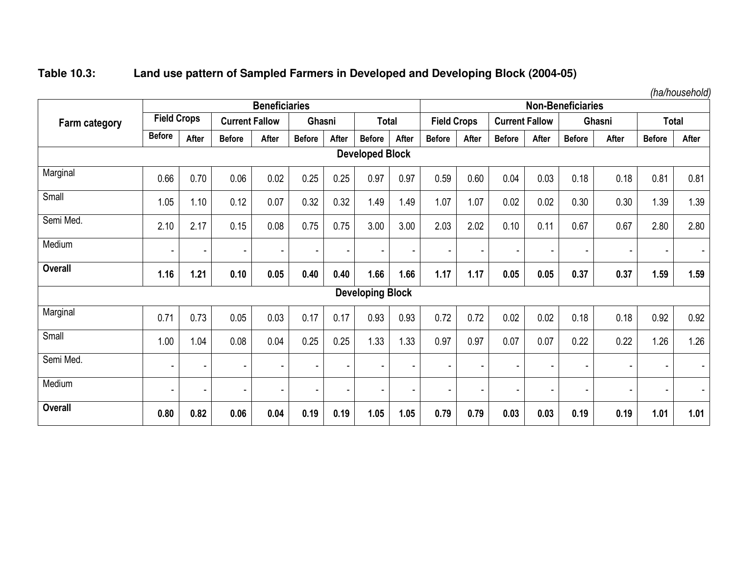**Table 10.3: Land use pattern of Sampled Farmers in Developed and Developing Block (2004-05)**

*(ha/household)*

| Farm category | Beneficiaries | | | | | | | | Non-Beneficiaries | | | | | | | |
|---|---|---|---|---|---|---|---|---|---|---|---|---|---|---|---|---|
| | Field Crops | | Current Fallow | | Ghasni | | Total | | Field Crops | | Current Fallow | | Ghasni | | Total | |
| | Before | After | Before | After | Before | After | Before | After | Before | After | Before | After | Before | After | Before | After |
| **Developed Block** | | | | | | | | | | | | | | | | |
| Marginal | 0.66 | 0.70 | 0.06 | 0.02 | 0.25 | 0.25 | 0.97 | 0.97 | 0.59 | 0.60 | 0.04 | 0.03 | 0.18 | 0.18 | 0.81 | 0.81 |
| Small | 1.05 | 1.10 | 0.12 | 0.07 | 0.32 | 0.32 | 1.49 | 1.49 | 1.07 | 1.07 | 0.02 | 0.02 | 0.30 | 0.30 | 1.39 | 1.39 |
| Semi Med. | 2.10 | 2.17 | 0.15 | 0.08 | 0.75 | 0.75 | 3.00 | 3.00 | 2.03 | 2.02 | 0.10 | 0.11 | 0.67 | 0.67 | 2.80 | 2.80 |
| Medium | - | - | - | - | - | - | - | - | - | - | - | - | - | - | - | - |
| **Overall** | **1.16** | **1.21** | **0.10** | **0.05** | **0.40** | **0.40** | **1.66** | **1.66** | **1.17** | **1.17** | **0.05** | **0.05** | **0.37** | **0.37** | **1.59** | **1.59** |
| **Developing Block** | | | | | | | | | | | | | | | | |
| Marginal | 0.71 | 0.73 | 0.05 | 0.03 | 0.17 | 0.17 | 0.93 | 0.93 | 0.72 | 0.72 | 0.02 | 0.02 | 0.18 | 0.18 | 0.92 | 0.92 |
| Small | 1.00 | 1.04 | 0.08 | 0.04 | 0.25 | 0.25 | 1.33 | 1.33 | 0.97 | 0.97 | 0.07 | 0.07 | 0.22 | 0.22 | 1.26 | 1.26 |
| Semi Med. | - | - | - | - | - | - | - | - | - | - | - | - | - | - | - | - |
| Medium | - | - | - | - | - | - | - | - | - | - | - | - | - | - | - | - |
| **Overall** | **0.80** | **0.82** | **0.06** | **0.04** | **0.19** | **0.19** | **1.05** | **1.05** | **0.79** | **0.79** | **0.03** | **0.03** | **0.19** | **0.19** | **1.01** | **1.01** |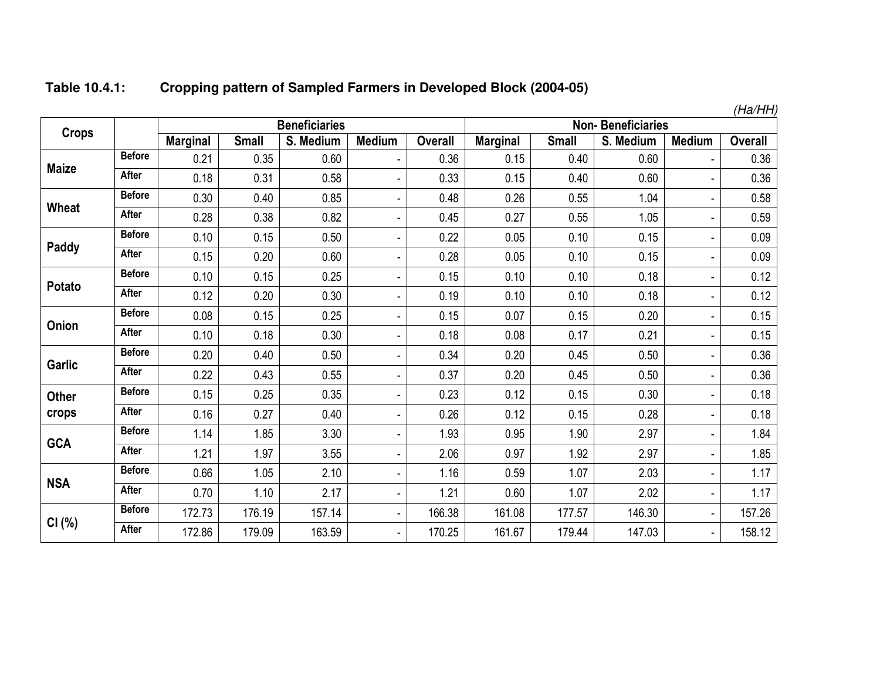**Table 10.4.1: Cropping pattern of Sampled Farmers in Developed Block (2004-05)**

*(Ha/HH)*

| Crops | | Beneficiaries | | | | | Non- Beneficiaries | | | | |
|---|---|---|---|---|---|---|---|---|---|---|---|
| | | Marginal | Small | S. Medium | Medium | Overall | Marginal | Small | S. Medium | Medium | Overall |
| Maize | Before | 0.21 | 0.35 | 0.60 | - | 0.36 | 0.15 | 0.40 | 0.60 | - | 0.36 |
| | After | 0.18 | 0.31 | 0.58 | - | 0.33 | 0.15 | 0.40 | 0.60 | - | 0.36 |
| Wheat | Before | 0.30 | 0.40 | 0.85 | - | 0.48 | 0.26 | 0.55 | 1.04 | - | 0.58 |
| | After | 0.28 | 0.38 | 0.82 | - | 0.45 | 0.27 | 0.55 | 1.05 | - | 0.59 |
| Paddy | Before | 0.10 | 0.15 | 0.50 | - | 0.22 | 0.05 | 0.10 | 0.15 | - | 0.09 |
| | After | 0.15 | 0.20 | 0.60 | - | 0.28 | 0.05 | 0.10 | 0.15 | - | 0.09 |
| Potato | Before | 0.10 | 0.15 | 0.25 | - | 0.15 | 0.10 | 0.10 | 0.18 | - | 0.12 |
| | After | 0.12 | 0.20 | 0.30 | - | 0.19 | 0.10 | 0.10 | 0.18 | - | 0.12 |
| Onion | Before | 0.08 | 0.15 | 0.25 | - | 0.15 | 0.07 | 0.15 | 0.20 | - | 0.15 |
| | After | 0.10 | 0.18 | 0.30 | - | 0.18 | 0.08 | 0.17 | 0.21 | - | 0.15 |
| Garlic | Before | 0.20 | 0.40 | 0.50 | - | 0.34 | 0.20 | 0.45 | 0.50 | - | 0.36 |
| | After | 0.22 | 0.43 | 0.55 | - | 0.37 | 0.20 | 0.45 | 0.50 | - | 0.36 |
| Other crops | Before | 0.15 | 0.25 | 0.35 | - | 0.23 | 0.12 | 0.15 | 0.30 | - | 0.18 |
| | After | 0.16 | 0.27 | 0.40 | - | 0.26 | 0.12 | 0.15 | 0.28 | - | 0.18 |
| GCA | Before | 1.14 | 1.85 | 3.30 | - | 1.93 | 0.95 | 1.90 | 2.97 | - | 1.84 |
| | After | 1.21 | 1.97 | 3.55 | - | 2.06 | 0.97 | 1.92 | 2.97 | - | 1.85 |
| NSA | Before | 0.66 | 1.05 | 2.10 | - | 1.16 | 0.59 | 1.07 | 2.03 | - | 1.17 |
| | After | 0.70 | 1.10 | 2.17 | - | 1.21 | 0.60 | 1.07 | 2.02 | - | 1.17 |
| CI (%) | Before | 172.73 | 176.19 | 157.14 | - | 166.38 | 161.08 | 177.57 | 146.30 | - | 157.26 |
| | After | 172.86 | 179.09 | 163.59 | - | 170.25 | 161.67 | 179.44 | 147.03 | - | 158.12 |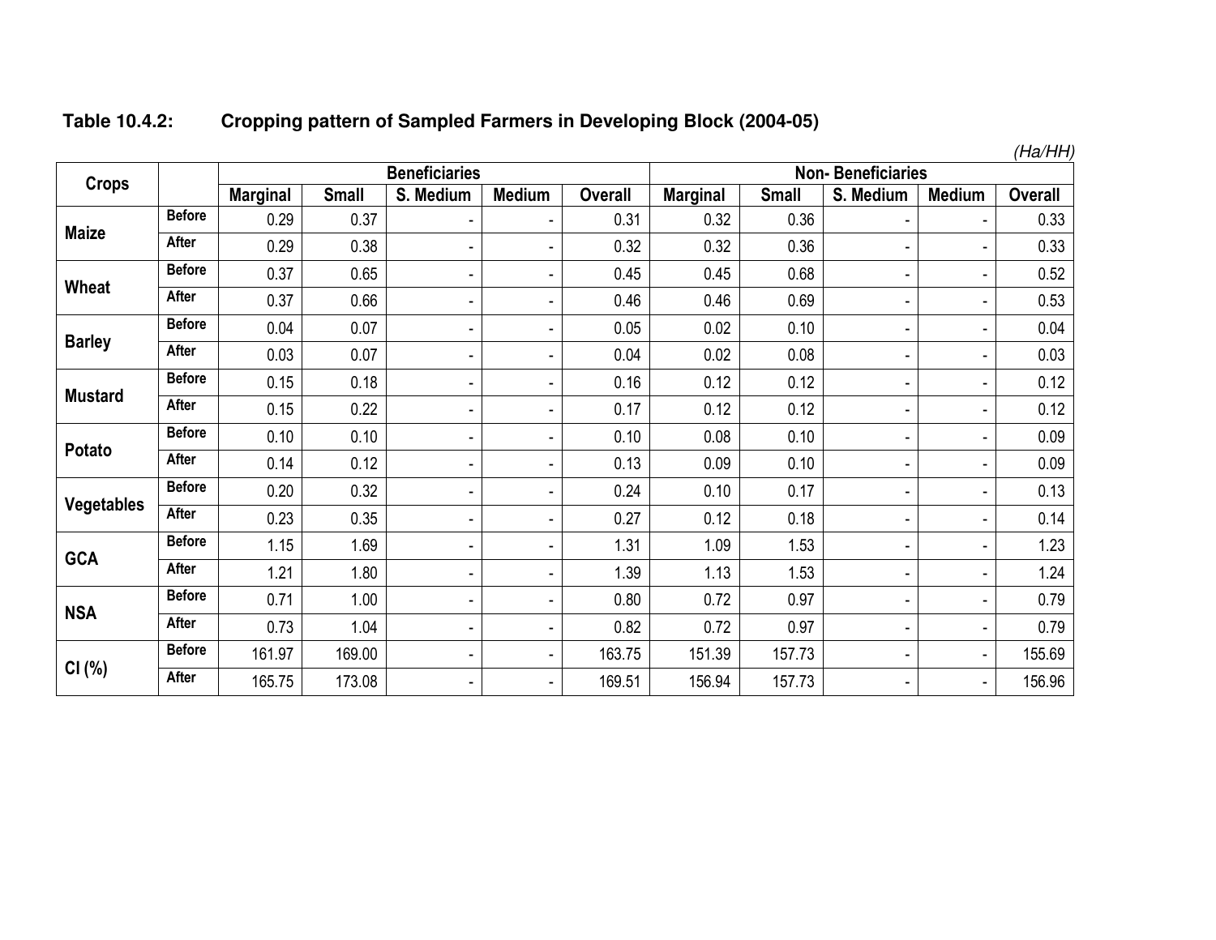**Table 10.4.2: Cropping pattern of Sampled Farmers in Developing Block (2004-05)**

*(Ha/HH)*

| Crops | | Beneficiaries | | | | | Non- Beneficiaries | | | | |
|---|---|---|---|---|---|---|---|---|---|---|---|
| | | Marginal | Small | S. Medium | Medium | Overall | Marginal | Small | S. Medium | Medium | Overall |
| Maize | Before | 0.29 | 0.37 | - | - | 0.31 | 0.32 | 0.36 | - | - | 0.33 |
| | After | 0.29 | 0.38 | - | - | 0.32 | 0.32 | 0.36 | - | - | 0.33 |
| Wheat | Before | 0.37 | 0.65 | - | - | 0.45 | 0.45 | 0.68 | - | - | 0.52 |
| | After | 0.37 | 0.66 | - | - | 0.46 | 0.46 | 0.69 | - | - | 0.53 |
| Barley | Before | 0.04 | 0.07 | - | - | 0.05 | 0.02 | 0.10 | - | - | 0.04 |
| | After | 0.03 | 0.07 | - | - | 0.04 | 0.02 | 0.08 | - | - | 0.03 |
| Mustard | Before | 0.15 | 0.18 | - | - | 0.16 | 0.12 | 0.12 | - | - | 0.12 |
| | After | 0.15 | 0.22 | - | - | 0.17 | 0.12 | 0.12 | - | - | 0.12 |
| Potato | Before | 0.10 | 0.10 | - | - | 0.10 | 0.08 | 0.10 | - | - | 0.09 |
| | After | 0.14 | 0.12 | - | - | 0.13 | 0.09 | 0.10 | - | - | 0.09 |
| Vegetables | Before | 0.20 | 0.32 | - | - | 0.24 | 0.10 | 0.17 | - | - | 0.13 |
| | After | 0.23 | 0.35 | - | - | 0.27 | 0.12 | 0.18 | - | - | 0.14 |
| GCA | Before | 1.15 | 1.69 | - | - | 1.31 | 1.09 | 1.53 | - | - | 1.23 |
| | After | 1.21 | 1.80 | - | - | 1.39 | 1.13 | 1.53 | - | - | 1.24 |
| NSA | Before | 0.71 | 1.00 | - | - | 0.80 | 0.72 | 0.97 | - | - | 0.79 |
| | After | 0.73 | 1.04 | - | - | 0.82 | 0.72 | 0.97 | - | - | 0.79 |
| CI (%) | Before | 161.97 | 169.00 | - | - | 163.75 | 151.39 | 157.73 | - | - | 155.69 |
| | After | 165.75 | 173.08 | - | - | 169.51 | 156.94 | 157.73 | - | - | 156.96 |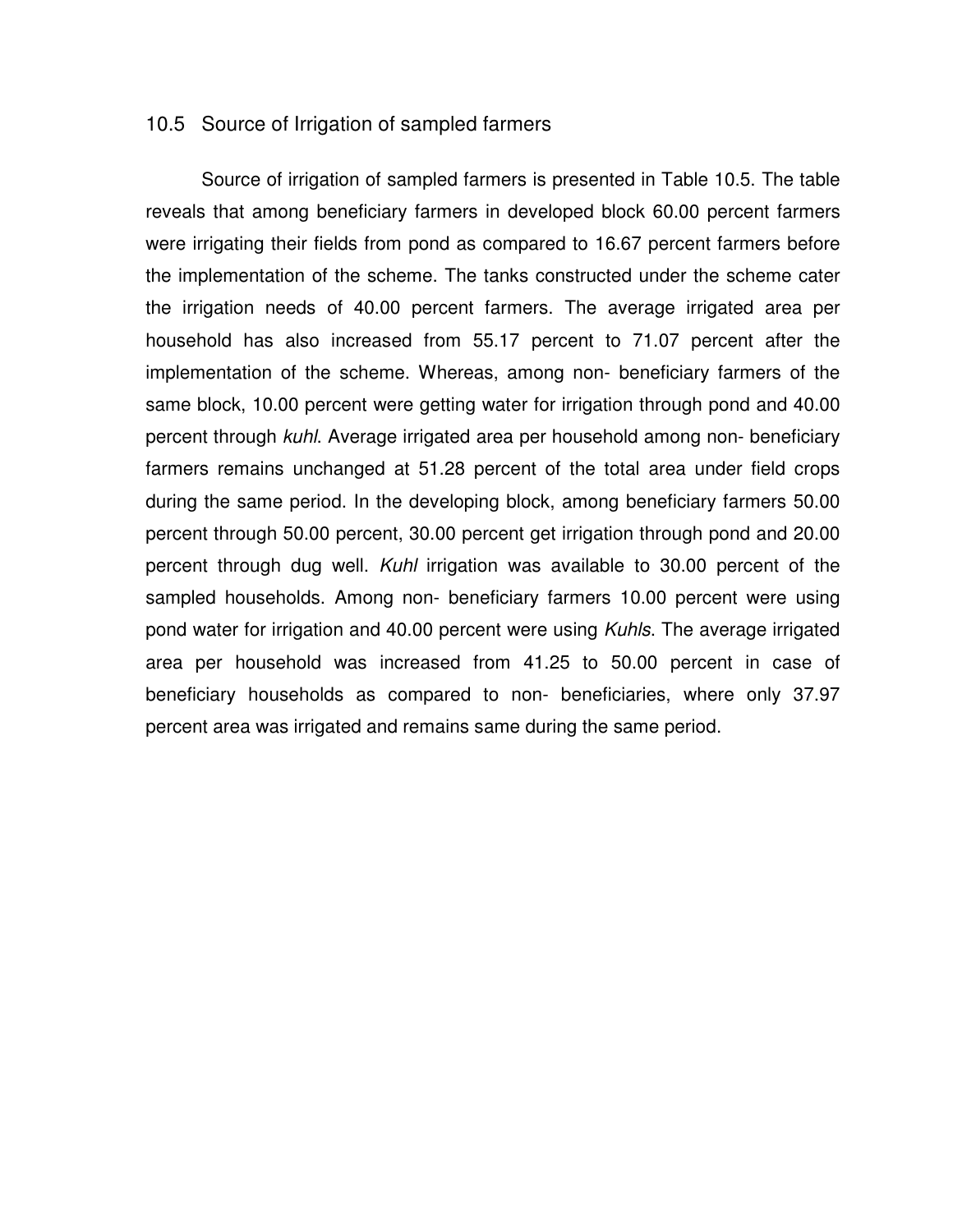## 10.5 Source of Irrigation of sampled farmers

Source of irrigation of sampled farmers is presented in Table 10.5. The table reveals that among beneficiary farmers in developed block 60.00 percent farmers were irrigating their fields from pond as compared to 16.67 percent farmers before the implementation of the scheme. The tanks constructed under the scheme cater the irrigation needs of 40.00 percent farmers. The average irrigated area per household has also increased from 55.17 percent to 71.07 percent after the implementation of the scheme. Whereas, among non- beneficiary farmers of the same block, 10.00 percent were getting water for irrigation through pond and 40.00 percent through *kuhl*. Average irrigated area per household among non- beneficiary farmers remains unchanged at 51.28 percent of the total area under field crops during the same period. In the developing block, among beneficiary farmers 50.00 percent through 50.00 percent, 30.00 percent get irrigation through pond and 20.00 percent through dug well. *Kuhl* irrigation was available to 30.00 percent of the sampled households. Among non- beneficiary farmers 10.00 percent were using pond water for irrigation and 40.00 percent were using *Kuhls*. The average irrigated area per household was increased from 41.25 to 50.00 percent in case of beneficiary households as compared to non- beneficiaries, where only 37.97 percent area was irrigated and remains same during the same period.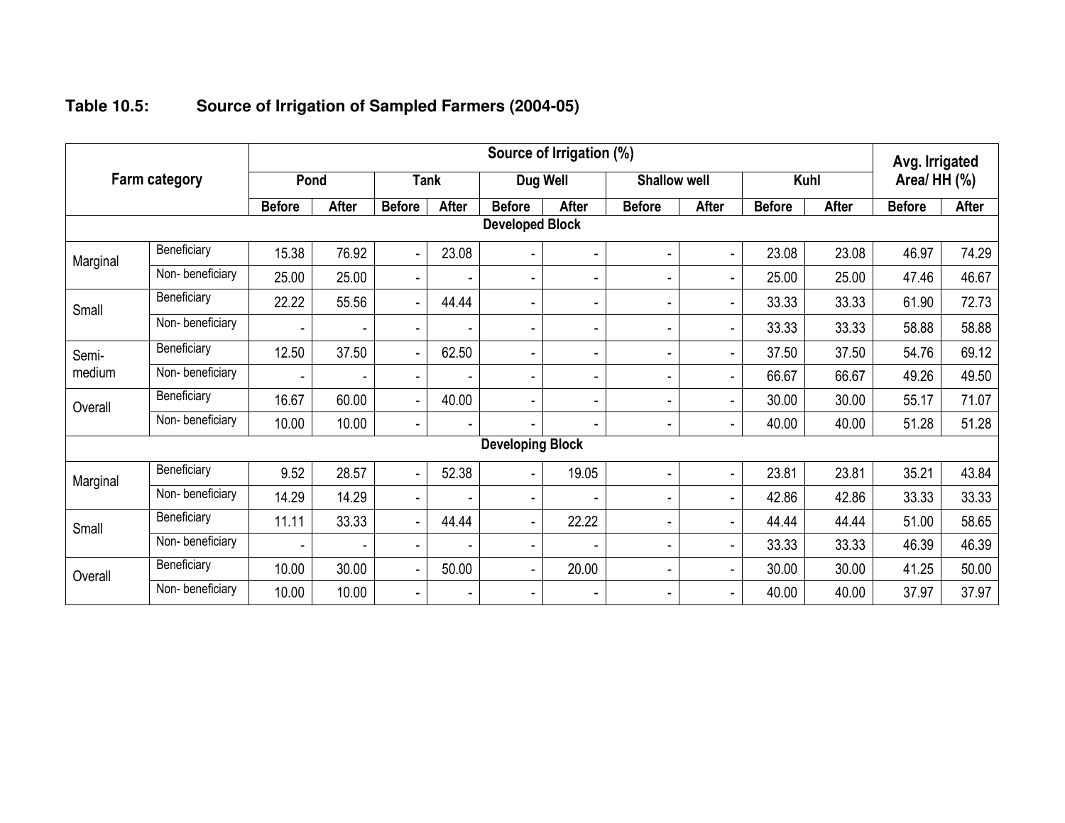**Table 10.5: Source of Irrigation of Sampled Farmers (2004-05)**

| Farm category | | Source of Irrigation (%) | | | | | | | | | | Avg. Irrigated Area/ HH (%) | |
|---|---|---|---|---|---|---|---|---|---|---|---|---|---|
| | | Pond | | Tank | | Dug Well | | Shallow well | | Kuhl | | | |
| | | Before | After | Before | After | Before | After | Before | After | Before | After | Before | After |
| **Developed Block** | | | | | | | | | | | | | |
| Marginal | Beneficiary | 15.38 | 76.92 | - | 23.08 | - | - | - | - | 23.08 | 23.08 | 46.97 | 74.29 |
| | Non- beneficiary | 25.00 | 25.00 | - | - | - | - | - | - | 25.00 | 25.00 | 47.46 | 46.67 |
| Small | Beneficiary | 22.22 | 55.56 | - | 44.44 | - | - | - | - | 33.33 | 33.33 | 61.90 | 72.73 |
| | Non- beneficiary | - | - | - | - | - | - | - | - | 33.33 | 33.33 | 58.88 | 58.88 |
| Semi-medium | Beneficiary | 12.50 | 37.50 | - | 62.50 | - | - | - | - | 37.50 | 37.50 | 54.76 | 69.12 |
| | Non- beneficiary | - | - | - | - | - | - | - | - | 66.67 | 66.67 | 49.26 | 49.50 |
| Overall | Beneficiary | 16.67 | 60.00 | - | 40.00 | - | - | - | - | 30.00 | 30.00 | 55.17 | 71.07 |
| | Non- beneficiary | 10.00 | 10.00 | - | - | - | - | - | - | 40.00 | 40.00 | 51.28 | 51.28 |
| **Developing Block** | | | | | | | | | | | | | |
| Marginal | Beneficiary | 9.52 | 28.57 | - | 52.38 | - | 19.05 | - | - | 23.81 | 23.81 | 35.21 | 43.84 |
| | Non- beneficiary | 14.29 | 14.29 | - | - | - | - | - | - | 42.86 | 42.86 | 33.33 | 33.33 |
| Small | Beneficiary | 11.11 | 33.33 | - | 44.44 | - | 22.22 | - | - | 44.44 | 44.44 | 51.00 | 58.65 |
| | Non- beneficiary | - | - | - | - | - | - | - | - | 33.33 | 33.33 | 46.39 | 46.39 |
| Overall | Beneficiary | 10.00 | 30.00 | - | 50.00 | - | 20.00 | - | - | 30.00 | 30.00 | 41.25 | 50.00 |
| | Non- beneficiary | 10.00 | 10.00 | - | - | - | - | - | - | 40.00 | 40.00 | 37.97 | 37.97 |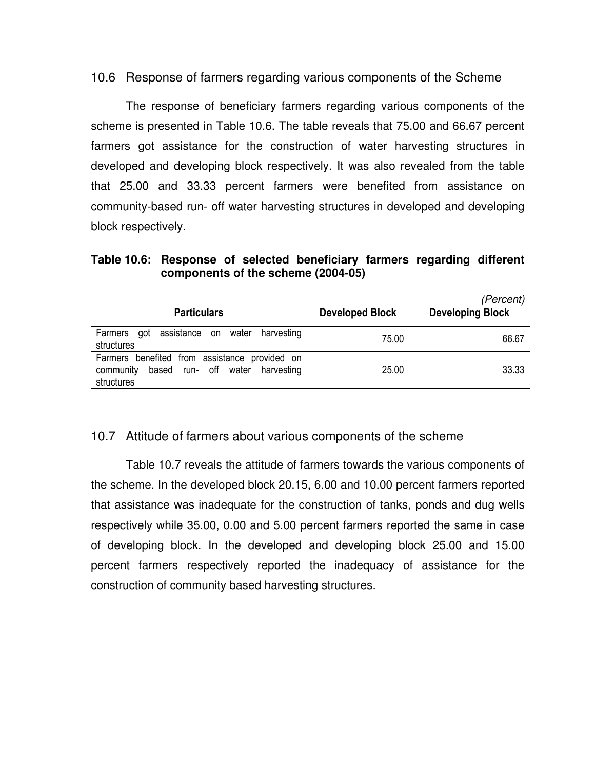## 10.6 Response of farmers regarding various components of the Scheme

The response of beneficiary farmers regarding various components of the scheme is presented in Table 10.6. The table reveals that 75.00 and 66.67 percent farmers got assistance for the construction of water harvesting structures in developed and developing block respectively. It was also revealed from the table that 25.00 and 33.33 percent farmers were benefited from assistance on community-based run- off water harvesting structures in developed and developing block respectively.

**Table 10.6: Response of selected beneficiary farmers regarding different components of the scheme (2004-05)**

*(Percent)*

| Particulars | Developed Block | Developing Block |
|---|---|---|
| Farmers got assistance on water harvesting structures | 75.00 | 66.67 |
| Farmers benefited from assistance provided on community based run- off water harvesting structures | 25.00 | 33.33 |

## 10.7 Attitude of farmers about various components of the scheme

Table 10.7 reveals the attitude of farmers towards the various components of the scheme. In the developed block 20.15, 6.00 and 10.00 percent farmers reported that assistance was inadequate for the construction of tanks, ponds and dug wells respectively while 35.00, 0.00 and 5.00 percent farmers reported the same in case of developing block. In the developed and developing block 25.00 and 15.00 percent farmers respectively reported the inadequacy of assistance for the construction of community based harvesting structures.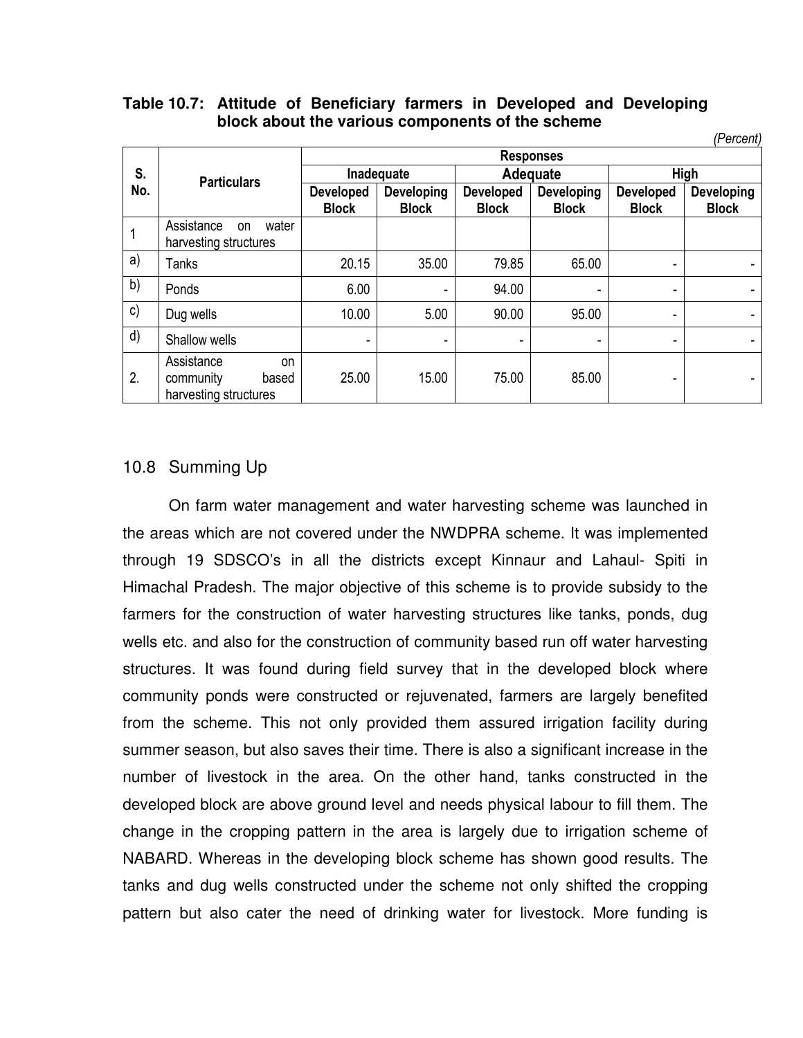**Table 10.7: Attitude of Beneficiary farmers in Developed and Developing block about the various components of the scheme**

*(Percent)*

| S. No. | Particulars | Responses | | | | | |
|---|---|---|---|---|---|---|---|
| | | Inadequate | | Adequate | | High | |
| | | Developed Block | Developing Block | Developed Block | Developing Block | Developed Block | Developing Block |
| 1 | Assistance on water harvesting structures | | | | | | |
| a) | Tanks | 20.15 | 35.00 | 79.85 | 65.00 | - | - |
| b) | Ponds | 6.00 | - | 94.00 | - | - | - |
| c) | Dug wells | 10.00 | 5.00 | 90.00 | 95.00 | - | - |
| d) | Shallow wells | - | - | - | - | - | - |
| 2. | Assistance on community based harvesting structures | 25.00 | 15.00 | 75.00 | 85.00 | - | - |

## 10.8 Summing Up

On farm water management and water harvesting scheme was launched in the areas which are not covered under the NWDPRA scheme. It was implemented through 19 SDSCO's in all the districts except Kinnaur and Lahaul- Spiti in Himachal Pradesh. The major objective of this scheme is to provide subsidy to the farmers for the construction of water harvesting structures like tanks, ponds, dug wells etc. and also for the construction of community based run off water harvesting structures. It was found during field survey that in the developed block where community ponds were constructed or rejuvenated, farmers are largely benefited from the scheme. This not only provided them assured irrigation facility during summer season, but also saves their time. There is also a significant increase in the number of livestock in the area. On the other hand, tanks constructed in the developed block are above ground level and needs physical labour to fill them. The change in the cropping pattern in the area is largely due to irrigation scheme of NABARD. Whereas in the developing block scheme has shown good results. The tanks and dug wells constructed under the scheme not only shifted the cropping pattern but also cater the need of drinking water for livestock. More funding is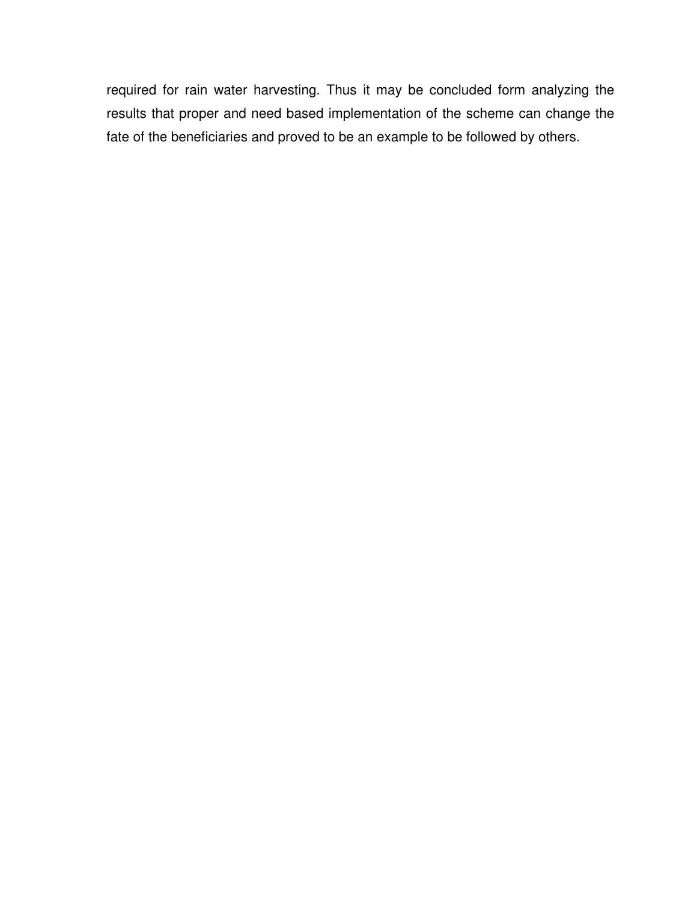required for rain water harvesting. Thus it may be concluded form analyzing the results that proper and need based implementation of the scheme can change the fate of the beneficiaries and proved to be an example to be followed by others.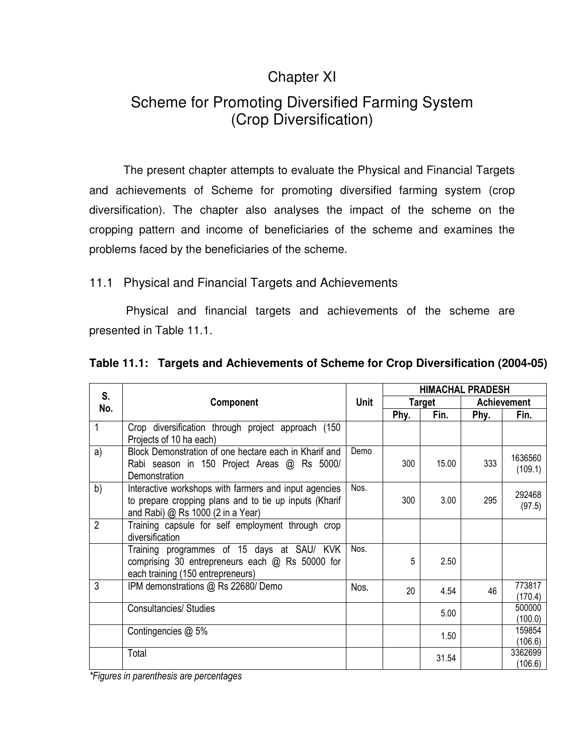# Chapter XI

# Scheme for Promoting Diversified Farming System (Crop Diversification)

The present chapter attempts to evaluate the Physical and Financial Targets and achievements of Scheme for promoting diversified farming system (crop diversification). The chapter also analyses the impact of the scheme on the cropping pattern and income of beneficiaries of the scheme and examines the problems faced by the beneficiaries of the scheme.

## 11.1 Physical and Financial Targets and Achievements

Physical and financial targets and achievements of the scheme are presented in Table 11.1.

**Table 11.1: Targets and Achievements of Scheme for Crop Diversification (2004-05)**

| S. No. | Component | Unit | HIMACHAL PRADESH | | | |
|---|---|---|---|---|---|---|
| | | | Target | | Achievement | |
| | | | Phy. | Fin. | Phy. | Fin. |
| 1 | Crop diversification through project approach (150 Projects of 10 ha each) | | | | | |
| a) | Block Demonstration of one hectare each in Kharif and Rabi season in 150 Project Areas @ Rs 5000/ Demonstration | Demo | 300 | 15.00 | 333 | 1636560 (109.1) |
| b) | Interactive workshops with farmers and input agencies to prepare cropping plans and to tie up inputs (Kharif and Rabi) @ Rs 1000 (2 in a Year) | Nos. | 300 | 3.00 | 295 | 292468 (97.5) |
| 2 | Training capsule for self employment through crop diversification | | | | | |
| | Training programmes of 15 days at SAU/ KVK comprising 30 entrepreneurs each @ Rs 50000 for each training (150 entrepreneurs) | Nos. | 5 | 2.50 | | |
| 3 | IPM demonstrations @ Rs 22680/ Demo | Nos. | 20 | 4.54 | 46 | 773817 (170.4) |
| | Consultancies/ Studies | | | 5.00 | | 500000 (100.0) |
| | Contingencies @ 5% | | | 1.50 | | 159854 (106.6) |
| | Total | | | 31.54 | | 3362699 (106.6) |

*\*Figures in parenthesis are percentages*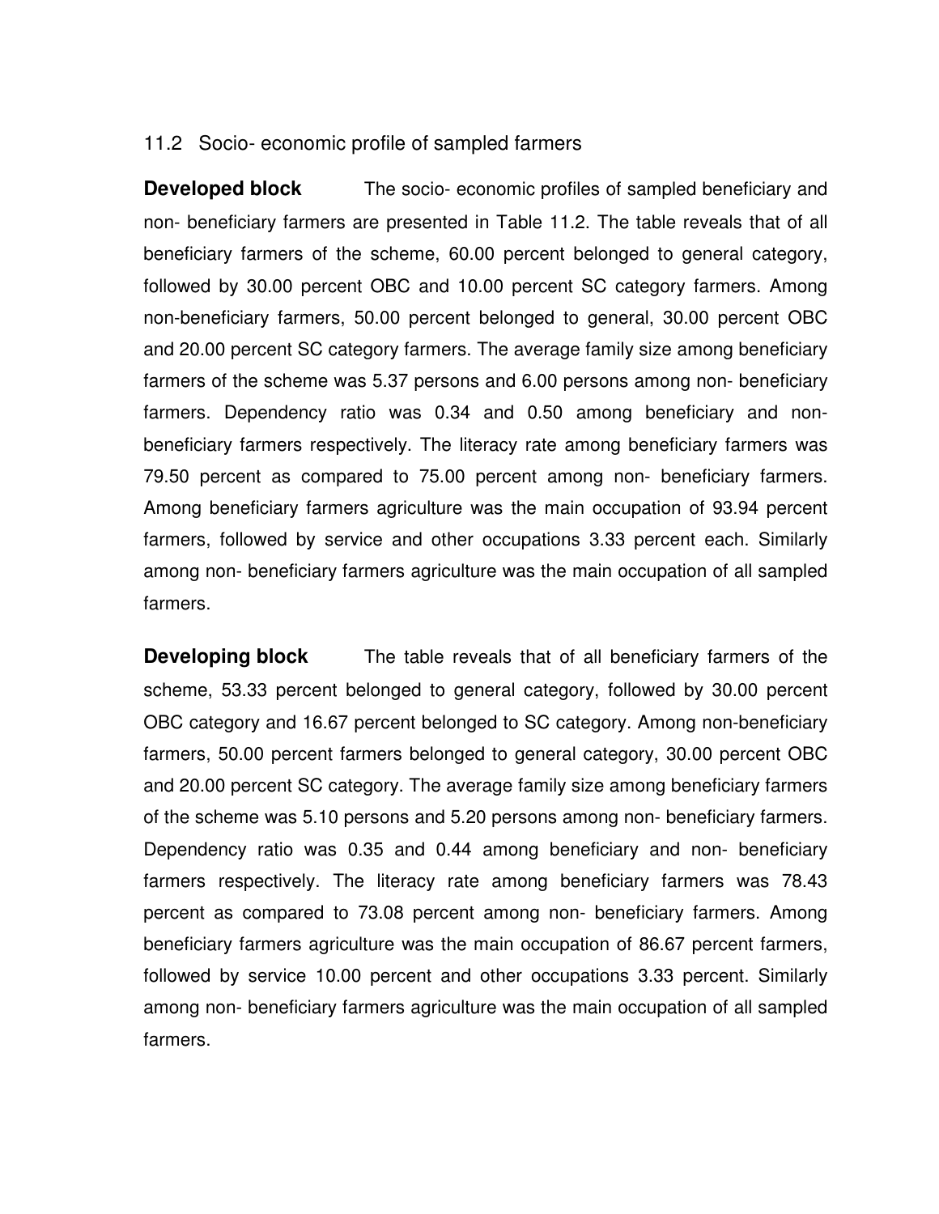## 11.2 Socio- economic profile of sampled farmers

**Developed block** The socio- economic profiles of sampled beneficiary and non- beneficiary farmers are presented in Table 11.2. The table reveals that of all beneficiary farmers of the scheme, 60.00 percent belonged to general category, followed by 30.00 percent OBC and 10.00 percent SC category farmers. Among non-beneficiary farmers, 50.00 percent belonged to general, 30.00 percent OBC and 20.00 percent SC category farmers. The average family size among beneficiary farmers of the scheme was 5.37 persons and 6.00 persons among non- beneficiary farmers. Dependency ratio was 0.34 and 0.50 among beneficiary and non-beneficiary farmers respectively. The literacy rate among beneficiary farmers was 79.50 percent as compared to 75.00 percent among non- beneficiary farmers. Among beneficiary farmers agriculture was the main occupation of 93.94 percent farmers, followed by service and other occupations 3.33 percent each. Similarly among non- beneficiary farmers agriculture was the main occupation of all sampled farmers.

**Developing block** The table reveals that of all beneficiary farmers of the scheme, 53.33 percent belonged to general category, followed by 30.00 percent OBC category and 16.67 percent belonged to SC category. Among non-beneficiary farmers, 50.00 percent farmers belonged to general category, 30.00 percent OBC and 20.00 percent SC category. The average family size among beneficiary farmers of the scheme was 5.10 persons and 5.20 persons among non- beneficiary farmers. Dependency ratio was 0.35 and 0.44 among beneficiary and non- beneficiary farmers respectively. The literacy rate among beneficiary farmers was 78.43 percent as compared to 73.08 percent among non- beneficiary farmers. Among beneficiary farmers agriculture was the main occupation of 86.67 percent farmers, followed by service 10.00 percent and other occupations 3.33 percent. Similarly among non- beneficiary farmers agriculture was the main occupation of all sampled farmers.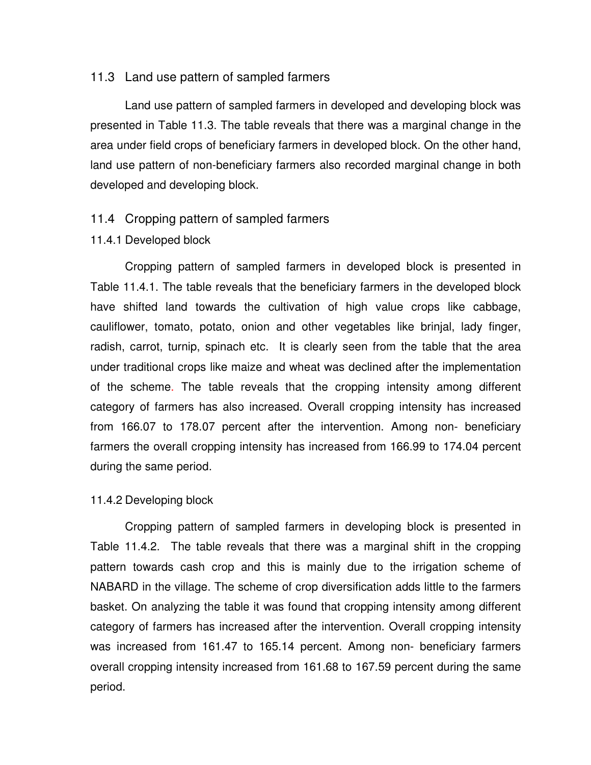## 11.3 Land use pattern of sampled farmers

Land use pattern of sampled farmers in developed and developing block was presented in Table 11.3. The table reveals that there was a marginal change in the area under field crops of beneficiary farmers in developed block. On the other hand, land use pattern of non-beneficiary farmers also recorded marginal change in both developed and developing block.

## 11.4 Cropping pattern of sampled farmers

### 11.4.1 Developed block

Cropping pattern of sampled farmers in developed block is presented in Table 11.4.1. The table reveals that the beneficiary farmers in the developed block have shifted land towards the cultivation of high value crops like cabbage, cauliflower, tomato, potato, onion and other vegetables like brinjal, lady finger, radish, carrot, turnip, spinach etc. It is clearly seen from the table that the area under traditional crops like maize and wheat was declined after the implementation of the scheme. The table reveals that the cropping intensity among different category of farmers has also increased. Overall cropping intensity has increased from 166.07 to 178.07 percent after the intervention. Among non- beneficiary farmers the overall cropping intensity has increased from 166.99 to 174.04 percent during the same period.

### 11.4.2 Developing block

Cropping pattern of sampled farmers in developing block is presented in Table 11.4.2. The table reveals that there was a marginal shift in the cropping pattern towards cash crop and this is mainly due to the irrigation scheme of NABARD in the village. The scheme of crop diversification adds little to the farmers basket. On analyzing the table it was found that cropping intensity among different category of farmers has increased after the intervention. Overall cropping intensity was increased from 161.47 to 165.14 percent. Among non- beneficiary farmers overall cropping intensity increased from 161.68 to 167.59 percent during the same period.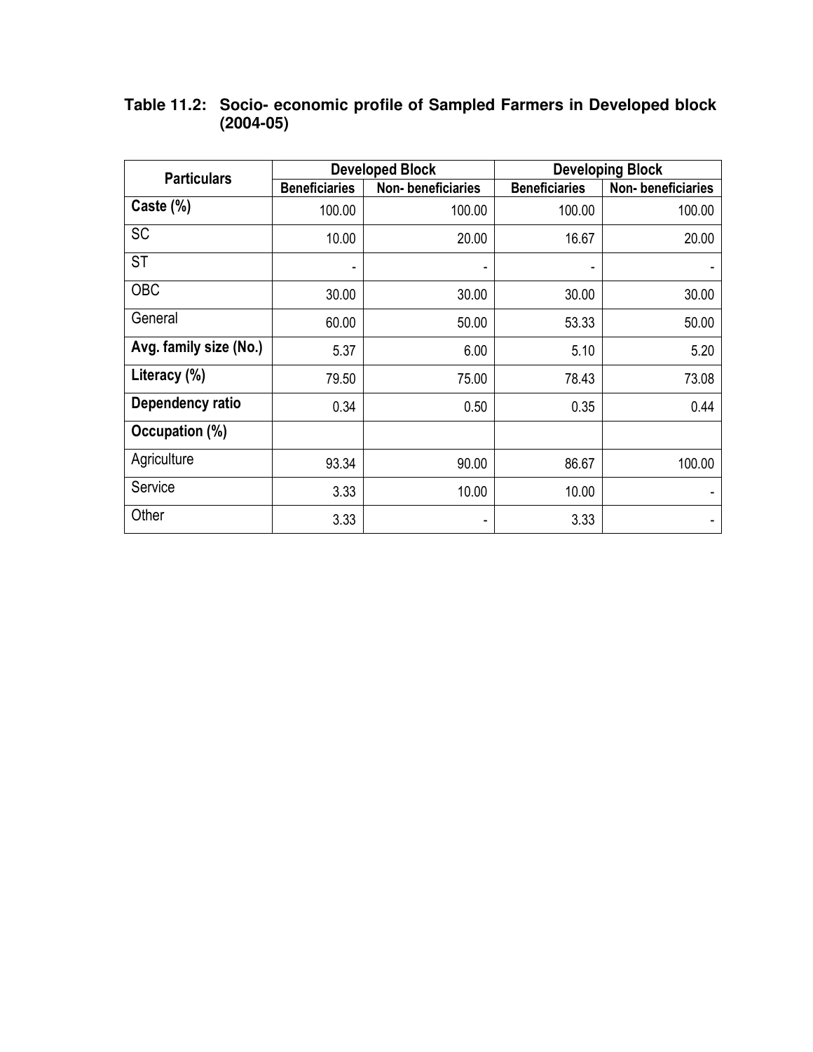**Table 11.2: Socio- economic profile of Sampled Farmers in Developed block (2004-05)**

| Particulars | Developed Block | | Developing Block | |
|---|---|---|---|---|
| | Beneficiaries | Non- beneficiaries | Beneficiaries | Non- beneficiaries |
| **Caste (%)** | 100.00 | 100.00 | 100.00 | 100.00 |
| SC | 10.00 | 20.00 | 16.67 | 20.00 |
| ST | - | - | - | - |
| OBC | 30.00 | 30.00 | 30.00 | 30.00 |
| General | 60.00 | 50.00 | 53.33 | 50.00 |
| **Avg. family size (No.)** | 5.37 | 6.00 | 5.10 | 5.20 |
| **Literacy (%)** | 79.50 | 75.00 | 78.43 | 73.08 |
| **Dependency ratio** | 0.34 | 0.50 | 0.35 | 0.44 |
| **Occupation (%)** | | | | |
| Agriculture | 93.34 | 90.00 | 86.67 | 100.00 |
| Service | 3.33 | 10.00 | 10.00 | - |
| Other | 3.33 | - | 3.33 | - |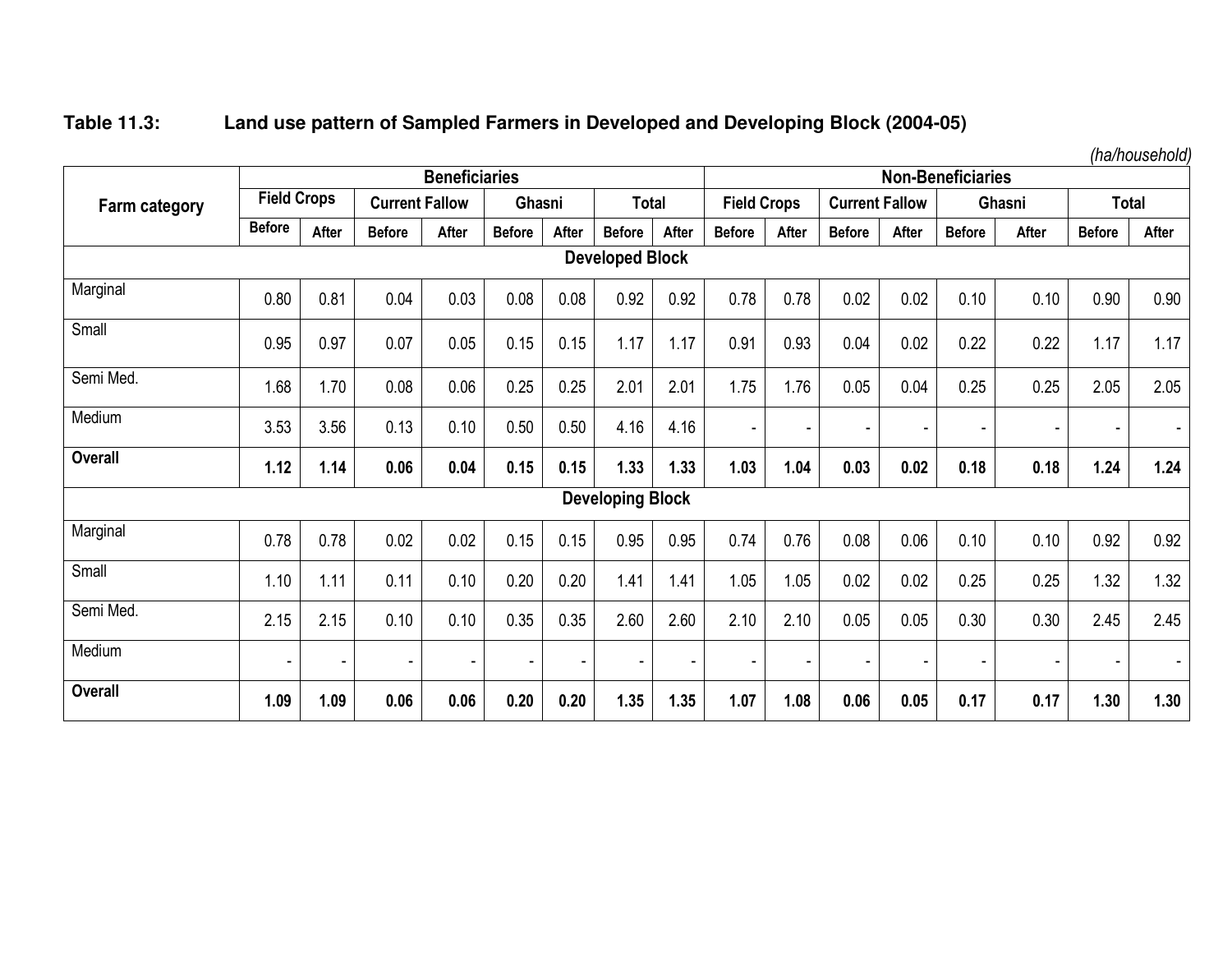**Table 11.3: Land use pattern of Sampled Farmers in Developed and Developing Block (2004-05)**

*(ha/household)*

| Farm category | Beneficiaries | | | | | | | | Non-Beneficiaries | | | | | | | |
|---|---|---|---|---|---|---|---|---|---|---|---|---|---|---|---|---|
| | Field Crops | | Current Fallow | | Ghasni | | Total | | Field Crops | | Current Fallow | | Ghasni | | Total | |
| | Before | After | Before | After | Before | After | Before | After | Before | After | Before | After | Before | After | Before | After |
| **Developed Block** | | | | | | | | | | | | | | | | |
| Marginal | 0.80 | 0.81 | 0.04 | 0.03 | 0.08 | 0.08 | 0.92 | 0.92 | 0.78 | 0.78 | 0.02 | 0.02 | 0.10 | 0.10 | 0.90 | 0.90 |
| Small | 0.95 | 0.97 | 0.07 | 0.05 | 0.15 | 0.15 | 1.17 | 1.17 | 0.91 | 0.93 | 0.04 | 0.02 | 0.22 | 0.22 | 1.17 | 1.17 |
| Semi Med. | 1.68 | 1.70 | 0.08 | 0.06 | 0.25 | 0.25 | 2.01 | 2.01 | 1.75 | 1.76 | 0.05 | 0.04 | 0.25 | 0.25 | 2.05 | 2.05 |
| Medium | 3.53 | 3.56 | 0.13 | 0.10 | 0.50 | 0.50 | 4.16 | 4.16 | - | - | - | - | - | - | - | - |
| **Overall** | **1.12** | **1.14** | **0.06** | **0.04** | **0.15** | **0.15** | **1.33** | **1.33** | **1.03** | **1.04** | **0.03** | **0.02** | **0.18** | **0.18** | **1.24** | **1.24** |
| **Developing Block** | | | | | | | | | | | | | | | | |
| Marginal | 0.78 | 0.78 | 0.02 | 0.02 | 0.15 | 0.15 | 0.95 | 0.95 | 0.74 | 0.76 | 0.08 | 0.06 | 0.10 | 0.10 | 0.92 | 0.92 |
| Small | 1.10 | 1.11 | 0.11 | 0.10 | 0.20 | 0.20 | 1.41 | 1.41 | 1.05 | 1.05 | 0.02 | 0.02 | 0.25 | 0.25 | 1.32 | 1.32 |
| Semi Med. | 2.15 | 2.15 | 0.10 | 0.10 | 0.35 | 0.35 | 2.60 | 2.60 | 2.10 | 2.10 | 0.05 | 0.05 | 0.30 | 0.30 | 2.45 | 2.45 |
| Medium | - | - | - | - | - | - | - | - | - | - | - | - | - | - | - | - |
| **Overall** | **1.09** | **1.09** | **0.06** | **0.06** | **0.20** | **0.20** | **1.35** | **1.35** | **1.07** | **1.08** | **0.06** | **0.05** | **0.17** | **0.17** | **1.30** | **1.30** |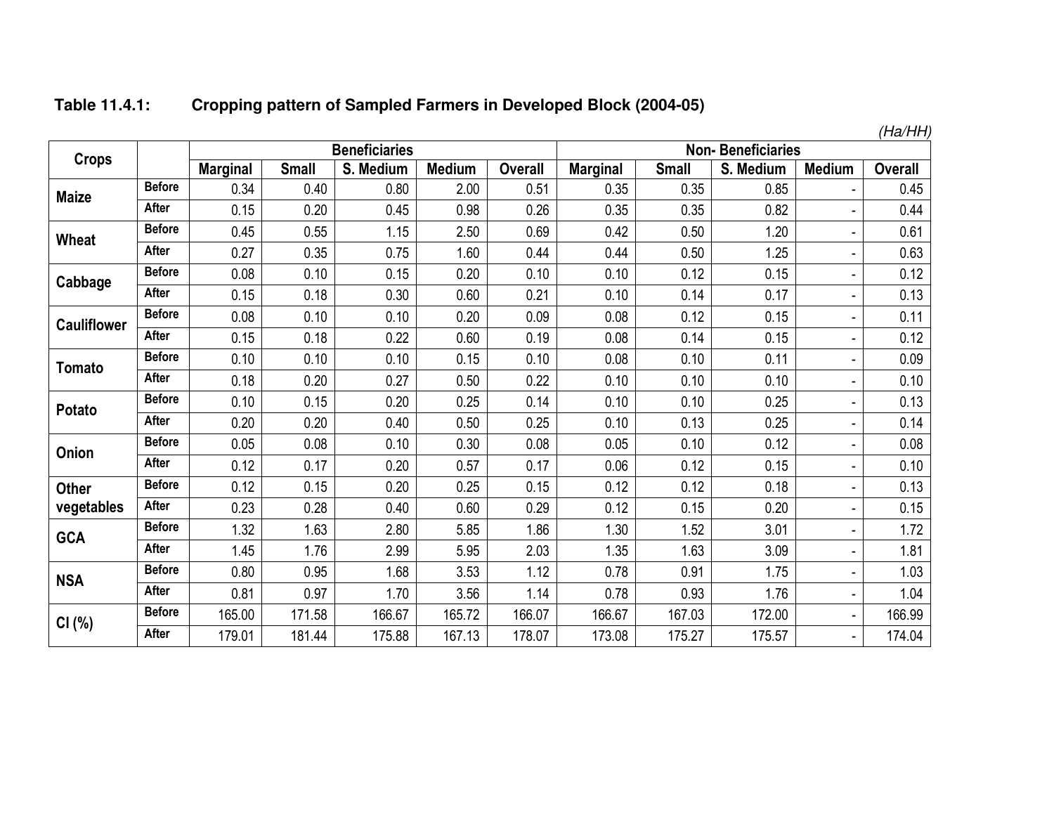**Table 11.4.1: Cropping pattern of Sampled Farmers in Developed Block (2004-05)**

*(Ha/HH)*

| Crops | | Beneficiaries | | | | | Non- Beneficiaries | | | | |
|---|---|---|---|---|---|---|---|---|---|---|---|
| | | Marginal | Small | S. Medium | Medium | Overall | Marginal | Small | S. Medium | Medium | Overall |
| Maize | Before | 0.34 | 0.40 | 0.80 | 2.00 | 0.51 | 0.35 | 0.35 | 0.85 | - | 0.45 |
| | After | 0.15 | 0.20 | 0.45 | 0.98 | 0.26 | 0.35 | 0.35 | 0.82 | - | 0.44 |
| Wheat | Before | 0.45 | 0.55 | 1.15 | 2.50 | 0.69 | 0.42 | 0.50 | 1.20 | - | 0.61 |
| | After | 0.27 | 0.35 | 0.75 | 1.60 | 0.44 | 0.44 | 0.50 | 1.25 | - | 0.63 |
| Cabbage | Before | 0.08 | 0.10 | 0.15 | 0.20 | 0.10 | 0.10 | 0.12 | 0.15 | - | 0.12 |
| | After | 0.15 | 0.18 | 0.30 | 0.60 | 0.21 | 0.10 | 0.14 | 0.17 | - | 0.13 |
| Cauliflower | Before | 0.08 | 0.10 | 0.10 | 0.20 | 0.09 | 0.08 | 0.12 | 0.15 | - | 0.11 |
| | After | 0.15 | 0.18 | 0.22 | 0.60 | 0.19 | 0.08 | 0.14 | 0.15 | - | 0.12 |
| Tomato | Before | 0.10 | 0.10 | 0.10 | 0.15 | 0.10 | 0.08 | 0.10 | 0.11 | - | 0.09 |
| | After | 0.18 | 0.20 | 0.27 | 0.50 | 0.22 | 0.10 | 0.10 | 0.10 | - | 0.10 |
| Potato | Before | 0.10 | 0.15 | 0.20 | 0.25 | 0.14 | 0.10 | 0.10 | 0.25 | - | 0.13 |
| | After | 0.20 | 0.20 | 0.40 | 0.50 | 0.25 | 0.10 | 0.13 | 0.25 | - | 0.14 |
| Onion | Before | 0.05 | 0.08 | 0.10 | 0.30 | 0.08 | 0.05 | 0.10 | 0.12 | - | 0.08 |
| | After | 0.12 | 0.17 | 0.20 | 0.57 | 0.17 | 0.06 | 0.12 | 0.15 | - | 0.10 |
| Other vegetables | Before | 0.12 | 0.15 | 0.20 | 0.25 | 0.15 | 0.12 | 0.12 | 0.18 | - | 0.13 |
| | After | 0.23 | 0.28 | 0.40 | 0.60 | 0.29 | 0.12 | 0.15 | 0.20 | - | 0.15 |
| GCA | Before | 1.32 | 1.63 | 2.80 | 5.85 | 1.86 | 1.30 | 1.52 | 3.01 | - | 1.72 |
| | After | 1.45 | 1.76 | 2.99 | 5.95 | 2.03 | 1.35 | 1.63 | 3.09 | - | 1.81 |
| NSA | Before | 0.80 | 0.95 | 1.68 | 3.53 | 1.12 | 0.78 | 0.91 | 1.75 | - | 1.03 |
| | After | 0.81 | 0.97 | 1.70 | 3.56 | 1.14 | 0.78 | 0.93 | 1.76 | - | 1.04 |
| CI (%) | Before | 165.00 | 171.58 | 166.67 | 165.72 | 166.07 | 166.67 | 167.03 | 172.00 | - | 166.99 |
| | After | 179.01 | 181.44 | 175.88 | 167.13 | 178.07 | 173.08 | 175.27 | 175.57 | - | 174.04 |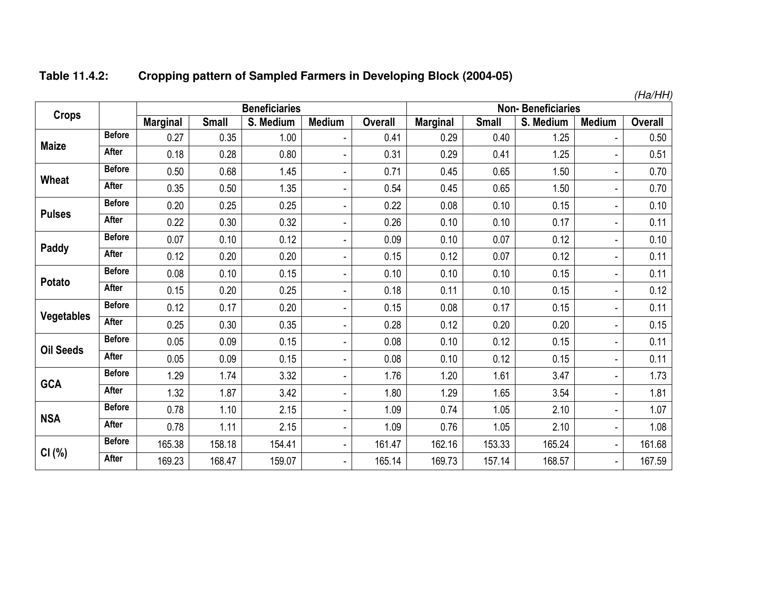**Table 11.4.2: Cropping pattern of Sampled Farmers in Developing Block (2004-05)**

*(Ha/HH)*

| Crops | | Beneficiaries | | | | | Non- Beneficiaries | | | | |
|---|---|---|---|---|---|---|---|---|---|---|---|
| | | Marginal | Small | S. Medium | Medium | Overall | Marginal | Small | S. Medium | Medium | Overall |
| Maize | Before | 0.27 | 0.35 | 1.00 | - | 0.41 | 0.29 | 0.40 | 1.25 | - | 0.50 |
| | After | 0.18 | 0.28 | 0.80 | - | 0.31 | 0.29 | 0.41 | 1.25 | - | 0.51 |
| Wheat | Before | 0.50 | 0.68 | 1.45 | - | 0.71 | 0.45 | 0.65 | 1.50 | - | 0.70 |
| | After | 0.35 | 0.50 | 1.35 | - | 0.54 | 0.45 | 0.65 | 1.50 | - | 0.70 |
| Pulses | Before | 0.20 | 0.25 | 0.25 | - | 0.22 | 0.08 | 0.10 | 0.15 | - | 0.10 |
| | After | 0.22 | 0.30 | 0.32 | - | 0.26 | 0.10 | 0.10 | 0.17 | - | 0.11 |
| Paddy | Before | 0.07 | 0.10 | 0.12 | - | 0.09 | 0.10 | 0.07 | 0.12 | - | 0.10 |
| | After | 0.12 | 0.20 | 0.20 | - | 0.15 | 0.12 | 0.07 | 0.12 | - | 0.11 |
| Potato | Before | 0.08 | 0.10 | 0.15 | - | 0.10 | 0.10 | 0.10 | 0.15 | - | 0.11 |
| | After | 0.15 | 0.20 | 0.25 | - | 0.18 | 0.11 | 0.10 | 0.15 | - | 0.12 |
| Vegetables | Before | 0.12 | 0.17 | 0.20 | - | 0.15 | 0.08 | 0.17 | 0.15 | - | 0.11 |
| | After | 0.25 | 0.30 | 0.35 | - | 0.28 | 0.12 | 0.20 | 0.20 | - | 0.15 |
| Oil Seeds | Before | 0.05 | 0.09 | 0.15 | - | 0.08 | 0.10 | 0.12 | 0.15 | - | 0.11 |
| | After | 0.05 | 0.09 | 0.15 | - | 0.08 | 0.10 | 0.12 | 0.15 | - | 0.11 |
| GCA | Before | 1.29 | 1.74 | 3.32 | - | 1.76 | 1.20 | 1.61 | 3.47 | - | 1.73 |
| | After | 1.32 | 1.87 | 3.42 | - | 1.80 | 1.29 | 1.65 | 3.54 | - | 1.81 |
| NSA | Before | 0.78 | 1.10 | 2.15 | - | 1.09 | 0.74 | 1.05 | 2.10 | - | 1.07 |
| | After | 0.78 | 1.11 | 2.15 | - | 1.09 | 0.76 | 1.05 | 2.10 | - | 1.08 |
| CI (%) | Before | 165.38 | 158.18 | 154.41 | - | 161.47 | 162.16 | 153.33 | 165.24 | - | 161.68 |
| | After | 169.23 | 168.47 | 159.07 | - | 165.14 | 169.73 | 157.14 | 168.57 | - | 167.59 |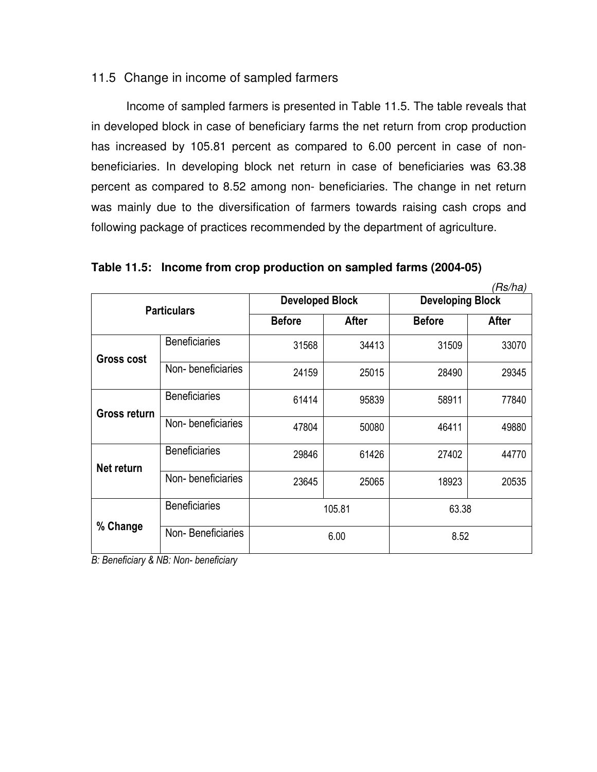## 11.5 Change in income of sampled farmers

Income of sampled farmers is presented in Table 11.5. The table reveals that in developed block in case of beneficiary farms the net return from crop production has increased by 105.81 percent as compared to 6.00 percent in case of non-beneficiaries. In developing block net return in case of beneficiaries was 63.38 percent as compared to 8.52 among non- beneficiaries. The change in net return was mainly due to the diversification of farmers towards raising cash crops and following package of practices recommended by the department of agriculture.

**Table 11.5: Income from crop production on sampled farms (2004-05)**

*(Rs/ha)*

| Particulars | | Developed Block | | Developing Block | |
|---|---|---|---|---|---|
| | | Before | After | Before | After |
| Gross cost | Beneficiaries | 31568 | 34413 | 31509 | 33070 |
| | Non- beneficiaries | 24159 | 25015 | 28490 | 29345 |
| Gross return | Beneficiaries | 61414 | 95839 | 58911 | 77840 |
| | Non- beneficiaries | 47804 | 50080 | 46411 | 49880 |
| Net return | Beneficiaries | 29846 | 61426 | 27402 | 44770 |
| | Non- beneficiaries | 23645 | 25065 | 18923 | 20535 |
| % Change | Beneficiaries | 105.81 | | 63.38 | |
| | Non- Beneficiaries | 6.00 | | 8.52 | |

*B: Beneficiary & NB: Non- beneficiary*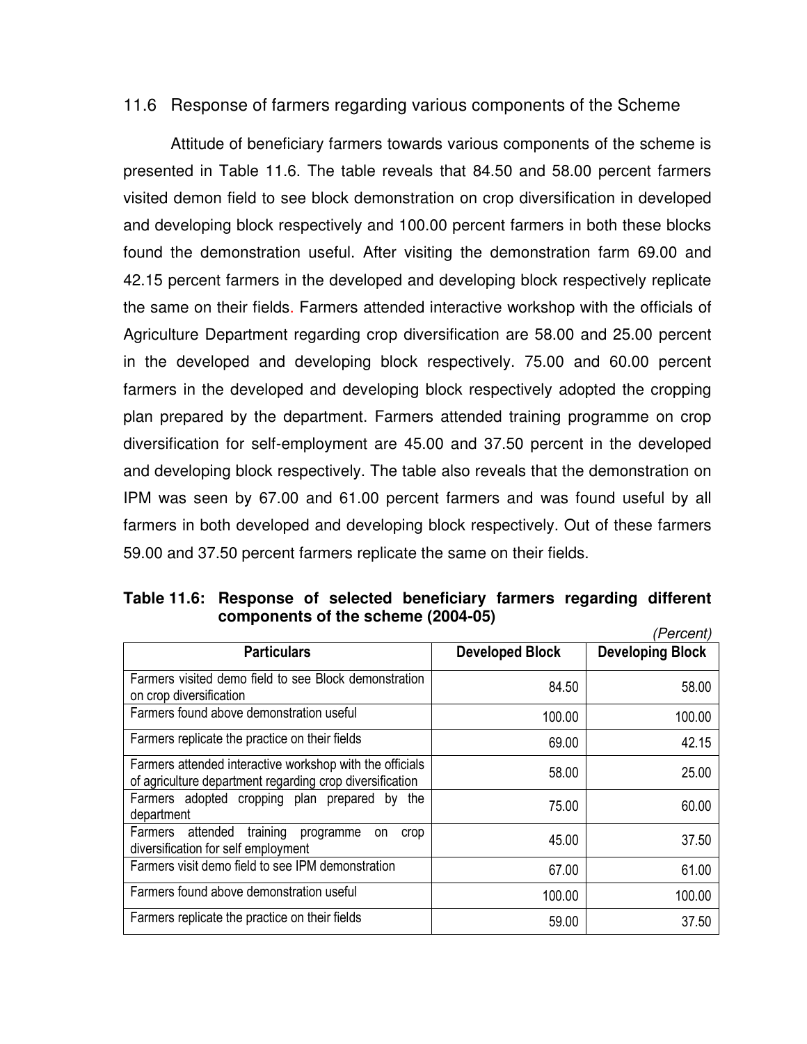## 11.6 Response of farmers regarding various components of the Scheme

Attitude of beneficiary farmers towards various components of the scheme is presented in Table 11.6. The table reveals that 84.50 and 58.00 percent farmers visited demon field to see block demonstration on crop diversification in developed and developing block respectively and 100.00 percent farmers in both these blocks found the demonstration useful. After visiting the demonstration farm 69.00 and 42.15 percent farmers in the developed and developing block respectively replicate the same on their fields. Farmers attended interactive workshop with the officials of Agriculture Department regarding crop diversification are 58.00 and 25.00 percent in the developed and developing block respectively. 75.00 and 60.00 percent farmers in the developed and developing block respectively adopted the cropping plan prepared by the department. Farmers attended training programme on crop diversification for self-employment are 45.00 and 37.50 percent in the developed and developing block respectively. The table also reveals that the demonstration on IPM was seen by 67.00 and 61.00 percent farmers and was found useful by all farmers in both developed and developing block respectively. Out of these farmers 59.00 and 37.50 percent farmers replicate the same on their fields.

**Table 11.6: Response of selected beneficiary farmers regarding different components of the scheme (2004-05)**

*(Percent)*

| Particulars | Developed Block | Developing Block |
|---|---|---|
| Farmers visited demo field to see Block demonstration on crop diversification | 84.50 | 58.00 |
| Farmers found above demonstration useful | 100.00 | 100.00 |
| Farmers replicate the practice on their fields | 69.00 | 42.15 |
| Farmers attended interactive workshop with the officials of agriculture department regarding crop diversification | 58.00 | 25.00 |
| Farmers adopted cropping plan prepared by the department | 75.00 | 60.00 |
| Farmers attended training programme on crop diversification for self employment | 45.00 | 37.50 |
| Farmers visit demo field to see IPM demonstration | 67.00 | 61.00 |
| Farmers found above demonstration useful | 100.00 | 100.00 |
| Farmers replicate the practice on their fields | 59.00 | 37.50 |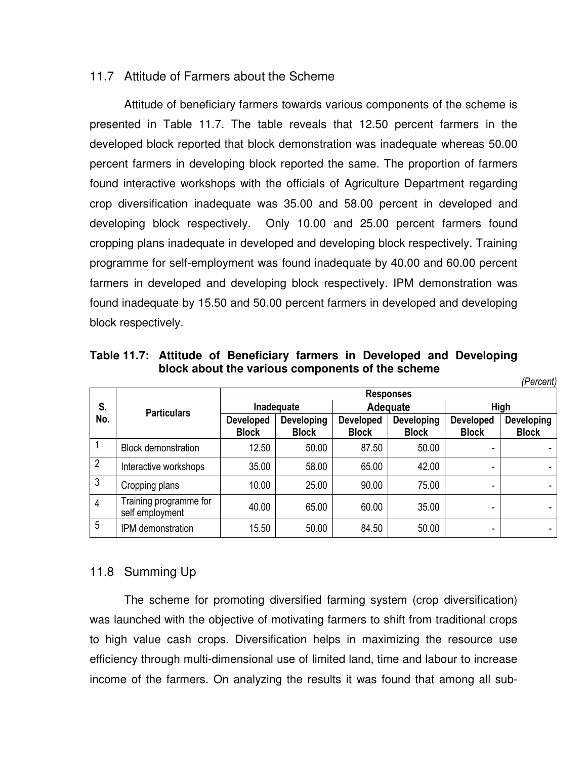## 11.7 Attitude of Farmers about the Scheme

Attitude of beneficiary farmers towards various components of the scheme is presented in Table 11.7. The table reveals that 12.50 percent farmers in the developed block reported that block demonstration was inadequate whereas 50.00 percent farmers in developing block reported the same. The proportion of farmers found interactive workshops with the officials of Agriculture Department regarding crop diversification inadequate was 35.00 and 58.00 percent in developed and developing block respectively. Only 10.00 and 25.00 percent farmers found cropping plans inadequate in developed and developing block respectively. Training programme for self-employment was found inadequate by 40.00 and 60.00 percent farmers in developed and developing block respectively. IPM demonstration was found inadequate by 15.50 and 50.00 percent farmers in developed and developing block respectively.

**Table 11.7: Attitude of Beneficiary farmers in Developed and Developing block about the various components of the scheme**

*(Percent)*

| S. No. | Particulars | Responses | | | | | |
|---|---|---|---|---|---|---|---|
| | | Inadequate | | Adequate | | High | |
| | | Developed Block | Developing Block | Developed Block | Developing Block | Developed Block | Developing Block |
| 1 | Block demonstration | 12.50 | 50.00 | 87.50 | 50.00 | - | - |
| 2 | Interactive workshops | 35.00 | 58.00 | 65.00 | 42.00 | - | - |
| 3 | Cropping plans | 10.00 | 25.00 | 90.00 | 75.00 | - | - |
| 4 | Training programme for self employment | 40.00 | 65.00 | 60.00 | 35.00 | - | - |
| 5 | IPM demonstration | 15.50 | 50.00 | 84.50 | 50.00 | - | - |

## 11.8 Summing Up

The scheme for promoting diversified farming system (crop diversification) was launched with the objective of motivating farmers to shift from traditional crops to high value cash crops. Diversification helps in maximizing the resource use efficiency through multi-dimensional use of limited land, time and labour to increase income of the farmers. On analyzing the results it was found that among all sub-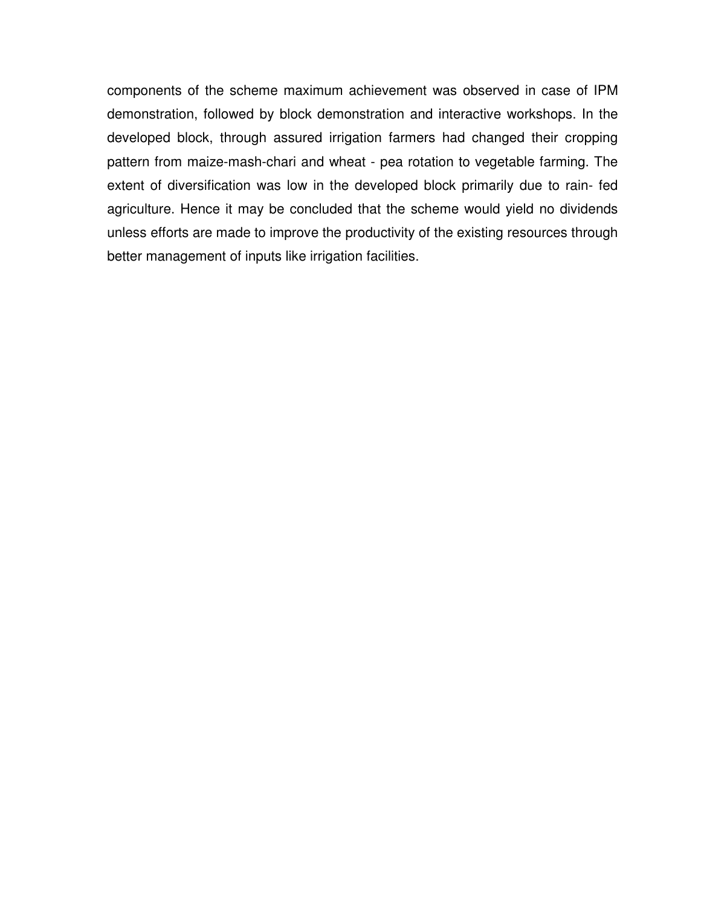components of the scheme maximum achievement was observed in case of IPM demonstration, followed by block demonstration and interactive workshops. In the developed block, through assured irrigation farmers had changed their cropping pattern from maize-mash-chari and wheat - pea rotation to vegetable farming. The extent of diversification was low in the developed block primarily due to rain- fed agriculture. Hence it may be concluded that the scheme would yield no dividends unless efforts are made to improve the productivity of the existing resources through better management of inputs like irrigation facilities.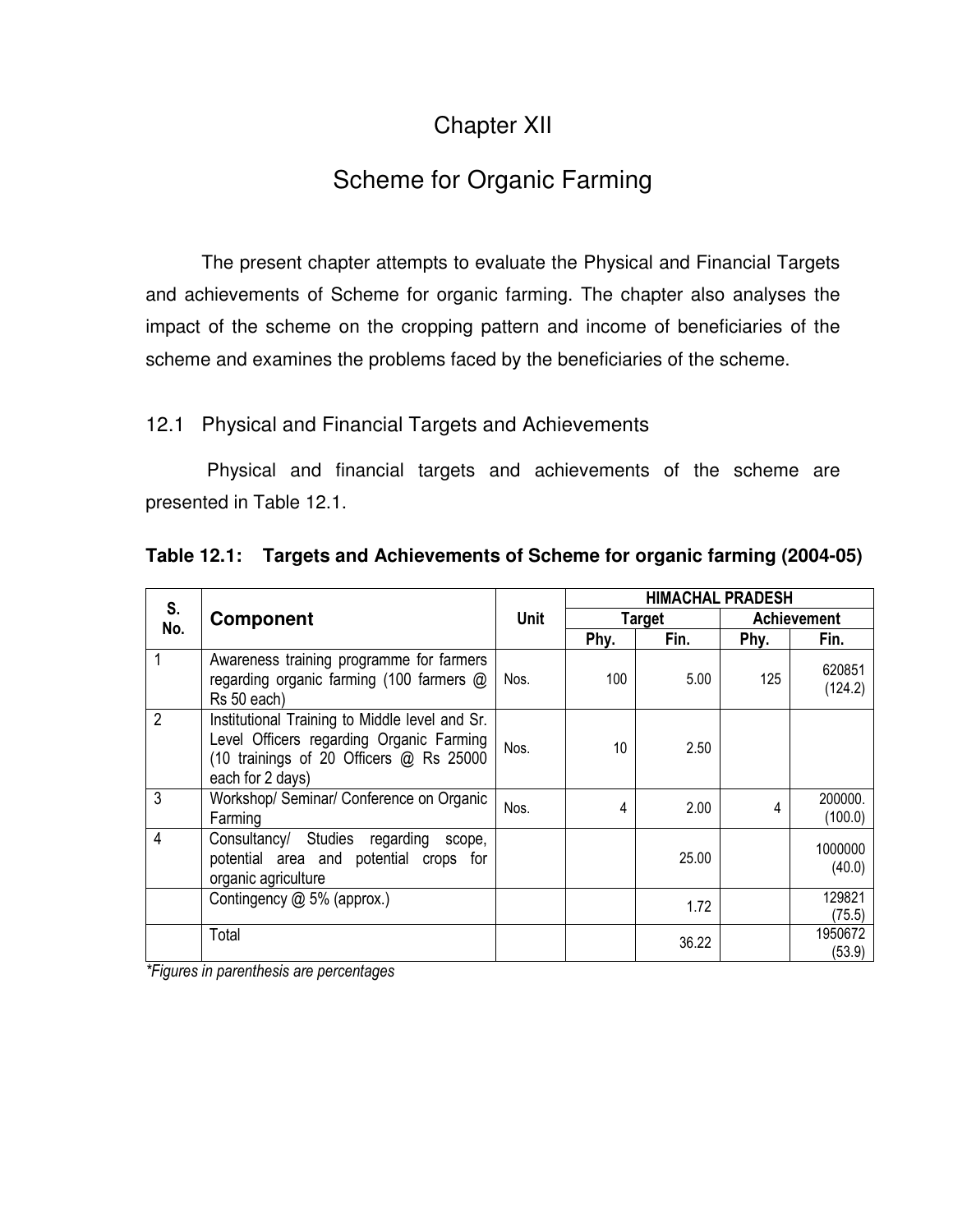# Chapter XII

# Scheme for Organic Farming

The present chapter attempts to evaluate the Physical and Financial Targets and achievements of Scheme for organic farming. The chapter also analyses the impact of the scheme on the cropping pattern and income of beneficiaries of the scheme and examines the problems faced by the beneficiaries of the scheme.

## 12.1 Physical and Financial Targets and Achievements

Physical and financial targets and achievements of the scheme are presented in Table 12.1.

**Table 12.1: Targets and Achievements of Scheme for organic farming (2004-05)**

| S. No. | Component | Unit | HIMACHAL PRADESH | | | |
|---|---|---|---|---|---|---|
| | | | Target | | Achievement | |
| | | | Phy. | Fin. | Phy. | Fin. |
| 1 | Awareness training programme for farmers regarding organic farming (100 farmers @ Rs 50 each) | Nos. | 100 | 5.00 | 125 | 620851 (124.2) |
| 2 | Institutional Training to Middle level and Sr. Level Officers regarding Organic Farming (10 trainings of 20 Officers @ Rs 25000 each for 2 days) | Nos. | 10 | 2.50 | | |
| 3 | Workshop/ Seminar/ Conference on Organic Farming | Nos. | 4 | 2.00 | 4 | 200000. (100.0) |
| 4 | Consultancy/ Studies regarding scope, potential area and potential crops for organic agriculture | | | 25.00 | | 1000000 (40.0) |
| | Contingency @ 5% (approx.) | | | 1.72 | | 129821 (75.5) |
| | Total | | | 36.22 | | 1950672 (53.9) |

*\*Figures in parenthesis are percentages*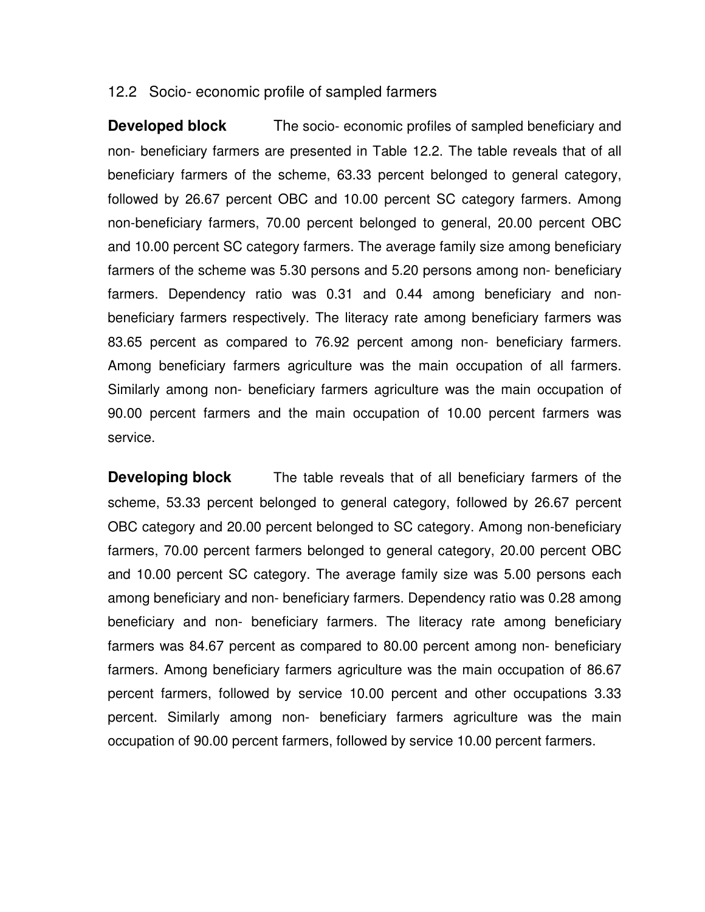## 12.2 Socio- economic profile of sampled farmers

**Developed block** The socio- economic profiles of sampled beneficiary and non- beneficiary farmers are presented in Table 12.2. The table reveals that of all beneficiary farmers of the scheme, 63.33 percent belonged to general category, followed by 26.67 percent OBC and 10.00 percent SC category farmers. Among non-beneficiary farmers, 70.00 percent belonged to general, 20.00 percent OBC and 10.00 percent SC category farmers. The average family size among beneficiary farmers of the scheme was 5.30 persons and 5.20 persons among non- beneficiary farmers. Dependency ratio was 0.31 and 0.44 among beneficiary and non-beneficiary farmers respectively. The literacy rate among beneficiary farmers was 83.65 percent as compared to 76.92 percent among non- beneficiary farmers. Among beneficiary farmers agriculture was the main occupation of all farmers. Similarly among non- beneficiary farmers agriculture was the main occupation of 90.00 percent farmers and the main occupation of 10.00 percent farmers was service.

**Developing block** The table reveals that of all beneficiary farmers of the scheme, 53.33 percent belonged to general category, followed by 26.67 percent OBC category and 20.00 percent belonged to SC category. Among non-beneficiary farmers, 70.00 percent farmers belonged to general category, 20.00 percent OBC and 10.00 percent SC category. The average family size was 5.00 persons each among beneficiary and non- beneficiary farmers. Dependency ratio was 0.28 among beneficiary and non- beneficiary farmers. The literacy rate among beneficiary farmers was 84.67 percent as compared to 80.00 percent among non- beneficiary farmers. Among beneficiary farmers agriculture was the main occupation of 86.67 percent farmers, followed by service 10.00 percent and other occupations 3.33 percent. Similarly among non- beneficiary farmers agriculture was the main occupation of 90.00 percent farmers, followed by service 10.00 percent farmers.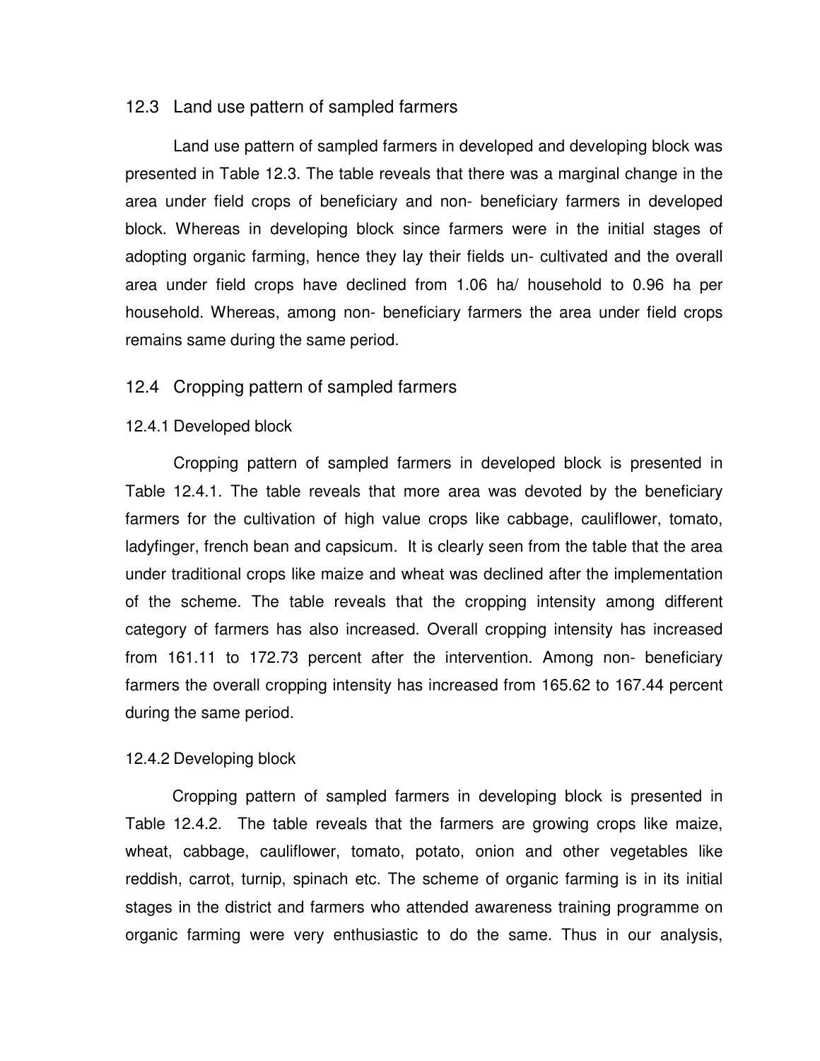## 12.3 Land use pattern of sampled farmers

Land use pattern of sampled farmers in developed and developing block was presented in Table 12.3. The table reveals that there was a marginal change in the area under field crops of beneficiary and non- beneficiary farmers in developed block. Whereas in developing block since farmers were in the initial stages of adopting organic farming, hence they lay their fields un- cultivated and the overall area under field crops have declined from 1.06 ha/ household to 0.96 ha per household. Whereas, among non- beneficiary farmers the area under field crops remains same during the same period.

## 12.4 Cropping pattern of sampled farmers

### 12.4.1 Developed block

Cropping pattern of sampled farmers in developed block is presented in Table 12.4.1. The table reveals that more area was devoted by the beneficiary farmers for the cultivation of high value crops like cabbage, cauliflower, tomato, ladyfinger, french bean and capsicum. It is clearly seen from the table that the area under traditional crops like maize and wheat was declined after the implementation of the scheme. The table reveals that the cropping intensity among different category of farmers has also increased. Overall cropping intensity has increased from 161.11 to 172.73 percent after the intervention. Among non- beneficiary farmers the overall cropping intensity has increased from 165.62 to 167.44 percent during the same period.

### 12.4.2 Developing block

Cropping pattern of sampled farmers in developing block is presented in Table 12.4.2. The table reveals that the farmers are growing crops like maize, wheat, cabbage, cauliflower, tomato, potato, onion and other vegetables like reddish, carrot, turnip, spinach etc. The scheme of organic farming is in its initial stages in the district and farmers who attended awareness training programme on organic farming were very enthusiastic to do the same. Thus in our analysis,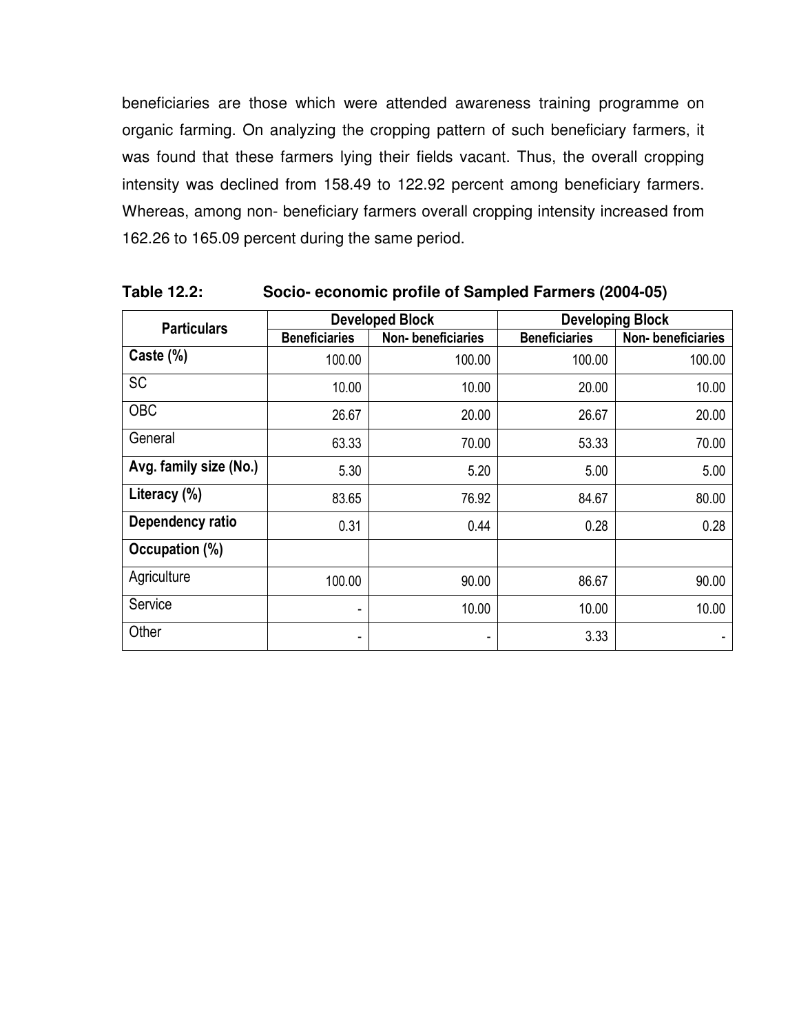beneficiaries are those which were attended awareness training programme on organic farming. On analyzing the cropping pattern of such beneficiary farmers, it was found that these farmers lying their fields vacant. Thus, the overall cropping intensity was declined from 158.49 to 122.92 percent among beneficiary farmers. Whereas, among non- beneficiary farmers overall cropping intensity increased from 162.26 to 165.09 percent during the same period.

**Table 12.2: Socio- economic profile of Sampled Farmers (2004-05)**

| Particulars | Developed Block | | Developing Block | |
|---|---|---|---|---|
| | Beneficiaries | Non- beneficiaries | Beneficiaries | Non- beneficiaries |
| **Caste (%)** | 100.00 | 100.00 | 100.00 | 100.00 |
| SC | 10.00 | 10.00 | 20.00 | 10.00 |
| OBC | 26.67 | 20.00 | 26.67 | 20.00 |
| General | 63.33 | 70.00 | 53.33 | 70.00 |
| **Avg. family size (No.)** | 5.30 | 5.20 | 5.00 | 5.00 |
| **Literacy (%)** | 83.65 | 76.92 | 84.67 | 80.00 |
| **Dependency ratio** | 0.31 | 0.44 | 0.28 | 0.28 |
| **Occupation (%)** | | | | |
| Agriculture | 100.00 | 90.00 | 86.67 | 90.00 |
| Service | - | 10.00 | 10.00 | 10.00 |
| Other | - | - | 3.33 | - |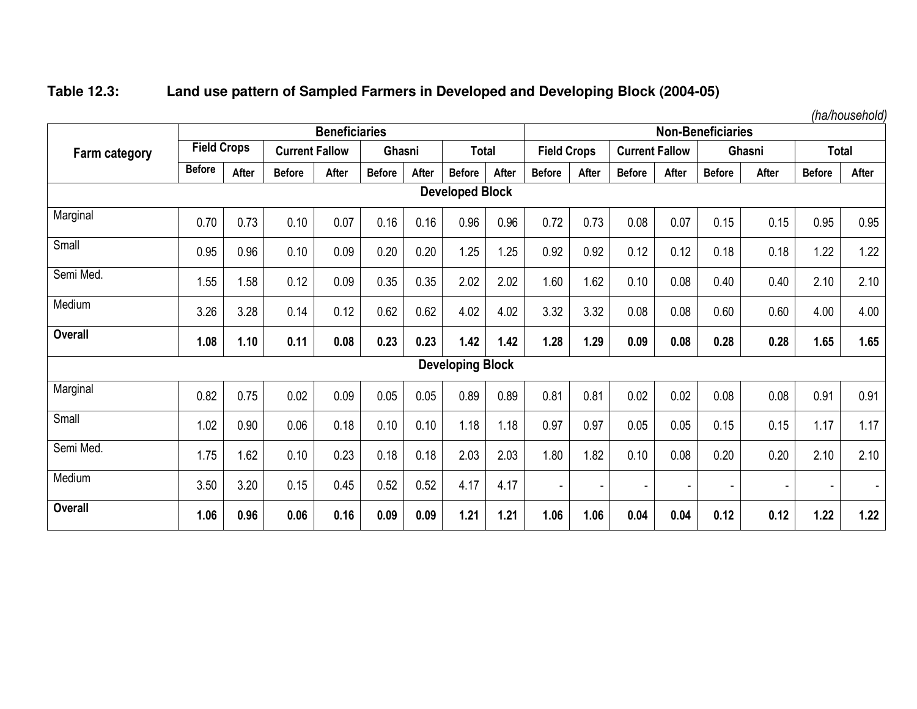**Table 12.3: Land use pattern of Sampled Farmers in Developed and Developing Block (2004-05)**

*(ha/household)*

| Farm category | Beneficiaries | | | | | | | | Non-Beneficiaries | | | | | | | |
|---|---|---|---|---|---|---|---|---|---|---|---|---|---|---|---|---|
| | Field Crops | | Current Fallow | | Ghasni | | Total | | Field Crops | | Current Fallow | | Ghasni | | Total | |
| | Before | After | Before | After | Before | After | Before | After | Before | After | Before | After | Before | After | Before | After |
| **Developed Block** | | | | | | | | | | | | | | | | |
| Marginal | 0.70 | 0.73 | 0.10 | 0.07 | 0.16 | 0.16 | 0.96 | 0.96 | 0.72 | 0.73 | 0.08 | 0.07 | 0.15 | 0.15 | 0.95 | 0.95 |
| Small | 0.95 | 0.96 | 0.10 | 0.09 | 0.20 | 0.20 | 1.25 | 1.25 | 0.92 | 0.92 | 0.12 | 0.12 | 0.18 | 0.18 | 1.22 | 1.22 |
| Semi Med. | 1.55 | 1.58 | 0.12 | 0.09 | 0.35 | 0.35 | 2.02 | 2.02 | 1.60 | 1.62 | 0.10 | 0.08 | 0.40 | 0.40 | 2.10 | 2.10 |
| Medium | 3.26 | 3.28 | 0.14 | 0.12 | 0.62 | 0.62 | 4.02 | 4.02 | 3.32 | 3.32 | 0.08 | 0.08 | 0.60 | 0.60 | 4.00 | 4.00 |
| **Overall** | **1.08** | **1.10** | **0.11** | **0.08** | **0.23** | **0.23** | **1.42** | **1.42** | **1.28** | **1.29** | **0.09** | **0.08** | **0.28** | **0.28** | **1.65** | **1.65** |
| **Developing Block** | | | | | | | | | | | | | | | | |
| Marginal | 0.82 | 0.75 | 0.02 | 0.09 | 0.05 | 0.05 | 0.89 | 0.89 | 0.81 | 0.81 | 0.02 | 0.02 | 0.08 | 0.08 | 0.91 | 0.91 |
| Small | 1.02 | 0.90 | 0.06 | 0.18 | 0.10 | 0.10 | 1.18 | 1.18 | 0.97 | 0.97 | 0.05 | 0.05 | 0.15 | 0.15 | 1.17 | 1.17 |
| Semi Med. | 1.75 | 1.62 | 0.10 | 0.23 | 0.18 | 0.18 | 2.03 | 2.03 | 1.80 | 1.82 | 0.10 | 0.08 | 0.20 | 0.20 | 2.10 | 2.10 |
| Medium | 3.50 | 3.20 | 0.15 | 0.45 | 0.52 | 0.52 | 4.17 | 4.17 | - | - | - | - | - | - | - | - |
| **Overall** | **1.06** | **0.96** | **0.06** | **0.16** | **0.09** | **0.09** | **1.21** | **1.21** | **1.06** | **1.06** | **0.04** | **0.04** | **0.12** | **0.12** | **1.22** | **1.22** |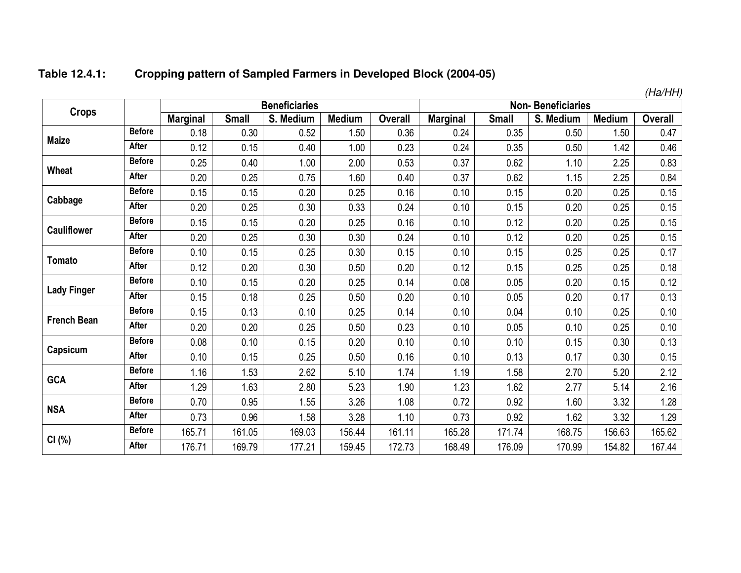**Table 12.4.1: Cropping pattern of Sampled Farmers in Developed Block (2004-05)**

*(Ha/HH)*

| Crops | | Beneficiaries | | | | | Non- Beneficiaries | | | | |
|---|---|---|---|---|---|---|---|---|---|---|---|
| | | Marginal | Small | S. Medium | Medium | Overall | Marginal | Small | S. Medium | Medium | Overall |
| Maize | Before | 0.18 | 0.30 | 0.52 | 1.50 | 0.36 | 0.24 | 0.35 | 0.50 | 1.50 | 0.47 |
| | After | 0.12 | 0.15 | 0.40 | 1.00 | 0.23 | 0.24 | 0.35 | 0.50 | 1.42 | 0.46 |
| Wheat | Before | 0.25 | 0.40 | 1.00 | 2.00 | 0.53 | 0.37 | 0.62 | 1.10 | 2.25 | 0.83 |
| | After | 0.20 | 0.25 | 0.75 | 1.60 | 0.40 | 0.37 | 0.62 | 1.15 | 2.25 | 0.84 |
| Cabbage | Before | 0.15 | 0.15 | 0.20 | 0.25 | 0.16 | 0.10 | 0.15 | 0.20 | 0.25 | 0.15 |
| | After | 0.20 | 0.25 | 0.30 | 0.33 | 0.24 | 0.10 | 0.15 | 0.20 | 0.25 | 0.15 |
| Cauliflower | Before | 0.15 | 0.15 | 0.20 | 0.25 | 0.16 | 0.10 | 0.12 | 0.20 | 0.25 | 0.15 |
| | After | 0.20 | 0.25 | 0.30 | 0.30 | 0.24 | 0.10 | 0.12 | 0.20 | 0.25 | 0.15 |
| Tomato | Before | 0.10 | 0.15 | 0.25 | 0.30 | 0.15 | 0.10 | 0.15 | 0.25 | 0.25 | 0.17 |
| | After | 0.12 | 0.20 | 0.30 | 0.50 | 0.20 | 0.12 | 0.15 | 0.25 | 0.25 | 0.18 |
| Lady Finger | Before | 0.10 | 0.15 | 0.20 | 0.25 | 0.14 | 0.08 | 0.05 | 0.20 | 0.15 | 0.12 |
| | After | 0.15 | 0.18 | 0.25 | 0.50 | 0.20 | 0.10 | 0.05 | 0.20 | 0.17 | 0.13 |
| French Bean | Before | 0.15 | 0.13 | 0.10 | 0.25 | 0.14 | 0.10 | 0.04 | 0.10 | 0.25 | 0.10 |
| | After | 0.20 | 0.20 | 0.25 | 0.50 | 0.23 | 0.10 | 0.05 | 0.10 | 0.25 | 0.10 |
| Capsicum | Before | 0.08 | 0.10 | 0.15 | 0.20 | 0.10 | 0.10 | 0.10 | 0.15 | 0.30 | 0.13 |
| | After | 0.10 | 0.15 | 0.25 | 0.50 | 0.16 | 0.10 | 0.13 | 0.17 | 0.30 | 0.15 |
| GCA | Before | 1.16 | 1.53 | 2.62 | 5.10 | 1.74 | 1.19 | 1.58 | 2.70 | 5.20 | 2.12 |
| | After | 1.29 | 1.63 | 2.80 | 5.23 | 1.90 | 1.23 | 1.62 | 2.77 | 5.14 | 2.16 |
| NSA | Before | 0.70 | 0.95 | 1.55 | 3.26 | 1.08 | 0.72 | 0.92 | 1.60 | 3.32 | 1.28 |
| | After | 0.73 | 0.96 | 1.58 | 3.28 | 1.10 | 0.73 | 0.92 | 1.62 | 3.32 | 1.29 |
| CI (%) | Before | 165.71 | 161.05 | 169.03 | 156.44 | 161.11 | 165.28 | 171.74 | 168.75 | 156.63 | 165.62 |
| | After | 176.71 | 169.79 | 177.21 | 159.45 | 172.73 | 168.49 | 176.09 | 170.99 | 154.82 | 167.44 |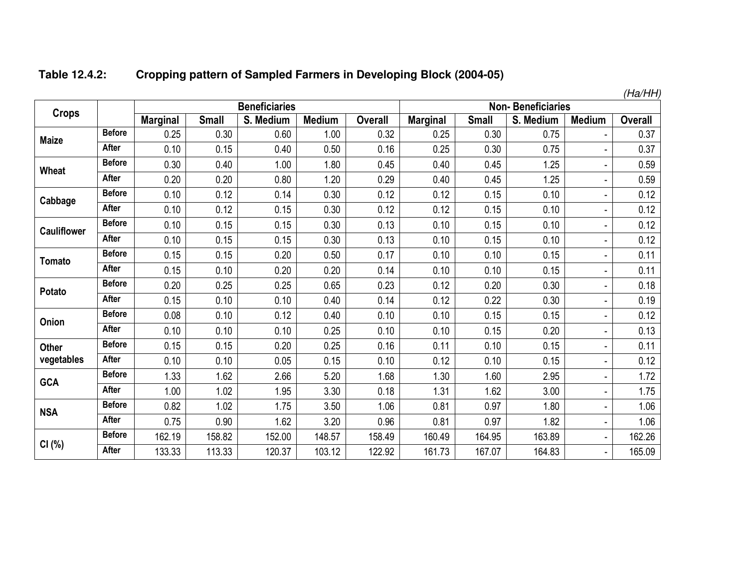**Table 12.4.2: Cropping pattern of Sampled Farmers in Developing Block (2004-05)**

*(Ha/HH)*

| Crops | | Beneficiaries | | | | | Non- Beneficiaries | | | | |
|---|---|---|---|---|---|---|---|---|---|---|---|
| | | Marginal | Small | S. Medium | Medium | Overall | Marginal | Small | S. Medium | Medium | Overall |
| Maize | Before | 0.25 | 0.30 | 0.60 | 1.00 | 0.32 | 0.25 | 0.30 | 0.75 | - | 0.37 |
| | After | 0.10 | 0.15 | 0.40 | 0.50 | 0.16 | 0.25 | 0.30 | 0.75 | - | 0.37 |
| Wheat | Before | 0.30 | 0.40 | 1.00 | 1.80 | 0.45 | 0.40 | 0.45 | 1.25 | - | 0.59 |
| | After | 0.20 | 0.20 | 0.80 | 1.20 | 0.29 | 0.40 | 0.45 | 1.25 | - | 0.59 |
| Cabbage | Before | 0.10 | 0.12 | 0.14 | 0.30 | 0.12 | 0.12 | 0.15 | 0.10 | - | 0.12 |
| | After | 0.10 | 0.12 | 0.15 | 0.30 | 0.12 | 0.12 | 0.15 | 0.10 | - | 0.12 |
| Cauliflower | Before | 0.10 | 0.15 | 0.15 | 0.30 | 0.13 | 0.10 | 0.15 | 0.10 | - | 0.12 |
| | After | 0.10 | 0.15 | 0.15 | 0.30 | 0.13 | 0.10 | 0.15 | 0.10 | - | 0.12 |
| Tomato | Before | 0.15 | 0.15 | 0.20 | 0.50 | 0.17 | 0.10 | 0.10 | 0.15 | - | 0.11 |
| | After | 0.15 | 0.10 | 0.20 | 0.20 | 0.14 | 0.10 | 0.10 | 0.15 | - | 0.11 |
| Potato | Before | 0.20 | 0.25 | 0.25 | 0.65 | 0.23 | 0.12 | 0.20 | 0.30 | - | 0.18 |
| | After | 0.15 | 0.10 | 0.10 | 0.40 | 0.14 | 0.12 | 0.22 | 0.30 | - | 0.19 |
| Onion | Before | 0.08 | 0.10 | 0.12 | 0.40 | 0.10 | 0.10 | 0.15 | 0.15 | - | 0.12 |
| | After | 0.10 | 0.10 | 0.10 | 0.25 | 0.10 | 0.10 | 0.15 | 0.20 | - | 0.13 |
| Other vegetables | Before | 0.15 | 0.15 | 0.20 | 0.25 | 0.16 | 0.11 | 0.10 | 0.15 | - | 0.11 |
| | After | 0.10 | 0.10 | 0.05 | 0.15 | 0.10 | 0.12 | 0.10 | 0.15 | - | 0.12 |
| GCA | Before | 1.33 | 1.62 | 2.66 | 5.20 | 1.68 | 1.30 | 1.60 | 2.95 | - | 1.72 |
| | After | 1.00 | 1.02 | 1.95 | 3.30 | 0.18 | 1.31 | 1.62 | 3.00 | - | 1.75 |
| NSA | Before | 0.82 | 1.02 | 1.75 | 3.50 | 1.06 | 0.81 | 0.97 | 1.80 | - | 1.06 |
| | After | 0.75 | 0.90 | 1.62 | 3.20 | 0.96 | 0.81 | 0.97 | 1.82 | - | 1.06 |
| CI (%) | Before | 162.19 | 158.82 | 152.00 | 148.57 | 158.49 | 160.49 | 164.95 | 163.89 | - | 162.26 |
| | After | 133.33 | 113.33 | 120.37 | 103.12 | 122.92 | 161.73 | 167.07 | 164.83 | - | 165.09 |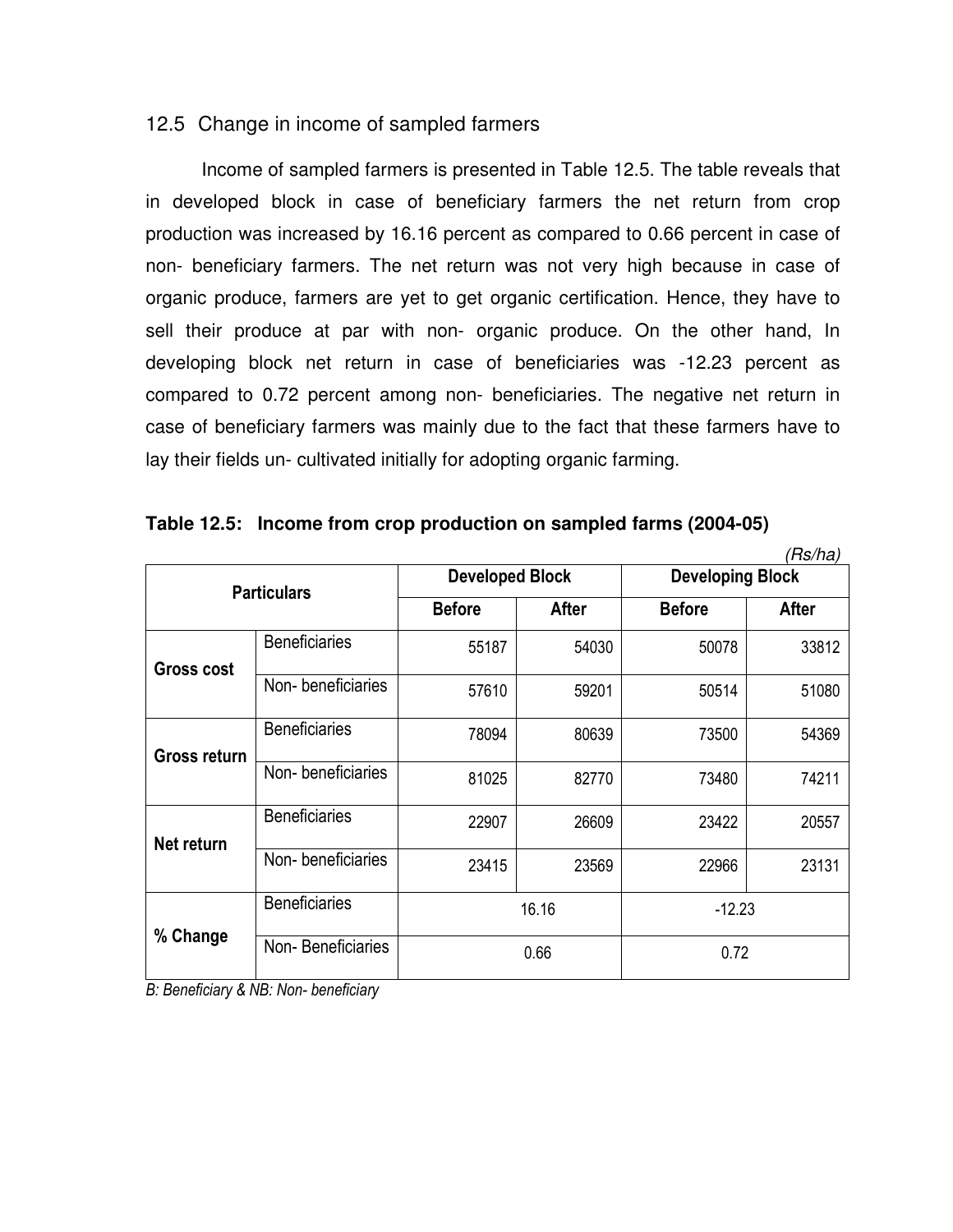## 12.5 Change in income of sampled farmers

Income of sampled farmers is presented in Table 12.5. The table reveals that in developed block in case of beneficiary farmers the net return from crop production was increased by 16.16 percent as compared to 0.66 percent in case of non- beneficiary farmers. The net return was not very high because in case of organic produce, farmers are yet to get organic certification. Hence, they have to sell their produce at par with non- organic produce. On the other hand, In developing block net return in case of beneficiaries was -12.23 percent as compared to 0.72 percent among non- beneficiaries. The negative net return in case of beneficiary farmers was mainly due to the fact that these farmers have to lay their fields un- cultivated initially for adopting organic farming.

**Table 12.5: Income from crop production on sampled farms (2004-05)**

*(Rs/ha)*

| Particulars | | Developed Block | | Developing Block | |
|---|---|---|---|---|---|
| | | **Before** | **After** | **Before** | **After** |
| **Gross cost** | Beneficiaries | 55187 | 54030 | 50078 | 33812 |
| | Non- beneficiaries | 57610 | 59201 | 50514 | 51080 |
| **Gross return** | Beneficiaries | 78094 | 80639 | 73500 | 54369 |
| | Non- beneficiaries | 81025 | 82770 | 73480 | 74211 |
| **Net return** | Beneficiaries | 22907 | 26609 | 23422 | 20557 |
| | Non- beneficiaries | 23415 | 23569 | 22966 | 23131 |
| **% Change** | Beneficiaries | 16.16 | | -12.23 | |
| | Non- Beneficiaries | 0.66 | | 0.72 | |

*B: Beneficiary & NB: Non- beneficiary*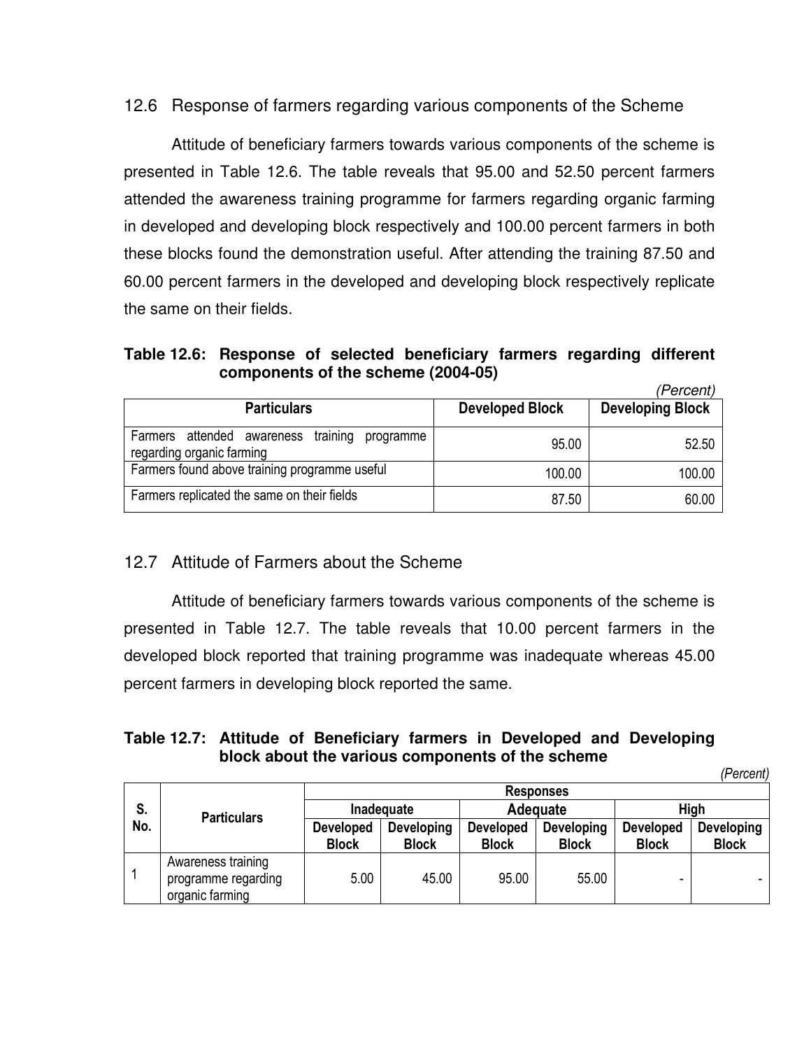## 12.6 Response of farmers regarding various components of the Scheme

Attitude of beneficiary farmers towards various components of the scheme is presented in Table 12.6. The table reveals that 95.00 and 52.50 percent farmers attended the awareness training programme for farmers regarding organic farming in developed and developing block respectively and 100.00 percent farmers in both these blocks found the demonstration useful. After attending the training 87.50 and 60.00 percent farmers in the developed and developing block respectively replicate the same on their fields.

**Table 12.6: Response of selected beneficiary farmers regarding different components of the scheme (2004-05)**

*(Percent)*

| Particulars | Developed Block | Developing Block |
|---|---|---|
| Farmers attended awareness training programme regarding organic farming | 95.00 | 52.50 |
| Farmers found above training programme useful | 100.00 | 100.00 |
| Farmers replicated the same on their fields | 87.50 | 60.00 |

## 12.7 Attitude of Farmers about the Scheme

Attitude of beneficiary farmers towards various components of the scheme is presented in Table 12.7. The table reveals that 10.00 percent farmers in the developed block reported that training programme was inadequate whereas 45.00 percent farmers in developing block reported the same.

**Table 12.7: Attitude of Beneficiary farmers in Developed and Developing block about the various components of the scheme**

*(Percent)*

| S. No. | Particulars | Responses | | | | | |
|---|---|---|---|---|---|---|---|
| | | Inadequate | | Adequate | | High | |
| | | Developed Block | Developing Block | Developed Block | Developing Block | Developed Block | Developing Block |
| 1 | Awareness training programme regarding organic farming | 5.00 | 45.00 | 95.00 | 55.00 | - | - |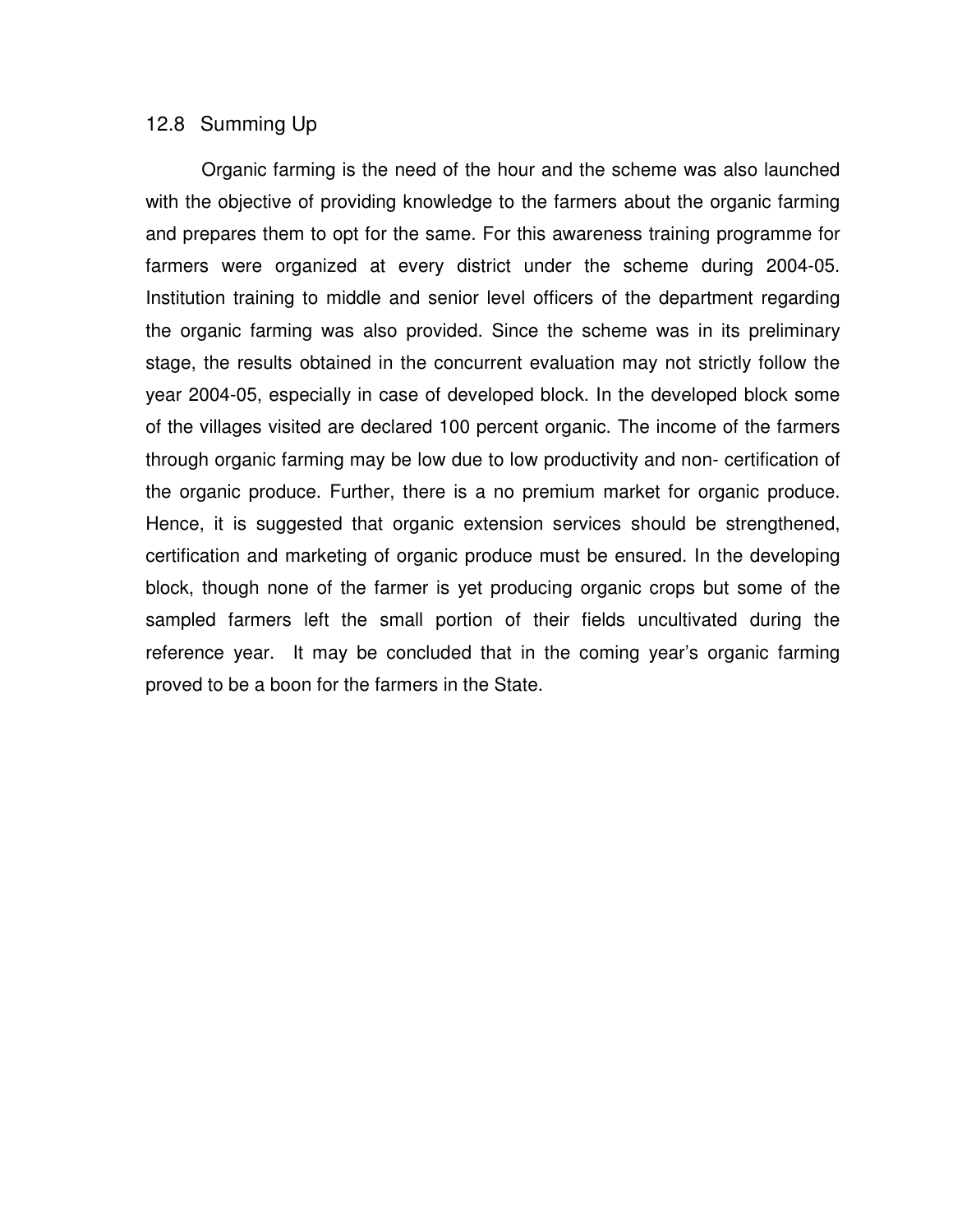## 12.8 Summing Up

Organic farming is the need of the hour and the scheme was also launched with the objective of providing knowledge to the farmers about the organic farming and prepares them to opt for the same. For this awareness training programme for farmers were organized at every district under the scheme during 2004-05. Institution training to middle and senior level officers of the department regarding the organic farming was also provided. Since the scheme was in its preliminary stage, the results obtained in the concurrent evaluation may not strictly follow the year 2004-05, especially in case of developed block. In the developed block some of the villages visited are declared 100 percent organic. The income of the farmers through organic farming may be low due to low productivity and non- certification of the organic produce. Further, there is a no premium market for organic produce. Hence, it is suggested that organic extension services should be strengthened, certification and marketing of organic produce must be ensured. In the developing block, though none of the farmer is yet producing organic crops but some of the sampled farmers left the small portion of their fields uncultivated during the reference year. It may be concluded that in the coming year's organic farming proved to be a boon for the farmers in the State.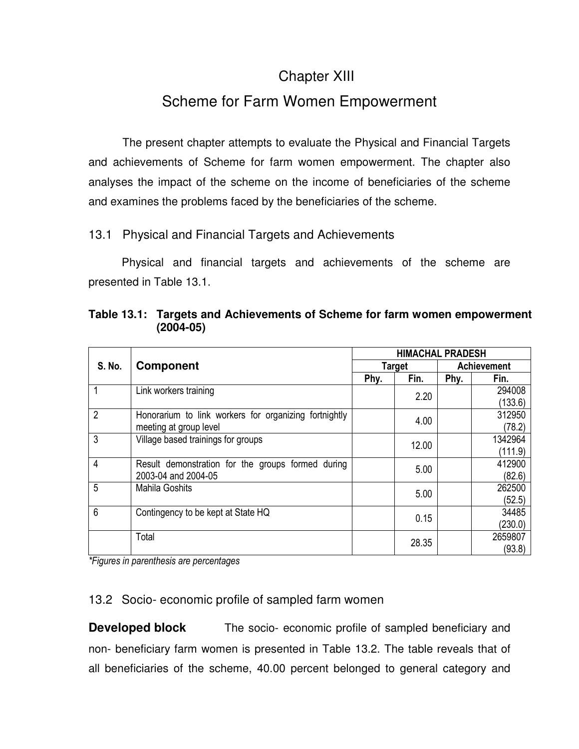# Chapter XIII

# Scheme for Farm Women Empowerment

The present chapter attempts to evaluate the Physical and Financial Targets and achievements of Scheme for farm women empowerment. The chapter also analyses the impact of the scheme on the income of beneficiaries of the scheme and examines the problems faced by the beneficiaries of the scheme.

## 13.1 Physical and Financial Targets and Achievements

Physical and financial targets and achievements of the scheme are presented in Table 13.1.

**Table 13.1: Targets and Achievements of Scheme for farm women empowerment (2004-05)**

| S. No. | Component | HIMACHAL PRADESH | | | |
|---|---|---|---|---|---|
| | | Target | | Achievement | |
| | | Phy. | Fin. | Phy. | Fin. |
| 1 | Link workers training | | 2.20 | | 294008 (133.6) |
| 2 | Honorarium to link workers for organizing fortnightly meeting at group level | | 4.00 | | 312950 (78.2) |
| 3 | Village based trainings for groups | | 12.00 | | 1342964 (111.9) |
| 4 | Result demonstration for the groups formed during 2003-04 and 2004-05 | | 5.00 | | 412900 (82.6) |
| 5 | Mahila Goshits | | 5.00 | | 262500 (52.5) |
| 6 | Contingency to be kept at State HQ | | 0.15 | | 34485 (230.0) |
| | Total | | 28.35 | | 2659807 (93.8) |

*\*Figures in parenthesis are percentages*

## 13.2 Socio- economic profile of sampled farm women

**Developed block** The socio- economic profile of sampled beneficiary and non- beneficiary farm women is presented in Table 13.2. The table reveals that of all beneficiaries of the scheme, 40.00 percent belonged to general category and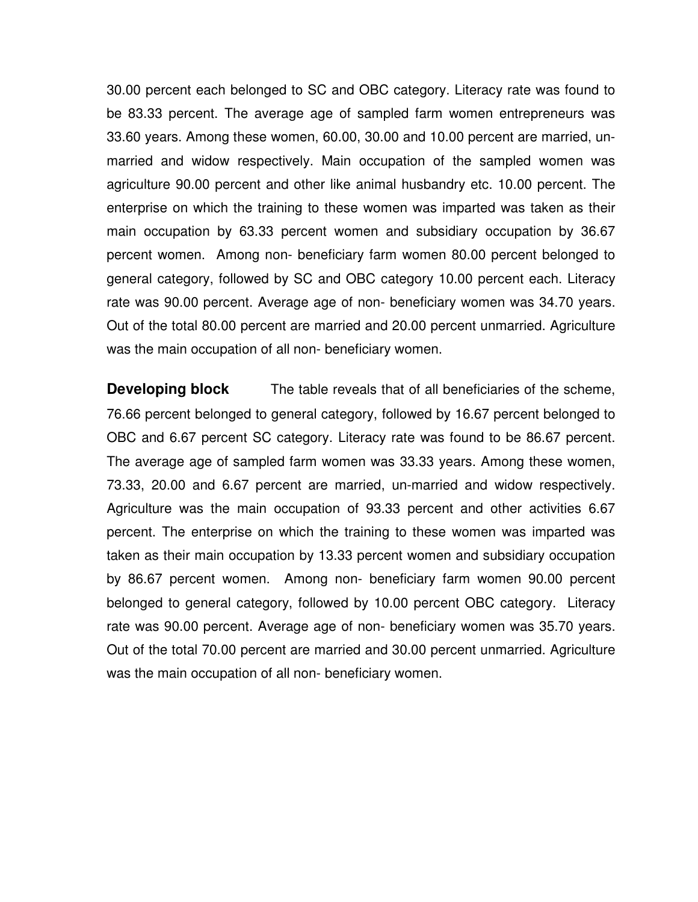30.00 percent each belonged to SC and OBC category. Literacy rate was found to be 83.33 percent. The average age of sampled farm women entrepreneurs was 33.60 years. Among these women, 60.00, 30.00 and 10.00 percent are married, un-married and widow respectively. Main occupation of the sampled women was agriculture 90.00 percent and other like animal husbandry etc. 10.00 percent. The enterprise on which the training to these women was imparted was taken as their main occupation by 63.33 percent women and subsidiary occupation by 36.67 percent women. Among non- beneficiary farm women 80.00 percent belonged to general category, followed by SC and OBC category 10.00 percent each. Literacy rate was 90.00 percent. Average age of non- beneficiary women was 34.70 years. Out of the total 80.00 percent are married and 20.00 percent unmarried. Agriculture was the main occupation of all non- beneficiary women.

**Developing block** The table reveals that of all beneficiaries of the scheme, 76.66 percent belonged to general category, followed by 16.67 percent belonged to OBC and 6.67 percent SC category. Literacy rate was found to be 86.67 percent. The average age of sampled farm women was 33.33 years. Among these women, 73.33, 20.00 and 6.67 percent are married, un-married and widow respectively. Agriculture was the main occupation of 93.33 percent and other activities 6.67 percent. The enterprise on which the training to these women was imparted was taken as their main occupation by 13.33 percent women and subsidiary occupation by 86.67 percent women. Among non- beneficiary farm women 90.00 percent belonged to general category, followed by 10.00 percent OBC category. Literacy rate was 90.00 percent. Average age of non- beneficiary women was 35.70 years. Out of the total 70.00 percent are married and 30.00 percent unmarried. Agriculture was the main occupation of all non- beneficiary women.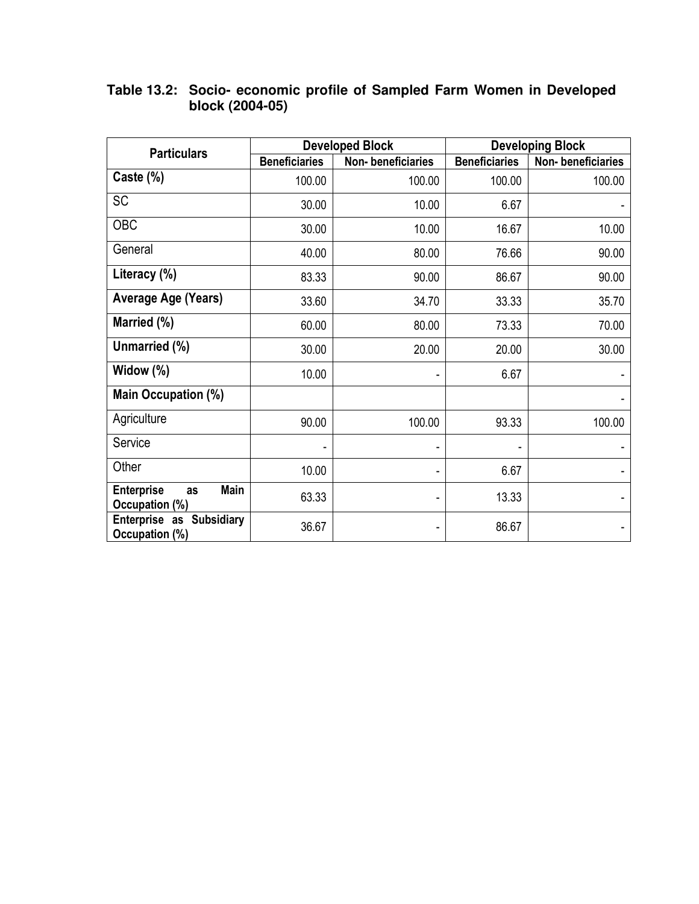**Table 13.2: Socio- economic profile of Sampled Farm Women in Developed block (2004-05)**

| Particulars | Developed Block | | Developing Block | |
|---|---|---|---|---|
| | Beneficiaries | Non- beneficiaries | Beneficiaries | Non- beneficiaries |
| **Caste (%)** | 100.00 | 100.00 | 100.00 | 100.00 |
| SC | 30.00 | 10.00 | 6.67 | - |
| OBC | 30.00 | 10.00 | 16.67 | 10.00 |
| General | 40.00 | 80.00 | 76.66 | 90.00 |
| **Literacy (%)** | 83.33 | 90.00 | 86.67 | 90.00 |
| **Average Age (Years)** | 33.60 | 34.70 | 33.33 | 35.70 |
| **Married (%)** | 60.00 | 80.00 | 73.33 | 70.00 |
| **Unmarried (%)** | 30.00 | 20.00 | 20.00 | 30.00 |
| **Widow (%)** | 10.00 | - | 6.67 | - |
| **Main Occupation (%)** | | | | - |
| Agriculture | 90.00 | 100.00 | 93.33 | 100.00 |
| Service | - | - | - | - |
| Other | 10.00 | - | 6.67 | - |
| **Enterprise as Main Occupation (%)** | 63.33 | - | 13.33 | - |
| **Enterprise as Subsidiary Occupation (%)** | 36.67 | - | 86.67 | - |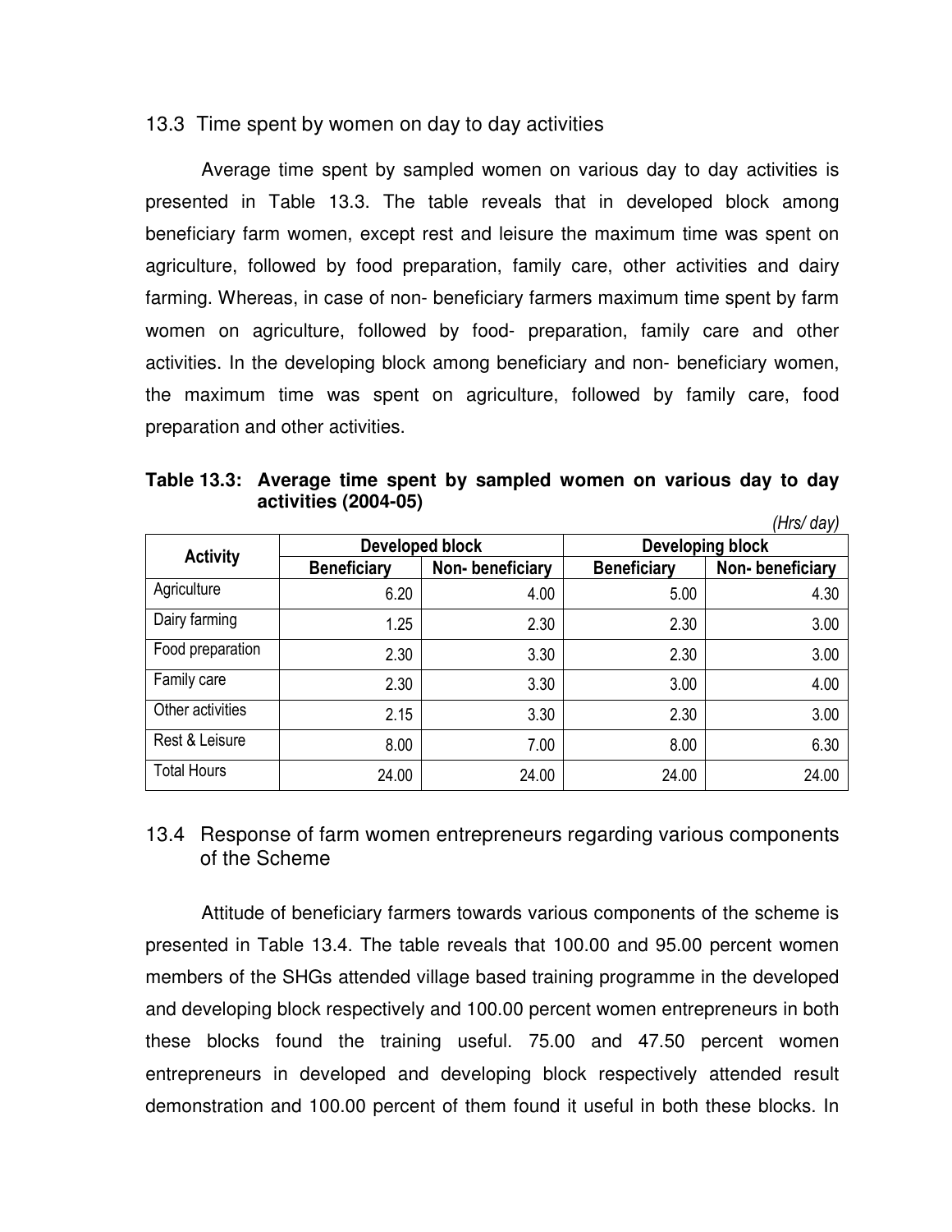## 13.3 Time spent by women on day to day activities

Average time spent by sampled women on various day to day activities is presented in Table 13.3. The table reveals that in developed block among beneficiary farm women, except rest and leisure the maximum time was spent on agriculture, followed by food preparation, family care, other activities and dairy farming. Whereas, in case of non- beneficiary farmers maximum time spent by farm women on agriculture, followed by food- preparation, family care and other activities. In the developing block among beneficiary and non- beneficiary women, the maximum time was spent on agriculture, followed by family care, food preparation and other activities.

**Table 13.3: Average time spent by sampled women on various day to day activities (2004-05)**

*(Hrs/ day)*

| Activity | Developed block | | Developing block | |
|---|---|---|---|---|
| | Beneficiary | Non- beneficiary | Beneficiary | Non- beneficiary |
| Agriculture | 6.20 | 4.00 | 5.00 | 4.30 |
| Dairy farming | 1.25 | 2.30 | 2.30 | 3.00 |
| Food preparation | 2.30 | 3.30 | 2.30 | 3.00 |
| Family care | 2.30 | 3.30 | 3.00 | 4.00 |
| Other activities | 2.15 | 3.30 | 2.30 | 3.00 |
| Rest & Leisure | 8.00 | 7.00 | 8.00 | 6.30 |
| Total Hours | 24.00 | 24.00 | 24.00 | 24.00 |

## 13.4 Response of farm women entrepreneurs regarding various components of the Scheme

Attitude of beneficiary farmers towards various components of the scheme is presented in Table 13.4. The table reveals that 100.00 and 95.00 percent women members of the SHGs attended village based training programme in the developed and developing block respectively and 100.00 percent women entrepreneurs in both these blocks found the training useful. 75.00 and 47.50 percent women entrepreneurs in developed and developing block respectively attended result demonstration and 100.00 percent of them found it useful in both these blocks. In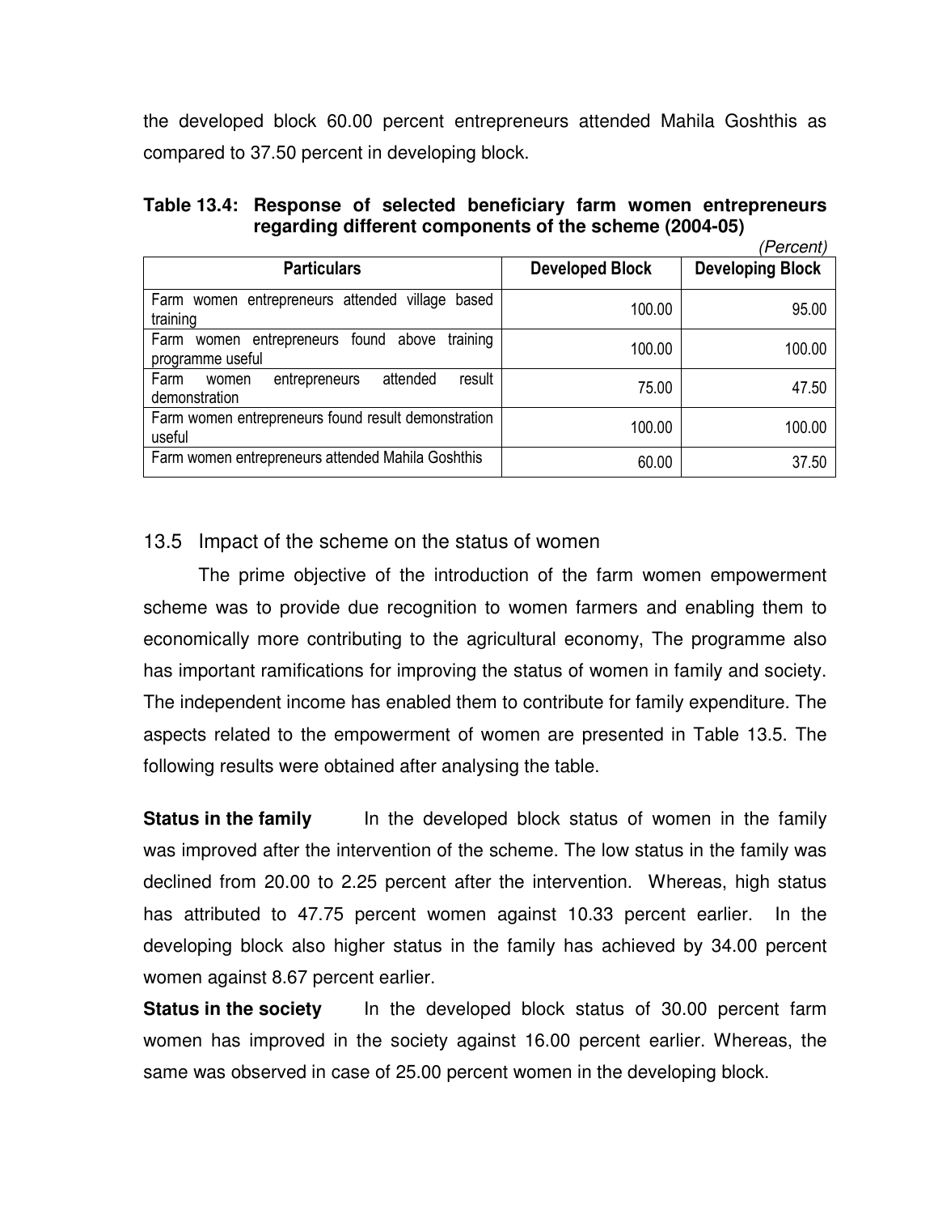the developed block 60.00 percent entrepreneurs attended Mahila Goshthis as compared to 37.50 percent in developing block.

**Table 13.4: Response of selected beneficiary farm women entrepreneurs regarding different components of the scheme (2004-05)**

*(Percent)*

| Particulars | Developed Block | Developing Block |
|---|---|---|
| Farm women entrepreneurs attended village based training | 100.00 | 95.00 |
| Farm women entrepreneurs found above training programme useful | 100.00 | 100.00 |
| Farm women entrepreneurs attended result demonstration | 75.00 | 47.50 |
| Farm women entrepreneurs found result demonstration useful | 100.00 | 100.00 |
| Farm women entrepreneurs attended Mahila Goshthis | 60.00 | 37.50 |

## 13.5 Impact of the scheme on the status of women

The prime objective of the introduction of the farm women empowerment scheme was to provide due recognition to women farmers and enabling them to economically more contributing to the agricultural economy, The programme also has important ramifications for improving the status of women in family and society. The independent income has enabled them to contribute for family expenditure. The aspects related to the empowerment of women are presented in Table 13.5. The following results were obtained after analysing the table.

**Status in the family** In the developed block status of women in the family was improved after the intervention of the scheme. The low status in the family was declined from 20.00 to 2.25 percent after the intervention. Whereas, high status has attributed to 47.75 percent women against 10.33 percent earlier. In the developing block also higher status in the family has achieved by 34.00 percent women against 8.67 percent earlier.

**Status in the society** In the developed block status of 30.00 percent farm women has improved in the society against 16.00 percent earlier. Whereas, the same was observed in case of 25.00 percent women in the developing block.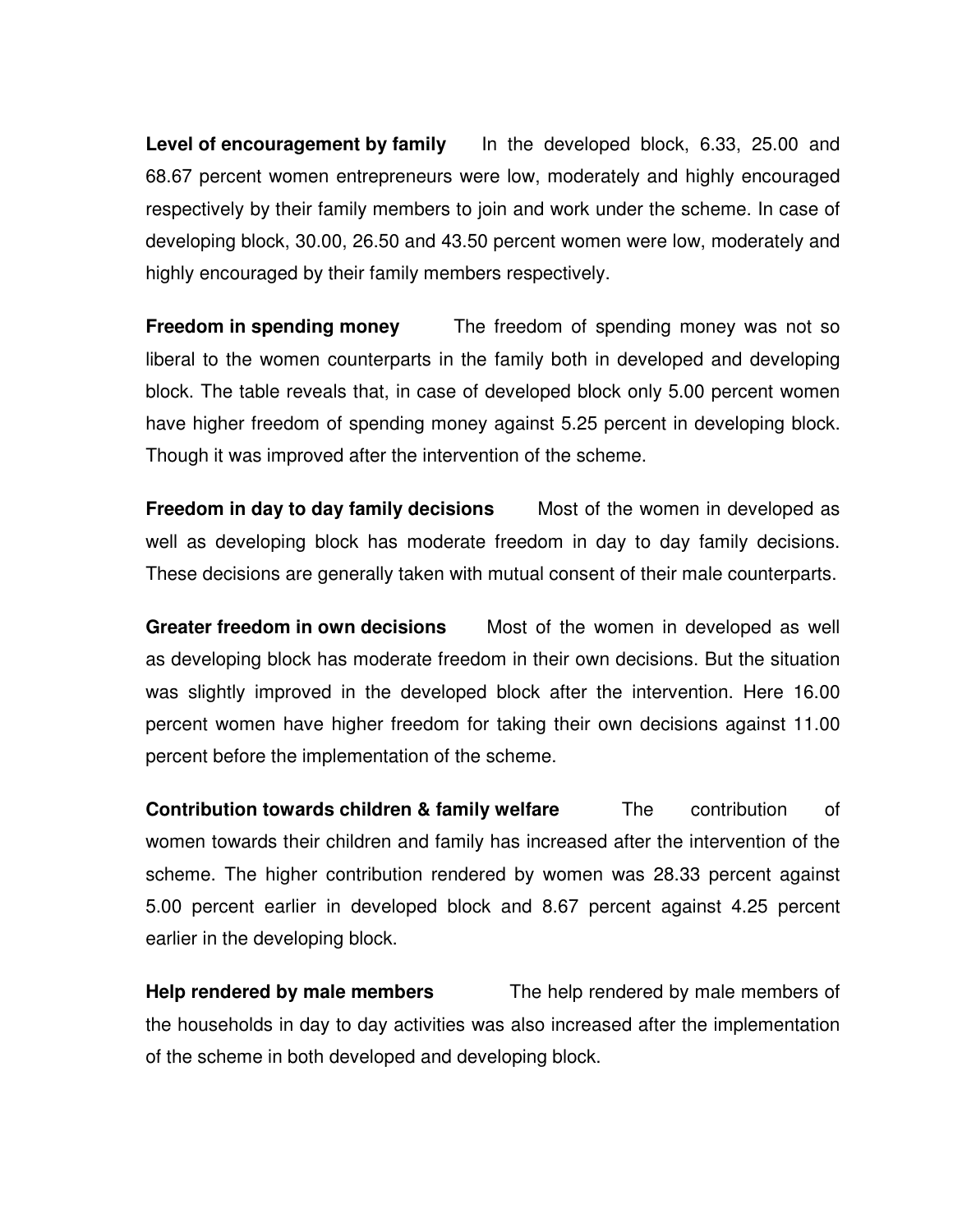**Level of encouragement by family** In the developed block, 6.33, 25.00 and 68.67 percent women entrepreneurs were low, moderately and highly encouraged respectively by their family members to join and work under the scheme. In case of developing block, 30.00, 26.50 and 43.50 percent women were low, moderately and highly encouraged by their family members respectively.

**Freedom in spending money** The freedom of spending money was not so liberal to the women counterparts in the family both in developed and developing block. The table reveals that, in case of developed block only 5.00 percent women have higher freedom of spending money against 5.25 percent in developing block. Though it was improved after the intervention of the scheme.

**Freedom in day to day family decisions** Most of the women in developed as well as developing block has moderate freedom in day to day family decisions. These decisions are generally taken with mutual consent of their male counterparts.

**Greater freedom in own decisions** Most of the women in developed as well as developing block has moderate freedom in their own decisions. But the situation was slightly improved in the developed block after the intervention. Here 16.00 percent women have higher freedom for taking their own decisions against 11.00 percent before the implementation of the scheme.

**Contribution towards children & family welfare** The contribution of women towards their children and family has increased after the intervention of the scheme. The higher contribution rendered by women was 28.33 percent against 5.00 percent earlier in developed block and 8.67 percent against 4.25 percent earlier in the developing block.

**Help rendered by male members** The help rendered by male members of the households in day to day activities was also increased after the implementation of the scheme in both developed and developing block.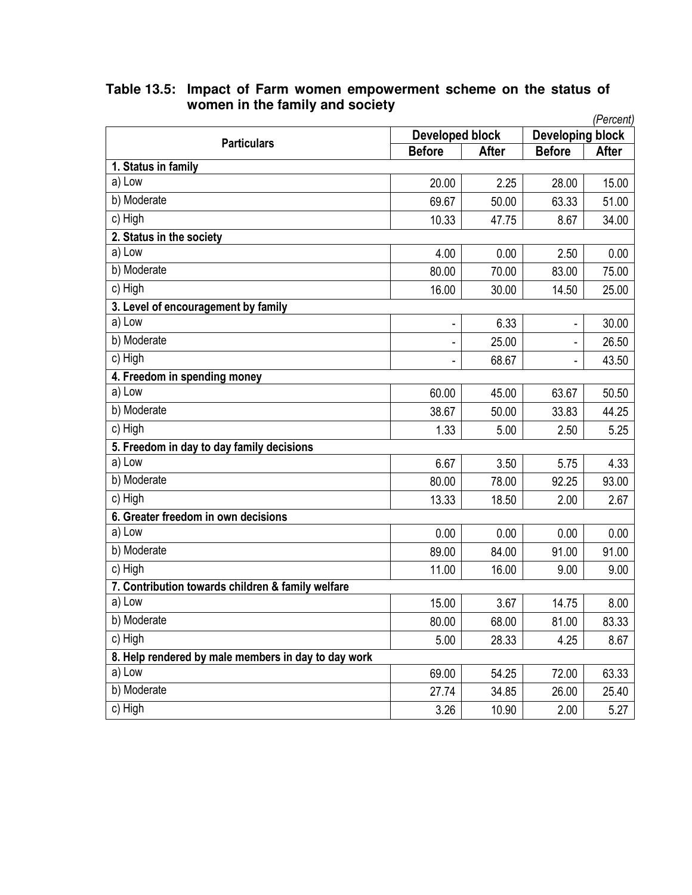**Table 13.5: Impact of Farm women empowerment scheme on the status of women in the family and society**

*(Percent)*

| Particulars | Developed block | | Developing block | |
|---|---|---|---|---|
| | Before | After | Before | After |
| **1. Status in family** | | | | |
| a) Low | 20.00 | 2.25 | 28.00 | 15.00 |
| b) Moderate | 69.67 | 50.00 | 63.33 | 51.00 |
| c) High | 10.33 | 47.75 | 8.67 | 34.00 |
| **2. Status in the society** | | | | |
| a) Low | 4.00 | 0.00 | 2.50 | 0.00 |
| b) Moderate | 80.00 | 70.00 | 83.00 | 75.00 |
| c) High | 16.00 | 30.00 | 14.50 | 25.00 |
| **3. Level of encouragement by family** | | | | |
| a) Low | - | 6.33 | - | 30.00 |
| b) Moderate | - | 25.00 | - | 26.50 |
| c) High | - | 68.67 | - | 43.50 |
| **4. Freedom in spending money** | | | | |
| a) Low | 60.00 | 45.00 | 63.67 | 50.50 |
| b) Moderate | 38.67 | 50.00 | 33.83 | 44.25 |
| c) High | 1.33 | 5.00 | 2.50 | 5.25 |
| **5. Freedom in day to day family decisions** | | | | |
| a) Low | 6.67 | 3.50 | 5.75 | 4.33 |
| b) Moderate | 80.00 | 78.00 | 92.25 | 93.00 |
| c) High | 13.33 | 18.50 | 2.00 | 2.67 |
| **6. Greater freedom in own decisions** | | | | |
| a) Low | 0.00 | 0.00 | 0.00 | 0.00 |
| b) Moderate | 89.00 | 84.00 | 91.00 | 91.00 |
| c) High | 11.00 | 16.00 | 9.00 | 9.00 |
| **7. Contribution towards children & family welfare** | | | | |
| a) Low | 15.00 | 3.67 | 14.75 | 8.00 |
| b) Moderate | 80.00 | 68.00 | 81.00 | 83.33 |
| c) High | 5.00 | 28.33 | 4.25 | 8.67 |
| **8. Help rendered by male members in day to day work** | | | | |
| a) Low | 69.00 | 54.25 | 72.00 | 63.33 |
| b) Moderate | 27.74 | 34.85 | 26.00 | 25.40 |
| c) High | 3.26 | 10.90 | 2.00 | 5.27 |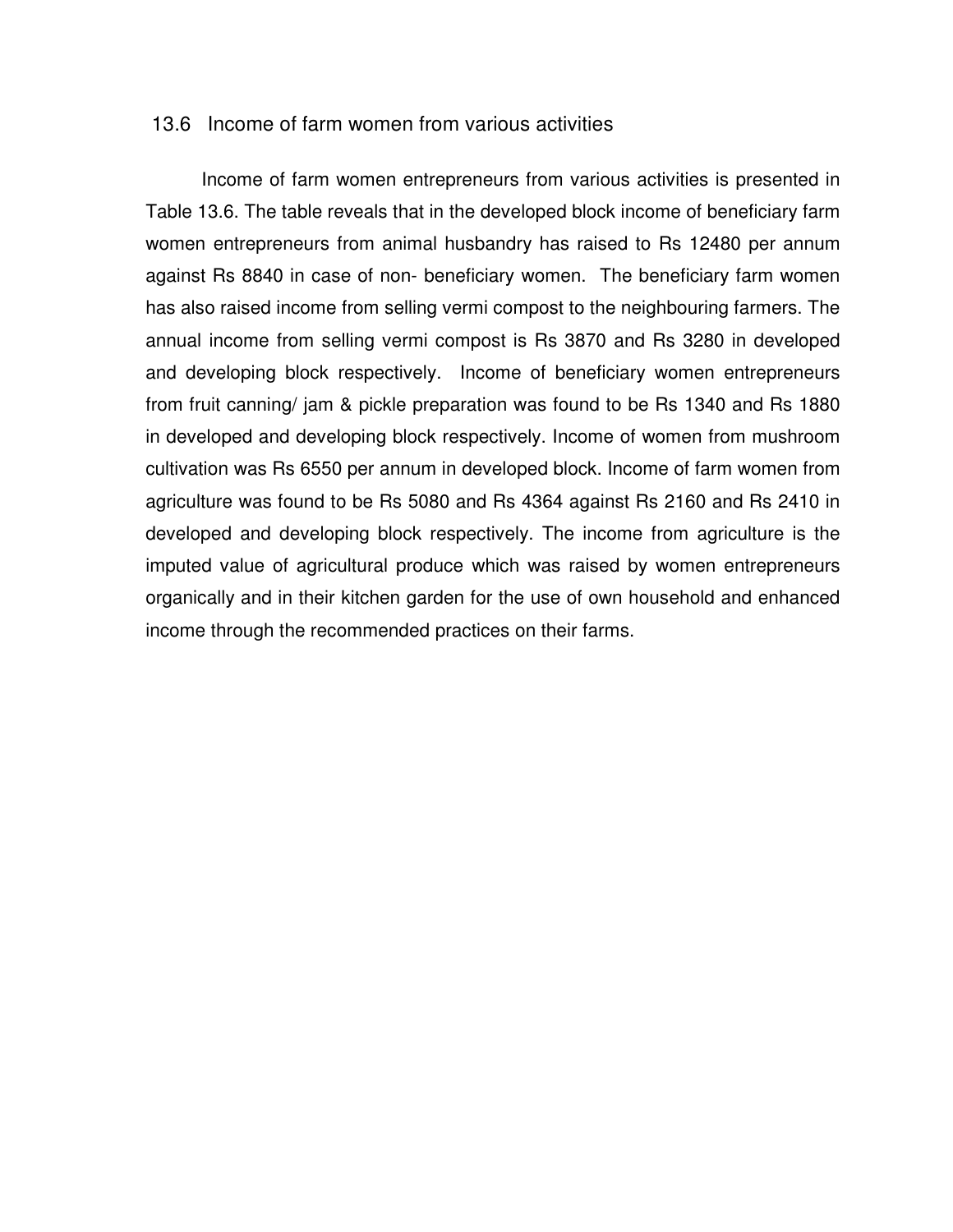## 13.6 Income of farm women from various activities

Income of farm women entrepreneurs from various activities is presented in Table 13.6. The table reveals that in the developed block income of beneficiary farm women entrepreneurs from animal husbandry has raised to Rs 12480 per annum against Rs 8840 in case of non- beneficiary women. The beneficiary farm women has also raised income from selling vermi compost to the neighbouring farmers. The annual income from selling vermi compost is Rs 3870 and Rs 3280 in developed and developing block respectively. Income of beneficiary women entrepreneurs from fruit canning/ jam & pickle preparation was found to be Rs 1340 and Rs 1880 in developed and developing block respectively. Income of women from mushroom cultivation was Rs 6550 per annum in developed block. Income of farm women from agriculture was found to be Rs 5080 and Rs 4364 against Rs 2160 and Rs 2410 in developed and developing block respectively. The income from agriculture is the imputed value of agricultural produce which was raised by women entrepreneurs organically and in their kitchen garden for the use of own household and enhanced income through the recommended practices on their farms.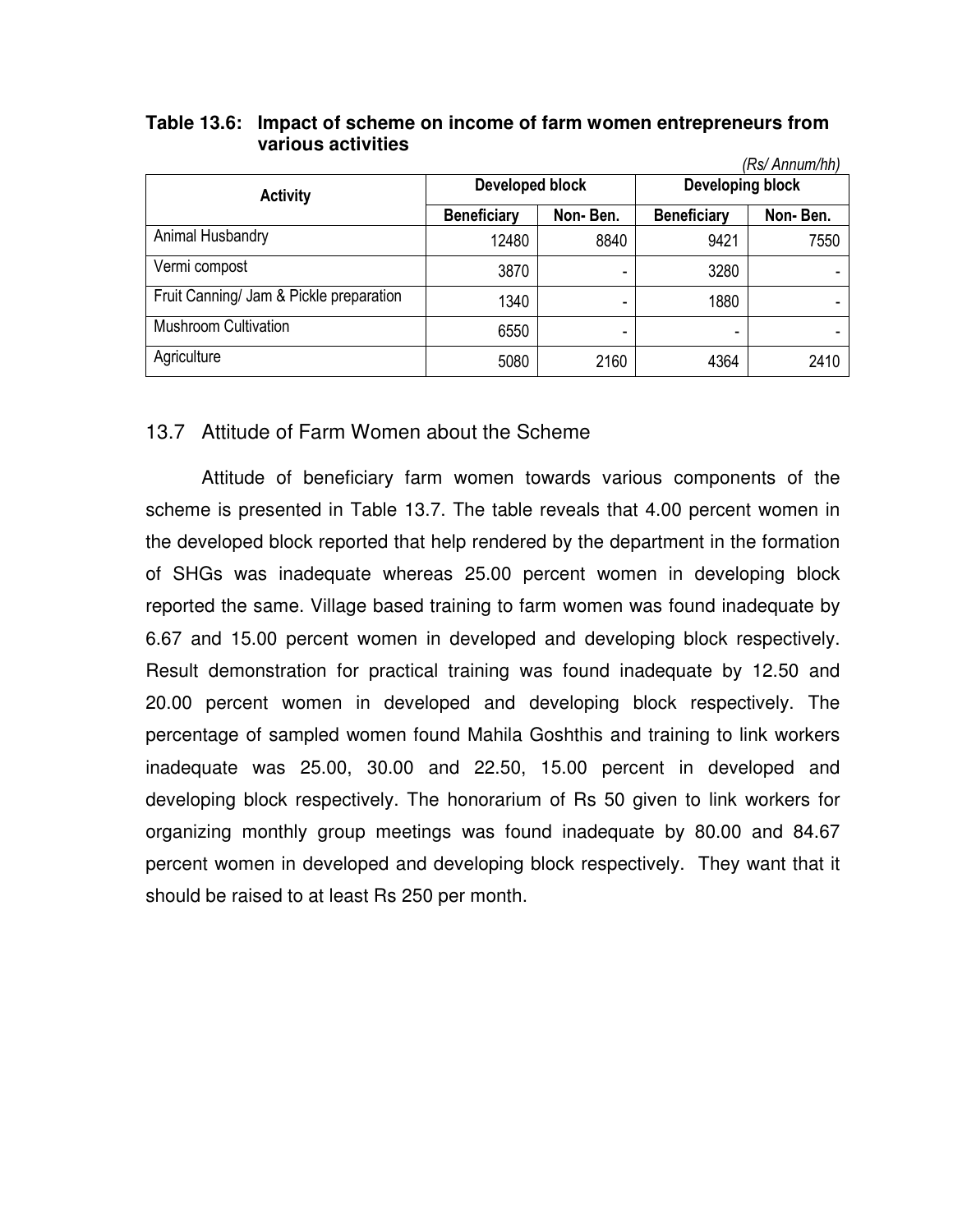**Table 13.6: Impact of scheme on income of farm women entrepreneurs from various activities**

*(Rs/ Annum/hh)*

| Activity | Developed block | | Developing block | |
|---|---|---|---|---|
| | Beneficiary | Non- Ben. | Beneficiary | Non- Ben. |
| Animal Husbandry | 12480 | 8840 | 9421 | 7550 |
| Vermi compost | 3870 | - | 3280 | - |
| Fruit Canning/ Jam & Pickle preparation | 1340 | - | 1880 | - |
| Mushroom Cultivation | 6550 | - | - | - |
| Agriculture | 5080 | 2160 | 4364 | 2410 |

## 13.7 Attitude of Farm Women about the Scheme

Attitude of beneficiary farm women towards various components of the scheme is presented in Table 13.7. The table reveals that 4.00 percent women in the developed block reported that help rendered by the department in the formation of SHGs was inadequate whereas 25.00 percent women in developing block reported the same. Village based training to farm women was found inadequate by 6.67 and 15.00 percent women in developed and developing block respectively. Result demonstration for practical training was found inadequate by 12.50 and 20.00 percent women in developed and developing block respectively. The percentage of sampled women found Mahila Goshthis and training to link workers inadequate was 25.00, 30.00 and 22.50, 15.00 percent in developed and developing block respectively. The honorarium of Rs 50 given to link workers for organizing monthly group meetings was found inadequate by 80.00 and 84.67 percent women in developed and developing block respectively. They want that it should be raised to at least Rs 250 per month.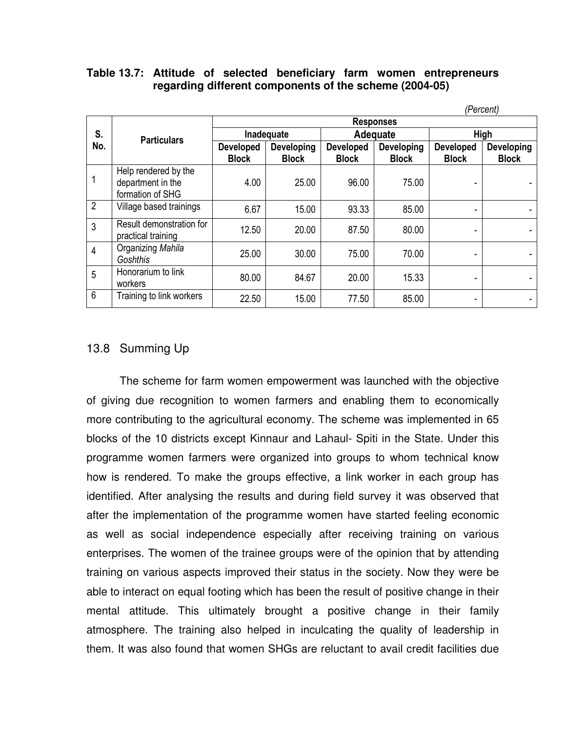**Table 13.7: Attitude of selected beneficiary farm women entrepreneurs regarding different components of the scheme (2004-05)**

*(Percent)*

| S. No. | Particulars | Responses | | | | | |
|---|---|---|---|---|---|---|---|
| | | Inadequate | | Adequate | | High | |
| | | Developed Block | Developing Block | Developed Block | Developing Block | Developed Block | Developing Block |
| 1 | Help rendered by the department in the formation of SHG | 4.00 | 25.00 | 96.00 | 75.00 | - | - |
| 2 | Village based trainings | 6.67 | 15.00 | 93.33 | 85.00 | - | - |
| 3 | Result demonstration for practical training | 12.50 | 20.00 | 87.50 | 80.00 | - | - |
| 4 | Organizing *Mahila Goshthis* | 25.00 | 30.00 | 75.00 | 70.00 | - | - |
| 5 | Honorarium to link workers | 80.00 | 84.67 | 20.00 | 15.33 | - | - |
| 6 | Training to link workers | 22.50 | 15.00 | 77.50 | 85.00 | - | - |

## 13.8 Summing Up

The scheme for farm women empowerment was launched with the objective of giving due recognition to women farmers and enabling them to economically more contributing to the agricultural economy. The scheme was implemented in 65 blocks of the 10 districts except Kinnaur and Lahaul- Spiti in the State. Under this programme women farmers were organized into groups to whom technical know how is rendered. To make the groups effective, a link worker in each group has identified. After analysing the results and during field survey it was observed that after the implementation of the programme women have started feeling economic as well as social independence especially after receiving training on various enterprises. The women of the trainee groups were of the opinion that by attending training on various aspects improved their status in the society. Now they were be able to interact on equal footing which has been the result of positive change in their mental attitude. This ultimately brought a positive change in their family atmosphere. The training also helped in inculcating the quality of leadership in them. It was also found that women SHGs are reluctant to avail credit facilities due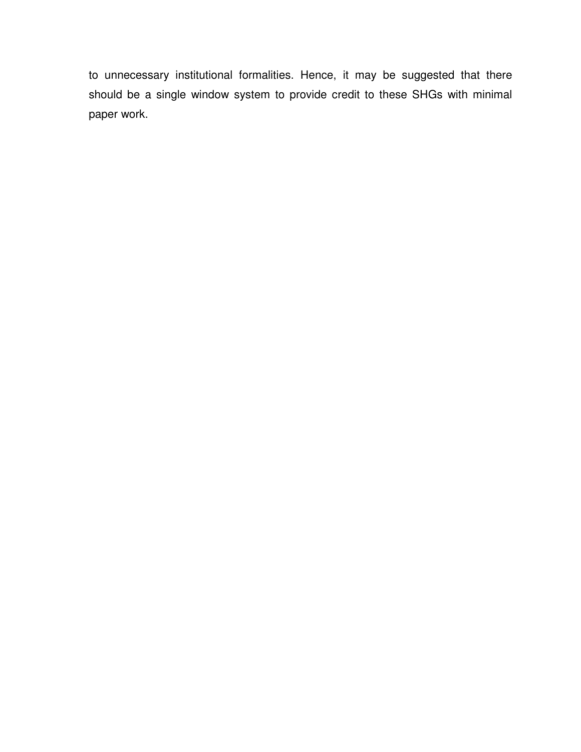to unnecessary institutional formalities. Hence, it may be suggested that there should be a single window system to provide credit to these SHGs with minimal paper work.